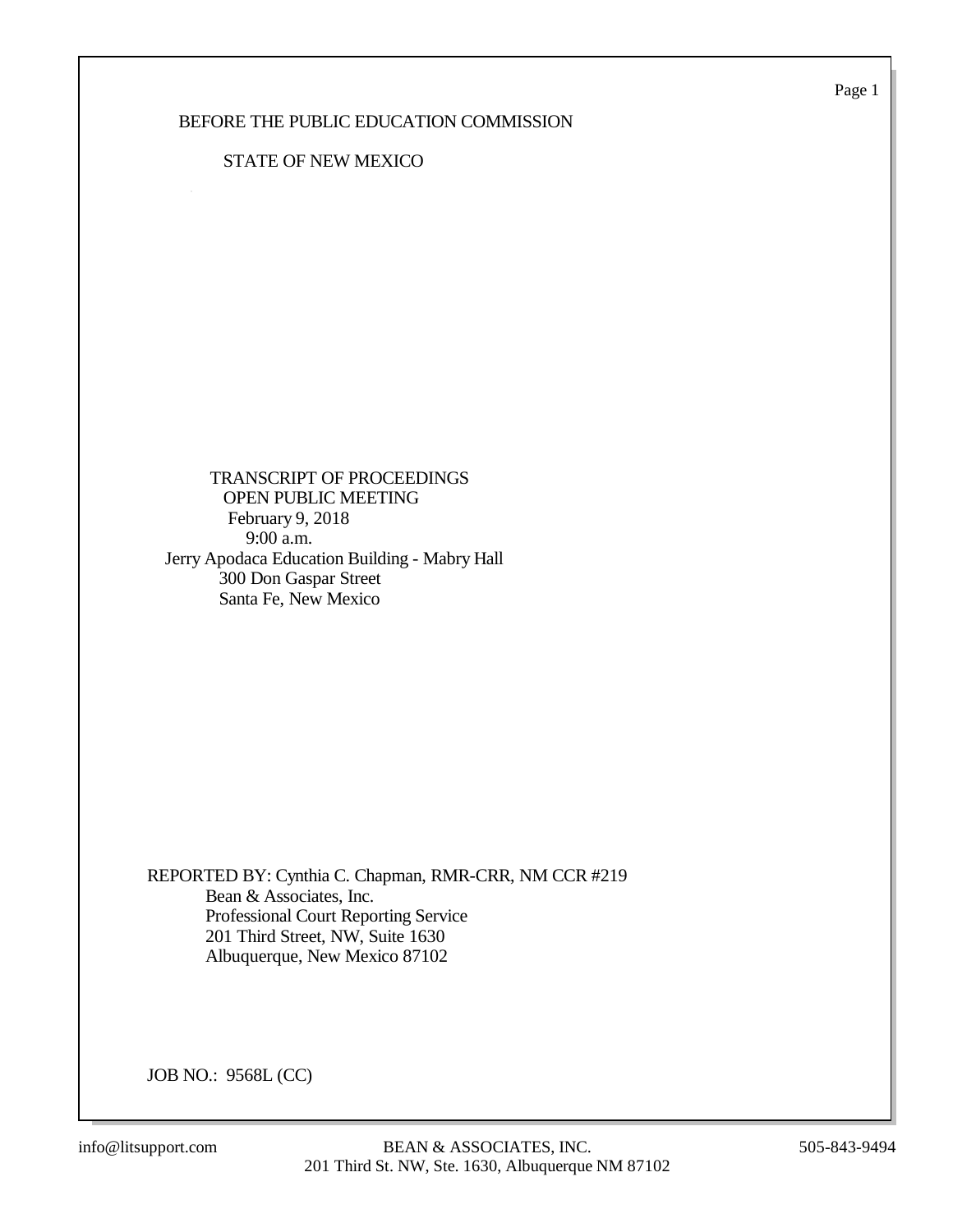BEFORE THE PUBLIC EDUCATION COMMISSION

STATE OF NEW MEXICO

TRANSCRIPT OF PROCEEDINGS
OPEN PUBLIC MEETING
February 9, 2018
9:00 a.m.
Jerry Apodaca Education Building - Mabry Hall
300 Don Gaspar Street
Santa Fe, New Mexico

REPORTED BY: Cynthia C. Chapman, RMR-CRR, NM CCR #219
Bean & Associates, Inc.
Professional Court Reporting Service
201 Third Street, NW, Suite 1630
Albuquerque, New Mexico 87102

JOB NO.: 9568L (CC)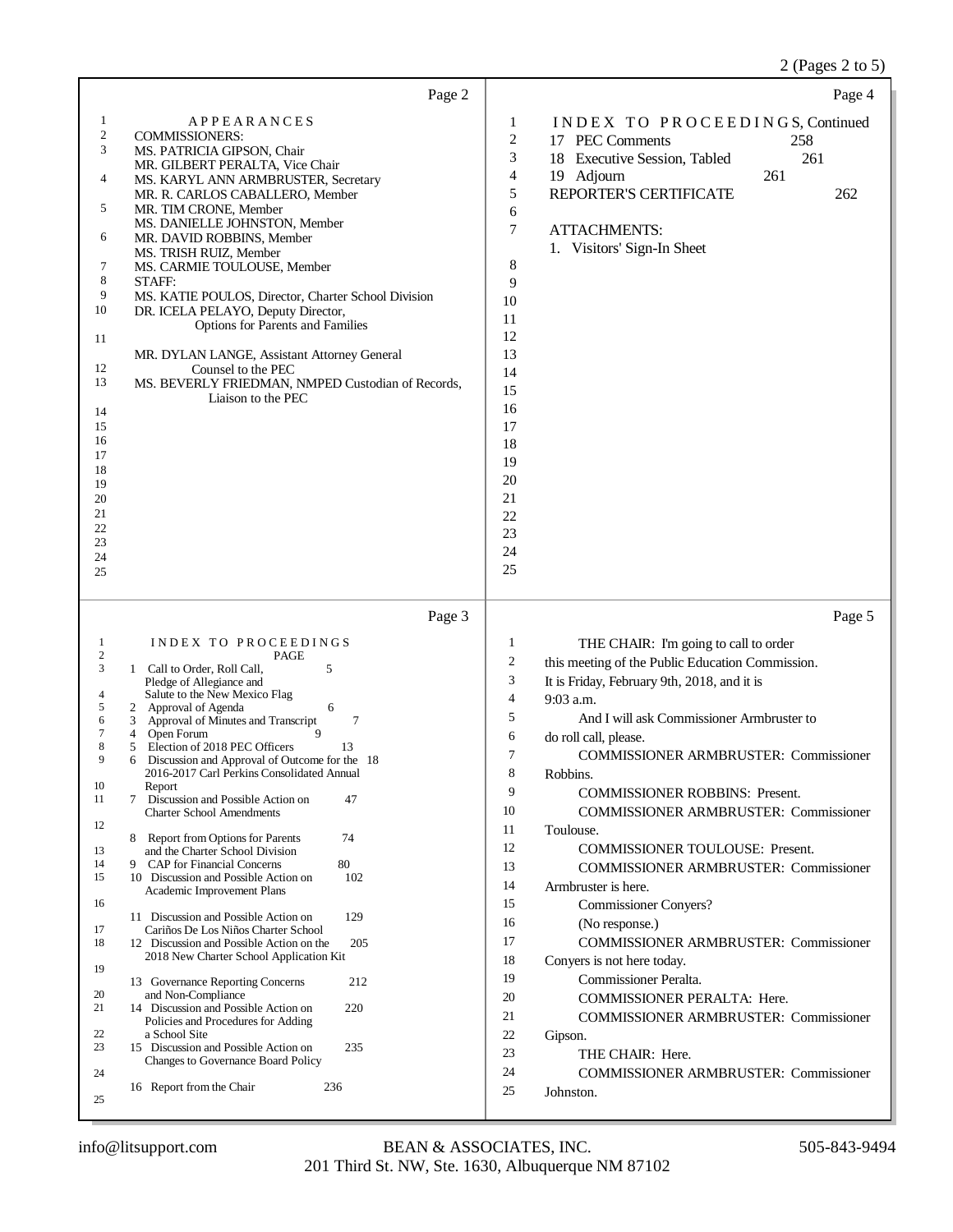Page 2

APPEARANCES

COMMISSIONERS:

MS. PATRICIA GIPSON, Chair
MR. GILBERT PERALTA, Vice Chair
MS. KARYL ANN ARMBRUSTER, Secretary
MR. R. CARLOS CABALLERO, Member
MR. TIM CRONE, Member
MS. DANIELLE JOHNSTON, Member
MR. DAVID ROBBINS, Member
MS. TRISH RUIZ, Member
MS. CARMIE TOULOUSE, Member

STAFF:

MS. KATIE POULOS, Director, Charter School Division
DR. ICELA PELAYO, Deputy Director, Options for Parents and Families

MR. DYLAN LANGE, Assistant Attorney General Counsel to the PEC
MS. BEVERLY FRIEDMAN, NMPED Custodian of Records, Liaison to the PEC

Page 3

INDEX TO PROCEEDINGS

| | | PAGE |
|---|---|---|
| 1 | Call to Order, Roll Call, Pledge of Allegiance and Salute to the New Mexico Flag | 5 |
| 2 | Approval of Agenda | 6 |
| 3 | Approval of Minutes and Transcript | 7 |
| 4 | Open Forum | 9 |
| 5 | Election of 2018 PEC Officers | 13 |
| 6 | Discussion and Approval of Outcome for the 2016-2017 Carl Perkins Consolidated Annual Report | 18 |
| 7 | Discussion and Possible Action on Charter School Amendments | 47 |
| 8 | Report from Options for Parents and the Charter School Division | 74 |
| 9 | CAP for Financial Concerns | 80 |
| 10 | Discussion and Possible Action on Academic Improvement Plans | 102 |
| 11 | Discussion and Possible Action on Cariños De Los Niños Charter School | 129 |
| 12 | Discussion and Possible Action on the 2018 New Charter School Application Kit | 205 |
| 13 | Governance Reporting Concerns and Non-Compliance | 212 |
| 14 | Discussion and Possible Action on Policies and Procedures for Adding a School Site | 220 |
| 15 | Discussion and Possible Action on Changes to Governance Board Policy | 235 |
| 16 | Report from the Chair | 236 |

Page 4

INDEX TO PROCEEDINGS, Continued

| | | |
|---|---|---|
| 17 | PEC Comments | 258 |
| 18 | Executive Session, Tabled | 261 |
| 19 | Adjourn | 261 |
| | REPORTER'S CERTIFICATE | 262 |

ATTACHMENTS:

1. Visitors' Sign-In Sheet

Page 5

1 THE CHAIR: I'm going to call to order
2 this meeting of the Public Education Commission.
3 It is Friday, February 9th, 2018, and it is
4 9:03 a.m.
5 And I will ask Commissioner Armbruster to
6 do roll call, please.
7 COMMISSIONER ARMBRUSTER: Commissioner
8 Robbins.
9 COMMISSIONER ROBBINS: Present.
10 COMMISSIONER ARMBRUSTER: Commissioner
11 Toulouse.
12 COMMISSIONER TOULOUSE: Present.
13 COMMISSIONER ARMBRUSTER: Commissioner
14 Armbruster is here.
15 Commissioner Conyers?
16 (No response.)
17 COMMISSIONER ARMBRUSTER: Commissioner
18 Conyers is not here today.
19 Commissioner Peralta.
20 COMMISSIONER PERALTA: Here.
21 COMMISSIONER ARMBRUSTER: Commissioner
22 Gipson.
23 THE CHAIR: Here.
24 COMMISSIONER ARMBRUSTER: Commissioner
25 Johnston.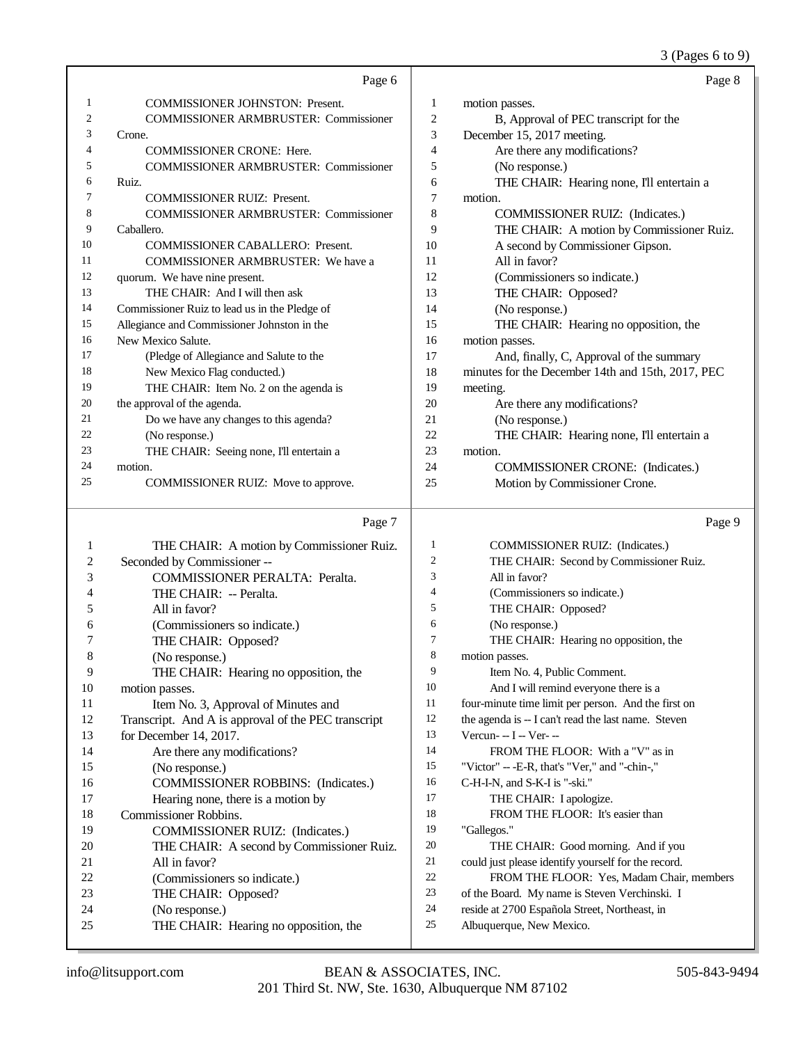Page 6

1 COMMISSIONER JOHNSTON: Present.
2 COMMISSIONER ARMBRUSTER: Commissioner
3 Crone.
4 COMMISSIONER CRONE: Here.
5 COMMISSIONER ARMBRUSTER: Commissioner
6 Ruiz.
7 COMMISSIONER RUIZ: Present.
8 COMMISSIONER ARMBRUSTER: Commissioner
9 Caballero.
10 COMMISSIONER CABALLERO: Present.
11 COMMISSIONER ARMBRUSTER: We have a
12 quorum. We have nine present.
13 THE CHAIR: And I will then ask
14 Commissioner Ruiz to lead us in the Pledge of
15 Allegiance and Commissioner Johnston in the
16 New Mexico Salute.
17 (Pledge of Allegiance and Salute to the
18 New Mexico Flag conducted.)
19 THE CHAIR: Item No. 2 on the agenda is
20 the approval of the agenda.
21 Do we have any changes to this agenda?
22 (No response.)
23 THE CHAIR: Seeing none, I'll entertain a
24 motion.
25 COMMISSIONER RUIZ: Move to approve.

Page 7

1 THE CHAIR: A motion by Commissioner Ruiz.
2 Seconded by Commissioner --
3 COMMISSIONER PERALTA: Peralta.
4 THE CHAIR: -- Peralta.
5 All in favor?
6 (Commissioners so indicate.)
7 THE CHAIR: Opposed?
8 (No response.)
9 THE CHAIR: Hearing no opposition, the
10 motion passes.
11 Item No. 3, Approval of Minutes and
12 Transcript. And A is approval of the PEC transcript
13 for December 14, 2017.
14 Are there any modifications?
15 (No response.)
16 COMMISSIONER ROBBINS: (Indicates.)
17 Hearing none, there is a motion by
18 Commissioner Robbins.
19 COMMISSIONER RUIZ: (Indicates.)
20 THE CHAIR: A second by Commissioner Ruiz.
21 All in favor?
22 (Commissioners so indicate.)
23 THE CHAIR: Opposed?
24 (No response.)
25 THE CHAIR: Hearing no opposition, the

Page 8

1 motion passes.
2 B, Approval of PEC transcript for the
3 December 15, 2017 meeting.
4 Are there any modifications?
5 (No response.)
6 THE CHAIR: Hearing none, I'll entertain a
7 motion.
8 COMMISSIONER RUIZ: (Indicates.)
9 THE CHAIR: A motion by Commissioner Ruiz.
10 A second by Commissioner Gipson.
11 All in favor?
12 (Commissioners so indicate.)
13 THE CHAIR: Opposed?
14 (No response.)
15 THE CHAIR: Hearing no opposition, the
16 motion passes.
17 And, finally, C, Approval of the summary
18 minutes for the December 14th and 15th, 2017, PEC
19 meeting.
20 Are there any modifications?
21 (No response.)
22 THE CHAIR: Hearing none, I'll entertain a
23 motion.
24 COMMISSIONER CRONE: (Indicates.)
25 Motion by Commissioner Crone.

Page 9

1 COMMISSIONER RUIZ: (Indicates.)
2 THE CHAIR: Second by Commissioner Ruiz.
3 All in favor?
4 (Commissioners so indicate.)
5 THE CHAIR: Opposed?
6 (No response.)
7 THE CHAIR: Hearing no opposition, the
8 motion passes.
9 Item No. 4, Public Comment.
10 And I will remind everyone there is a
11 four-minute time limit per person. And the first on
12 the agenda is -- I can't read the last name. Steven
13 Vercun- -- I -- Ver- --
14 FROM THE FLOOR: With a "V" as in
15 "Victor" -- -E-R, that's "Ver," and "-chin-,"
16 C-H-I-N, and S-K-I is "-ski."
17 THE CHAIR: I apologize.
18 FROM THE FLOOR: It's easier than
19 "Gallegos."
20 THE CHAIR: Good morning. And if you
21 could just please identify yourself for the record.
22 FROM THE FLOOR: Yes, Madam Chair, members
23 of the Board. My name is Steven Verchinski. I
24 reside at 2700 Española Street, Northeast, in
25 Albuquerque, New Mexico.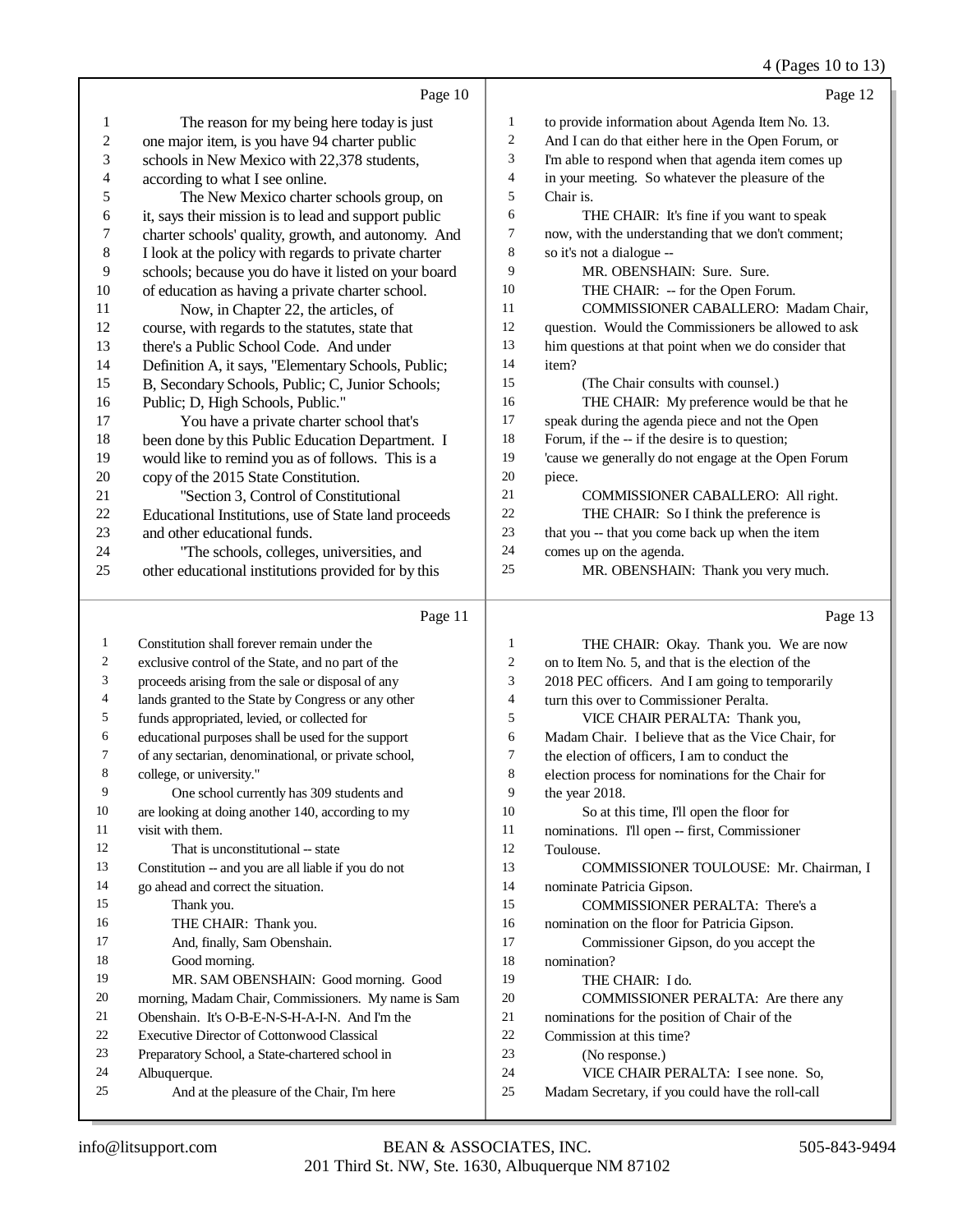Page 10

1 The reason for my being here today is just
2 one major item, is you have 94 charter public
3 schools in New Mexico with 22,378 students,
4 according to what I see online.
5 The New Mexico charter schools group, on
6 it, says their mission is to lead and support public
7 charter schools' quality, growth, and autonomy. And
8 I look at the policy with regards to private charter
9 schools; because you do have it listed on your board
10 of education as having a private charter school.
11 Now, in Chapter 22, the articles, of
12 course, with regards to the statutes, state that
13 there's a Public School Code. And under
14 Definition A, it says, "Elementary Schools, Public;
15 B, Secondary Schools, Public; C, Junior Schools;
16 Public; D, High Schools, Public."
17 You have a private charter school that's
18 been done by this Public Education Department. I
19 would like to remind you as of follows. This is a
20 copy of the 2015 State Constitution.
21 "Section 3, Control of Constitutional
22 Educational Institutions, use of State land proceeds
23 and other educational funds.
24 "The schools, colleges, universities, and
25 other educational institutions provided for by this

Page 11

1 Constitution shall forever remain under the
2 exclusive control of the State, and no part of the
3 proceeds arising from the sale or disposal of any
4 lands granted to the State by Congress or any other
5 funds appropriated, levied, or collected for
6 educational purposes shall be used for the support
7 of any sectarian, denominational, or private school,
8 college, or university."
9 One school currently has 309 students and
10 are looking at doing another 140, according to my
11 visit with them.
12 That is unconstitutional -- state
13 Constitution -- and you are all liable if you do not
14 go ahead and correct the situation.
15 Thank you.
16 THE CHAIR: Thank you.
17 And, finally, Sam Obenshain.
18 Good morning.
19 MR. SAM OBENSHAIN: Good morning. Good
20 morning, Madam Chair, Commissioners. My name is Sam
21 Obenshain. It's O-B-E-N-S-H-A-I-N. And I'm the
22 Executive Director of Cottonwood Classical
23 Preparatory School, a State-chartered school in
24 Albuquerque.
25 And at the pleasure of the Chair, I'm here

Page 12

1 to provide information about Agenda Item No. 13.
2 And I can do that either here in the Open Forum, or
3 I'm able to respond when that agenda item comes up
4 in your meeting. So whatever the pleasure of the
5 Chair is.
6 THE CHAIR: It's fine if you want to speak
7 now, with the understanding that we don't comment;
8 so it's not a dialogue --
9 MR. OBENSHAIN: Sure. Sure.
10 THE CHAIR: -- for the Open Forum.
11 COMMISSIONER CABALLERO: Madam Chair,
12 question. Would the Commissioners be allowed to ask
13 him questions at that point when we do consider that
14 item?
15 (The Chair consults with counsel.)
16 THE CHAIR: My preference would be that he
17 speak during the agenda piece and not the Open
18 Forum, if the -- if the desire is to question;
19 'cause we generally do not engage at the Open Forum
20 piece.
21 COMMISSIONER CABALLERO: All right.
22 THE CHAIR: So I think the preference is
23 that you -- that you come back up when the item
24 comes up on the agenda.
25 MR. OBENSHAIN: Thank you very much.

Page 13

1 THE CHAIR: Okay. Thank you. We are now
2 on to Item No. 5, and that is the election of the
3 2018 PEC officers. And I am going to temporarily
4 turn this over to Commissioner Peralta.
5 VICE CHAIR PERALTA: Thank you,
6 Madam Chair. I believe that as the Vice Chair, for
7 the election of officers, I am to conduct the
8 election process for nominations for the Chair for
9 the year 2018.
10 So at this time, I'll open the floor for
11 nominations. I'll open -- first, Commissioner
12 Toulouse.
13 COMMISSIONER TOULOUSE: Mr. Chairman, I
14 nominate Patricia Gipson.
15 COMMISSIONER PERALTA: There's a
16 nomination on the floor for Patricia Gipson.
17 Commissioner Gipson, do you accept the
18 nomination?
19 THE CHAIR: I do.
20 COMMISSIONER PERALTA: Are there any
21 nominations for the position of Chair of the
22 Commission at this time?
23 (No response.)
24 VICE CHAIR PERALTA: I see none. So,
25 Madam Secretary, if you could have the roll-call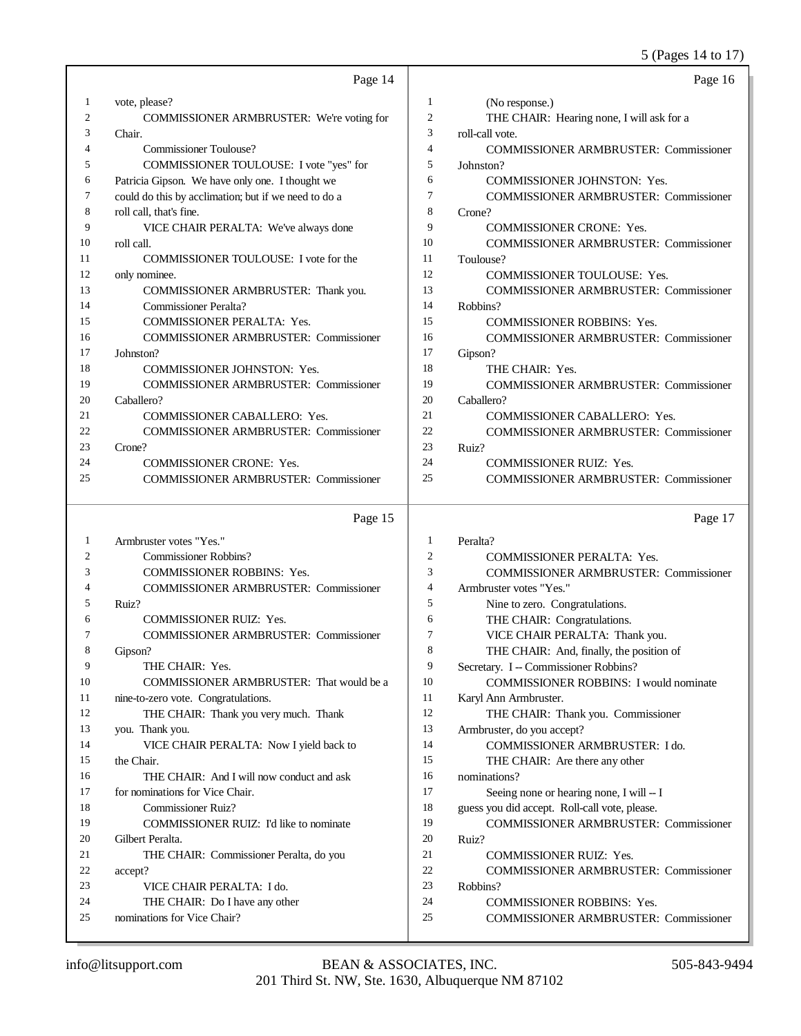Page 14

1 vote, please?
2 COMMISSIONER ARMBRUSTER: We're voting for
3 Chair.
4 Commissioner Toulouse?
5 COMMISSIONER TOULOUSE: I vote "yes" for
6 Patricia Gipson. We have only one. I thought we
7 could do this by acclimation; but if we need to do a
8 roll call, that's fine.
9 VICE CHAIR PERALTA: We've always done
10 roll call.
11 COMMISSIONER TOULOUSE: I vote for the
12 only nominee.
13 COMMISSIONER ARMBRUSTER: Thank you.
14 Commissioner Peralta?
15 COMMISSIONER PERALTA: Yes.
16 COMMISSIONER ARMBRUSTER: Commissioner
17 Johnston?
18 COMMISSIONER JOHNSTON: Yes.
19 COMMISSIONER ARMBRUSTER: Commissioner
20 Caballero?
21 COMMISSIONER CABALLERO: Yes.
22 COMMISSIONER ARMBRUSTER: Commissioner
23 Crone?
24 COMMISSIONER CRONE: Yes.
25 COMMISSIONER ARMBRUSTER: Commissioner

Page 15

1 Armbruster votes "Yes."
2 Commissioner Robbins?
3 COMMISSIONER ROBBINS: Yes.
4 COMMISSIONER ARMBRUSTER: Commissioner
5 Ruiz?
6 COMMISSIONER RUIZ: Yes.
7 COMMISSIONER ARMBRUSTER: Commissioner
8 Gipson?
9 THE CHAIR: Yes.
10 COMMISSIONER ARMBRUSTER: That would be a
11 nine-to-zero vote. Congratulations.
12 THE CHAIR: Thank you very much. Thank
13 you. Thank you.
14 VICE CHAIR PERALTA: Now I yield back to
15 the Chair.
16 THE CHAIR: And I will now conduct and ask
17 for nominations for Vice Chair.
18 Commissioner Ruiz?
19 COMMISSIONER RUIZ: I'd like to nominate
20 Gilbert Peralta.
21 THE CHAIR: Commissioner Peralta, do you
22 accept?
23 VICE CHAIR PERALTA: I do.
24 THE CHAIR: Do I have any other
25 nominations for Vice Chair?

Page 16

1 (No response.)
2 THE CHAIR: Hearing none, I will ask for a
3 roll-call vote.
4 COMMISSIONER ARMBRUSTER: Commissioner
5 Johnston?
6 COMMISSIONER JOHNSTON: Yes.
7 COMMISSIONER ARMBRUSTER: Commissioner
8 Crone?
9 COMMISSIONER CRONE: Yes.
10 COMMISSIONER ARMBRUSTER: Commissioner
11 Toulouse?
12 COMMISSIONER TOULOUSE: Yes.
13 COMMISSIONER ARMBRUSTER: Commissioner
14 Robbins?
15 COMMISSIONER ROBBINS: Yes.
16 COMMISSIONER ARMBRUSTER: Commissioner
17 Gipson?
18 THE CHAIR: Yes.
19 COMMISSIONER ARMBRUSTER: Commissioner
20 Caballero?
21 COMMISSIONER CABALLERO: Yes.
22 COMMISSIONER ARMBRUSTER: Commissioner
23 Ruiz?
24 COMMISSIONER RUIZ: Yes.
25 COMMISSIONER ARMBRUSTER: Commissioner

Page 17

1 Peralta?
2 COMMISSIONER PERALTA: Yes.
3 COMMISSIONER ARMBRUSTER: Commissioner
4 Armbruster votes "Yes."
5 Nine to zero. Congratulations.
6 THE CHAIR: Congratulations.
7 VICE CHAIR PERALTA: Thank you.
8 THE CHAIR: And, finally, the position of
9 Secretary. I -- Commissioner Robbins?
10 COMMISSIONER ROBBINS: I would nominate
11 Karyl Ann Armbruster.
12 THE CHAIR: Thank you. Commissioner
13 Armbruster, do you accept?
14 COMMISSIONER ARMBRUSTER: I do.
15 THE CHAIR: Are there any other
16 nominations?
17 Seeing none or hearing none, I will -- I
18 guess you did accept. Roll-call vote, please.
19 COMMISSIONER ARMBRUSTER: Commissioner
20 Ruiz?
21 COMMISSIONER RUIZ: Yes.
22 COMMISSIONER ARMBRUSTER: Commissioner
23 Robbins?
24 COMMISSIONER ROBBINS: Yes.
25 COMMISSIONER ARMBRUSTER: Commissioner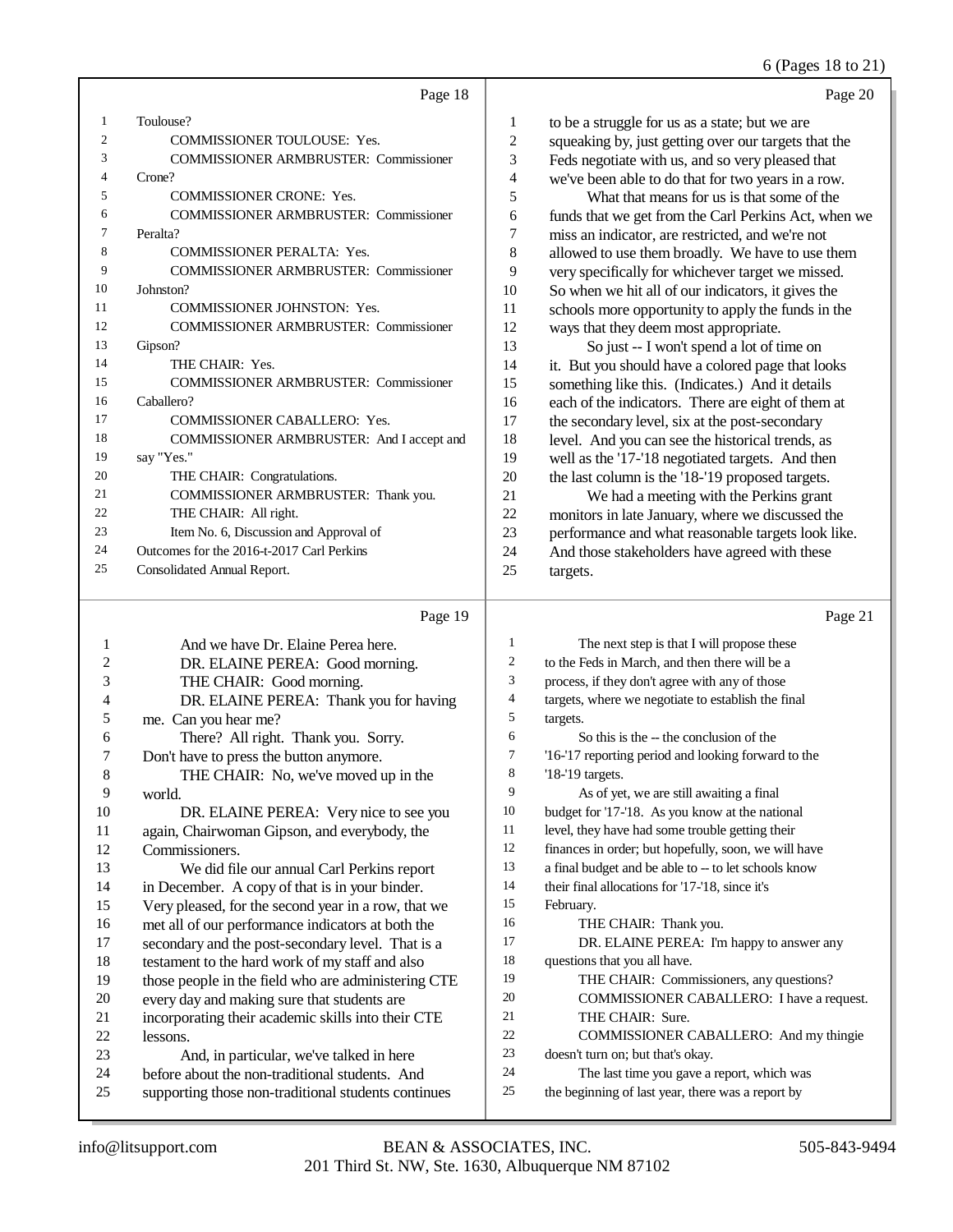Page 18

1 Toulouse?
2 COMMISSIONER TOULOUSE: Yes.
3 COMMISSIONER ARMBRUSTER: Commissioner
4 Crone?
5 COMMISSIONER CRONE: Yes.
6 COMMISSIONER ARMBRUSTER: Commissioner
7 Peralta?
8 COMMISSIONER PERALTA: Yes.
9 COMMISSIONER ARMBRUSTER: Commissioner
10 Johnston?
11 COMMISSIONER JOHNSTON: Yes.
12 COMMISSIONER ARMBRUSTER: Commissioner
13 Gipson?
14 THE CHAIR: Yes.
15 COMMISSIONER ARMBRUSTER: Commissioner
16 Caballero?
17 COMMISSIONER CABALLERO: Yes.
18 COMMISSIONER ARMBRUSTER: And I accept and
19 say "Yes."
20 THE CHAIR: Congratulations.
21 COMMISSIONER ARMBRUSTER: Thank you.
22 THE CHAIR: All right.
23 Item No. 6, Discussion and Approval of
24 Outcomes for the 2016-t-2017 Carl Perkins
25 Consolidated Annual Report.

Page 19

1 And we have Dr. Elaine Perea here.
2 DR. ELAINE PEREA: Good morning.
3 THE CHAIR: Good morning.
4 DR. ELAINE PEREA: Thank you for having
5 me. Can you hear me?
6 There? All right. Thank you. Sorry.
7 Don't have to press the button anymore.
8 THE CHAIR: No, we've moved up in the
9 world.
10 DR. ELAINE PEREA: Very nice to see you
11 again, Chairwoman Gipson, and everybody, the
12 Commissioners.
13 We did file our annual Carl Perkins report
14 in December. A copy of that is in your binder.
15 Very pleased, for the second year in a row, that we
16 met all of our performance indicators at both the
17 secondary and the post-secondary level. That is a
18 testament to the hard work of my staff and also
19 those people in the field who are administering CTE
20 every day and making sure that students are
21 incorporating their academic skills into their CTE
22 lessons.
23 And, in particular, we've talked in here
24 before about the non-traditional students. And
25 supporting those non-traditional students continues

Page 20

1 to be a struggle for us as a state; but we are
2 squeaking by, just getting over our targets that the
3 Feds negotiate with us, and so very pleased that
4 we've been able to do that for two years in a row.
5 What that means for us is that some of the
6 funds that we get from the Carl Perkins Act, when we
7 miss an indicator, are restricted, and we're not
8 allowed to use them broadly. We have to use them
9 very specifically for whichever target we missed.
10 So when we hit all of our indicators, it gives the
11 schools more opportunity to apply the funds in the
12 ways that they deem most appropriate.
13 So just -- I won't spend a lot of time on
14 it. But you should have a colored page that looks
15 something like this. (Indicates.) And it details
16 each of the indicators. There are eight of them at
17 the secondary level, six at the post-secondary
18 level. And you can see the historical trends, as
19 well as the '17-'18 negotiated targets. And then
20 the last column is the '18-'19 proposed targets.
21 We had a meeting with the Perkins grant
22 monitors in late January, where we discussed the
23 performance and what reasonable targets look like.
24 And those stakeholders have agreed with these
25 targets.

Page 21

1 The next step is that I will propose these
2 to the Feds in March, and then there will be a
3 process, if they don't agree with any of those
4 targets, where we negotiate to establish the final
5 targets.
6 So this is the -- the conclusion of the
7 '16-'17 reporting period and looking forward to the
8 '18-'19 targets.
9 As of yet, we are still awaiting a final
10 budget for '17-'18. As you know at the national
11 level, they have had some trouble getting their
12 finances in order; but hopefully, soon, we will have
13 a final budget and be able to -- to let schools know
14 their final allocations for '17-'18, since it's
15 February.
16 THE CHAIR: Thank you.
17 DR. ELAINE PEREA: I'm happy to answer any
18 questions that you all have.
19 THE CHAIR: Commissioners, any questions?
20 COMMISSIONER CABALLERO: I have a request.
21 THE CHAIR: Sure.
22 COMMISSIONER CABALLERO: And my thingie
23 doesn't turn on; but that's okay.
24 The last time you gave a report, which was
25 the beginning of last year, there was a report by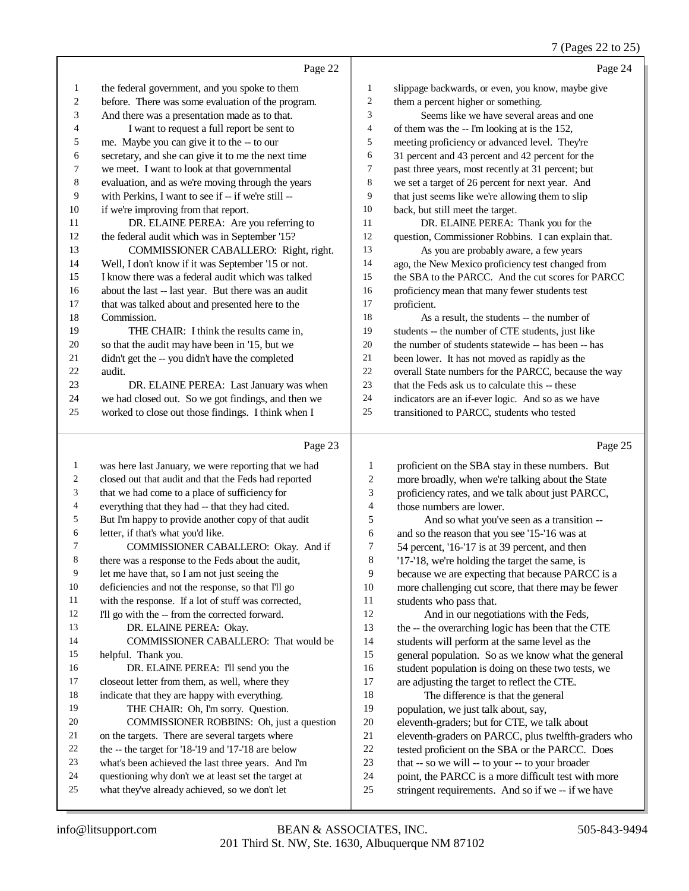Page 22

1 the federal government, and you spoke to them
2 before. There was some evaluation of the program.
3 And there was a presentation made as to that.
4 I want to request a full report be sent to
5 me. Maybe you can give it to the -- to our
6 secretary, and she can give it to me the next time
7 we meet. I want to look at that governmental
8 evaluation, and as we're moving through the years
9 with Perkins, I want to see if -- if we're still --
10 if we're improving from that report.
11 DR. ELAINE PEREA: Are you referring to
12 the federal audit which was in September '15?
13 COMMISSIONER CABALLERO: Right, right.
14 Well, I don't know if it was September '15 or not.
15 I know there was a federal audit which was talked
16 about the last -- last year. But there was an audit
17 that was talked about and presented here to the
18 Commission.
19 THE CHAIR: I think the results came in,
20 so that the audit may have been in '15, but we
21 didn't get the -- you didn't have the completed
22 audit.
23 DR. ELAINE PEREA: Last January was when
24 we had closed out. So we got findings, and then we
25 worked to close out those findings. I think when I

Page 23

1 was here last January, we were reporting that we had
2 closed out that audit and that the Feds had reported
3 that we had come to a place of sufficiency for
4 everything that they had -- that they had cited.
5 But I'm happy to provide another copy of that audit
6 letter, if that's what you'd like.
7 COMMISSIONER CABALLERO: Okay. And if
8 there was a response to the Feds about the audit,
9 let me have that, so I am not just seeing the
10 deficiencies and not the response, so that I'll go
11 with the response. If a lot of stuff was corrected,
12 I'll go with the -- from the corrected forward.
13 DR. ELAINE PEREA: Okay.
14 COMMISSIONER CABALLERO: That would be
15 helpful. Thank you.
16 DR. ELAINE PEREA: I'll send you the
17 closeout letter from them, as well, where they
18 indicate that they are happy with everything.
19 THE CHAIR: Oh, I'm sorry. Question.
20 COMMISSIONER ROBBINS: Oh, just a question
21 on the targets. There are several targets where
22 the -- the target for '18-'19 and '17-'18 are below
23 what's been achieved the last three years. And I'm
24 questioning why don't we at least set the target at
25 what they've already achieved, so we don't let

Page 24

1 slippage backwards, or even, you know, maybe give
2 them a percent higher or something.
3 Seems like we have several areas and one
4 of them was the -- I'm looking at is the 152,
5 meeting proficiency or advanced level. They're
6 31 percent and 43 percent and 42 percent for the
7 past three years, most recently at 31 percent; but
8 we set a target of 26 percent for next year. And
9 that just seems like we're allowing them to slip
10 back, but still meet the target.
11 DR. ELAINE PEREA: Thank you for the
12 question, Commissioner Robbins. I can explain that.
13 As you are probably aware, a few years
14 ago, the New Mexico proficiency test changed from
15 the SBA to the PARCC. And the cut scores for PARCC
16 proficiency mean that many fewer students test
17 proficient.
18 As a result, the students -- the number of
19 students -- the number of CTE students, just like
20 the number of students statewide -- has been -- has
21 been lower. It has not moved as rapidly as the
22 overall State numbers for the PARCC, because the way
23 that the Feds ask us to calculate this -- these
24 indicators are an if-ever logic. And so as we have
25 transitioned to PARCC, students who tested

Page 25

1 proficient on the SBA stay in these numbers. But
2 more broadly, when we're talking about the State
3 proficiency rates, and we talk about just PARCC,
4 those numbers are lower.
5 And so what you've seen as a transition --
6 and so the reason that you see '15-'16 was at
7 54 percent, '16-'17 is at 39 percent, and then
8 '17-'18, we're holding the target the same, is
9 because we are expecting that because PARCC is a
10 more challenging cut score, that there may be fewer
11 students who pass that.
12 And in our negotiations with the Feds,
13 the -- the overarching logic has been that the CTE
14 students will perform at the same level as the
15 general population. So as we know what the general
16 student population is doing on these two tests, we
17 are adjusting the target to reflect the CTE.
18 The difference is that the general
19 population, we just talk about, say,
20 eleventh-graders; but for CTE, we talk about
21 eleventh-graders on PARCC, plus twelfth-graders who
22 tested proficient on the SBA or the PARCC. Does
23 that -- so we will -- to your -- to your broader
24 point, the PARCC is a more difficult test with more
25 stringent requirements. And so if we -- if we have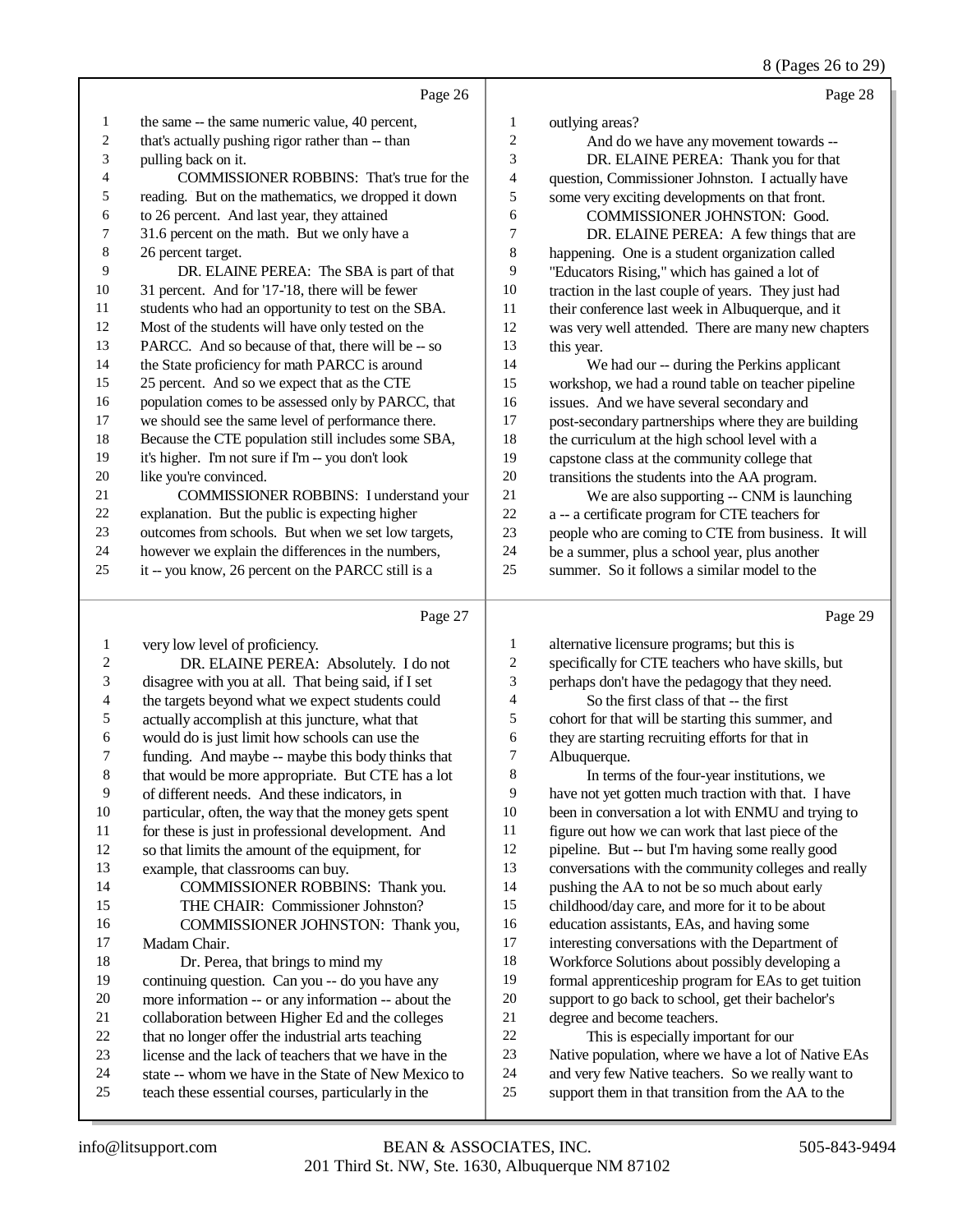Page 26

1 the same -- the same numeric value, 40 percent,
2 that's actually pushing rigor rather than -- than
3 pulling back on it.
4 COMMISSIONER ROBBINS: That's true for the
5 reading. But on the mathematics, we dropped it down
6 to 26 percent. And last year, they attained
7 31.6 percent on the math. But we only have a
8 26 percent target.
9 DR. ELAINE PEREA: The SBA is part of that
10 31 percent. And for '17-'18, there will be fewer
11 students who had an opportunity to test on the SBA.
12 Most of the students will have only tested on the
13 PARCC. And so because of that, there will be -- so
14 the State proficiency for math PARCC is around
15 25 percent. And so we expect that as the CTE
16 population comes to be assessed only by PARCC, that
17 we should see the same level of performance there.
18 Because the CTE population still includes some SBA,
19 it's higher. I'm not sure if I'm -- you don't look
20 like you're convinced.
21 COMMISSIONER ROBBINS: I understand your
22 explanation. But the public is expecting higher
23 outcomes from schools. But when we set low targets,
24 however we explain the differences in the numbers,
25 it -- you know, 26 percent on the PARCC still is a

Page 27

1 very low level of proficiency.
2 DR. ELAINE PEREA: Absolutely. I do not
3 disagree with you at all. That being said, if I set
4 the targets beyond what we expect students could
5 actually accomplish at this juncture, what that
6 would do is just limit how schools can use the
7 funding. And maybe -- maybe this body thinks that
8 that would be more appropriate. But CTE has a lot
9 of different needs. And these indicators, in
10 particular, often, the way that the money gets spent
11 for these is just in professional development. And
12 so that limits the amount of the equipment, for
13 example, that classrooms can buy.
14 COMMISSIONER ROBBINS: Thank you.
15 THE CHAIR: Commissioner Johnston?
16 COMMISSIONER JOHNSTON: Thank you,
17 Madam Chair.
18 Dr. Perea, that brings to mind my
19 continuing question. Can you -- do you have any
20 more information -- or any information -- about the
21 collaboration between Higher Ed and the colleges
22 that no longer offer the industrial arts teaching
23 license and the lack of teachers that we have in the
24 state -- whom we have in the State of New Mexico to
25 teach these essential courses, particularly in the

Page 28

1 outlying areas?
2 And do we have any movement towards --
3 DR. ELAINE PEREA: Thank you for that
4 question, Commissioner Johnston. I actually have
5 some very exciting developments on that front.
6 COMMISSIONER JOHNSTON: Good.
7 DR. ELAINE PEREA: A few things that are
8 happening. One is a student organization called
9 "Educators Rising," which has gained a lot of
10 traction in the last couple of years. They just had
11 their conference last week in Albuquerque, and it
12 was very well attended. There are many new chapters
13 this year.
14 We had our -- during the Perkins applicant
15 workshop, we had a round table on teacher pipeline
16 issues. And we have several secondary and
17 post-secondary partnerships where they are building
18 the curriculum at the high school level with a
19 capstone class at the community college that
20 transitions the students into the AA program.
21 We are also supporting -- CNM is launching
22 a -- a certificate program for CTE teachers for
23 people who are coming to CTE from business. It will
24 be a summer, plus a school year, plus another
25 summer. So it follows a similar model to the

Page 29

1 alternative licensure programs; but this is
2 specifically for CTE teachers who have skills, but
3 perhaps don't have the pedagogy that they need.
4 So the first class of that -- the first
5 cohort for that will be starting this summer, and
6 they are starting recruiting efforts for that in
7 Albuquerque.
8 In terms of the four-year institutions, we
9 have not yet gotten much traction with that. I have
10 been in conversation a lot with ENMU and trying to
11 figure out how we can work that last piece of the
12 pipeline. But -- but I'm having some really good
13 conversations with the community colleges and really
14 pushing the AA to not be so much about early
15 childhood/day care, and more for it to be about
16 education assistants, EAs, and having some
17 interesting conversations with the Department of
18 Workforce Solutions about possibly developing a
19 formal apprenticeship program for EAs to get tuition
20 support to go back to school, get their bachelor's
21 degree and become teachers.
22 This is especially important for our
23 Native population, where we have a lot of Native EAs
24 and very few Native teachers. So we really want to
25 support them in that transition from the AA to the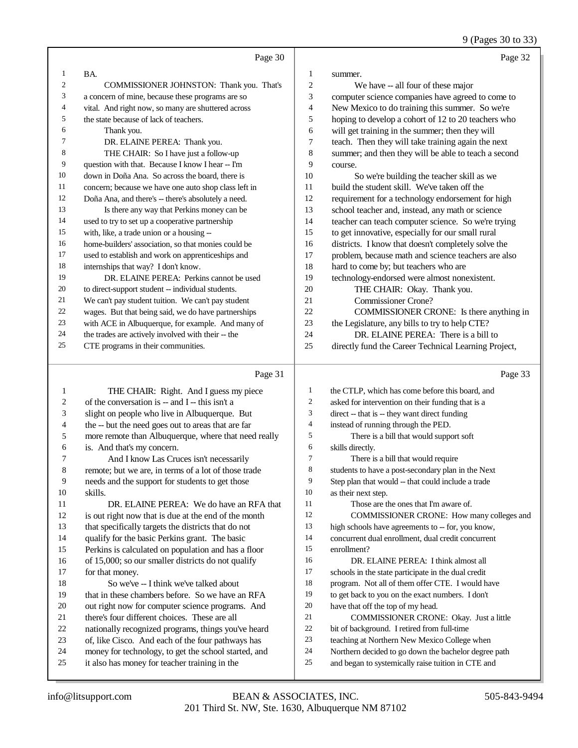Page 30

1 BA.
2 COMMISSIONER JOHNSTON: Thank you. That's
3 a concern of mine, because these programs are so
4 vital. And right now, so many are shuttered across
5 the state because of lack of teachers.
6 Thank you.
7 DR. ELAINE PEREA: Thank you.
8 THE CHAIR: So I have just a follow-up
9 question with that. Because I know I hear -- I'm
10 down in Doña Ana. So across the board, there is
11 concern; because we have one auto shop class left in
12 Doña Ana, and there's -- there's absolutely a need.
13 Is there any way that Perkins money can be
14 used to try to set up a cooperative partnership
15 with, like, a trade union or a housing --
16 home-builders' association, so that monies could be
17 used to establish and work on apprenticeships and
18 internships that way? I don't know.
19 DR. ELAINE PEREA: Perkins cannot be used
20 to direct-support student -- individual students.
21 We can't pay student tuition. We can't pay student
22 wages. But that being said, we do have partnerships
23 with ACE in Albuquerque, for example. And many of
24 the trades are actively involved with their -- the
25 CTE programs in their communities.

Page 31

1 THE CHAIR: Right. And I guess my piece
2 of the conversation is -- and I -- this isn't a
3 slight on people who live in Albuquerque. But
4 the -- but the need goes out to areas that are far
5 more remote than Albuquerque, where that need really
6 is. And that's my concern.
7 And I know Las Cruces isn't necessarily
8 remote; but we are, in terms of a lot of those trade
9 needs and the support for students to get those
10 skills.
11 DR. ELAINE PEREA: We do have an RFA that
12 is out right now that is due at the end of the month
13 that specifically targets the districts that do not
14 qualify for the basic Perkins grant. The basic
15 Perkins is calculated on population and has a floor
16 of 15,000; so our smaller districts do not qualify
17 for that money.
18 So we've -- I think we've talked about
19 that in these chambers before. So we have an RFA
20 out right now for computer science programs. And
21 there's four different choices. These are all
22 nationally recognized programs, things you've heard
23 of, like Cisco. And each of the four pathways has
24 money for technology, to get the school started, and
25 it also has money for teacher training in the

Page 32

1 summer.
2 We have -- all four of these major
3 computer science companies have agreed to come to
4 New Mexico to do training this summer. So we're
5 hoping to develop a cohort of 12 to 20 teachers who
6 will get training in the summer; then they will
7 teach. Then they will take training again the next
8 summer; and then they will be able to teach a second
9 course.
10 So we're building the teacher skill as we
11 build the student skill. We've taken off the
12 requirement for a technology endorsement for high
13 school teacher and, instead, any math or science
14 teacher can teach computer science. So we're trying
15 to get innovative, especially for our small rural
16 districts. I know that doesn't completely solve the
17 problem, because math and science teachers are also
18 hard to come by; but teachers who are
19 technology-endorsed were almost nonexistent.
20 THE CHAIR: Okay. Thank you.
21 Commissioner Crone?
22 COMMISSIONER CRONE: Is there anything in
23 the Legislature, any bills to try to help CTE?
24 DR. ELAINE PEREA: There is a bill to
25 directly fund the Career Technical Learning Project,

Page 33

1 the CTLP, which has come before this board, and
2 asked for intervention on their funding that is a
3 direct -- that is -- they want direct funding
4 instead of running through the PED.
5 There is a bill that would support soft
6 skills directly.
7 There is a bill that would require
8 students to have a post-secondary plan in the Next
9 Step plan that would -- that could include a trade
10 as their next step.
11 Those are the ones that I'm aware of.
12 COMMISSIONER CRONE: How many colleges and
13 high schools have agreements to -- for, you know,
14 concurrent dual enrollment, dual credit concurrent
15 enrollment?
16 DR. ELAINE PEREA: I think almost all
17 schools in the state participate in the dual credit
18 program. Not all of them offer CTE. I would have
19 to get back to you on the exact numbers. I don't
20 have that off the top of my head.
21 COMMISSIONER CRONE: Okay. Just a little
22 bit of background. I retired from full-time
23 teaching at Northern New Mexico College when
24 Northern decided to go down the bachelor degree path
25 and began to systemically raise tuition in CTE and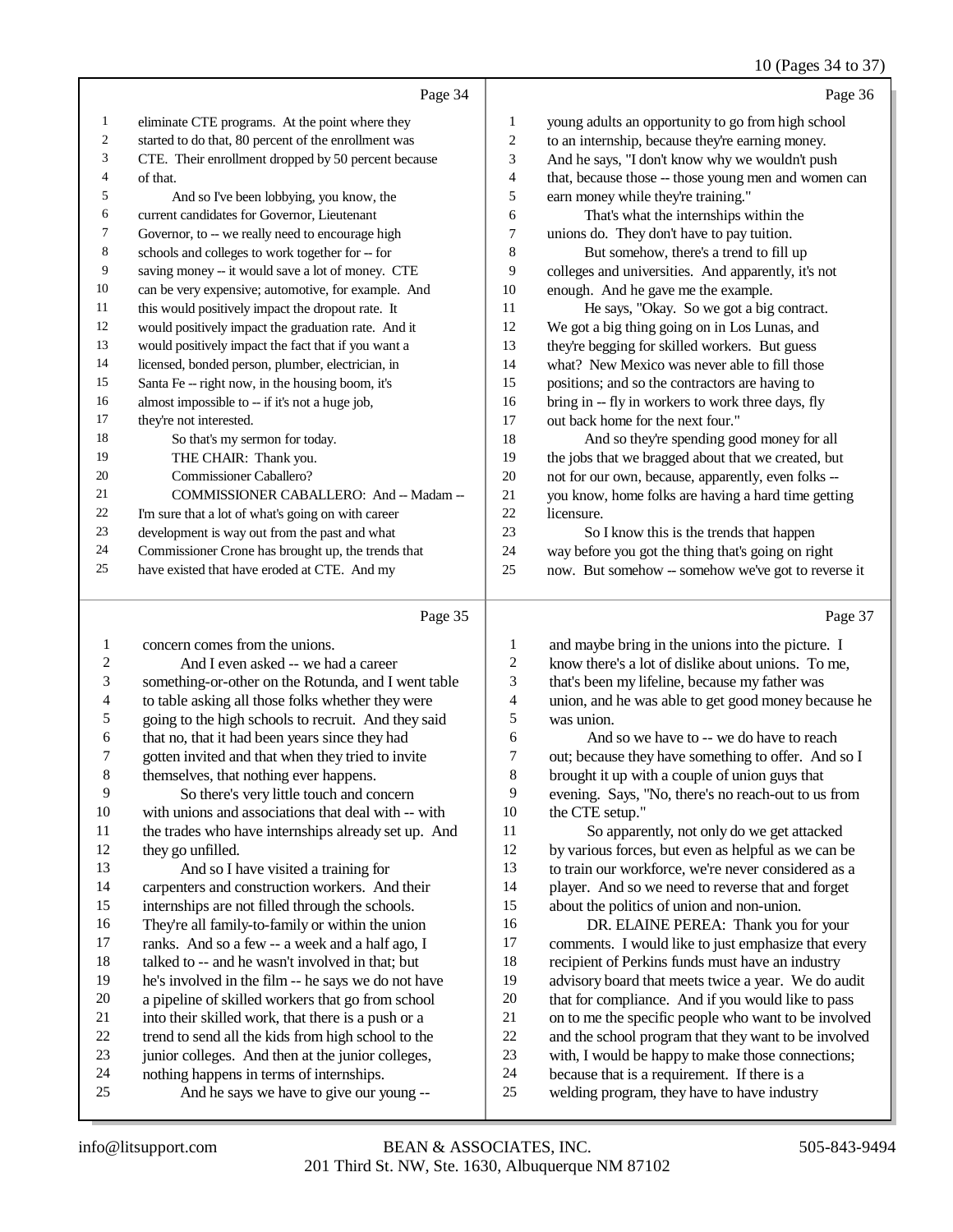Page 34

eliminate CTE programs. At the point where they started to do that, 80 percent of the enrollment was CTE. Their enrollment dropped by 50 percent because of that.

And so I've been lobbying, you know, the current candidates for Governor, Lieutenant Governor, to -- we really need to encourage high schools and colleges to work together for -- for saving money -- it would save a lot of money. CTE can be very expensive; automotive, for example. And this would positively impact the dropout rate. It would positively impact the graduation rate. And it would positively impact the fact that if you want a licensed, bonded person, plumber, electrician, in Santa Fe -- right now, in the housing boom, it's almost impossible to -- if it's not a huge job, they're not interested.

So that's my sermon for today.

THE CHAIR: Thank you.

Commissioner Caballero?

COMMISSIONER CABALLERO: And -- Madam -- I'm sure that a lot of what's going on with career development is way out from the past and what Commissioner Crone has brought up, the trends that have existed that have eroded at CTE. And my

Page 35

concern comes from the unions.

And I even asked -- we had a career something-or-other on the Rotunda, and I went table to table asking all those folks whether they were going to the high schools to recruit. And they said that no, that it had been years since they had gotten invited and that when they tried to invite themselves, that nothing ever happens.

So there's very little touch and concern with unions and associations that deal with -- with the trades who have internships already set up. And they go unfilled.

And so I have visited a training for carpenters and construction workers. And their internships are not filled through the schools. They're all family-to-family or within the union ranks. And so a few -- a week and a half ago, I talked to -- and he wasn't involved in that; but he's involved in the film -- he says we do not have a pipeline of skilled workers that go from school into their skilled work, that there is a push or a trend to send all the kids from high school to the junior colleges. And then at the junior colleges, nothing happens in terms of internships.

And he says we have to give our young --

Page 36

young adults an opportunity to go from high school to an internship, because they're earning money. And he says, "I don't know why we wouldn't push that, because those -- those young men and women can earn money while they're training."

That's what the internships within the unions do. They don't have to pay tuition.

But somehow, there's a trend to fill up colleges and universities. And apparently, it's not enough. And he gave me the example.

He says, "Okay. So we got a big contract. We got a big thing going on in Los Lunas, and they're begging for skilled workers. But guess what? New Mexico was never able to fill those positions; and so the contractors are having to bring in -- fly in workers to work three days, fly out back home for the next four."

And so they're spending good money for all the jobs that we bragged about that we created, but not for our own, because, apparently, even folks -- you know, home folks are having a hard time getting licensure.

So I know this is the trends that happen way before you got the thing that's going on right now. But somehow -- somehow we've got to reverse it

Page 37

and maybe bring in the unions into the picture. I know there's a lot of dislike about unions. To me, that's been my lifeline, because my father was union, and he was able to get good money because he was union.

And so we have to -- we have to reach out; because they have something to offer. And so I brought it up with a couple of union guys that evening. Says, "No, there's no reach-out to us from the CTE setup."

So apparently, not only do we get attacked by various forces, but even as helpful as we can be to train our workforce, we're never considered as a player. And so we need to reverse that and forget about the politics of union and non-union.

DR. ELAINE PEREA: Thank you for your comments. I would like to just emphasize that every recipient of Perkins funds must have an industry advisory board that meets twice a year. We do audit that for compliance. And if you would like to pass on to me the specific people who want to be involved and the school program that they want to be involved with, I would be happy to make those connections; because that is a requirement. If there is a welding program, they have to have industry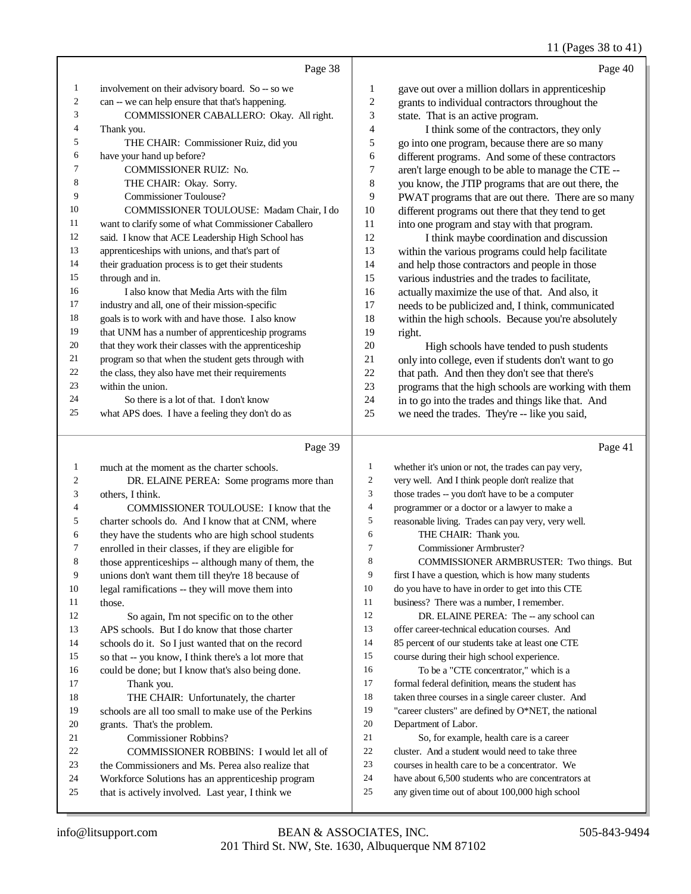Page 38

involvement on their advisory board. So -- so we can -- we can help ensure that that's happening.

COMMISSIONER CABALLERO: Okay. All right. Thank you.

THE CHAIR: Commissioner Ruiz, did you have your hand up before?

COMMISSIONER RUIZ: No.

THE CHAIR: Okay. Sorry.

Commissioner Toulouse?

COMMISSIONER TOULOUSE: Madam Chair, I do want to clarify some of what Commissioner Caballero said. I know that ACE Leadership High School has apprenticeships with unions, and that's part of their graduation process is to get their students through and in.

I also know that Media Arts with the film industry and all, one of their mission-specific goals is to work with and have those. I also know that UNM has a number of apprenticeship programs that they work their classes with the apprenticeship program so that when the student gets through with the class, they also have met their requirements within the union.

So there is a lot of that. I don't know what APS does. I have a feeling they don't do as

Page 39

much at the moment as the charter schools.

DR. ELAINE PEREA: Some programs more than others, I think.

COMMISSIONER TOULOUSE: I know that the charter schools do. And I know that at CNM, where they have the students who are high school students enrolled in their classes, if they are eligible for those apprenticeships -- although many of them, the unions don't want them till they're 18 because of legal ramifications -- they will move them into those.

So again, I'm not specific on to the other APS schools. But I do know that those charter schools do it. So I just wanted that on the record so that -- you know, I think there's a lot more that could be done; but I know that's also being done.

Thank you.

THE CHAIR: Unfortunately, the charter schools are all too small to make use of the Perkins grants. That's the problem.

Commissioner Robbins?

COMMISSIONER ROBBINS: I would let all of the Commissioners and Ms. Perea also realize that Workforce Solutions has an apprenticeship program that is actively involved. Last year, I think we

Page 40

gave out over a million dollars in apprenticeship grants to individual contractors throughout the state. That is an active program.

I think some of the contractors, they only go into one program, because there are so many different programs. And some of these contractors aren't large enough to be able to manage the CTE -- you know, the JTIP programs that are out there, the PWAT programs that are out there. There are so many different programs out there that they tend to get into one program and stay with that program.

I think maybe coordination and discussion within the various programs could help facilitate and help those contractors and people in those various industries and the trades to facilitate, actually maximize the use of that. And also, it needs to be publicized and, I think, communicated within the high schools. Because you're absolutely right.

High schools have tended to push students only into college, even if students don't want to go that path. And then they don't see that there's programs that the high schools are working with them in to go into the trades and things like that. And we need the trades. They're -- like you said,

Page 41

whether it's union or not, the trades can pay very, very well. And I think people don't realize that those trades -- you don't have to be a computer programmer or a doctor or a lawyer to make a reasonable living. Trades can pay very, very well.

THE CHAIR: Thank you.

Commissioner Armbruster?

COMMISSIONER ARMBRUSTER: Two things. But first I have a question, which is how many students do you have to have in order to get into this CTE business? There was a number, I remember.

DR. ELAINE PEREA: The -- any school can offer career-technical education courses. And 85 percent of our students take at least one CTE course during their high school experience.

To be a "CTE concentrator," which is a formal federal definition, means the student has taken three courses in a single career cluster. And "career clusters" are defined by O*NET, the national Department of Labor.

So, for example, health care is a career cluster. And a student would need to take three courses in health care to be a concentrator. We have about 6,500 students who are concentrators at any given time out of about 100,000 high school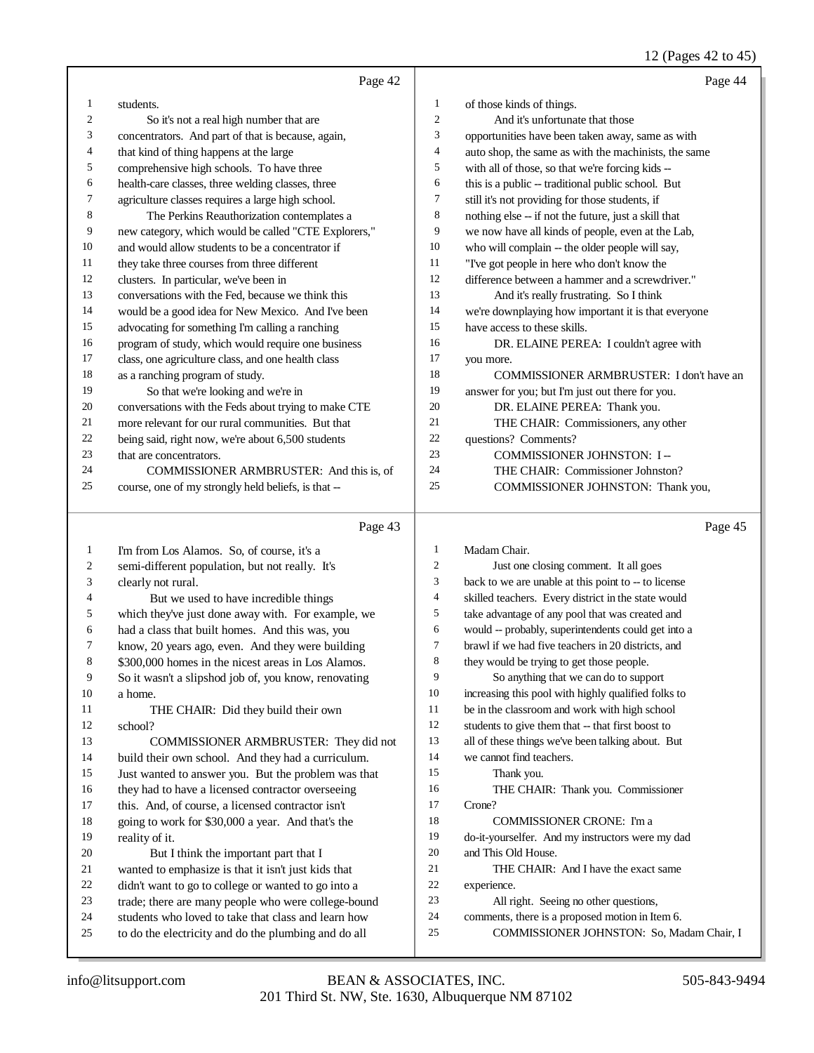Page 42

students.

So it's not a real high number that are concentrators. And part of that is because, again, that kind of thing happens at the large comprehensive high schools. To have three health-care classes, three welding classes, three agriculture classes requires a large high school.

The Perkins Reauthorization contemplates a new category, which would be called "CTE Explorers," and would allow students to be a concentrator if they take three courses from three different clusters. In particular, we've been in conversations with the Fed, because we think this would be a good idea for New Mexico. And I've been advocating for something I'm calling a ranching program of study, which would require one business class, one agriculture class, and one health class as a ranching program of study.

So that we're looking and we're in conversations with the Feds about trying to make CTE more relevant for our rural communities. But that being said, right now, we're about 6,500 students that are concentrators.

COMMISSIONER ARMBRUSTER: And this is, of course, one of my strongly held beliefs, is that --

Page 43

I'm from Los Alamos. So, of course, it's a semi-different population, but not really. It's clearly not rural.

But we used to have incredible things which they've just done away with. For example, we had a class that built homes. And this was, you know, 20 years ago, even. And they were building $300,000 homes in the nicest areas in Los Alamos. So it wasn't a slipshod job of, you know, renovating a home.

THE CHAIR: Did they build their own school?

COMMISSIONER ARMBRUSTER: They did not build their own school. And they had a curriculum. Just wanted to answer you. But the problem was that they had to have a licensed contractor overseeing this. And, of course, a licensed contractor isn't going to work for $30,000 a year. And that's the reality of it.

But I think the important part that I wanted to emphasize is that it isn't just kids that didn't want to go to college or wanted to go into a trade; there are many people who were college-bound students who loved to take that class and learn how to do the electricity and do the plumbing and do all

Page 44

of those kinds of things.

And it's unfortunate that those opportunities have been taken away, same as with auto shop, the same as with the machinists, the same with all of those, so that we're forcing kids -- this is a public -- traditional public school. But still it's not providing for those students, if nothing else -- if not the future, just a skill that we now have all kinds of people, even at the Lab, who will complain -- the older people will say, "I've got people in here who don't know the difference between a hammer and a screwdriver."

And it's really frustrating. So I think we're downplaying how important it is that everyone have access to these skills.

DR. ELAINE PEREA: I couldn't agree with you more.

COMMISSIONER ARMBRUSTER: I don't have an answer for you; but I'm just out there for you.

DR. ELAINE PEREA: Thank you.

THE CHAIR: Commissioners, any other questions? Comments?

COMMISSIONER JOHNSTON: I --

THE CHAIR: Commissioner Johnston?

COMMISSIONER JOHNSTON: Thank you,

Page 45

Madam Chair.

Just one closing comment. It all goes back to we are unable at this point to -- to license skilled teachers. Every district in the state would take advantage of any pool that was created and would -- probably, superintendents could get into a brawl if we had five teachers in 20 districts, and they would be trying to get those people.

So anything that we can do to support increasing this pool with highly qualified folks to be in the classroom and work with high school students to give them that -- that first boost to all of these things we've been talking about. But we cannot find teachers.

Thank you.

THE CHAIR: Thank you. Commissioner Crone?

COMMISSIONER CRONE: I'm a do-it-yourselfer. And my instructors were my dad and This Old House.

THE CHAIR: And I have the exact same experience.

All right. Seeing no other questions, comments, there is a proposed motion in Item 6.

COMMISSIONER JOHNSTON: So, Madam Chair, I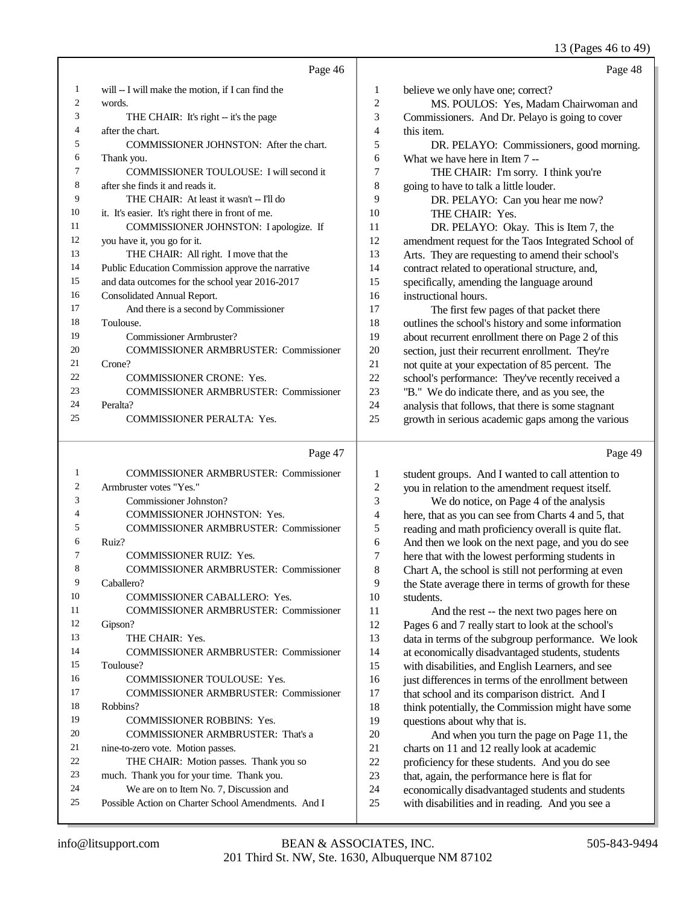Page 46

1 will -- I will make the motion, if I can find the
2 words.
3 THE CHAIR: It's right -- it's the page
4 after the chart.
5 COMMISSIONER JOHNSTON: After the chart.
6 Thank you.
7 COMMISSIONER TOULOUSE: I will second it
8 after she finds it and reads it.
9 THE CHAIR: At least it wasn't -- I'll do
10 it. It's easier. It's right there in front of me.
11 COMMISSIONER JOHNSTON: I apologize. If
12 you have it, you go for it.
13 THE CHAIR: All right. I move that the
14 Public Education Commission approve the narrative
15 and data outcomes for the school year 2016-2017
16 Consolidated Annual Report.
17 And there is a second by Commissioner
18 Toulouse.
19 Commissioner Armbruster?
20 COMMISSIONER ARMBRUSTER: Commissioner
21 Crone?
22 COMMISSIONER CRONE: Yes.
23 COMMISSIONER ARMBRUSTER: Commissioner
24 Peralta?
25 COMMISSIONER PERALTA: Yes.

Page 47

1 COMMISSIONER ARMBRUSTER: Commissioner
2 Armbruster votes "Yes."
3 Commissioner Johnston?
4 COMMISSIONER JOHNSTON: Yes.
5 COMMISSIONER ARMBRUSTER: Commissioner
6 Ruiz?
7 COMMISSIONER RUIZ: Yes.
8 COMMISSIONER ARMBRUSTER: Commissioner
9 Caballero?
10 COMMISSIONER CABALLERO: Yes.
11 COMMISSIONER ARMBRUSTER: Commissioner
12 Gipson?
13 THE CHAIR: Yes.
14 COMMISSIONER ARMBRUSTER: Commissioner
15 Toulouse?
16 COMMISSIONER TOULOUSE: Yes.
17 COMMISSIONER ARMBRUSTER: Commissioner
18 Robbins?
19 COMMISSIONER ROBBINS: Yes.
20 COMMISSIONER ARMBRUSTER: That's a
21 nine-to-zero vote. Motion passes.
22 THE CHAIR: Motion passes. Thank you so
23 much. Thank you for your time. Thank you.
24 We are on to Item No. 7, Discussion and
25 Possible Action on Charter School Amendments. And I

Page 48

1 believe we only have one; correct?
2 MS. POULOS: Yes, Madam Chairwoman and
3 Commissioners. And Dr. Pelayo is going to cover
4 this item.
5 DR. PELAYO: Commissioners, good morning.
6 What we have here in Item 7 --
7 THE CHAIR: I'm sorry. I think you're
8 going to have to talk a little louder.
9 DR. PELAYO: Can you hear me now?
10 THE CHAIR: Yes.
11 DR. PELAYO: Okay. This is Item 7, the
12 amendment request for the Taos Integrated School of
13 Arts. They are requesting to amend their school's
14 contract related to operational structure, and,
15 specifically, amending the language around
16 instructional hours.
17 The first few pages of that packet there
18 outlines the school's history and some information
19 about recurrent enrollment there on Page 2 of this
20 section, just their recurrent enrollment. They're
21 not quite at your expectation of 85 percent. The
22 school's performance: They've recently received a
23 "B." We do indicate there, and as you see, the
24 analysis that follows, that there is some stagnant
25 growth in serious academic gaps among the various

Page 49

1 student groups. And I wanted to call attention to
2 you in relation to the amendment request itself.
3 We do notice, on Page 4 of the analysis
4 here, that as you can see from Charts 4 and 5, that
5 reading and math proficiency overall is quite flat.
6 And then we look on the next page, and you do see
7 here that with the lowest performing students in
8 Chart A, the school is still not performing at even
9 the State average there in terms of growth for these
10 students.
11 And the rest -- the next two pages here on
12 Pages 6 and 7 really start to look at the school's
13 data in terms of the subgroup performance. We look
14 at economically disadvantaged students, students
15 with disabilities, and English Learners, and see
16 just differences in terms of the enrollment between
17 that school and its comparison district. And I
18 think potentially, the Commission might have some
19 questions about why that is.
20 And when you turn the page on Page 11, the
21 charts on 11 and 12 really look at academic
22 proficiency for these students. And you do see
23 that, again, the performance here is flat for
24 economically disadvantaged students and students
25 with disabilities and in reading. And you see a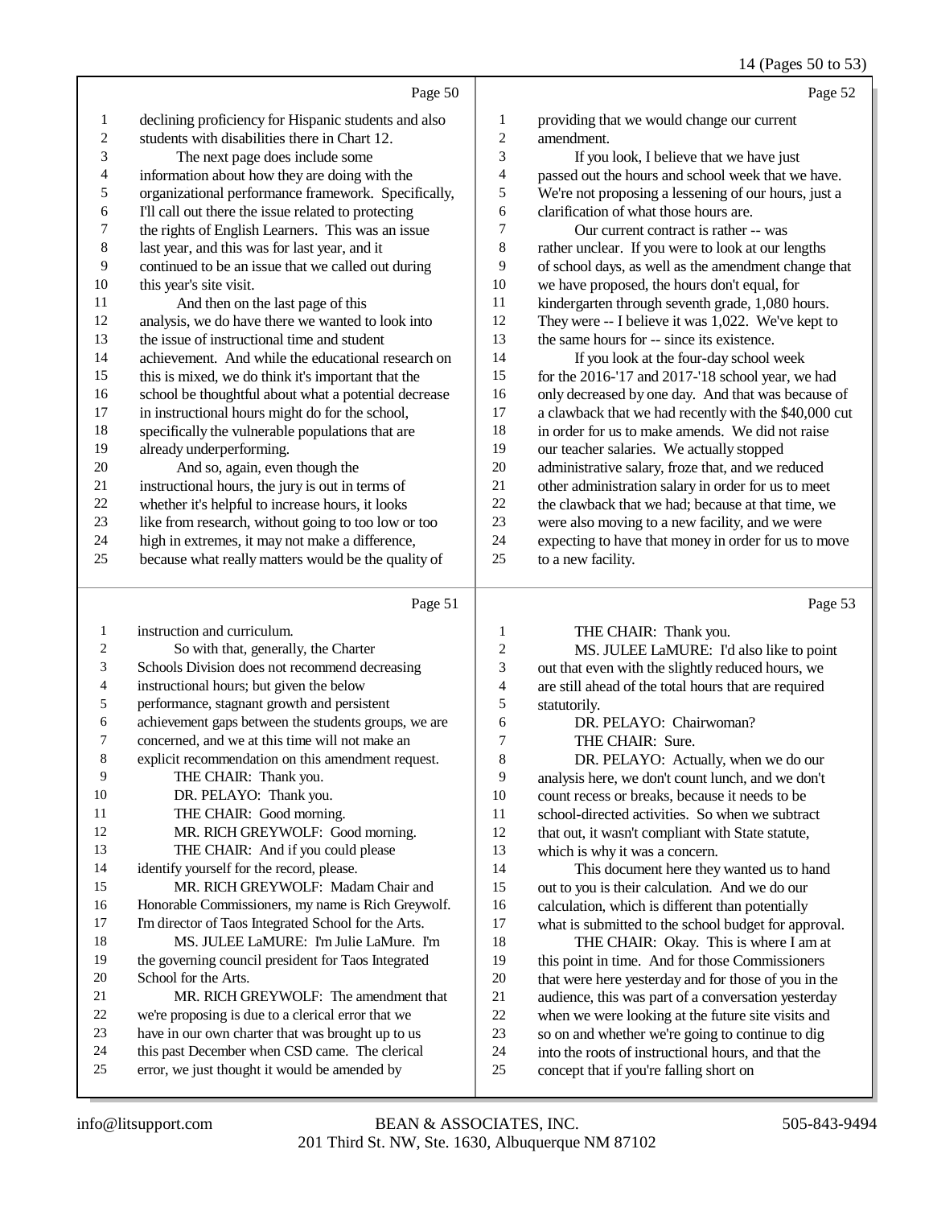Page 50

1 declining proficiency for Hispanic students and also
2 students with disabilities there in Chart 12.
3 The next page does include some
4 information about how they are doing with the
5 organizational performance framework. Specifically,
6 I'll call out there the issue related to protecting
7 the rights of English Learners. This was an issue
8 last year, and this was for last year, and it
9 continued to be an issue that we called out during
10 this year's site visit.
11 And then on the last page of this
12 analysis, we do have there we wanted to look into
13 the issue of instructional time and student
14 achievement. And while the educational research on
15 this is mixed, we do think it's important that the
16 school be thoughtful about what a potential decrease
17 in instructional hours might do for the school,
18 specifically the vulnerable populations that are
19 already underperforming.
20 And so, again, even though the
21 instructional hours, the jury is out in terms of
22 whether it's helpful to increase hours, it looks
23 like from research, without going to too low or too
24 high in extremes, it may not make a difference,
25 because what really matters would be the quality of

Page 51

1 instruction and curriculum.
2 So with that, generally, the Charter
3 Schools Division does not recommend decreasing
4 instructional hours; but given the below
5 performance, stagnant growth and persistent
6 achievement gaps between the students groups, we are
7 concerned, and we at this time will not make an
8 explicit recommendation on this amendment request.
9 THE CHAIR: Thank you.
10 DR. PELAYO: Thank you.
11 THE CHAIR: Good morning.
12 MR. RICH GREYWOLF: Good morning.
13 THE CHAIR: And if you could please
14 identify yourself for the record, please.
15 MR. RICH GREYWOLF: Madam Chair and
16 Honorable Commissioners, my name is Rich Greywolf.
17 I'm director of Taos Integrated School for the Arts.
18 MS. JULEE LaMURE: I'm Julie LaMure. I'm
19 the governing council president for Taos Integrated
20 School for the Arts.
21 MR. RICH GREYWOLF: The amendment that
22 we're proposing is due to a clerical error that we
23 have in our own charter that was brought up to us
24 this past December when CSD came. The clerical
25 error, we just thought it would be amended by

Page 52

1 providing that we would change our current
2 amendment.
3 If you look, I believe that we have just
4 passed out the hours and school week that we have.
5 We're not proposing a lessening of our hours, just a
6 clarification of what those hours are.
7 Our current contract is rather -- was
8 rather unclear. If you were to look at our lengths
9 of school days, as well as the amendment change that
10 we have proposed, the hours don't equal, for
11 kindergarten through seventh grade, 1,080 hours.
12 They were -- I believe it was 1,022. We've kept to
13 the same hours for -- since its existence.
14 If you look at the four-day school week
15 for the 2016-'17 and 2017-'18 school year, we had
16 only decreased by one day. And that was because of
17 a clawback that we had recently with the $40,000 cut
18 in order for us to make amends. We did not raise
19 our teacher salaries. We actually stopped
20 administrative salary, froze that, and we reduced
21 other administration salary in order for us to meet
22 the clawback that we had; because at that time, we
23 were also moving to a new facility, and we were
24 expecting to have that money in order for us to move
25 to a new facility.

Page 53

1 THE CHAIR: Thank you.
2 MS. JULEE LaMURE: I'd also like to point
3 out that even with the slightly reduced hours, we
4 are still ahead of the total hours that are required
5 statutorily.
6 DR. PELAYO: Chairwoman?
7 THE CHAIR: Sure.
8 DR. PELAYO: Actually, when we do our
9 analysis here, we don't count lunch, and we don't
10 count recess or breaks, because it needs to be
11 school-directed activities. So when we subtract
12 that out, it wasn't compliant with State statute,
13 which is why it was a concern.
14 This document here they wanted us to hand
15 out to you is their calculation. And we do our
16 calculation, which is different than potentially
17 what is submitted to the school budget for approval.
18 THE CHAIR: Okay. This is where I am at
19 this point in time. And for those Commissioners
20 that were here yesterday and for those of you in the
21 audience, this was part of a conversation yesterday
22 when we were looking at the future site visits and
23 so on and whether we're going to continue to dig
24 into the roots of instructional hours, and that the
25 concept that if you're falling short on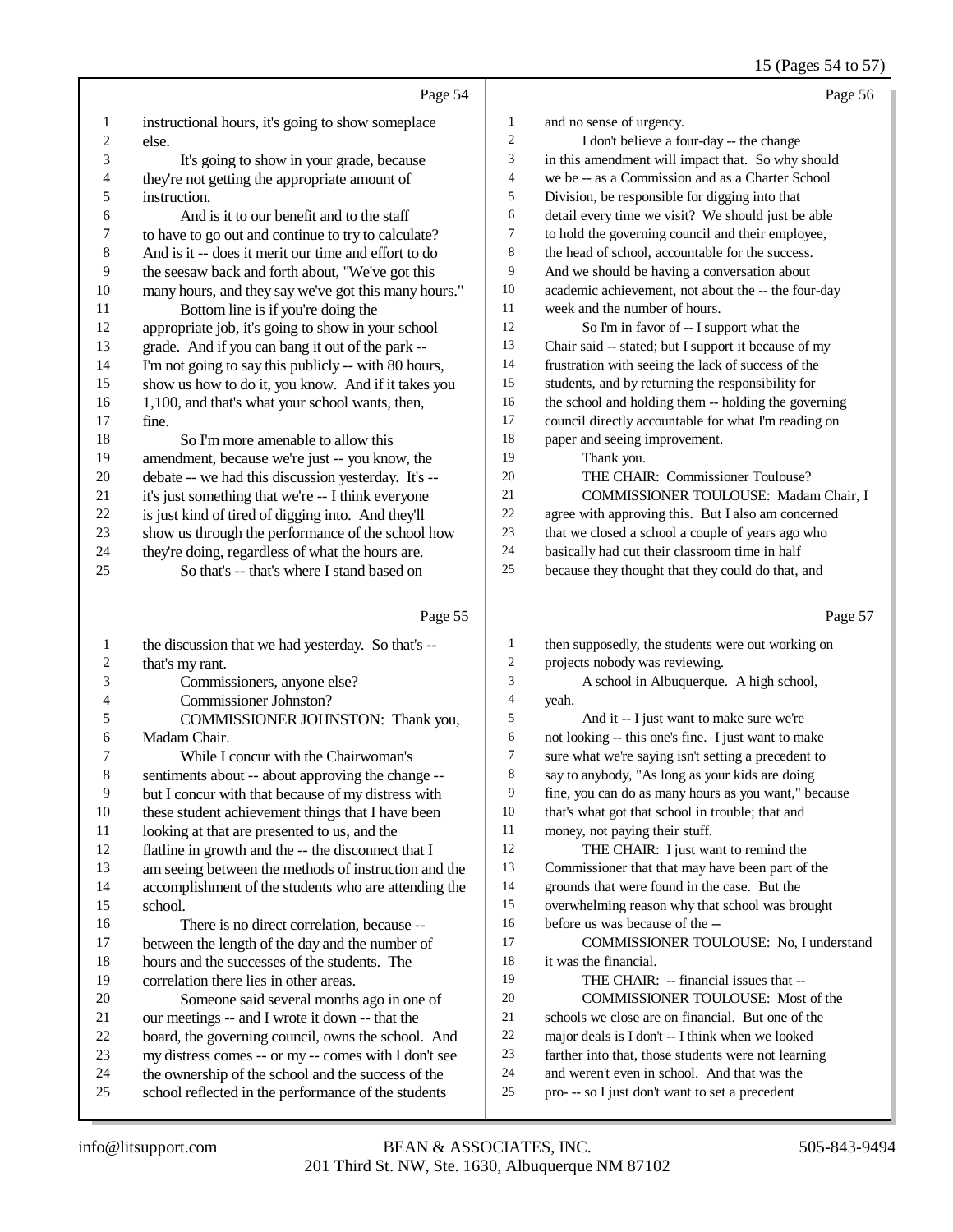Page 54

1 instructional hours, it's going to show someplace
2 else.
3 It's going to show in your grade, because
4 they're not getting the appropriate amount of
5 instruction.
6 And is it to our benefit and to the staff
7 to have to go out and continue to try to calculate?
8 And is it -- does it merit our time and effort to do
9 the seesaw back and forth about, "We've got this
10 many hours, and they say we've got this many hours."
11 Bottom line is if you're doing the
12 appropriate job, it's going to show in your school
13 grade. And if you can bang it out of the park --
14 I'm not going to say this publicly -- with 80 hours,
15 show us how to do it, you know. And if it takes you
16 1,100, and that's what your school wants, then,
17 fine.
18 So I'm more amenable to allow this
19 amendment, because we're just -- you know, the
20 debate -- we had this discussion yesterday. It's --
21 it's just something that we're -- I think everyone
22 is just kind of tired of digging into. And they'll
23 show us through the performance of the school how
24 they're doing, regardless of what the hours are.
25 So that's -- that's where I stand based on

Page 55

1 the discussion that we had yesterday. So that's --
2 that's my rant.
3 Commissioners, anyone else?
4 Commissioner Johnston?
5 COMMISSIONER JOHNSTON: Thank you,
6 Madam Chair.
7 While I concur with the Chairwoman's
8 sentiments about -- about approving the change --
9 but I concur with that because of my distress with
10 these student achievement things that I have been
11 looking at that are presented to us, and the
12 flatline in growth and the -- the disconnect that I
13 am seeing between the methods of instruction and the
14 accomplishment of the students who are attending the
15 school.
16 There is no direct correlation, because --
17 between the length of the day and the number of
18 hours and the successes of the students. The
19 correlation there lies in other areas.
20 Someone said several months ago in one of
21 our meetings -- and I wrote it down -- that the
22 board, the governing council, owns the school. And
23 my distress comes -- or my -- comes with I don't see
24 the ownership of the school and the success of the
25 school reflected in the performance of the students

Page 56

1 and no sense of urgency.
2 I don't believe a four-day -- the change
3 in this amendment will impact that. So why should
4 we be -- as a Commission and as a Charter School
5 Division, be responsible for digging into that
6 detail every time we visit? We should just be able
7 to hold the governing council and their employee,
8 the head of school, accountable for the success.
9 And we should be having a conversation about
10 academic achievement, not about the -- the four-day
11 week and the number of hours.
12 So I'm in favor of -- I support what the
13 Chair said -- stated; but I support it because of my
14 frustration with seeing the lack of success of the
15 students, and by returning the responsibility for
16 the school and holding them -- holding the governing
17 council directly accountable for what I'm reading on
18 paper and seeing improvement.
19 Thank you.
20 THE CHAIR: Commissioner Toulouse?
21 COMMISSIONER TOULOUSE: Madam Chair, I
22 agree with approving this. But I also am concerned
23 that we closed a school a couple of years ago who
24 basically had cut their classroom time in half
25 because they thought that they could do that, and

Page 57

1 then supposedly, the students were out working on
2 projects nobody was reviewing.
3 A school in Albuquerque. A high school,
4 yeah.
5 And it -- I just want to make sure we're
6 not looking -- this one's fine. I just want to make
7 sure what we're saying isn't setting a precedent to
8 say to anybody, "As long as your kids are doing
9 fine, you can do as many hours as you want," because
10 that's what got that school in trouble; that and
11 money, not paying their stuff.
12 THE CHAIR: I just want to remind the
13 Commissioner that that may have been part of the
14 grounds that were found in the case. But the
15 overwhelming reason why that school was brought
16 before us was because of the --
17 COMMISSIONER TOULOUSE: No, I understand
18 it was the financial.
19 THE CHAIR: -- financial issues that --
20 COMMISSIONER TOULOUSE: Most of the
21 schools we close are on financial. But one of the
22 major deals is I don't -- I think when we looked
23 farther into that, those students were not learning
24 and weren't even in school. And that was the
25 pro- -- so I just don't want to set a precedent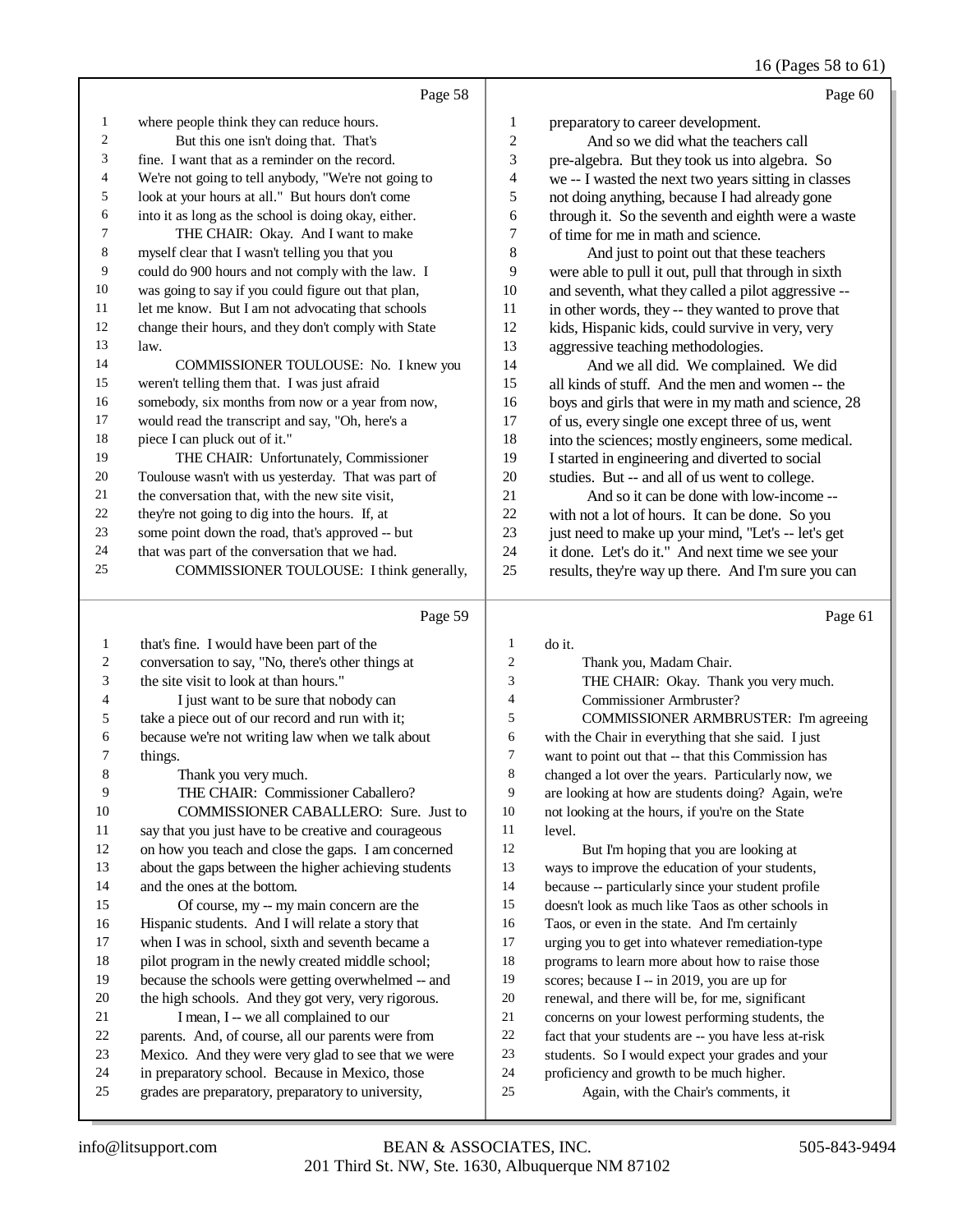where people think they can reduce hours.

But this one isn't doing that. That's fine. I want that as a reminder on the record. We're not going to tell anybody, "We're not going to look at your hours at all." But hours don't come into it as long as the school is doing okay, either.

THE CHAIR: Okay. And I want to make myself clear that I wasn't telling you that you could do 900 hours and not comply with the law. I was going to say if you could figure out that plan, let me know. But I am not advocating that schools change their hours, and they don't comply with State law.

COMMISSIONER TOULOUSE: No. I knew you weren't telling them that. I was just afraid somebody, six months from now or a year from now, would read the transcript and say, "Oh, here's a piece I can pluck out of it."

THE CHAIR: Unfortunately, Commissioner Toulouse wasn't with us yesterday. That was part of the conversation that, with the new site visit, they're not going to dig into the hours. If, at some point down the road, that's approved -- but that was part of the conversation that we had.

COMMISSIONER TOULOUSE: I think generally, that's fine. I would have been part of the conversation to say, "No, there's other things at the site visit to look at than hours."

I just want to be sure that nobody can take a piece out of our record and run with it; because we're not writing law when we talk about things.

Thank you very much.

THE CHAIR: Commissioner Caballero?

COMMISSIONER CABALLERO: Sure. Just to say that you just have to be creative and courageous on how you teach and close the gaps. I am concerned about the gaps between the higher achieving students and the ones at the bottom.

Of course, my -- my main concern are the Hispanic students. And I will relate a story that when I was in school, sixth and seventh became a pilot program in the newly created middle school; because the schools were getting overwhelmed -- and the high schools. And they got very, very rigorous.

I mean, I -- we all complained to our parents. And, of course, all our parents were from Mexico. And they were very glad to see that we were in preparatory school. Because in Mexico, those grades are preparatory, preparatory to university, preparatory to career development.

And so we did what the teachers call pre-algebra. But they took us into algebra. So we -- I wasted the next two years sitting in classes not doing anything, because I had already gone through it. So the seventh and eighth were a waste of time for me in math and science.

And just to point out that these teachers were able to pull it out, pull that through in sixth and seventh, what they called a pilot aggressive -- in other words, they -- they wanted to prove that kids, Hispanic kids, could survive in very, very aggressive teaching methodologies.

And we all did. We complained. We did all kinds of stuff. And the men and women -- the boys and girls that were in my math and science, 28 of us, every single one except three of us, went into the sciences; mostly engineers, some medical. I started in engineering and diverted to social studies. But -- and all of us went to college.

And so it can be done with low-income -- with not a lot of hours. It can be done. So you just need to make up your mind, "Let's -- let's get it done. Let's do it." And next time we see your results, they're way up there. And I'm sure you can do it.

Thank you, Madam Chair.

THE CHAIR: Okay. Thank you very much.

Commissioner Armbruster?

COMMISSIONER ARMBRUSTER: I'm agreeing with the Chair in everything that she said. I just want to point out that -- that this Commission has changed a lot over the years. Particularly now, we are looking at how are students doing? Again, we're not looking at the hours, if you're on the State level.

But I'm hoping that you are looking at ways to improve the education of your students, because -- particularly since your student profile doesn't look as much like Taos as other schools in Taos, or even in the state. And I'm certainly urging you to get into whatever remediation-type programs to learn more about how to raise those scores; because I -- in 2019, you are up for renewal, and there will be, for me, significant concerns on your lowest performing students, the fact that your students are -- you have less at-risk students. So I would expect your grades and your proficiency and growth to be much higher.

Again, with the Chair's comments, it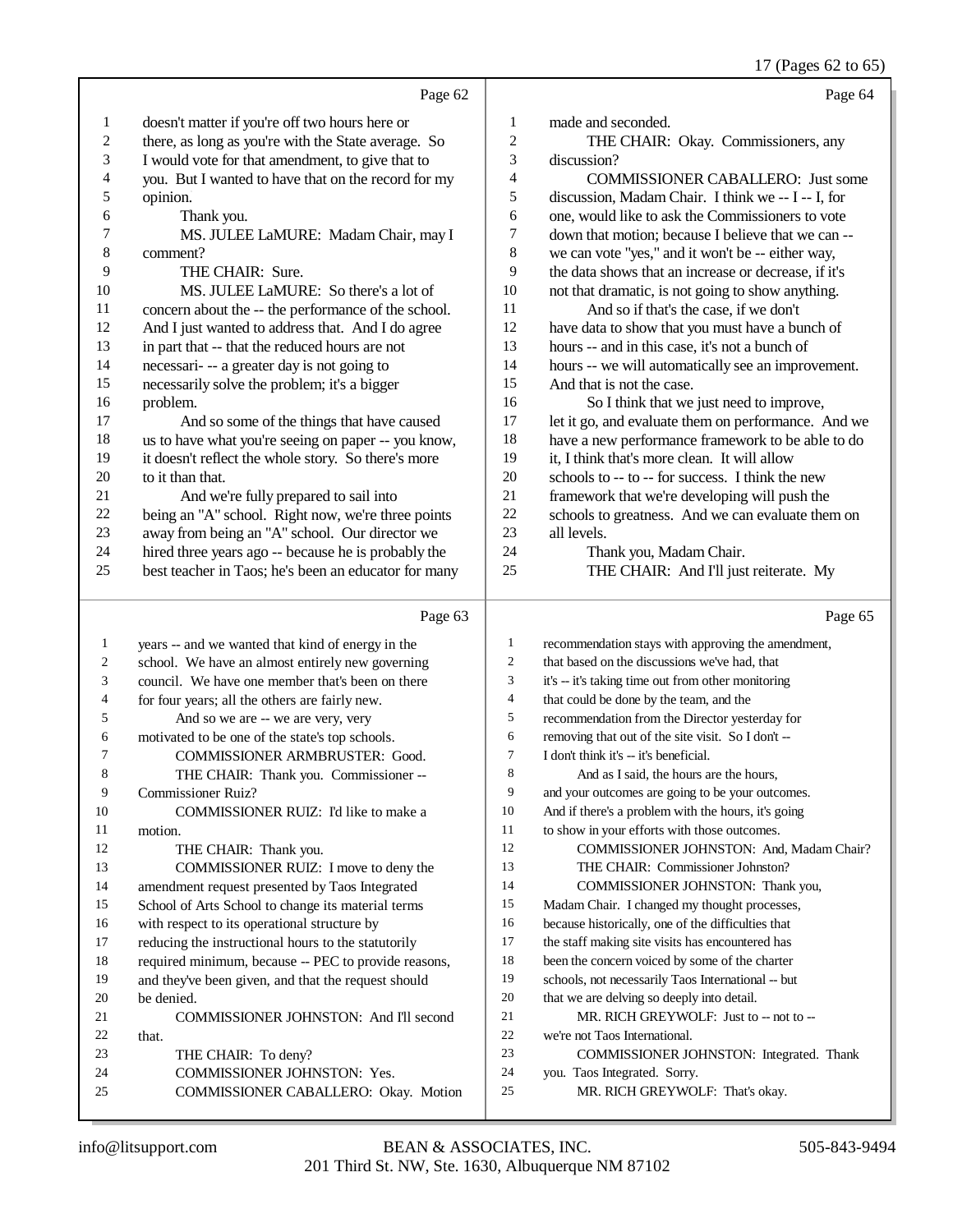Page 62

1 doesn't matter if you're off two hours here or
2 there, as long as you're with the State average. So
3 I would vote for that amendment, to give that to
4 you. But I wanted to have that on the record for my
5 opinion.
6 Thank you.
7 MS. JULEE LaMURE: Madam Chair, may I
8 comment?
9 THE CHAIR: Sure.
10 MS. JULEE LaMURE: So there's a lot of
11 concern about the -- the performance of the school.
12 And I just wanted to address that. And I do agree
13 in part that -- that the reduced hours are not
14 necessari- -- a greater day is not going to
15 necessarily solve the problem; it's a bigger
16 problem.
17 And so some of the things that have caused
18 us to have what you're seeing on paper -- you know,
19 it doesn't reflect the whole story. So there's more
20 to it than that.
21 And we're fully prepared to sail into
22 being an "A" school. Right now, we're three points
23 away from being an "A" school. Our director we
24 hired three years ago -- because he is probably the
25 best teacher in Taos; he's been an educator for many

Page 63

1 years -- and we wanted that kind of energy in the
2 school. We have an almost entirely new governing
3 council. We have one member that's been on there
4 for four years; all the others are fairly new.
5 And so we are -- we are very, very
6 motivated to be one of the state's top schools.
7 COMMISSIONER ARMBRUSTER: Good.
8 THE CHAIR: Thank you. Commissioner --
9 Commissioner Ruiz?
10 COMMISSIONER RUIZ: I'd like to make a
11 motion.
12 THE CHAIR: Thank you.
13 COMMISSIONER RUIZ: I move to deny the
14 amendment request presented by Taos Integrated
15 School of Arts School to change its material terms
16 with respect to its operational structure by
17 reducing the instructional hours to the statutorily
18 required minimum, because -- PEC to provide reasons,
19 and they've been given, and that the request should
20 be denied.
21 COMMISSIONER JOHNSTON: And I'll second
22 that.
23 THE CHAIR: To deny?
24 COMMISSIONER JOHNSTON: Yes.
25 COMMISSIONER CABALLERO: Okay. Motion

Page 64

1 made and seconded.
2 THE CHAIR: Okay. Commissioners, any
3 discussion?
4 COMMISSIONER CABALLERO: Just some
5 discussion, Madam Chair. I think we -- I -- I, for
6 one, would like to ask the Commissioners to vote
7 down that motion; because I believe that we can --
8 we can vote "yes," and it won't be -- either way,
9 the data shows that an increase or decrease, if it's
10 not that dramatic, is not going to show anything.
11 And so if that's the case, if we don't
12 have data to show that you must have a bunch of
13 hours -- and in this case, it's not a bunch of
14 hours -- we will automatically see an improvement.
15 And that is not the case.
16 So I think that we just need to improve,
17 let it go, and evaluate them on performance. And we
18 have a new performance framework to be able to do
19 it, I think that's more clean. It will allow
20 schools to -- to -- for success. I think the new
21 framework that we're developing will push the
22 schools to greatness. And we can evaluate them on
23 all levels.
24 Thank you, Madam Chair.
25 THE CHAIR: And I'll just reiterate. My

Page 65

1 recommendation stays with approving the amendment,
2 that based on the discussions we've had, that
3 it's -- it's taking time out from other monitoring
4 that could be done by the team, and the
5 recommendation from the Director yesterday for
6 removing that out of the site visit. So I don't --
7 I don't think it's -- it's beneficial.
8 And as I said, the hours are the hours,
9 and your outcomes are going to be your outcomes.
10 And if there's a problem with the hours, it's going
11 to show in your efforts with those outcomes.
12 COMMISSIONER JOHNSTON: And, Madam Chair?
13 THE CHAIR: Commissioner Johnston?
14 COMMISSIONER JOHNSTON: Thank you,
15 Madam Chair. I changed my thought processes,
16 because historically, one of the difficulties that
17 the staff making site visits has encountered has
18 been the concern voiced by some of the charter
19 schools, not necessarily Taos International -- but
20 that we are delving so deeply into detail.
21 MR. RICH GREYWOLF: Just to -- not to --
22 we're not Taos International.
23 COMMISSIONER JOHNSTON: Integrated. Thank
24 you. Taos Integrated. Sorry.
25 MR. RICH GREYWOLF: That's okay.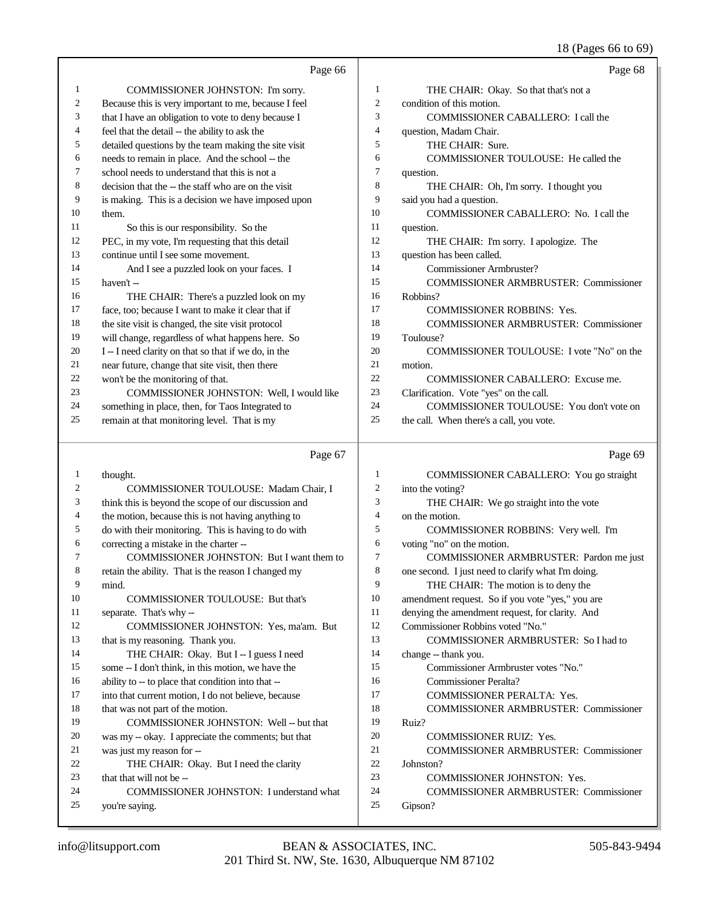Page 66

COMMISSIONER JOHNSTON: I'm sorry. Because this is very important to me, because I feel that I have an obligation to vote to deny because I feel that the detail -- the ability to ask the detailed questions by the team making the site visit needs to remain in place. And the school -- the school needs to understand that this is not a decision that the -- the staff who are on the visit is making. This is a decision we have imposed upon them.

So this is our responsibility. So the PEC, in my vote, I'm requesting that this detail continue until I see some movement.

And I see a puzzled look on your faces. I haven't --

THE CHAIR: There's a puzzled look on my face, too; because I want to make it clear that if the site visit is changed, the site visit protocol will change, regardless of what happens here. So I -- I need clarity on that so that if we do, in the near future, change that site visit, then there won't be the monitoring of that.

COMMISSIONER JOHNSTON: Well, I would like something in place, then, for Taos Integrated to remain at that monitoring level. That is my

Page 67

thought.

COMMISSIONER TOULOUSE: Madam Chair, I think this is beyond the scope of our discussion and the motion, because this is not having anything to do with their monitoring. This is having to do with correcting a mistake in the charter --

COMMISSIONER JOHNSTON: But I want them to retain the ability. That is the reason I changed my mind.

COMMISSIONER TOULOUSE: But that's separate. That's why --

COMMISSIONER JOHNSTON: Yes, ma'am. But that is my reasoning. Thank you.

THE CHAIR: Okay. But I -- I guess I need some -- I don't think, in this motion, we have the ability to -- to place that condition into that -- into that current motion, I do not believe, because that was not part of the motion.

COMMISSIONER JOHNSTON: Well -- but that was my -- okay. I appreciate the comments; but that was just my reason for --

THE CHAIR: Okay. But I need the clarity that that will not be --

COMMISSIONER JOHNSTON: I understand what you're saying.

Page 68

THE CHAIR: Okay. So that that's not a condition of this motion.

COMMISSIONER CABALLERO: I call the question, Madam Chair.

THE CHAIR: Sure.

COMMISSIONER TOULOUSE: He called the question.

THE CHAIR: Oh, I'm sorry. I thought you said you had a question.

COMMISSIONER CABALLERO: No. I call the question.

THE CHAIR: I'm sorry. I apologize. The question has been called.

Commissioner Armbruster?

COMMISSIONER ARMBRUSTER: Commissioner Robbins?

COMMISSIONER ROBBINS: Yes.

COMMISSIONER ARMBRUSTER: Commissioner Toulouse?

COMMISSIONER TOULOUSE: I vote "No" on the motion.

COMMISSIONER CABALLERO: Excuse me. Clarification. Vote "yes" on the call.

COMMISSIONER TOULOUSE: You don't vote on the call. When there's a call, you vote.

Page 69

COMMISSIONER CABALLERO: You go straight into the voting?

THE CHAIR: We go straight into the vote on the motion.

COMMISSIONER ROBBINS: Very well. I'm voting "no" on the motion.

COMMISSIONER ARMBRUSTER: Pardon me just one second. I just need to clarify what I'm doing.

THE CHAIR: The motion is to deny the amendment request. So if you vote "yes," you are denying the amendment request, for clarity. And Commissioner Robbins voted "No."

COMMISSIONER ARMBRUSTER: So I had to change -- thank you.

Commissioner Armbruster votes "No."

Commissioner Peralta?

COMMISSIONER PERALTA: Yes.

COMMISSIONER ARMBRUSTER: Commissioner Ruiz?

COMMISSIONER RUIZ: Yes.

COMMISSIONER ARMBRUSTER: Commissioner Johnston?

COMMISSIONER JOHNSTON: Yes.

COMMISSIONER ARMBRUSTER: Commissioner Gipson?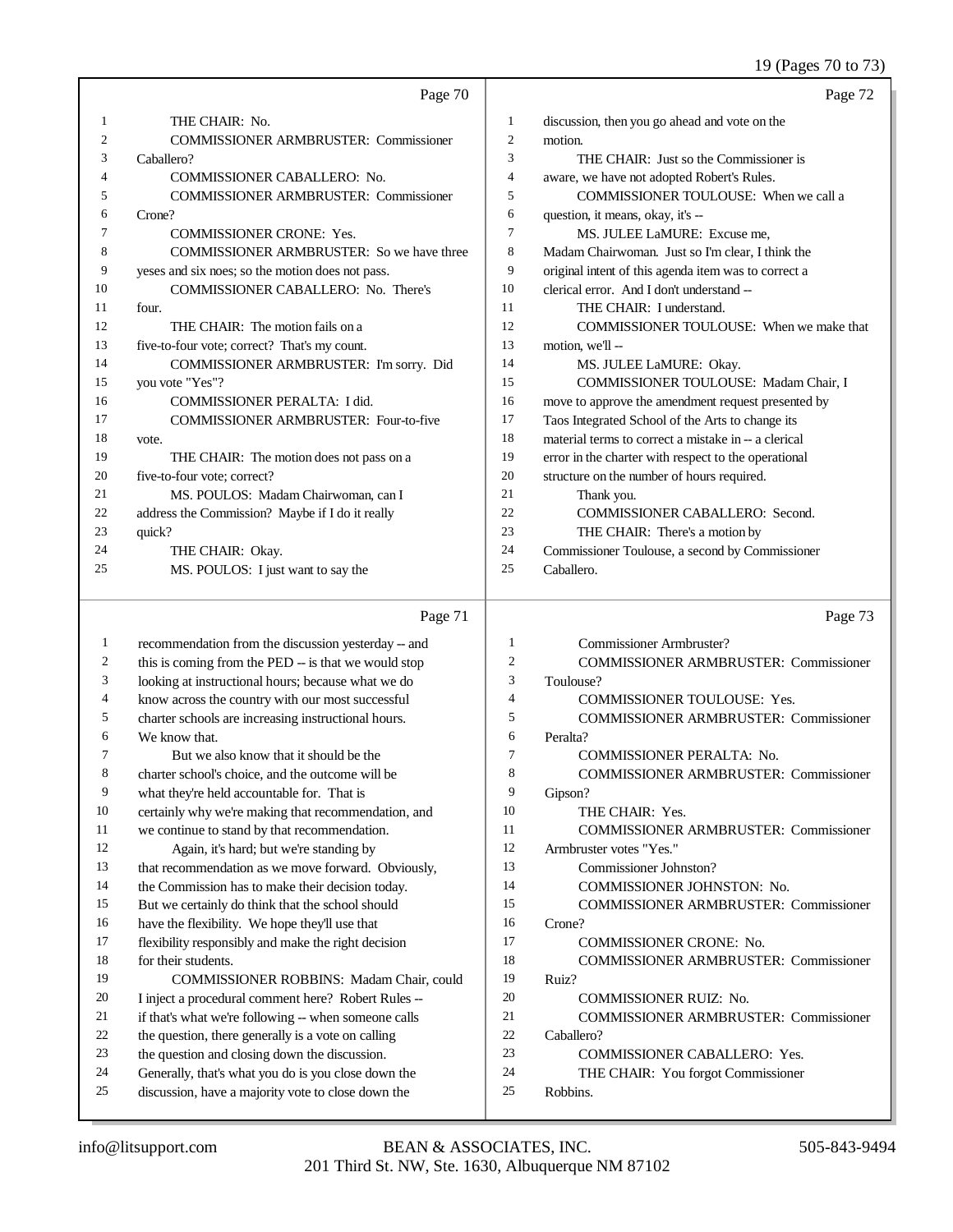Page 70

1 THE CHAIR: No.
2 COMMISSIONER ARMBRUSTER: Commissioner
3 Caballero?
4 COMMISSIONER CABALLERO: No.
5 COMMISSIONER ARMBRUSTER: Commissioner
6 Crone?
7 COMMISSIONER CRONE: Yes.
8 COMMISSIONER ARMBRUSTER: So we have three
9 yeses and six noes; so the motion does not pass.
10 COMMISSIONER CABALLERO: No. There's
11 four.
12 THE CHAIR: The motion fails on a
13 five-to-four vote; correct? That's my count.
14 COMMISSIONER ARMBRUSTER: I'm sorry. Did
15 you vote "Yes"?
16 COMMISSIONER PERALTA: I did.
17 COMMISSIONER ARMBRUSTER: Four-to-five
18 vote.
19 THE CHAIR: The motion does not pass on a
20 five-to-four vote; correct?
21 MS. POULOS: Madam Chairwoman, can I
22 address the Commission? Maybe if I do it really
23 quick?
24 THE CHAIR: Okay.
25 MS. POULOS: I just want to say the

Page 71

1 recommendation from the discussion yesterday -- and
2 this is coming from the PED -- is that we would stop
3 looking at instructional hours; because what we do
4 know across the country with our most successful
5 charter schools are increasing instructional hours.
6 We know that.
7 But we also know that it should be the
8 charter school's choice, and the outcome will be
9 what they're held accountable for. That is
10 certainly why we're making that recommendation, and
11 we continue to stand by that recommendation.
12 Again, it's hard; but we're standing by
13 that recommendation as we move forward. Obviously,
14 the Commission has to make their decision today.
15 But we certainly do think that the school should
16 have the flexibility. We hope they'll use that
17 flexibility responsibly and make the right decision
18 for their students.
19 COMMISSIONER ROBBINS: Madam Chair, could
20 I inject a procedural comment here? Robert Rules --
21 if that's what we're following -- when someone calls
22 the question, there generally is a vote on calling
23 the question and closing down the discussion.
24 Generally, that's what you do is you close down the
25 discussion, have a majority vote to close down the

Page 72

1 discussion, then you go ahead and vote on the
2 motion.
3 THE CHAIR: Just so the Commissioner is
4 aware, we have not adopted Robert's Rules.
5 COMMISSIONER TOULOUSE: When we call a
6 question, it means, okay, it's --
7 MS. JULEE LaMURE: Excuse me,
8 Madam Chairwoman. Just so I'm clear, I think the
9 original intent of this agenda item was to correct a
10 clerical error. And I don't understand --
11 THE CHAIR: I understand.
12 COMMISSIONER TOULOUSE: When we make that
13 motion, we'll --
14 MS. JULEE LaMURE: Okay.
15 COMMISSIONER TOULOUSE: Madam Chair, I
16 move to approve the amendment request presented by
17 Taos Integrated School of the Arts to change its
18 material terms to correct a mistake in -- a clerical
19 error in the charter with respect to the operational
20 structure on the number of hours required.
21 Thank you.
22 COMMISSIONER CABALLERO: Second.
23 THE CHAIR: There's a motion by
24 Commissioner Toulouse, a second by Commissioner
25 Caballero.

Page 73

1 Commissioner Armbruster?
2 COMMISSIONER ARMBRUSTER: Commissioner
3 Toulouse?
4 COMMISSIONER TOULOUSE: Yes.
5 COMMISSIONER ARMBRUSTER: Commissioner
6 Peralta?
7 COMMISSIONER PERALTA: No.
8 COMMISSIONER ARMBRUSTER: Commissioner
9 Gipson?
10 THE CHAIR: Yes.
11 COMMISSIONER ARMBRUSTER: Commissioner
12 Armbruster votes "Yes."
13 Commissioner Johnston?
14 COMMISSIONER JOHNSTON: No.
15 COMMISSIONER ARMBRUSTER: Commissioner
16 Crone?
17 COMMISSIONER CRONE: No.
18 COMMISSIONER ARMBRUSTER: Commissioner
19 Ruiz?
20 COMMISSIONER RUIZ: No.
21 COMMISSIONER ARMBRUSTER: Commissioner
22 Caballero?
23 COMMISSIONER CABALLERO: Yes.
24 THE CHAIR: You forgot Commissioner
25 Robbins.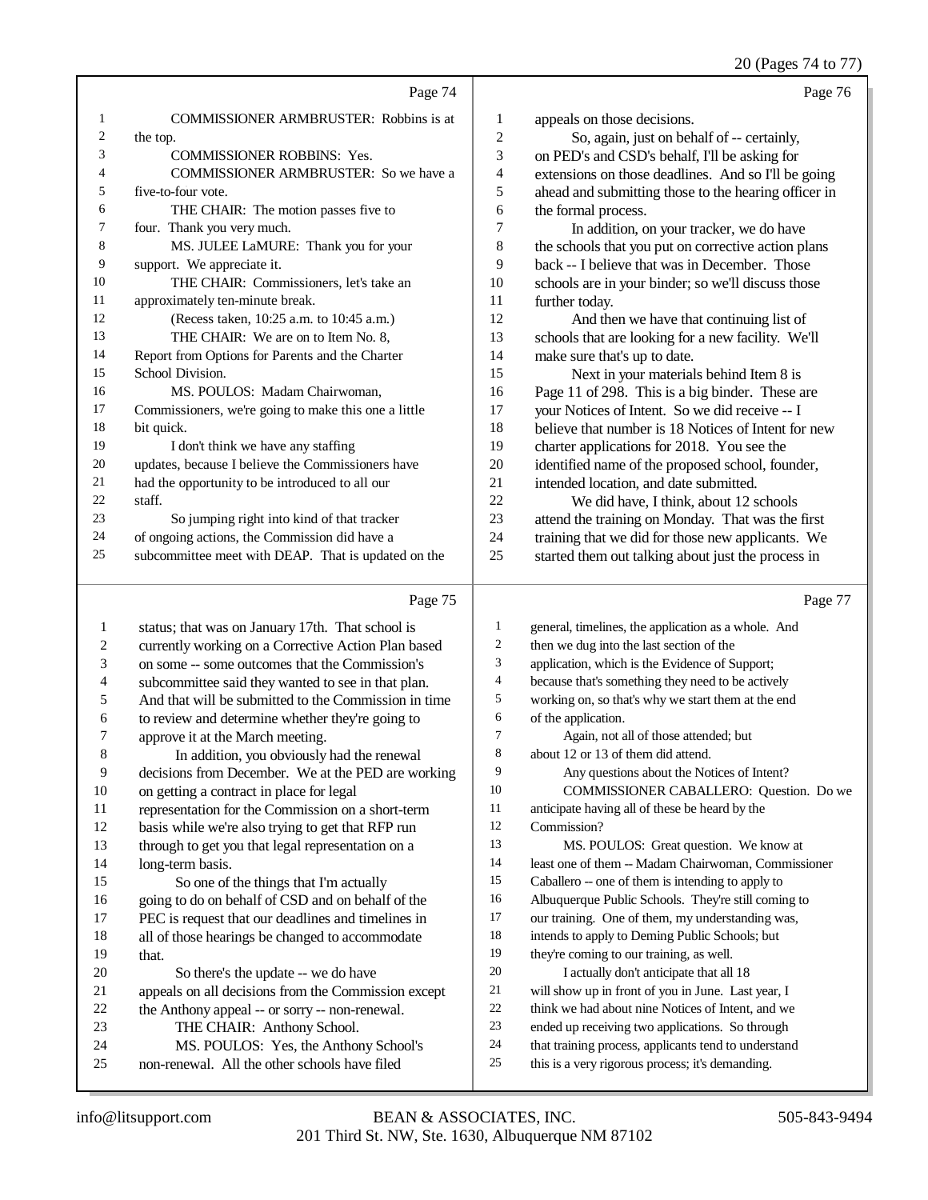Page 74

1 COMMISSIONER ARMBRUSTER: Robbins is at
2 the top.
3 COMMISSIONER ROBBINS: Yes.
4 COMMISSIONER ARMBRUSTER: So we have a
5 five-to-four vote.
6 THE CHAIR: The motion passes five to
7 four. Thank you very much.
8 MS. JULEE LaMURE: Thank you for your
9 support. We appreciate it.
10 THE CHAIR: Commissioners, let's take an
11 approximately ten-minute break.
12 (Recess taken, 10:25 a.m. to 10:45 a.m.)
13 THE CHAIR: We are on to Item No. 8,
14 Report from Options for Parents and the Charter
15 School Division.
16 MS. POULOS: Madam Chairwoman,
17 Commissioners, we're going to make this one a little
18 bit quick.
19 I don't think we have any staffing
20 updates, because I believe the Commissioners have
21 had the opportunity to be introduced to all our
22 staff.
23 So jumping right into kind of that tracker
24 of ongoing actions, the Commission did have a
25 subcommittee meet with DEAP. That is updated on the

Page 75

1 status; that was on January 17th. That school is
2 currently working on a Corrective Action Plan based
3 on some -- some outcomes that the Commission's
4 subcommittee said they wanted to see in that plan.
5 And that will be submitted to the Commission in time
6 to review and determine whether they're going to
7 approve it at the March meeting.
8 In addition, you obviously had the renewal
9 decisions from December. We at the PED are working
10 on getting a contract in place for legal
11 representation for the Commission on a short-term
12 basis while we're also trying to get that RFP run
13 through to get you that legal representation on a
14 long-term basis.
15 So one of the things that I'm actually
16 going to do on behalf of CSD and on behalf of the
17 PEC is request that our deadlines and timelines in
18 all of those hearings be changed to accommodate
19 that.
20 So there's the update -- we do have
21 appeals on all decisions from the Commission except
22 the Anthony appeal -- or sorry -- non-renewal.
23 THE CHAIR: Anthony School.
24 MS. POULOS: Yes, the Anthony School's
25 non-renewal. All the other schools have filed

Page 76

1 appeals on those decisions.
2 So, again, just on behalf of -- certainly,
3 on PED's and CSD's behalf, I'll be asking for
4 extensions on those deadlines. And so I'll be going
5 ahead and submitting those to the hearing officer in
6 the formal process.
7 In addition, on your tracker, we do have
8 the schools that you put on corrective action plans
9 back -- I believe that was in December. Those
10 schools are in your binder; so we'll discuss those
11 further today.
12 And then we have that continuing list of
13 schools that are looking for a new facility. We'll
14 make sure that's up to date.
15 Next in your materials behind Item 8 is
16 Page 11 of 298. This is a big binder. These are
17 your Notices of Intent. So we did receive -- I
18 believe that number is 18 Notices of Intent for new
19 charter applications for 2018. You see the
20 identified name of the proposed school, founder,
21 intended location, and date submitted.
22 We did have, I think, about 12 schools
23 attend the training on Monday. That was the first
24 training that we did for those new applicants. We
25 started them out talking about just the process in

Page 77

1 general, timelines, the application as a whole. And
2 then we dug into the last section of the
3 application, which is the Evidence of Support;
4 because that's something they need to be actively
5 working on, so that's why we start them at the end
6 of the application.
7 Again, not all of those attended; but
8 about 12 or 13 of them did attend.
9 Any questions about the Notices of Intent?
10 COMMISSIONER CABALLERO: Question. Do we
11 anticipate having all of these be heard by the
12 Commission?
13 MS. POULOS: Great question. We know at
14 least one of them -- Madam Chairwoman, Commissioner
15 Caballero -- one of them is intending to apply to
16 Albuquerque Public Schools. They're still coming to
17 our training. One of them, my understanding was,
18 intends to apply to Deming Public Schools; but
19 they're coming to our training, as well.
20 I actually don't anticipate that all 18
21 will show up in front of you in June. Last year, I
22 think we had about nine Notices of Intent, and we
23 ended up receiving two applications. So through
24 that training process, applicants tend to understand
25 this is a very rigorous process; it's demanding.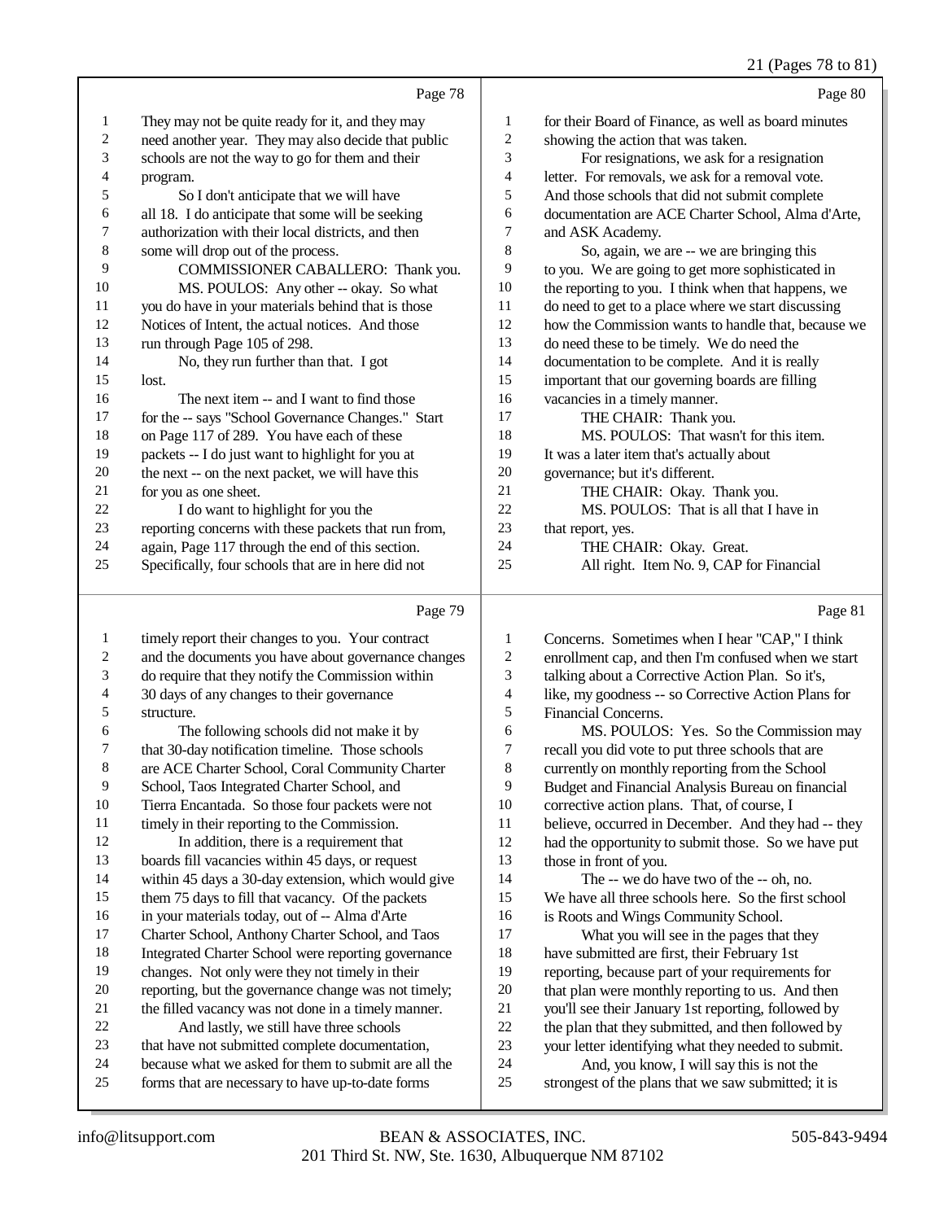Page 78

1 They may not be quite ready for it, and they may
2 need another year. They may also decide that public
3 schools are not the way to go for them and their
4 program.
5 So I don't anticipate that we will have
6 all 18. I do anticipate that some will be seeking
7 authorization with their local districts, and then
8 some will drop out of the process.
9 COMMISSIONER CABALLERO: Thank you.
10 MS. POULOS: Any other -- okay. So what
11 you do have in your materials behind that is those
12 Notices of Intent, the actual notices. And those
13 run through Page 105 of 298.
14 No, they run further than that. I got
15 lost.
16 The next item -- and I want to find those
17 for the -- says "School Governance Changes." Start
18 on Page 117 of 289. You have each of these
19 packets -- I do just want to highlight for you at
20 the next -- on the next packet, we will have this
21 for you as one sheet.
22 I do want to highlight for you the
23 reporting concerns with these packets that run from,
24 again, Page 117 through the end of this section.
25 Specifically, four schools that are in here did not

Page 79

1 timely report their changes to you. Your contract
2 and the documents you have about governance changes
3 do require that they notify the Commission within
4 30 days of any changes to their governance
5 structure.
6 The following schools did not make it by
7 that 30-day notification timeline. Those schools
8 are ACE Charter School, Coral Community Charter
9 School, Taos Integrated Charter School, and
10 Tierra Encantada. So those four packets were not
11 timely in their reporting to the Commission.
12 In addition, there is a requirement that
13 boards fill vacancies within 45 days, or request
14 within 45 days a 30-day extension, which would give
15 them 75 days to fill that vacancy. Of the packets
16 in your materials today, out of -- Alma d'Arte
17 Charter School, Anthony Charter School, and Taos
18 Integrated Charter School were reporting governance
19 changes. Not only were they not timely in their
20 reporting, but the governance change was not timely;
21 the filled vacancy was not done in a timely manner.
22 And lastly, we still have three schools
23 that have not submitted complete documentation,
24 because what we asked for them to submit are all the
25 forms that are necessary to have up-to-date forms

Page 80

1 for their Board of Finance, as well as board minutes
2 showing the action that was taken.
3 For resignations, we ask for a resignation
4 letter. For removals, we ask for a removal vote.
5 And those schools that did not submit complete
6 documentation are ACE Charter School, Alma d'Arte,
7 and ASK Academy.
8 So, again, we are -- we are bringing this
9 to you. We are going to get more sophisticated in
10 the reporting to you. I think when that happens, we
11 do need to get to a place where we start discussing
12 how the Commission wants to handle that, because we
13 do need these to be timely. We do need the
14 documentation to be complete. And it is really
15 important that our governing boards are filling
16 vacancies in a timely manner.
17 THE CHAIR: Thank you.
18 MS. POULOS: That wasn't for this item.
19 It was a later item that's actually about
20 governance; but it's different.
21 THE CHAIR: Okay. Thank you.
22 MS. POULOS: That is all that I have in
23 that report, yes.
24 THE CHAIR: Okay. Great.
25 All right. Item No. 9, CAP for Financial

Page 81

1 Concerns. Sometimes when I hear "CAP," I think
2 enrollment cap, and then I'm confused when we start
3 talking about a Corrective Action Plan. So it's,
4 like, my goodness -- so Corrective Action Plans for
5 Financial Concerns.
6 MS. POULOS: Yes. So the Commission may
7 recall you did vote to put three schools that are
8 currently on monthly reporting from the School
9 Budget and Financial Analysis Bureau on financial
10 corrective action plans. That, of course, I
11 believe, occurred in December. And they had -- they
12 had the opportunity to submit those. So we have put
13 those in front of you.
14 The -- we do have two of the -- oh, no.
15 We have all three schools here. So the first school
16 is Roots and Wings Community School.
17 What you will see in the pages that they
18 have submitted are first, their February 1st
19 reporting, because part of your requirements for
20 that plan were monthly reporting to us. And then
21 you'll see their January 1st reporting, followed by
22 the plan that they submitted, and then followed by
23 your letter identifying what they needed to submit.
24 And, you know, I will say this is not the
25 strongest of the plans that we saw submitted; it is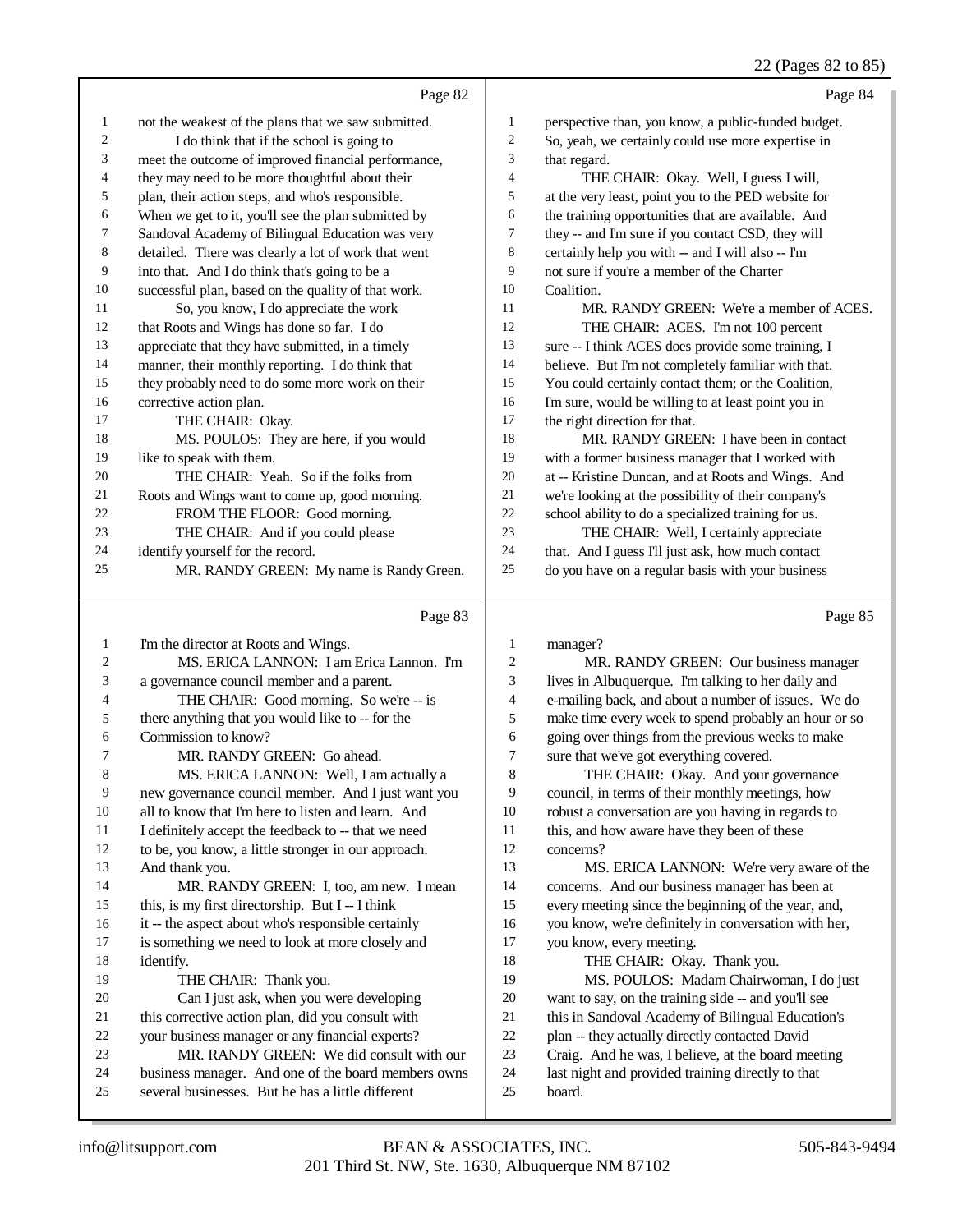Page 82

1 not the weakest of the plans that we saw submitted.
2 I do think that if the school is going to
3 meet the outcome of improved financial performance,
4 they may need to be more thoughtful about their
5 plan, their action steps, and who's responsible.
6 When we get to it, you'll see the plan submitted by
7 Sandoval Academy of Bilingual Education was very
8 detailed. There was clearly a lot of work that went
9 into that. And I do think that's going to be a
10 successful plan, based on the quality of that work.
11 So, you know, I do appreciate the work
12 that Roots and Wings has done so far. I do
13 appreciate that they have submitted, in a timely
14 manner, their monthly reporting. I do think that
15 they probably need to do some more work on their
16 corrective action plan.
17 THE CHAIR: Okay.
18 MS. POULOS: They are here, if you would
19 like to speak with them.
20 THE CHAIR: Yeah. So if the folks from
21 Roots and Wings want to come up, good morning.
22 FROM THE FLOOR: Good morning.
23 THE CHAIR: And if you could please
24 identify yourself for the record.
25 MR. RANDY GREEN: My name is Randy Green.

Page 83

1 I'm the director at Roots and Wings.
2 MS. ERICA LANNON: I am Erica Lannon. I'm
3 a governance council member and a parent.
4 THE CHAIR: Good morning. So we're -- is
5 there anything that you would like to -- for the
6 Commission to know?
7 MR. RANDY GREEN: Go ahead.
8 MS. ERICA LANNON: Well, I am actually a
9 new governance council member. And I just want you
10 all to know that I'm here to listen and learn. And
11 I definitely accept the feedback to -- that we need
12 to be, you know, a little stronger in our approach.
13 And thank you.
14 MR. RANDY GREEN: I, too, am new. I mean
15 this, is my first directorship. But I -- I think
16 it -- the aspect about who's responsible certainly
17 is something we need to look at more closely and
18 identify.
19 THE CHAIR: Thank you.
20 Can I just ask, when you were developing
21 this corrective action plan, did you consult with
22 your business manager or any financial experts?
23 MR. RANDY GREEN: We did consult with our
24 business manager. And one of the board members owns
25 several businesses. But he has a little different

Page 84

1 perspective than, you know, a public-funded budget.
2 So, yeah, we certainly could use more expertise in
3 that regard.
4 THE CHAIR: Okay. Well, I guess I will,
5 at the very least, point you to the PED website for
6 the training opportunities that are available. And
7 they -- and I'm sure if you contact CSD, they will
8 certainly help you with -- and I will also -- I'm
9 not sure if you're a member of the Charter
10 Coalition.
11 MR. RANDY GREEN: We're a member of ACES.
12 THE CHAIR: ACES. I'm not 100 percent
13 sure -- I think ACES does provide some training, I
14 believe. But I'm not completely familiar with that.
15 You could certainly contact them; or the Coalition,
16 I'm sure, would be willing to at least point you in
17 the right direction for that.
18 MR. RANDY GREEN: I have been in contact
19 with a former business manager that I worked with
20 at -- Kristine Duncan, and at Roots and Wings. And
21 we're looking at the possibility of their company's
22 school ability to do a specialized training for us.
23 THE CHAIR: Well, I certainly appreciate
24 that. And I guess I'll just ask, how much contact
25 do you have on a regular basis with your business

Page 85

1 manager?
2 MR. RANDY GREEN: Our business manager
3 lives in Albuquerque. I'm talking to her daily and
4 e-mailing back, and about a number of issues. We do
5 make time every week to spend probably an hour or so
6 going over things from the previous weeks to make
7 sure that we've got everything covered.
8 THE CHAIR: Okay. And your governance
9 council, in terms of their monthly meetings, how
10 robust a conversation are you having in regards to
11 this, and how aware have they been of these
12 concerns?
13 MS. ERICA LANNON: We're very aware of the
14 concerns. And our business manager has been at
15 every meeting since the beginning of the year, and,
16 you know, we're definitely in conversation with her,
17 you know, every meeting.
18 THE CHAIR: Okay. Thank you.
19 MS. POULOS: Madam Chairwoman, I do just
20 want to say, on the training side -- and you'll see
21 this in Sandoval Academy of Bilingual Education's
22 plan -- they actually directly contacted David
23 Craig. And he was, I believe, at the board meeting
24 last night and provided training directly to that
25 board.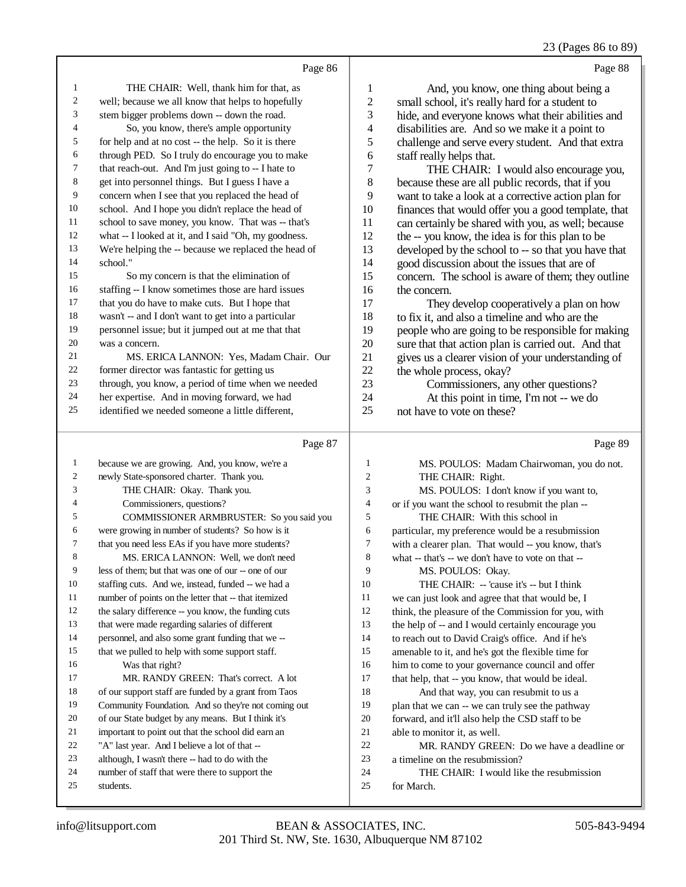Page 86

THE CHAIR: Well, thank him for that, as well; because we all know that helps to hopefully stem bigger problems down -- down the road.

So, you know, there's ample opportunity for help and at no cost -- the help. So it is there through PED. So I truly do encourage you to make that reach-out. And I'm just going to -- I hate to get into personnel things. But I guess I have a concern when I see that you replaced the head of school. And I hope you didn't replace the head of school to save money, you know. That was -- that's what -- I looked at it, and I said "Oh, my goodness. We're helping the -- because we replaced the head of school."

So my concern is that the elimination of staffing -- I know sometimes those are hard issues that you do have to make cuts. But I hope that wasn't -- and I don't want to get into a particular personnel issue; but it jumped out at me that that was a concern.

MS. ERICA LANNON: Yes, Madam Chair. Our former director was fantastic for getting us through, you know, a period of time when we needed her expertise. And in moving forward, we had identified we needed someone a little different,

Page 87

because we are growing. And, you know, we're a newly State-sponsored charter. Thank you.

THE CHAIR: Okay. Thank you.

Commissioners, questions?

COMMISSIONER ARMBRUSTER: So you said you were growing in number of students? So how is it that you need less EAs if you have more students?

MS. ERICA LANNON: Well, we don't need less of them; but that was one of our -- one of our staffing cuts. And we, instead, funded -- we had a number of points on the letter that -- that itemized the salary difference -- you know, the funding cuts that were made regarding salaries of different personnel, and also some grant funding that we -- that we pulled to help with some support staff.

Was that right?

MR. RANDY GREEN: That's correct. A lot of our support staff are funded by a grant from Taos Community Foundation. And so they're not coming out of our State budget by any means. But I think it's important to point out that the school did earn an "A" last year. And I believe a lot of that -- although, I wasn't there -- had to do with the number of staff that were there to support the students.

Page 88

And, you know, one thing about being a small school, it's really hard for a student to hide, and everyone knows what their abilities and disabilities are. And so we make it a point to challenge and serve every student. And that extra staff really helps that.

THE CHAIR: I would also encourage you, because these are all public records, that if you want to take a look at a corrective action plan for finances that would offer you a good template, that can certainly be shared with you, as well; because the -- you know, the idea is for this plan to be developed by the school to -- so that you have that good discussion about the issues that are of concern. The school is aware of them; they outline the concern.

They develop cooperatively a plan on how to fix it, and also a timeline and who are the people who are going to be responsible for making sure that that action plan is carried out. And that gives us a clearer vision of your understanding of the whole process, okay?

Commissioners, any other questions?

At this point in time, I'm not -- we do not have to vote on these?

Page 89

MS. POULOS: Madam Chairwoman, you do not.

THE CHAIR: Right.

MS. POULOS: I don't know if you want to, or if you want the school to resubmit the plan --

THE CHAIR: With this school in particular, my preference would be a resubmission with a clearer plan. That would -- you know, that's what -- that's -- we don't have to vote on that --

MS. POULOS: Okay.

THE CHAIR: -- 'cause it's -- but I think we can just look and agree that that would be, I think, the pleasure of the Commission for you, with the help of -- and I would certainly encourage you to reach out to David Craig's office. And if he's amenable to it, and he's got the flexible time for him to come to your governance council and offer that help, that -- you know, that would be ideal.

And that way, you can resubmit to us a plan that we can -- we can truly see the pathway forward, and it'll also help the CSD staff to be able to monitor it, as well.

MR. RANDY GREEN: Do we have a deadline or a timeline on the resubmission?

THE CHAIR: I would like the resubmission for March.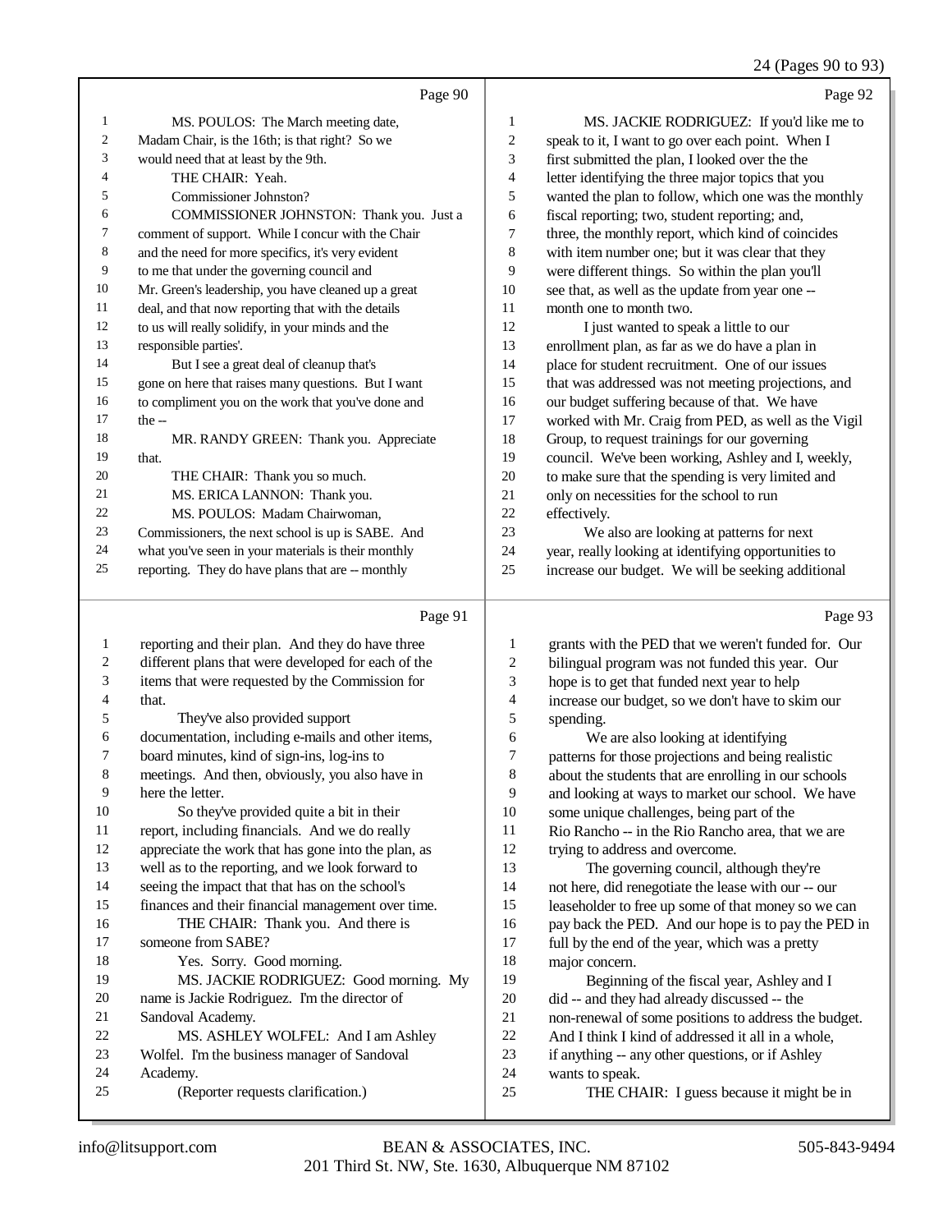Page 90

1 MS. POULOS: The March meeting date,
2 Madam Chair, is the 16th; is that right? So we
3 would need that at least by the 9th.
4 THE CHAIR: Yeah.
5 Commissioner Johnston?
6 COMMISSIONER JOHNSTON: Thank you. Just a
7 comment of support. While I concur with the Chair
8 and the need for more specifics, it's very evident
9 to me that under the governing council and
10 Mr. Green's leadership, you have cleaned up a great
11 deal, and that now reporting that with the details
12 to us will really solidify, in your minds and the
13 responsible parties'.
14 But I see a great deal of cleanup that's
15 gone on here that raises many questions. But I want
16 to compliment you on the work that you've done and
17 the --
18 MR. RANDY GREEN: Thank you. Appreciate
19 that.
20 THE CHAIR: Thank you so much.
21 MS. ERICA LANNON: Thank you.
22 MS. POULOS: Madam Chairwoman,
23 Commissioners, the next school is up is SABE. And
24 what you've seen in your materials is their monthly
25 reporting. They do have plans that are -- monthly

Page 91

1 reporting and their plan. And they do have three
2 different plans that were developed for each of the
3 items that were requested by the Commission for
4 that.
5 They've also provided support
6 documentation, including e-mails and other items,
7 board minutes, kind of sign-ins, log-ins to
8 meetings. And then, obviously, you also have in
9 here the letter.
10 So they've provided quite a bit in their
11 report, including financials. And we do really
12 appreciate the work that has gone into the plan, as
13 well as to the reporting, and we look forward to
14 seeing the impact that that has on the school's
15 finances and their financial management over time.
16 THE CHAIR: Thank you. And there is
17 someone from SABE?
18 Yes. Sorry. Good morning.
19 MS. JACKIE RODRIGUEZ: Good morning. My
20 name is Jackie Rodriguez. I'm the director of
21 Sandoval Academy.
22 MS. ASHLEY WOLFEL: And I am Ashley
23 Wolfel. I'm the business manager of Sandoval
24 Academy.
25 (Reporter requests clarification.)

Page 92

1 MS. JACKIE RODRIGUEZ: If you'd like me to
2 speak to it, I want to go over each point. When I
3 first submitted the plan, I looked over the the
4 letter identifying the three major topics that you
5 wanted the plan to follow, which one was the monthly
6 fiscal reporting; two, student reporting; and,
7 three, the monthly report, which kind of coincides
8 with item number one; but it was clear that they
9 were different things. So within the plan you'll
10 see that, as well as the update from year one --
11 month one to month two.
12 I just wanted to speak a little to our
13 enrollment plan, as far as we do have a plan in
14 place for student recruitment. One of our issues
15 that was addressed was not meeting projections, and
16 our budget suffering because of that. We have
17 worked with Mr. Craig from PED, as well as the Vigil
18 Group, to request trainings for our governing
19 council. We've been working, Ashley and I, weekly,
20 to make sure that the spending is very limited and
21 only on necessities for the school to run
22 effectively.
23 We also are looking at patterns for next
24 year, really looking at identifying opportunities to
25 increase our budget. We will be seeking additional

Page 93

1 grants with the PED that we weren't funded for. Our
2 bilingual program was not funded this year. Our
3 hope is to get that funded next year to help
4 increase our budget, so we don't have to skim our
5 spending.
6 We are also looking at identifying
7 patterns for those projections and being realistic
8 about the students that are enrolling in our schools
9 and looking at ways to market our school. We have
10 some unique challenges, being part of the
11 Rio Rancho -- in the Rio Rancho area, that we are
12 trying to address and overcome.
13 The governing council, although they're
14 not here, did renegotiate the lease with our -- our
15 leaseholder to free up some of that money so we can
16 pay back the PED. And our hope is to pay the PED in
17 full by the end of the year, which was a pretty
18 major concern.
19 Beginning of the fiscal year, Ashley and I
20 did -- and they had already discussed -- the
21 non-renewal of some positions to address the budget.
22 And I think I kind of addressed it all in a whole,
23 if anything -- any other questions, or if Ashley
24 wants to speak.
25 THE CHAIR: I guess because it might be in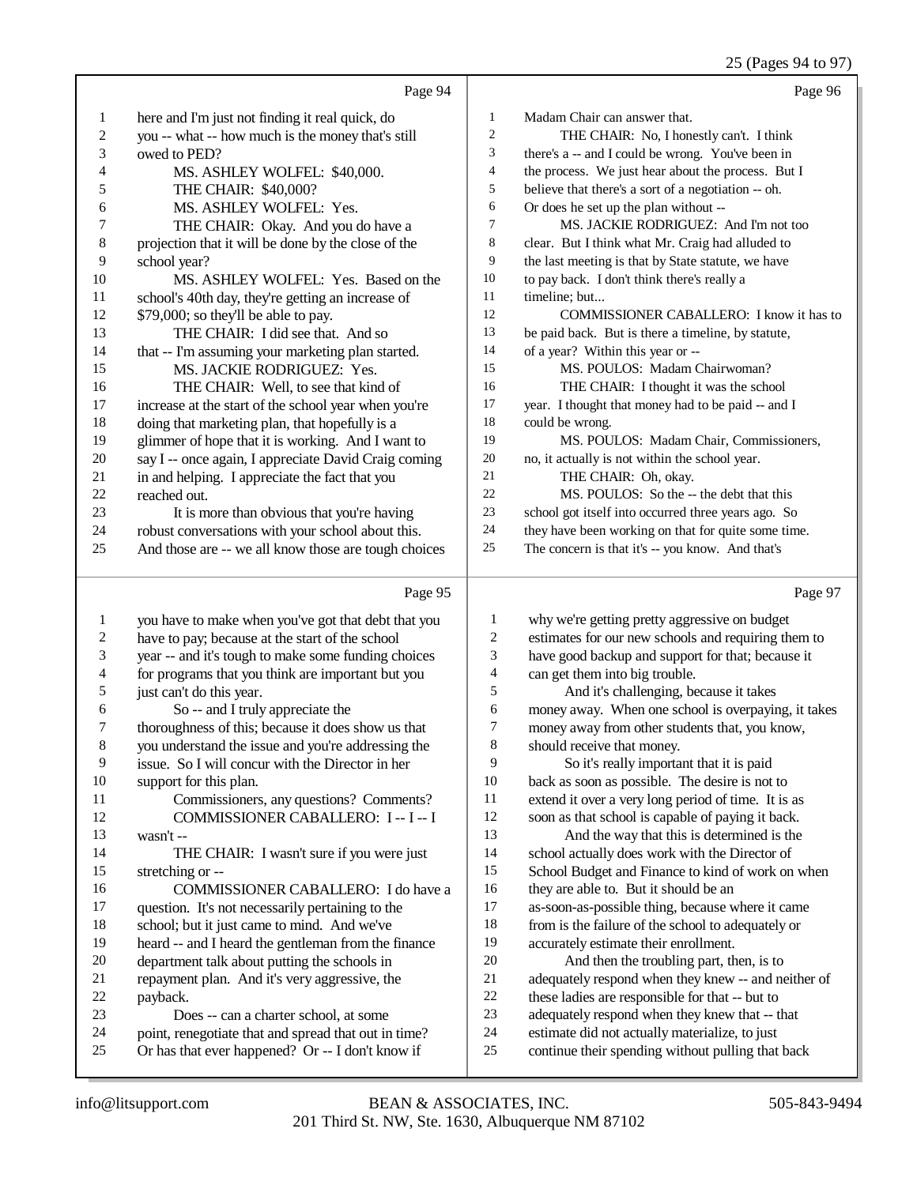Page 94

1 here and I'm just not finding it real quick, do
2 you -- what -- how much is the money that's still
3 owed to PED?
4 MS. ASHLEY WOLFEL: $40,000.
5 THE CHAIR: $40,000?
6 MS. ASHLEY WOLFEL: Yes.
7 THE CHAIR: Okay. And you do have a
8 projection that it will be done by the close of the
9 school year?
10 MS. ASHLEY WOLFEL: Yes. Based on the
11 school's 40th day, they're getting an increase of
12 $79,000; so they'll be able to pay.
13 THE CHAIR: I did see that. And so
14 that -- I'm assuming your marketing plan started.
15 MS. JACKIE RODRIGUEZ: Yes.
16 THE CHAIR: Well, to see that kind of
17 increase at the start of the school year when you're
18 doing that marketing plan, that hopefully is a
19 glimmer of hope that it is working. And I want to
20 say I -- once again, I appreciate David Craig coming
21 in and helping. I appreciate the fact that you
22 reached out.
23 It is more than obvious that you're having
24 robust conversations with your school about this.
25 And those are -- we all know those are tough choices

Page 95

1 you have to make when you've got that debt that you
2 have to pay; because at the start of the school
3 year -- and it's tough to make some funding choices
4 for programs that you think are important but you
5 just can't do this year.
6 So -- and I truly appreciate the
7 thoroughness of this; because it does show us that
8 you understand the issue and you're addressing the
9 issue. So I will concur with the Director in her
10 support for this plan.
11 Commissioners, any questions? Comments?
12 COMMISSIONER CABALLERO: I -- I -- I
13 wasn't --
14 THE CHAIR: I wasn't sure if you were just
15 stretching or --
16 COMMISSIONER CABALLERO: I do have a
17 question. It's not necessarily pertaining to the
18 school; but it just came to mind. And we've
19 heard -- and I heard the gentleman from the finance
20 department talk about putting the schools in
21 repayment plan. And it's very aggressive, the
22 payback.
23 Does -- can a charter school, at some
24 point, renegotiate that and spread that out in time?
25 Or has that ever happened? Or -- I don't know if

Page 96

1 Madam Chair can answer that.
2 THE CHAIR: No, I honestly can't. I think
3 there's a -- and I could be wrong. You've been in
4 the process. We just hear about the process. But I
5 believe that there's a sort of a negotiation -- oh.
6 Or does he set up the plan without --
7 MS. JACKIE RODRIGUEZ: And I'm not too
8 clear. But I think what Mr. Craig had alluded to
9 the last meeting is that by State statute, we have
10 to pay back. I don't think there's really a
11 timeline; but...
12 COMMISSIONER CABALLERO: I know it has to
13 be paid back. But is there a timeline, by statute,
14 of a year? Within this year or --
15 MS. POULOS: Madam Chairwoman?
16 THE CHAIR: I thought it was the school
17 year. I thought that money had to be paid -- and I
18 could be wrong.
19 MS. POULOS: Madam Chair, Commissioners,
20 no, it actually is not within the school year.
21 THE CHAIR: Oh, okay.
22 MS. POULOS: So the -- the debt that this
23 school got itself into occurred three years ago. So
24 they have been working on that for quite some time.
25 The concern is that it's -- you know. And that's

Page 97

1 why we're getting pretty aggressive on budget
2 estimates for our new schools and requiring them to
3 have good backup and support for that; because it
4 can get them into big trouble.
5 And it's challenging, because it takes
6 money away. When one school is overpaying, it takes
7 money away from other students that, you know,
8 should receive that money.
9 So it's really important that it is paid
10 back as soon as possible. The desire is not to
11 extend it over a very long period of time. It is as
12 soon as that school is capable of paying it back.
13 And the way that this is determined is the
14 school actually does work with the Director of
15 School Budget and Finance to kind of work on when
16 they are able to. But it should be an
17 as-soon-as-possible thing, because where it came
18 from is the failure of the school to adequately or
19 accurately estimate their enrollment.
20 And then the troubling part, then, is to
21 adequately respond when they knew -- and neither of
22 these ladies are responsible for that -- but to
23 adequately respond when they knew that -- that
24 estimate did not actually materialize, to just
25 continue their spending without pulling that back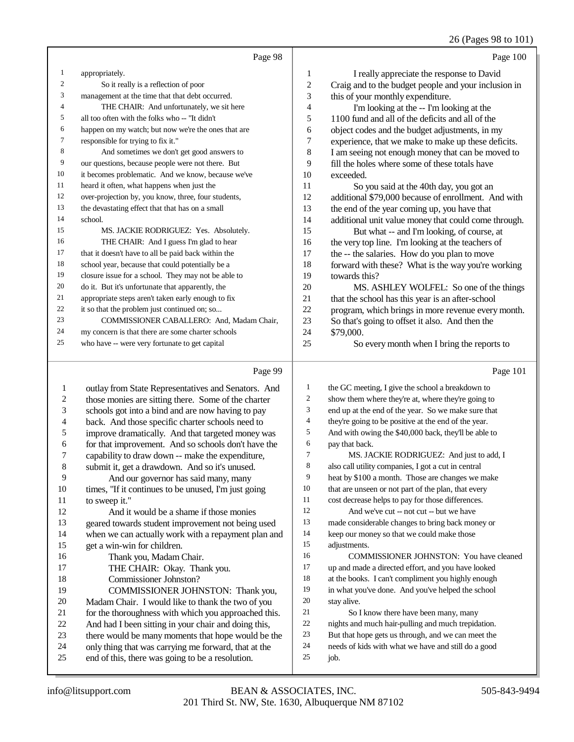Page 98

1 appropriately.
2 So it really is a reflection of poor
3 management at the time that that debt occurred.
4 THE CHAIR: And unfortunately, we sit here
5 all too often with the folks who -- "It didn't
6 happen on my watch; but now we're the ones that are
7 responsible for trying to fix it."
8 And sometimes we don't get good answers to
9 our questions, because people were not there. But
10 it becomes problematic. And we know, because we've
11 heard it often, what happens when just the
12 over-projection by, you know, three, four students,
13 the devastating effect that that has on a small
14 school.
15 MS. JACKIE RODRIGUEZ: Yes. Absolutely.
16 THE CHAIR: And I guess I'm glad to hear
17 that it doesn't have to all be paid back within the
18 school year, because that could potentially be a
19 closure issue for a school. They may not be able to
20 do it. But it's unfortunate that apparently, the
21 appropriate steps aren't taken early enough to fix
22 it so that the problem just continued on; so...
23 COMMISSIONER CABALLERO: And, Madam Chair,
24 my concern is that there are some charter schools
25 who have -- were very fortunate to get capital

Page 99

1 outlay from State Representatives and Senators. And
2 those monies are sitting there. Some of the charter
3 schools got into a bind and are now having to pay
4 back. And those specific charter schools need to
5 improve dramatically. And that targeted money was
6 for that improvement. And so schools don't have the
7 capability to draw down -- make the expenditure,
8 submit it, get a drawdown. And so it's unused.
9 And our governor has said many, many
10 times, "If it continues to be unused, I'm just going
11 to sweep it."
12 And it would be a shame if those monies
13 geared towards student improvement not being used
14 when we can actually work with a repayment plan and
15 get a win-win for children.
16 Thank you, Madam Chair.
17 THE CHAIR: Okay. Thank you.
18 Commissioner Johnston?
19 COMMISSIONER JOHNSTON: Thank you,
20 Madam Chair. I would like to thank the two of you
21 for the thoroughness with which you approached this.
22 And had I been sitting in your chair and doing this,
23 there would be many moments that hope would be the
24 only thing that was carrying me forward, that at the
25 end of this, there was going to be a resolution.

Page 100

1 I really appreciate the response to David
2 Craig and to the budget people and your inclusion in
3 this of your monthly expenditure.
4 I'm looking at the -- I'm looking at the
5 1100 fund and all of the deficits and all of the
6 object codes and the budget adjustments, in my
7 experience, that we make to make up these deficits.
8 I am seeing not enough money that can be moved to
9 fill the holes where some of these totals have
10 exceeded.
11 So you said at the 40th day, you got an
12 additional $79,000 because of enrollment. And with
13 the end of the year coming up, you have that
14 additional unit value money that could come through.
15 But what -- and I'm looking, of course, at
16 the very top line. I'm looking at the teachers of
17 the -- the salaries. How do you plan to move
18 forward with these? What is the way you're working
19 towards this?
20 MS. ASHLEY WOLFEL: So one of the things
21 that the school has this year is an after-school
22 program, which brings in more revenue every month.
23 So that's going to offset it also. And then the
24 $79,000.
25 So every month when I bring the reports to

Page 101

1 the GC meeting, I give the school a breakdown to
2 show them where they're at, where they're going to
3 end up at the end of the year. So we make sure that
4 they're going to be positive at the end of the year.
5 And with owing the $40,000 back, they'll be able to
6 pay that back.
7 MS. JACKIE RODRIGUEZ: And just to add, I
8 also call utility companies, I got a cut in central
9 heat by $100 a month. Those are changes we make
10 that are unseen or not part of the plan, that every
11 cost decrease helps to pay for those differences.
12 And we've cut -- not cut -- but we have
13 made considerable changes to bring back money or
14 keep our money so that we could make those
15 adjustments.
16 COMMISSIONER JOHNSTON: You have cleaned
17 up and made a directed effort, and you have looked
18 at the books. I can't compliment you highly enough
19 in what you've done. And you've helped the school
20 stay alive.
21 So I know there have been many, many
22 nights and much hair-pulling and much trepidation.
23 But that hope gets us through, and we can meet the
24 needs of kids with what we have and still do a good
25 job.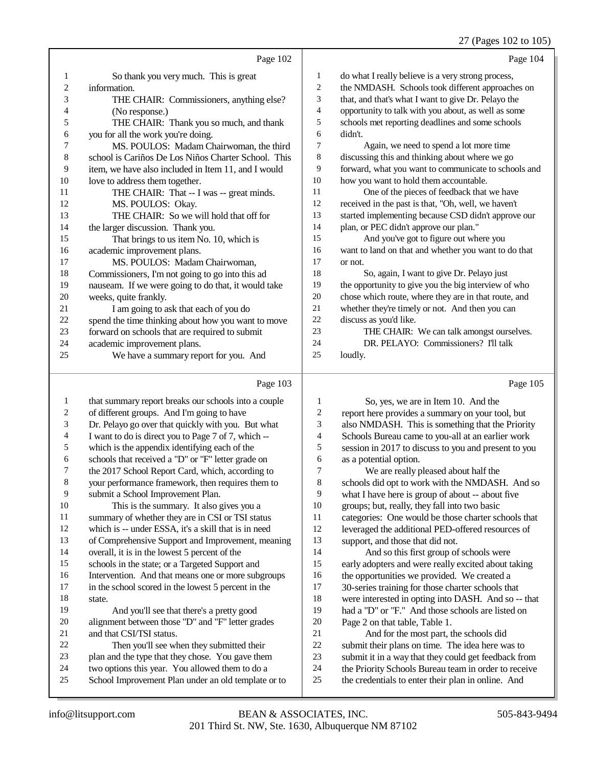Page 102

1 So thank you very much. This is great
2 information.
3 THE CHAIR: Commissioners, anything else?
4 (No response.)
5 THE CHAIR: Thank you so much, and thank
6 you for all the work you're doing.
7 MS. POULOS: Madam Chairwoman, the third
8 school is Cariños De Los Niños Charter School. This
9 item, we have also included in Item 11, and I would
10 love to address them together.
11 THE CHAIR: That -- I was -- great minds.
12 MS. POULOS: Okay.
13 THE CHAIR: So we will hold that off for
14 the larger discussion. Thank you.
15 That brings to us item No. 10, which is
16 academic improvement plans.
17 MS. POULOS: Madam Chairwoman,
18 Commissioners, I'm not going to go into this ad
19 nauseam. If we were going to do that, it would take
20 weeks, quite frankly.
21 I am going to ask that each of you do
22 spend the time thinking about how you want to move
23 forward on schools that are required to submit
24 academic improvement plans.
25 We have a summary report for you. And

Page 103

1 that summary report breaks our schools into a couple
2 of different groups. And I'm going to have
3 Dr. Pelayo go over that quickly with you. But what
4 I want to do is direct you to Page 7 of 7, which --
5 which is the appendix identifying each of the
6 schools that received a "D" or "F" letter grade on
7 the 2017 School Report Card, which, according to
8 your performance framework, then requires them to
9 submit a School Improvement Plan.
10 This is the summary. It also gives you a
11 summary of whether they are in CSI or TSI status
12 which is -- under ESSA, it's a skill that is in need
13 of Comprehensive Support and Improvement, meaning
14 overall, it is in the lowest 5 percent of the
15 schools in the state; or a Targeted Support and
16 Intervention. And that means one or more subgroups
17 in the school scored in the lowest 5 percent in the
18 state.
19 And you'll see that there's a pretty good
20 alignment between those "D" and "F" letter grades
21 and that CSI/TSI status.
22 Then you'll see when they submitted their
23 plan and the type that they chose. You gave them
24 two options this year. You allowed them to do a
25 School Improvement Plan under an old template or to

Page 104

1 do what I really believe is a very strong process,
2 the NMDASH. Schools took different approaches on
3 that, and that's what I want to give Dr. Pelayo the
4 opportunity to talk with you about, as well as some
5 schools met reporting deadlines and some schools
6 didn't.
7 Again, we need to spend a lot more time
8 discussing this and thinking about where we go
9 forward, what you want to communicate to schools and
10 how you want to hold them accountable.
11 One of the pieces of feedback that we have
12 received in the past is that, "Oh, well, we haven't
13 started implementing because CSD didn't approve our
14 plan, or PEC didn't approve our plan."
15 And you've got to figure out where you
16 want to land on that and whether you want to do that
17 or not.
18 So, again, I want to give Dr. Pelayo just
19 the opportunity to give you the big interview of who
20 chose which route, where they are in that route, and
21 whether they're timely or not. And then you can
22 discuss as you'd like.
23 THE CHAIR: We can talk amongst ourselves.
24 DR. PELAYO: Commissioners? I'll talk
25 loudly.

Page 105

1 So, yes, we are in Item 10. And the
2 report here provides a summary on your tool, but
3 also NMDASH. This is something that the Priority
4 Schools Bureau came to you-all at an earlier work
5 session in 2017 to discuss to you and present to you
6 as a potential option.
7 We are really pleased about half the
8 schools did opt to work with the NMDASH. And so
9 what I have here is group of about -- about five
10 groups; but, really, they fall into two basic
11 categories: One would be those charter schools that
12 leveraged the additional PED-offered resources of
13 support, and those that did not.
14 And so this first group of schools were
15 early adopters and were really excited about taking
16 the opportunities we provided. We created a
17 30-series training for those charter schools that
18 were interested in opting into DASH. And so -- that
19 had a "D" or "F." And those schools are listed on
20 Page 2 on that table, Table 1.
21 And for the most part, the schools did
22 submit their plans on time. The idea here was to
23 submit it in a way that they could get feedback from
24 the Priority Schools Bureau team in order to receive
25 the credentials to enter their plan in online. And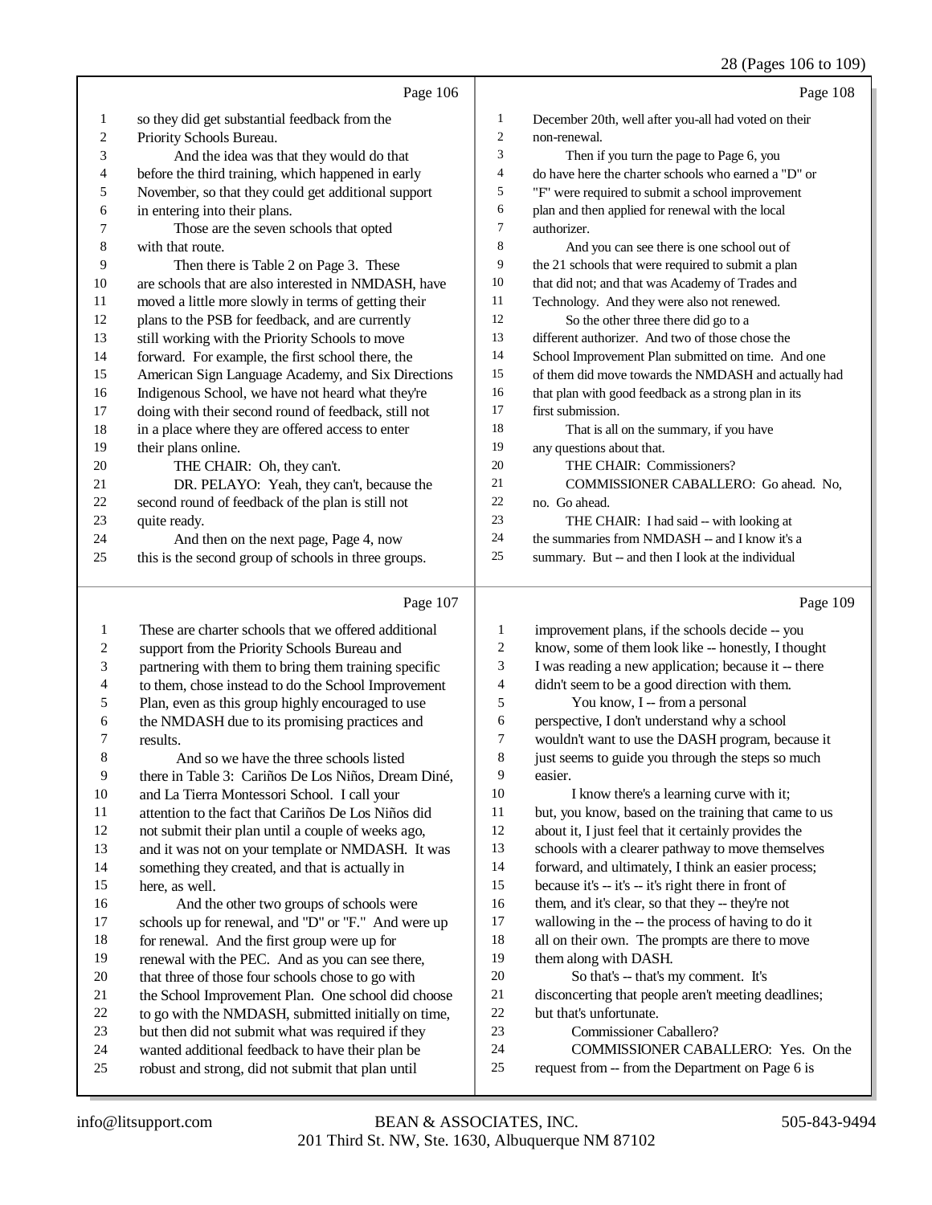Page 106

1 so they did get substantial feedback from the
2 Priority Schools Bureau.
3 And the idea was that they would do that
4 before the third training, which happened in early
5 November, so that they could get additional support
6 in entering into their plans.
7 Those are the seven schools that opted
8 with that route.
9 Then there is Table 2 on Page 3. These
10 are schools that are also interested in NMDASH, have
11 moved a little more slowly in terms of getting their
12 plans to the PSB for feedback, and are currently
13 still working with the Priority Schools to move
14 forward. For example, the first school there, the
15 American Sign Language Academy, and Six Directions
16 Indigenous School, we have not heard what they're
17 doing with their second round of feedback, still not
18 in a place where they are offered access to enter
19 their plans online.
20 THE CHAIR: Oh, they can't.
21 DR. PELAYO: Yeah, they can't, because the
22 second round of feedback of the plan is still not
23 quite ready.
24 And then on the next page, Page 4, now
25 this is the second group of schools in three groups.

Page 107

1 These are charter schools that we offered additional
2 support from the Priority Schools Bureau and
3 partnering with them to bring them training specific
4 to them, chose instead to do the School Improvement
5 Plan, even as this group highly encouraged to use
6 the NMDASH due to its promising practices and
7 results.
8 And so we have the three schools listed
9 there in Table 3: Cariños De Los Niños, Dream Diné,
10 and La Tierra Montessori School. I call your
11 attention to the fact that Cariños De Los Niños did
12 not submit their plan until a couple of weeks ago,
13 and it was not on your template or NMDASH. It was
14 something they created, and that is actually in
15 here, as well.
16 And the other two groups of schools were
17 schools up for renewal, and "D" or "F." And were up
18 for renewal. And the first group were up for
19 renewal with the PEC. And as you can see there,
20 that three of those four schools chose to go with
21 the School Improvement Plan. One school did choose
22 to go with the NMDASH, submitted initially on time,
23 but then did not submit what was required if they
24 wanted additional feedback to have their plan be
25 robust and strong, did not submit that plan until

Page 108

1 December 20th, well after you-all had voted on their
2 non-renewal.
3 Then if you turn the page to Page 6, you
4 do have here the charter schools who earned a "D" or
5 "F" were required to submit a school improvement
6 plan and then applied for renewal with the local
7 authorizer.
8 And you can see there is one school out of
9 the 21 schools that were required to submit a plan
10 that did not; and that was Academy of Trades and
11 Technology. And they were also not renewed.
12 So the other three there did go to a
13 different authorizer. And two of those chose the
14 School Improvement Plan submitted on time. And one
15 of them did move towards the NMDASH and actually had
16 that plan with good feedback as a strong plan in its
17 first submission.
18 That is all on the summary, if you have
19 any questions about that.
20 THE CHAIR: Commissioners?
21 COMMISSIONER CABALLERO: Go ahead. No,
22 no. Go ahead.
23 THE CHAIR: I had said -- with looking at
24 the summaries from NMDASH -- and I know it's a
25 summary. But -- and then I look at the individual

Page 109

1 improvement plans, if the schools decide -- you
2 know, some of them look like -- honestly, I thought
3 I was reading a new application; because it -- there
4 didn't seem to be a good direction with them.
5 You know, I -- from a personal
6 perspective, I don't understand why a school
7 wouldn't want to use the DASH program, because it
8 just seems to guide you through the steps so much
9 easier.
10 I know there's a learning curve with it;
11 but, you know, based on the training that came to us
12 about it, I just feel that it certainly provides the
13 schools with a clearer pathway to move themselves
14 forward, and ultimately, I think an easier process;
15 because it's -- it's -- it's right there in front of
16 them, and it's clear, so that they -- they're not
17 wallowing in the -- the process of having to do it
18 all on their own. The prompts are there to move
19 them along with DASH.
20 So that's -- that's my comment. It's
21 disconcerting that people aren't meeting deadlines;
22 but that's unfortunate.
23 Commissioner Caballero?
24 COMMISSIONER CABALLERO: Yes. On the
25 request from -- from the Department on Page 6 is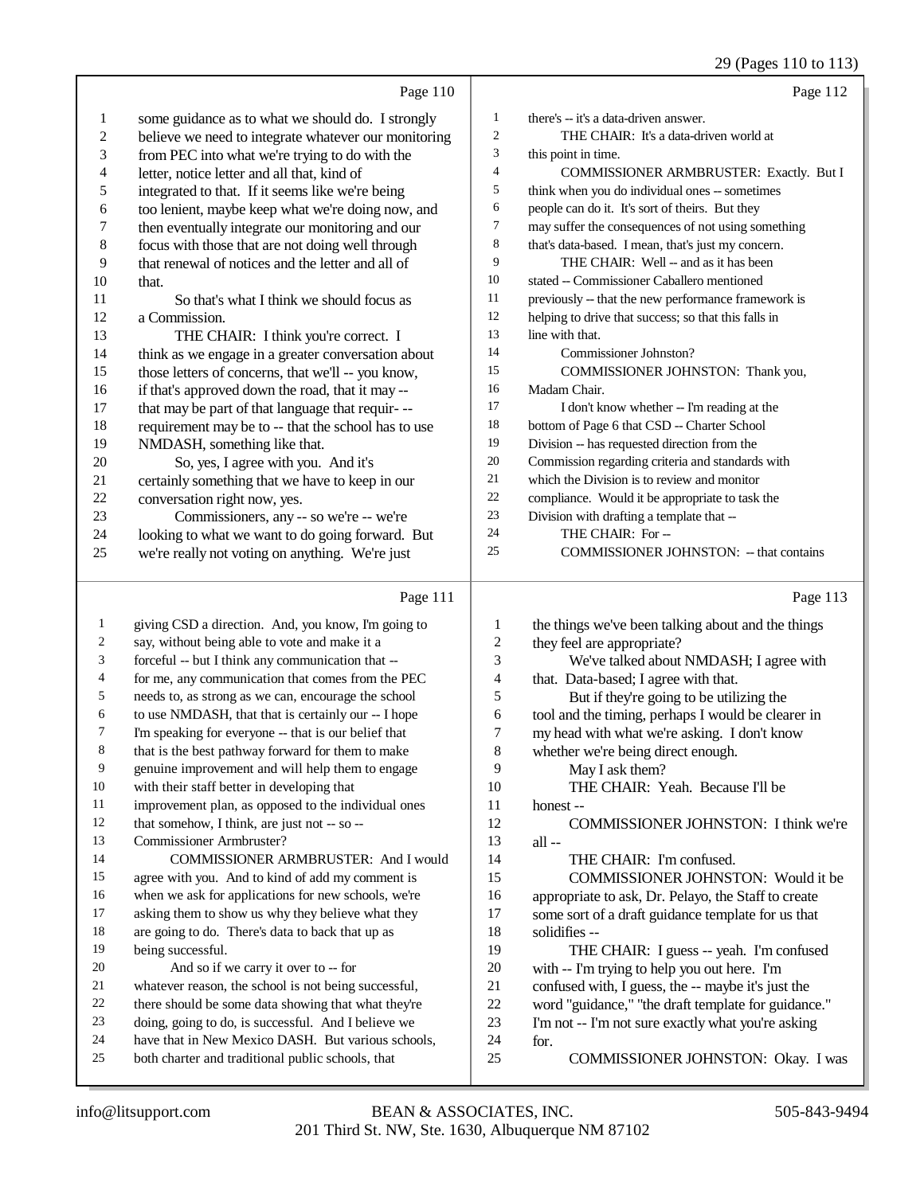Page 110

1 some guidance as to what we should do. I strongly
2 believe we need to integrate whatever our monitoring
3 from PEC into what we're trying to do with the
4 letter, notice letter and all that, kind of
5 integrated to that. If it seems like we're being
6 too lenient, maybe keep what we're doing now, and
7 then eventually integrate our monitoring and our
8 focus with those that are not doing well through
9 that renewal of notices and the letter and all of
10 that.
11 So that's what I think we should focus as
12 a Commission.
13 THE CHAIR: I think you're correct. I
14 think as we engage in a greater conversation about
15 those letters of concerns, that we'll -- you know,
16 if that's approved down the road, that it may --
17 that may be part of that language that requir- --
18 requirement may be to -- that the school has to use
19 NMDASH, something like that.
20 So, yes, I agree with you. And it's
21 certainly something that we have to keep in our
22 conversation right now, yes.
23 Commissioners, any -- so we're -- we're
24 looking to what we want to do going forward. But
25 we're really not voting on anything. We're just

Page 111

1 giving CSD a direction. And, you know, I'm going to
2 say, without being able to vote and make it a
3 forceful -- but I think any communication that --
4 for me, any communication that comes from the PEC
5 needs to, as strong as we can, encourage the school
6 to use NMDASH, that that is certainly our -- I hope
7 I'm speaking for everyone -- that is our belief that
8 that is the best pathway forward for them to make
9 genuine improvement and will help them to engage
10 with their staff better in developing that
11 improvement plan, as opposed to the individual ones
12 that somehow, I think, are just not -- so --
13 Commissioner Armbruster?
14 COMMISSIONER ARMBRUSTER: And I would
15 agree with you. And to kind of add my comment is
16 when we ask for applications for new schools, we're
17 asking them to show us why they believe what they
18 are going to do. There's data to back that up as
19 being successful.
20 And so if we carry it over to -- for
21 whatever reason, the school is not being successful,
22 there should be some data showing that what they're
23 doing, going to do, is successful. And I believe we
24 have that in New Mexico DASH. But various schools,
25 both charter and traditional public schools, that

Page 112

1 there's -- it's a data-driven answer.
2 THE CHAIR: It's a data-driven world at
3 this point in time.
4 COMMISSIONER ARMBRUSTER: Exactly. But I
5 think when you do individual ones -- sometimes
6 people can do it. It's sort of theirs. But they
7 may suffer the consequences of not using something
8 that's data-based. I mean, that's just my concern.
9 THE CHAIR: Well -- and as it has been
10 stated -- Commissioner Caballero mentioned
11 previously -- that the new performance framework is
12 helping to drive that success; so that this falls in
13 line with that.
14 Commissioner Johnston?
15 COMMISSIONER JOHNSTON: Thank you,
16 Madam Chair.
17 I don't know whether -- I'm reading at the
18 bottom of Page 6 that CSD -- Charter School
19 Division -- has requested direction from the
20 Commission regarding criteria and standards with
21 which the Division is to review and monitor
22 compliance. Would it be appropriate to task the
23 Division with drafting a template that --
24 THE CHAIR: For --
25 COMMISSIONER JOHNSTON: -- that contains

Page 113

1 the things we've been talking about and the things
2 they feel are appropriate?
3 We've talked about NMDASH; I agree with
4 that. Data-based; I agree with that.
5 But if they're going to be utilizing the
6 tool and the timing, perhaps I would be clearer in
7 my head with what we're asking. I don't know
8 whether we're being direct enough.
9 May I ask them?
10 THE CHAIR: Yeah. Because I'll be
11 honest --
12 COMMISSIONER JOHNSTON: I think we're
13 all --
14 THE CHAIR: I'm confused.
15 COMMISSIONER JOHNSTON: Would it be
16 appropriate to ask, Dr. Pelayo, the Staff to create
17 some sort of a draft guidance template for us that
18 solidifies --
19 THE CHAIR: I guess -- yeah. I'm confused
20 with -- I'm trying to help you out here. I'm
21 confused with, I guess, the -- maybe it's just the
22 word "guidance," "the draft template for guidance."
23 I'm not -- I'm not sure exactly what you're asking
24 for.
25 COMMISSIONER JOHNSTON: Okay. I was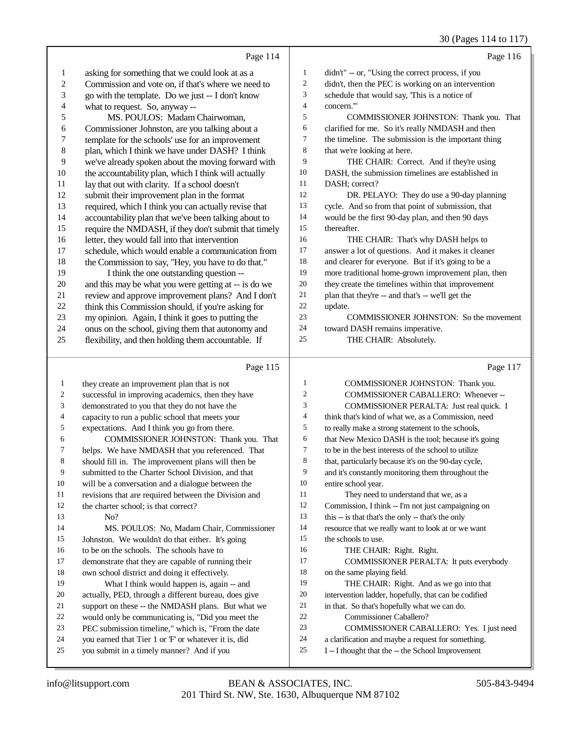Page 114

1 asking for something that we could look at as a
2 Commission and vote on, if that's where we need to
3 go with the template. Do we just -- I don't know
4 what to request. So, anyway --
5 MS. POULOS: Madam Chairwoman,
6 Commissioner Johnston, are you talking about a
7 template for the schools' use for an improvement
8 plan, which I think we have under DASH? I think
9 we've already spoken about the moving forward with
10 the accountability plan, which I think will actually
11 lay that out with clarity. If a school doesn't
12 submit their improvement plan in the format
13 required, which I think you can actually revise that
14 accountability plan that we've been talking about to
15 require the NMDASH, if they don't submit that timely
16 letter, they would fall into that intervention
17 schedule, which would enable a communication from
18 the Commission to say, "Hey, you have to do that."
19 I think the one outstanding question --
20 and this may be what you were getting at -- is do we
21 review and approve improvement plans? And I don't
22 think this Commission should, if you're asking for
23 my opinion. Again, I think it goes to putting the
24 onus on the school, giving them that autonomy and
25 flexibility, and then holding them accountable. If

Page 115

1 they create an improvement plan that is not
2 successful in improving academics, then they have
3 demonstrated to you that they do not have the
4 capacity to run a public school that meets your
5 expectations. And I think you go from there.
6 COMMISSIONER JOHNSTON: Thank you. That
7 helps. We have NMDASH that you referenced. That
8 should fill in. The improvement plans will then be
9 submitted to the Charter School Division, and that
10 will be a conversation and a dialogue between the
11 revisions that are required between the Division and
12 the charter school; is that correct?
13 No?
14 MS. POULOS: No, Madam Chair, Commissioner
15 Johnston. We wouldn't do that either. It's going
16 to be on the schools. The schools have to
17 demonstrate that they are capable of running their
18 own school district and doing it effectively.
19 What I think would happen is, again -- and
20 actually, PED, through a different bureau, does give
21 support on these -- the NMDASH plans. But what we
22 would only be communicating is, "Did you meet the
23 PEC submission timeline," which is, "From the date
24 you earned that Tier 1 or 'F' or whatever it is, did
25 you submit in a timely manner? And if you

Page 116

1 didn't" -- or, "Using the correct process, if you
2 didn't, then the PEC is working on an intervention
3 schedule that would say, 'This is a notice of
4 concern.'"
5 COMMISSIONER JOHNSTON: Thank you. That
6 clarified for me. So it's really NMDASH and then
7 the timeline. The submission is the important thing
8 that we're looking at here.
9 THE CHAIR: Correct. And if they're using
10 DASH, the submission timelines are established in
11 DASH; correct?
12 DR. PELAYO: They do use a 90-day planning
13 cycle. And so from that point of submission, that
14 would be the first 90-day plan, and then 90 days
15 thereafter.
16 THE CHAIR: That's why DASH helps to
17 answer a lot of questions. And it makes it cleaner
18 and clearer for everyone. But if it's going to be a
19 more traditional home-grown improvement plan, then
20 they create the timelines within that improvement
21 plan that they're -- and that's -- we'll get the
22 update.
23 COMMISSIONER JOHNSTON: So the movement
24 toward DASH remains imperative.
25 THE CHAIR: Absolutely.

Page 117

1 COMMISSIONER JOHNSTON: Thank you.
2 COMMISSIONER CABALLERO: Whenever --
3 COMMISSIONER PERALTA: Just real quick. I
4 think that's kind of what we, as a Commission, need
5 to really make a strong statement to the schools,
6 that New Mexico DASH is the tool; because it's going
7 to be in the best interests of the school to utilize
8 that, particularly because it's on the 90-day cycle,
9 and it's constantly monitoring them throughout the
10 entire school year.
11 They need to understand that we, as a
12 Commission, I think -- I'm not just campaigning on
13 this -- is that that's the only -- that's the only
14 resource that we really want to look at or we want
15 the schools to use.
16 THE CHAIR: Right. Right.
17 COMMISSIONER PERALTA: It puts everybody
18 on the same playing field.
19 THE CHAIR: Right. And as we go into that
20 intervention ladder, hopefully, that can be codified
21 in that. So that's hopefully what we can do.
22 Commissioner Caballero?
23 COMMISSIONER CABALLERO: Yes. I just need
24 a clarification and maybe a request for something.
25 I -- I thought that the -- the School Improvement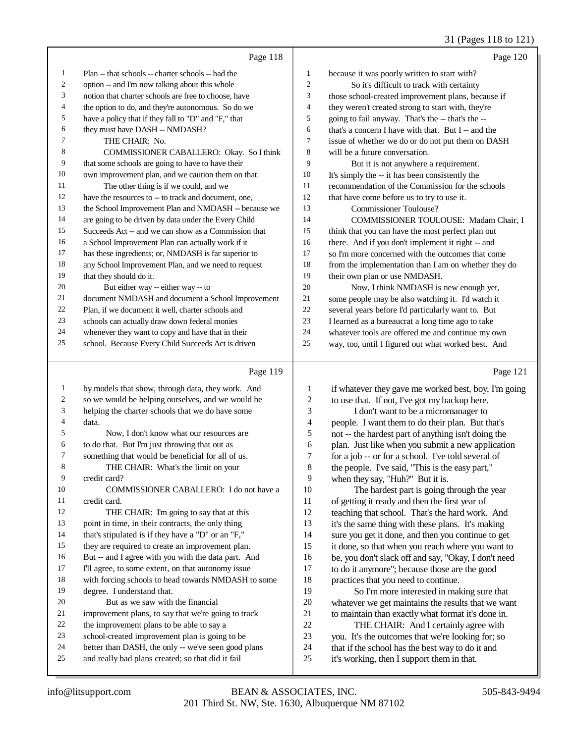Page 118

1 Plan -- that schools -- charter schools -- had the
2 option -- and I'm now talking about this whole
3 notion that charter schools are free to choose, have
4 the option to do, and they're autonomous. So do we
5 have a policy that if they fall to "D" and "F," that
6 they must have DASH -- NMDASH?
7 THE CHAIR: No.
8 COMMISSIONER CABALLERO: Okay. So I think
9 that some schools are going to have to have their
10 own improvement plan, and we caution them on that.
11 The other thing is if we could, and we
12 have the resources to -- to track and document, one,
13 the School Improvement Plan and NMDASH -- because we
14 are going to be driven by data under the Every Child
15 Succeeds Act -- and we can show as a Commission that
16 a School Improvement Plan can actually work if it
17 has these ingredients; or, NMDASH is far superior to
18 any School Improvement Plan, and we need to request
19 that they should do it.
20 But either way -- either way -- to
21 document NMDASH and document a School Improvement
22 Plan, if we document it well, charter schools and
23 schools can actually draw down federal monies
24 whenever they want to copy and have that in their
25 school. Because Every Child Succeeds Act is driven

Page 119

1 by models that show, through data, they work. And
2 so we would be helping ourselves, and we would be
3 helping the charter schools that we do have some
4 data.
5 Now, I don't know what our resources are
6 to do that. But I'm just throwing that out as
7 something that would be beneficial for all of us.
8 THE CHAIR: What's the limit on your
9 credit card?
10 COMMISSIONER CABALLERO: I do not have a
11 credit card.
12 THE CHAIR: I'm going to say that at this
13 point in time, in their contracts, the only thing
14 that's stipulated is if they have a "D" or an "F,"
15 they are required to create an improvement plan.
16 But -- and I agree with you with the data part. And
17 I'll agree, to some extent, on that autonomy issue
18 with forcing schools to head towards NMDASH to some
19 degree. I understand that.
20 But as we saw with the financial
21 improvement plans, to say that we're going to track
22 the improvement plans to be able to say a
23 school-created improvement plan is going to be
24 better than DASH, the only -- we've seen good plans
25 and really bad plans created; so that did it fail

Page 120

1 because it was poorly written to start with?
2 So it's difficult to track with certainty
3 those school-created improvement plans, because if
4 they weren't created strong to start with, they're
5 going to fail anyway. That's the -- that's the --
6 that's a concern I have with that. But I -- and the
7 issue of whether we do or do not put them on DASH
8 will be a future conversation.
9 But it is not anywhere a requirement.
10 It's simply the -- it has been consistently the
11 recommendation of the Commission for the schools
12 that have come before us to try to use it.
13 Commissioner Toulouse?
14 COMMISSIONER TOULOUSE: Madam Chair, I
15 think that you can have the most perfect plan out
16 there. And if you don't implement it right -- and
17 so I'm more concerned with the outcomes that come
18 from the implementation than I am on whether they do
19 their own plan or use NMDASH.
20 Now, I think NMDASH is new enough yet,
21 some people may be also watching it. I'd watch it
22 several years before I'd particularly want to. But
23 I learned as a bureaucrat a long time ago to take
24 whatever tools are offered me and continue my own
25 way, too, until I figured out what worked best. And

Page 121

1 if whatever they gave me worked best, boy, I'm going
2 to use that. If not, I've got my backup here.
3 I don't want to be a micromanager to
4 people. I want them to do their plan. But that's
5 not -- the hardest part of anything isn't doing the
6 plan. Just like when you submit a new application
7 for a job -- or for a school. I've told several of
8 the people. I've said, "This is the easy part,"
9 when they say, "Huh?" But it is.
10 The hardest part is going through the year
11 of getting it ready and then the first year of
12 teaching that school. That's the hard work. And
13 it's the same thing with these plans. It's making
14 sure you get it done, and then you continue to get
15 it done, so that when you reach where you want to
16 be, you don't slack off and say, "Okay, I don't need
17 to do it anymore"; because those are the good
18 practices that you need to continue.
19 So I'm more interested in making sure that
20 whatever we get maintains the results that we want
21 to maintain than exactly what format it's done in.
22 THE CHAIR: And I certainly agree with
23 you. It's the outcomes that we're looking for; so
24 that if the school has the best way to do it and
25 it's working, then I support them in that.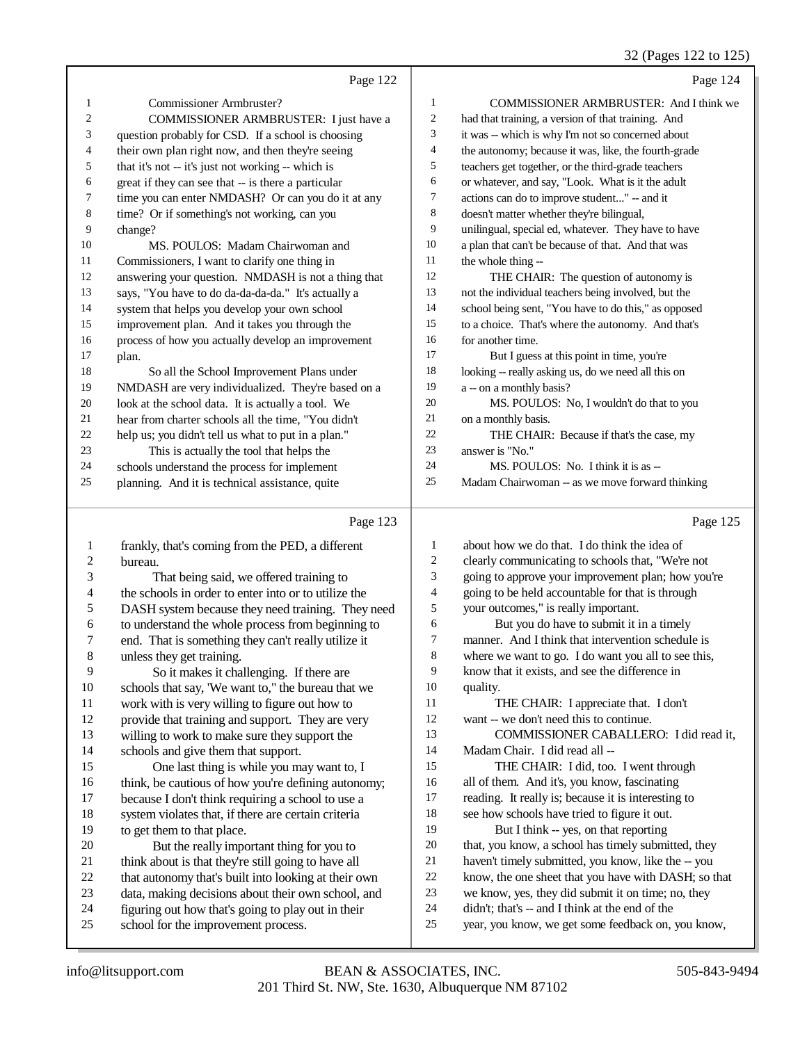Page 122

1 Commissioner Armbruster?
2 COMMISSIONER ARMBRUSTER: I just have a
3 question probably for CSD. If a school is choosing
4 their own plan right now, and then they're seeing
5 that it's not -- it's just not working -- which is
6 great if they can see that -- is there a particular
7 time you can enter NMDASH? Or can you do it at any
8 time? Or if something's not working, can you
9 change?
10 MS. POULOS: Madam Chairwoman and
11 Commissioners, I want to clarify one thing in
12 answering your question. NMDASH is not a thing that
13 says, "You have to do da-da-da-da." It's actually a
14 system that helps you develop your own school
15 improvement plan. And it takes you through the
16 process of how you actually develop an improvement
17 plan.
18 So all the School Improvement Plans under
19 NMDASH are very individualized. They're based on a
20 look at the school data. It is actually a tool. We
21 hear from charter schools all the time, "You didn't
22 help us; you didn't tell us what to put in a plan."
23 This is actually the tool that helps the
24 schools understand the process for implement
25 planning. And it is technical assistance, quite

Page 123

1 frankly, that's coming from the PED, a different
2 bureau.
3 That being said, we offered training to
4 the schools in order to enter into or to utilize the
5 DASH system because they need training. They need
6 to understand the whole process from beginning to
7 end. That is something they can't really utilize it
8 unless they get training.
9 So it makes it challenging. If there are
10 schools that say, 'We want to," the bureau that we
11 work with is very willing to figure out how to
12 provide that training and support. They are very
13 willing to work to make sure they support the
14 schools and give them that support.
15 One last thing is while you may want to, I
16 think, be cautious of how you're defining autonomy;
17 because I don't think requiring a school to use a
18 system violates that, if there are certain criteria
19 to get them to that place.
20 But the really important thing for you to
21 think about is that they're still going to have all
22 that autonomy that's built into looking at their own
23 data, making decisions about their own school, and
24 figuring out how that's going to play out in their
25 school for the improvement process.

Page 124

1 COMMISSIONER ARMBRUSTER: And I think we
2 had that training, a version of that training. And
3 it was -- which is why I'm not so concerned about
4 the autonomy; because it was, like, the fourth-grade
5 teachers get together, or the third-grade teachers
6 or whatever, and say, "Look. What is it the adult
7 actions can do to improve student..." -- and it
8 doesn't matter whether they're bilingual,
9 unilingual, special ed, whatever. They have to have
10 a plan that can't be because of that. And that was
11 the whole thing --
12 THE CHAIR: The question of autonomy is
13 not the individual teachers being involved, but the
14 school being sent, "You have to do this," as opposed
15 to a choice. That's where the autonomy. And that's
16 for another time.
17 But I guess at this point in time, you're
18 looking -- really asking us, do we need all this on
19 a -- on a monthly basis?
20 MS. POULOS: No, I wouldn't do that to you
21 on a monthly basis.
22 THE CHAIR: Because if that's the case, my
23 answer is "No."
24 MS. POULOS: No. I think it is as --
25 Madam Chairwoman -- as we move forward thinking

Page 125

1 about how we do that. I do think the idea of
2 clearly communicating to schools that, "We're not
3 going to approve your improvement plan; how you're
4 going to be held accountable for that is through
5 your outcomes," is really important.
6 But you do have to submit it in a timely
7 manner. And I think that intervention schedule is
8 where we want to go. I do want you all to see this,
9 know that it exists, and see the difference in
10 quality.
11 THE CHAIR: I appreciate that. I don't
12 want -- we don't need this to continue.
13 COMMISSIONER CABALLERO: I did read it,
14 Madam Chair. I did read all --
15 THE CHAIR: I did, too. I went through
16 all of them. And it's, you know, fascinating
17 reading. It really is; because it is interesting to
18 see how schools have tried to figure it out.
19 But I think -- yes, on that reporting
20 that, you know, a school has timely submitted, they
21 haven't timely submitted, you know, like the -- you
22 know, the one sheet that you have with DASH; so that
23 we know, yes, they did submit it on time; no, they
24 didn't; that's -- and I think at the end of the
25 year, you know, we get some feedback on, you know,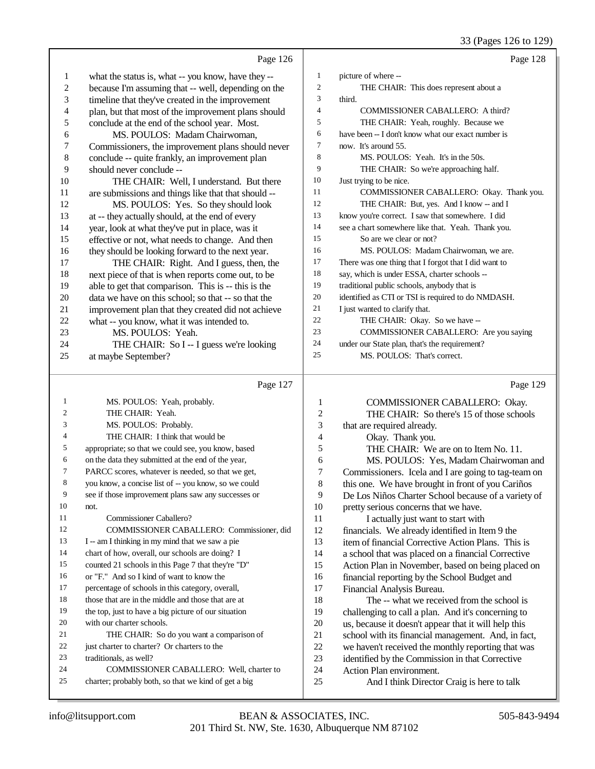Page 126

1 what the status is, what -- you know, have they --
2 because I'm assuming that -- well, depending on the
3 timeline that they've created in the improvement
4 plan, but that most of the improvement plans should
5 conclude at the end of the school year. Most.
6 MS. POULOS: Madam Chairwoman,
7 Commissioners, the improvement plans should never
8 conclude -- quite frankly, an improvement plan
9 should never conclude --
10 THE CHAIR: Well, I understand. But there
11 are submissions and things like that that should --
12 MS. POULOS: Yes. So they should look
13 at -- they actually should, at the end of every
14 year, look at what they've put in place, was it
15 effective or not, what needs to change. And then
16 they should be looking forward to the next year.
17 THE CHAIR: Right. And I guess, then, the
18 next piece of that is when reports come out, to be
19 able to get that comparison. This is -- this is the
20 data we have on this school; so that -- so that the
21 improvement plan that they created did not achieve
22 what -- you know, what it was intended to.
23 MS. POULOS: Yeah.
24 THE CHAIR: So I -- I guess we're looking
25 at maybe September?

Page 127

1 MS. POULOS: Yeah, probably.
2 THE CHAIR: Yeah.
3 MS. POULOS: Probably.
4 THE CHAIR: I think that would be
5 appropriate; so that we could see, you know, based
6 on the data they submitted at the end of the year,
7 PARCC scores, whatever is needed, so that we get,
8 you know, a concise list of -- you know, so we could
9 see if those improvement plans saw any successes or
10 not.
11 Commissioner Caballero?
12 COMMISSIONER CABALLERO: Commissioner, did
13 I -- am I thinking in my mind that we saw a pie
14 chart of how, overall, our schools are doing? I
15 counted 21 schools in this Page 7 that they're "D"
16 or "F." And so I kind of want to know the
17 percentage of schools in this category, overall,
18 those that are in the middle and those that are at
19 the top, just to have a big picture of our situation
20 with our charter schools.
21 THE CHAIR: So do you want a comparison of
22 just charter to charter? Or charters to the
23 traditionals, as well?
24 COMMISSIONER CABALLERO: Well, charter to
25 charter; probably both, so that we kind of get a big

Page 128

1 picture of where --
2 THE CHAIR: This does represent about a
3 third.
4 COMMISSIONER CABALLERO: A third?
5 THE CHAIR: Yeah, roughly. Because we
6 have been -- I don't know what our exact number is
7 now. It's around 55.
8 MS. POULOS: Yeah. It's in the 50s.
9 THE CHAIR: So we're approaching half.
10 Just trying to be nice.
11 COMMISSIONER CABALLERO: Okay. Thank you.
12 THE CHAIR: But, yes. And I know -- and I
13 know you're correct. I saw that somewhere. I did
14 see a chart somewhere like that. Yeah. Thank you.
15 So are we clear or not?
16 MS. POULOS: Madam Chairwoman, we are.
17 There was one thing that I forgot that I did want to
18 say, which is under ESSA, charter schools --
19 traditional public schools, anybody that is
20 identified as CTI or TSI is required to do NMDASH.
21 I just wanted to clarify that.
22 THE CHAIR: Okay. So we have --
23 COMMISSIONER CABALLERO: Are you saying
24 under our State plan, that's the requirement?
25 MS. POULOS: That's correct.

Page 129

1 COMMISSIONER CABALLERO: Okay.
2 THE CHAIR: So there's 15 of those schools
3 that are required already.
4 Okay. Thank you.
5 THE CHAIR: We are on to Item No. 11.
6 MS. POULOS: Yes, Madam Chairwoman and
7 Commissioners. Icela and I are going to tag-team on
8 this one. We have brought in front of you Cariños
9 De Los Niños Charter School because of a variety of
10 pretty serious concerns that we have.
11 I actually just want to start with
12 financials. We already identified in Item 9 the
13 item of financial Corrective Action Plans. This is
14 a school that was placed on a financial Corrective
15 Action Plan in November, based on being placed on
16 financial reporting by the School Budget and
17 Financial Analysis Bureau.
18 The -- what we received from the school is
19 challenging to call a plan. And it's concerning to
20 us, because it doesn't appear that it will help this
21 school with its financial management. And, in fact,
22 we haven't received the monthly reporting that was
23 identified by the Commission in that Corrective
24 Action Plan environment.
25 And I think Director Craig is here to talk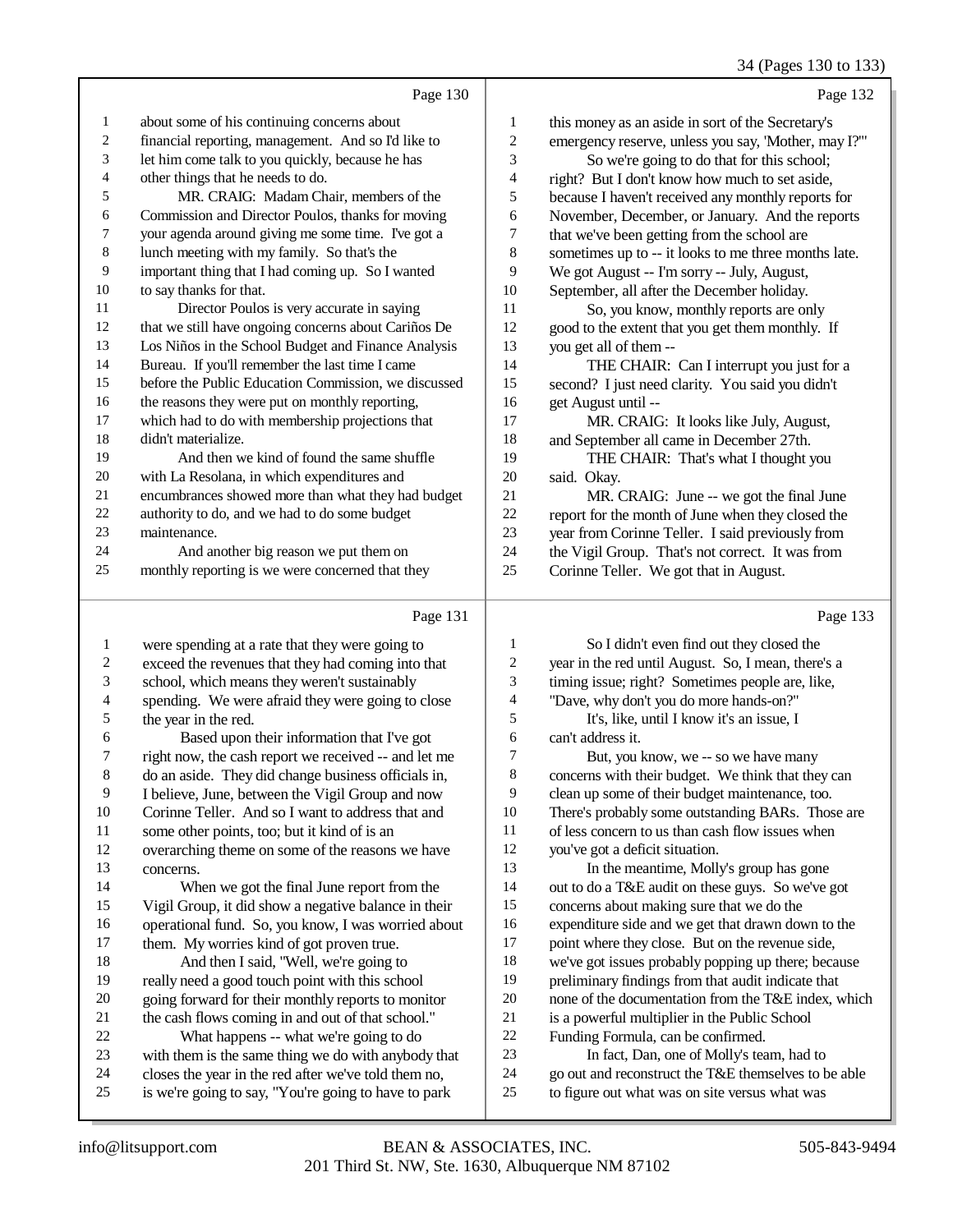Page 130

1 about some of his continuing concerns about
2 financial reporting, management. And so I'd like to
3 let him come talk to you quickly, because he has
4 other things that he needs to do.
5 MR. CRAIG: Madam Chair, members of the
6 Commission and Director Poulos, thanks for moving
7 your agenda around giving me some time. I've got a
8 lunch meeting with my family. So that's the
9 important thing that I had coming up. So I wanted
10 to say thanks for that.
11 Director Poulos is very accurate in saying
12 that we still have ongoing concerns about Cariños De
13 Los Niños in the School Budget and Finance Analysis
14 Bureau. If you'll remember the last time I came
15 before the Public Education Commission, we discussed
16 the reasons they were put on monthly reporting,
17 which had to do with membership projections that
18 didn't materialize.
19 And then we kind of found the same shuffle
20 with La Resolana, in which expenditures and
21 encumbrances showed more than what they had budget
22 authority to do, and we had to do some budget
23 maintenance.
24 And another big reason we put them on
25 monthly reporting is we were concerned that they

Page 131

1 were spending at a rate that they were going to
2 exceed the revenues that they had coming into that
3 school, which means they weren't sustainably
4 spending. We were afraid they were going to close
5 the year in the red.
6 Based upon their information that I've got
7 right now, the cash report we received -- and let me
8 do an aside. They did change business officials in,
9 I believe, June, between the Vigil Group and now
10 Corinne Teller. And so I want to address that and
11 some other points, too; but it kind of is an
12 overarching theme on some of the reasons we have
13 concerns.
14 When we got the final June report from the
15 Vigil Group, it did show a negative balance in their
16 operational fund. So, you know, I was worried about
17 them. My worries kind of got proven true.
18 And then I said, "Well, we're going to
19 really need a good touch point with this school
20 going forward for their monthly reports to monitor
21 the cash flows coming in and out of that school."
22 What happens -- what we're going to do
23 with them is the same thing we do with anybody that
24 closes the year in the red after we've told them no,
25 is we're going to say, "You're going to have to park

Page 132

1 this money as an aside in sort of the Secretary's
2 emergency reserve, unless you say, 'Mother, may I?'"
3 So we're going to do that for this school;
4 right? But I don't know how much to set aside,
5 because I haven't received any monthly reports for
6 November, December, or January. And the reports
7 that we've been getting from the school are
8 sometimes up to -- it looks to me three months late.
9 We got August -- I'm sorry -- July, August,
10 September, all after the December holiday.
11 So, you know, monthly reports are only
12 good to the extent that you get them monthly. If
13 you get all of them --
14 THE CHAIR: Can I interrupt you just for a
15 second? I just need clarity. You said you didn't
16 get August until --
17 MR. CRAIG: It looks like July, August,
18 and September all came in December 27th.
19 THE CHAIR: That's what I thought you
20 said. Okay.
21 MR. CRAIG: June -- we got the final June
22 report for the month of June when they closed the
23 year from Corinne Teller. I said previously from
24 the Vigil Group. That's not correct. It was from
25 Corinne Teller. We got that in August.

Page 133

1 So I didn't even find out they closed the
2 year in the red until August. So, I mean, there's a
3 timing issue; right? Sometimes people are, like,
4 "Dave, why don't you do more hands-on?"
5 It's, like, until I know it's an issue, I
6 can't address it.
7 But, you know, we -- so we have many
8 concerns with their budget. We think that they can
9 clean up some of their budget maintenance, too.
10 There's probably some outstanding BARs. Those are
11 of less concern to us than cash flow issues when
12 you've got a deficit situation.
13 In the meantime, Molly's group has gone
14 out to do a T&E audit on these guys. So we've got
15 concerns about making sure that we do the
16 expenditure side and we get that drawn down to the
17 point where they close. But on the revenue side,
18 we've got issues probably popping up there; because
19 preliminary findings from that audit indicate that
20 none of the documentation from the T&E index, which
21 is a powerful multiplier in the Public School
22 Funding Formula, can be confirmed.
23 In fact, Dan, one of Molly's team, had to
24 go out and reconstruct the T&E themselves to be able
25 to figure out what was on site versus what was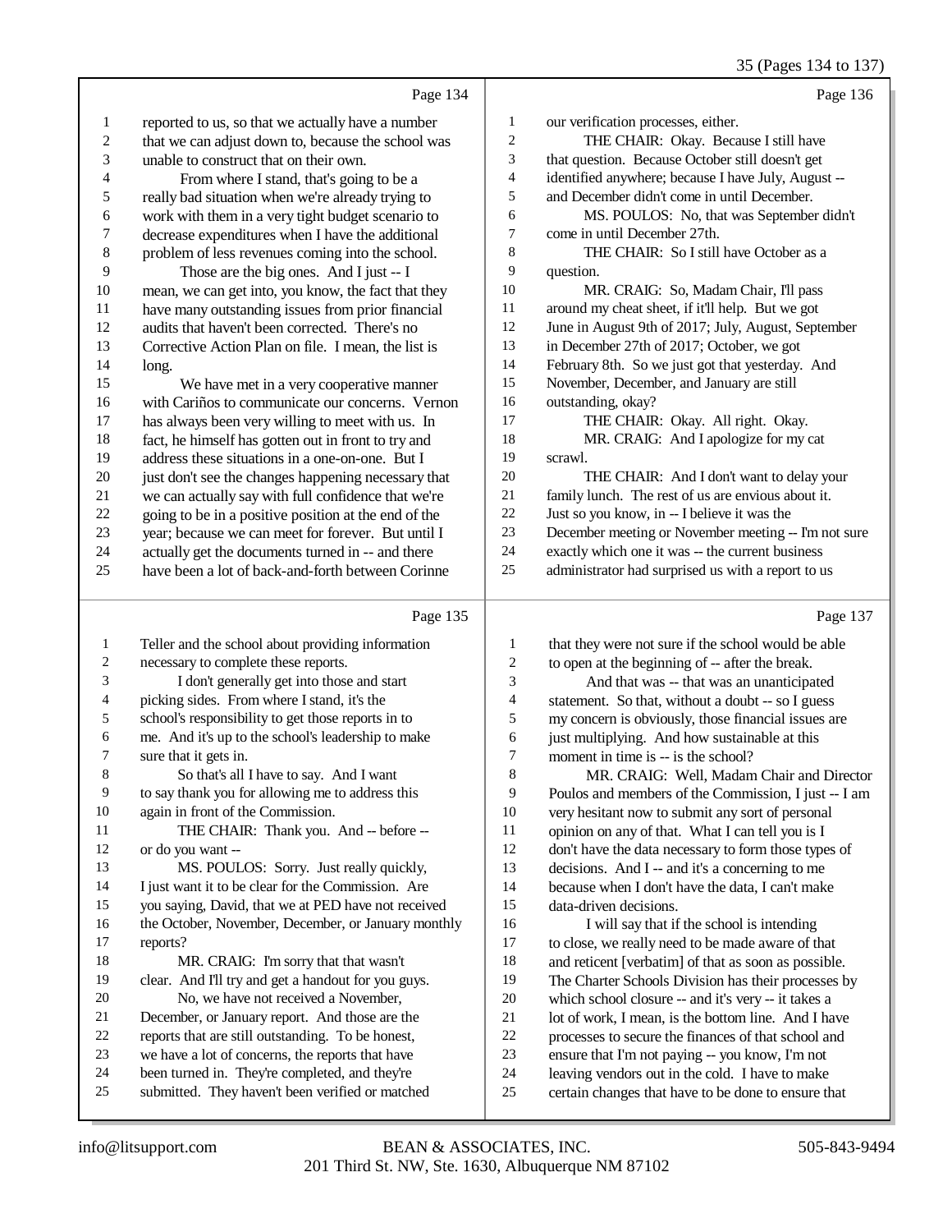Page 134

1 reported to us, so that we actually have a number
2 that we can adjust down to, because the school was
3 unable to construct that on their own.
4 From where I stand, that's going to be a
5 really bad situation when we're already trying to
6 work with them in a very tight budget scenario to
7 decrease expenditures when I have the additional
8 problem of less revenues coming into the school.
9 Those are the big ones. And I just -- I
10 mean, we can get into, you know, the fact that they
11 have many outstanding issues from prior financial
12 audits that haven't been corrected. There's no
13 Corrective Action Plan on file. I mean, the list is
14 long.
15 We have met in a very cooperative manner
16 with Cariños to communicate our concerns. Vernon
17 has always been very willing to meet with us. In
18 fact, he himself has gotten out in front to try and
19 address these situations in a one-on-one. But I
20 just don't see the changes happening necessary that
21 we can actually say with full confidence that we're
22 going to be in a positive position at the end of the
23 year; because we can meet for forever. But until I
24 actually get the documents turned in -- and there
25 have been a lot of back-and-forth between Corinne

Page 135

1 Teller and the school about providing information
2 necessary to complete these reports.
3 I don't generally get into those and start
4 picking sides. From where I stand, it's the
5 school's responsibility to get those reports in to
6 me. And it's up to the school's leadership to make
7 sure that it gets in.
8 So that's all I have to say. And I want
9 to say thank you for allowing me to address this
10 again in front of the Commission.
11 THE CHAIR: Thank you. And -- before --
12 or do you want --
13 MS. POULOS: Sorry. Just really quickly,
14 I just want it to be clear for the Commission. Are
15 you saying, David, that we at PED have not received
16 the October, November, December, or January monthly
17 reports?
18 MR. CRAIG: I'm sorry that that wasn't
19 clear. And I'll try and get a handout for you guys.
20 No, we have not received a November,
21 December, or January report. And those are the
22 reports that are still outstanding. To be honest,
23 we have a lot of concerns, the reports that have
24 been turned in. They're completed, and they're
25 submitted. They haven't been verified or matched

Page 136

1 our verification processes, either.
2 THE CHAIR: Okay. Because I still have
3 that question. Because October still doesn't get
4 identified anywhere; because I have July, August --
5 and December didn't come in until December.
6 MS. POULOS: No, that was September didn't
7 come in until December 27th.
8 THE CHAIR: So I still have October as a
9 question.
10 MR. CRAIG: So, Madam Chair, I'll pass
11 around my cheat sheet, if it'll help. But we got
12 June in August 9th of 2017; July, August, September
13 in December 27th of 2017; October, we got
14 February 8th. So we just got that yesterday. And
15 November, December, and January are still
16 outstanding, okay?
17 THE CHAIR: Okay. All right. Okay.
18 MR. CRAIG: And I apologize for my cat
19 scrawl.
20 THE CHAIR: And I don't want to delay your
21 family lunch. The rest of us are envious about it.
22 Just so you know, in -- I believe it was the
23 December meeting or November meeting -- I'm not sure
24 exactly which one it was -- the current business
25 administrator had surprised us with a report to us

Page 137

1 that they were not sure if the school would be able
2 to open at the beginning of -- after the break.
3 And that was -- that was an unanticipated
4 statement. So that, without a doubt -- so I guess
5 my concern is obviously, those financial issues are
6 just multiplying. And how sustainable at this
7 moment in time is -- is the school?
8 MR. CRAIG: Well, Madam Chair and Director
9 Poulos and members of the Commission, I just -- I am
10 very hesitant now to submit any sort of personal
11 opinion on any of that. What I can tell you is I
12 don't have the data necessary to form those types of
13 decisions. And I -- and it's a concerning to me
14 because when I don't have the data, I can't make
15 data-driven decisions.
16 I will say that if the school is intending
17 to close, we really need to be made aware of that
18 and reticent [verbatim] of that as soon as possible.
19 The Charter Schools Division has their processes by
20 which school closure -- and it's very -- it takes a
21 lot of work, I mean, is the bottom line. And I have
22 processes to secure the finances of that school and
23 ensure that I'm not paying -- you know, I'm not
24 leaving vendors out in the cold. I have to make
25 certain changes that have to be done to ensure that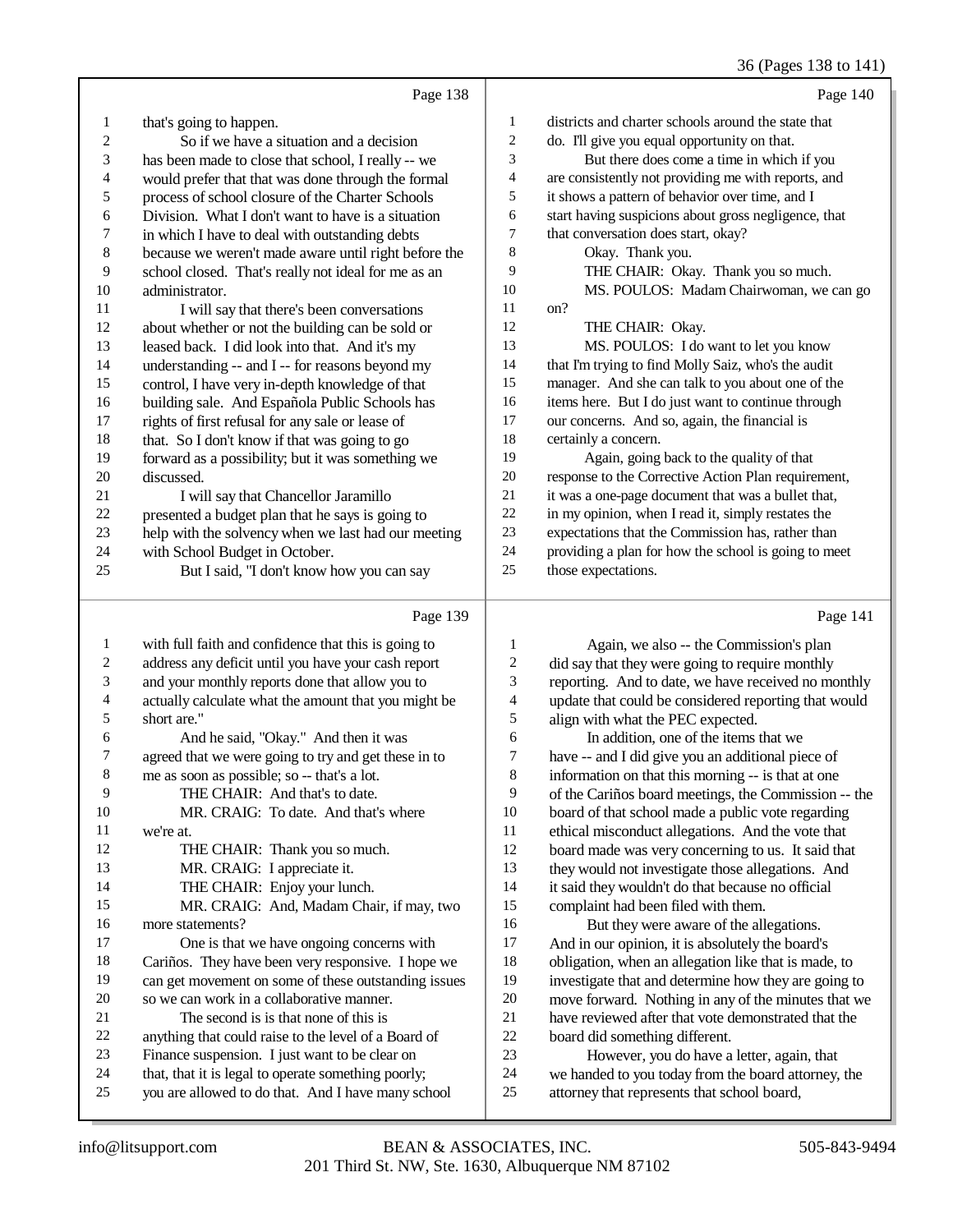Page 138

1 that's going to happen.
2 So if we have a situation and a decision
3 has been made to close that school, I really -- we
4 would prefer that that was done through the formal
5 process of school closure of the Charter Schools
6 Division. What I don't want to have is a situation
7 in which I have to deal with outstanding debts
8 because we weren't made aware until right before the
9 school closed. That's really not ideal for me as an
10 administrator.
11 I will say that there's been conversations
12 about whether or not the building can be sold or
13 leased back. I did look into that. And it's my
14 understanding -- and I -- for reasons beyond my
15 control, I have very in-depth knowledge of that
16 building sale. And Española Public Schools has
17 rights of first refusal for any sale or lease of
18 that. So I don't know if that was going to go
19 forward as a possibility; but it was something we
20 discussed.
21 I will say that Chancellor Jaramillo
22 presented a budget plan that he says is going to
23 help with the solvency when we last had our meeting
24 with School Budget in October.
25 But I said, "I don't know how you can say

Page 139

1 with full faith and confidence that this is going to
2 address any deficit until you have your cash report
3 and your monthly reports done that allow you to
4 actually calculate what the amount that you might be
5 short are."
6 And he said, "Okay." And then it was
7 agreed that we were going to try and get these in to
8 me as soon as possible; so -- that's a lot.
9 THE CHAIR: And that's to date.
10 MR. CRAIG: To date. And that's where
11 we're at.
12 THE CHAIR: Thank you so much.
13 MR. CRAIG: I appreciate it.
14 THE CHAIR: Enjoy your lunch.
15 MR. CRAIG: And, Madam Chair, if may, two
16 more statements?
17 One is that we have ongoing concerns with
18 Cariños. They have been very responsive. I hope we
19 can get movement on some of these outstanding issues
20 so we can work in a collaborative manner.
21 The second is is that none of this is
22 anything that could raise to the level of a Board of
23 Finance suspension. I just want to be clear on
24 that, that it is legal to operate something poorly;
25 you are allowed to do that. And I have many school

Page 140

1 districts and charter schools around the state that
2 do. I'll give you equal opportunity on that.
3 But there does come a time in which if you
4 are consistently not providing me with reports, and
5 it shows a pattern of behavior over time, and I
6 start having suspicions about gross negligence, that
7 that conversation does start, okay?
8 Okay. Thank you.
9 THE CHAIR: Okay. Thank you so much.
10 MS. POULOS: Madam Chairwoman, we can go
11 on?
12 THE CHAIR: Okay.
13 MS. POULOS: I do want to let you know
14 that I'm trying to find Molly Saiz, who's the audit
15 manager. And she can talk to you about one of the
16 items here. But I do just want to continue through
17 our concerns. And so, again, the financial is
18 certainly a concern.
19 Again, going back to the quality of that
20 response to the Corrective Action Plan requirement,
21 it was a one-page document that was a bullet that,
22 in my opinion, when I read it, simply restates the
23 expectations that the Commission has, rather than
24 providing a plan for how the school is going to meet
25 those expectations.

Page 141

1 Again, we also -- the Commission's plan
2 did say that they were going to require monthly
3 reporting. And to date, we have received no monthly
4 update that could be considered reporting that would
5 align with what the PEC expected.
6 In addition, one of the items that we
7 have -- and I did give you an additional piece of
8 information on that this morning -- is that at one
9 of the Cariños board meetings, the Commission -- the
10 board of that school made a public vote regarding
11 ethical misconduct allegations. And the vote that
12 board made was very concerning to us. It said that
13 they would not investigate those allegations. And
14 it said they wouldn't do that because no official
15 complaint had been filed with them.
16 But they were aware of the allegations.
17 And in our opinion, it is absolutely the board's
18 obligation, when an allegation like that is made, to
19 investigate that and determine how they are going to
20 move forward. Nothing in any of the minutes that we
21 have reviewed after that vote demonstrated that the
22 board did something different.
23 However, you do have a letter, again, that
24 we handed to you today from the board attorney, the
25 attorney that represents that school board,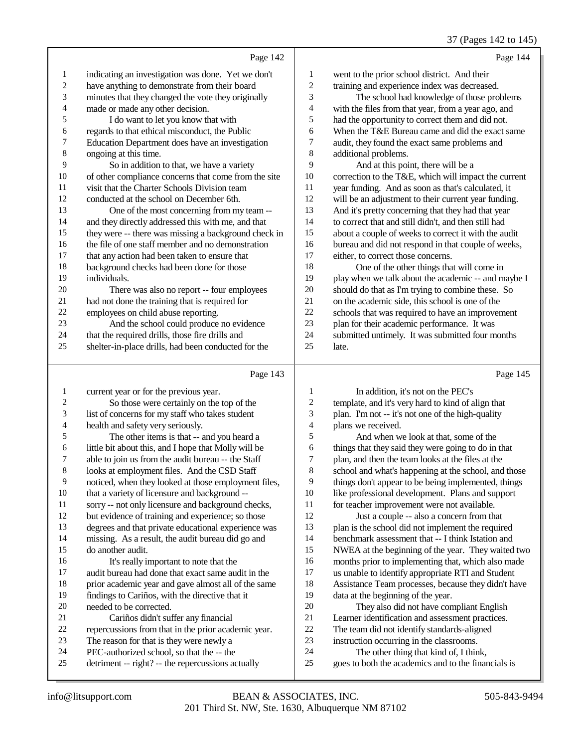Page 142

1 indicating an investigation was done. Yet we don't
2 have anything to demonstrate from their board
3 minutes that they changed the vote they originally
4 made or made any other decision.
5 I do want to let you know that with
6 regards to that ethical misconduct, the Public
7 Education Department does have an investigation
8 ongoing at this time.
9 So in addition to that, we have a variety
10 of other compliance concerns that come from the site
11 visit that the Charter Schools Division team
12 conducted at the school on December 6th.
13 One of the most concerning from my team --
14 and they directly addressed this with me, and that
15 they were -- there was missing a background check in
16 the file of one staff member and no demonstration
17 that any action had been taken to ensure that
18 background checks had been done for those
19 individuals.
20 There was also no report -- four employees
21 had not done the training that is required for
22 employees on child abuse reporting.
23 And the school could produce no evidence
24 that the required drills, those fire drills and
25 shelter-in-place drills, had been conducted for the

Page 143

1 current year or for the previous year.
2 So those were certainly on the top of the
3 list of concerns for my staff who takes student
4 health and safety very seriously.
5 The other items is that -- and you heard a
6 little bit about this, and I hope that Molly will be
7 able to join us from the audit bureau -- the Staff
8 looks at employment files. And the CSD Staff
9 noticed, when they looked at those employment files,
10 that a variety of licensure and background --
11 sorry -- not only licensure and background checks,
12 but evidence of training and experience; so those
13 degrees and that private educational experience was
14 missing. As a result, the audit bureau did go and
15 do another audit.
16 It's really important to note that the
17 audit bureau had done that exact same audit in the
18 prior academic year and gave almost all of the same
19 findings to Cariños, with the directive that it
20 needed to be corrected.
21 Cariños didn't suffer any financial
22 repercussions from that in the prior academic year.
23 The reason for that is they were newly a
24 PEC-authorized school, so that the -- the
25 detriment -- right? -- the repercussions actually

Page 144

1 went to the prior school district. And their
2 training and experience index was decreased.
3 The school had knowledge of those problems
4 with the files from that year, from a year ago, and
5 had the opportunity to correct them and did not.
6 When the T&E Bureau came and did the exact same
7 audit, they found the exact same problems and
8 additional problems.
9 And at this point, there will be a
10 correction to the T&E, which will impact the current
11 year funding. And as soon as that's calculated, it
12 will be an adjustment to their current year funding.
13 And it's pretty concerning that they had that year
14 to correct that and still didn't, and then still had
15 about a couple of weeks to correct it with the audit
16 bureau and did not respond in that couple of weeks,
17 either, to correct those concerns.
18 One of the other things that will come in
19 play when we talk about the academic -- and maybe I
20 should do that as I'm trying to combine these. So
21 on the academic side, this school is one of the
22 schools that was required to have an improvement
23 plan for their academic performance. It was
24 submitted untimely. It was submitted four months
25 late.

Page 145

1 In addition, it's not on the PEC's
2 template, and it's very hard to kind of align that
3 plan. I'm not -- it's not one of the high-quality
4 plans we received.
5 And when we look at that, some of the
6 things that they said they were going to do in that
7 plan, and then the team looks at the files at the
8 school and what's happening at the school, and those
9 things don't appear to be being implemented, things
10 like professional development. Plans and support
11 for teacher improvement were not available.
12 Just a couple -- also a concern from that
13 plan is the school did not implement the required
14 benchmark assessment that -- I think Istation and
15 NWEA at the beginning of the year. They waited two
16 months prior to implementing that, which also made
17 us unable to identify appropriate RTI and Student
18 Assistance Team processes, because they didn't have
19 data at the beginning of the year.
20 They also did not have compliant English
21 Learner identification and assessment practices.
22 The team did not identify standards-aligned
23 instruction occurring in the classrooms.
24 The other thing that kind of, I think,
25 goes to both the academics and to the financials is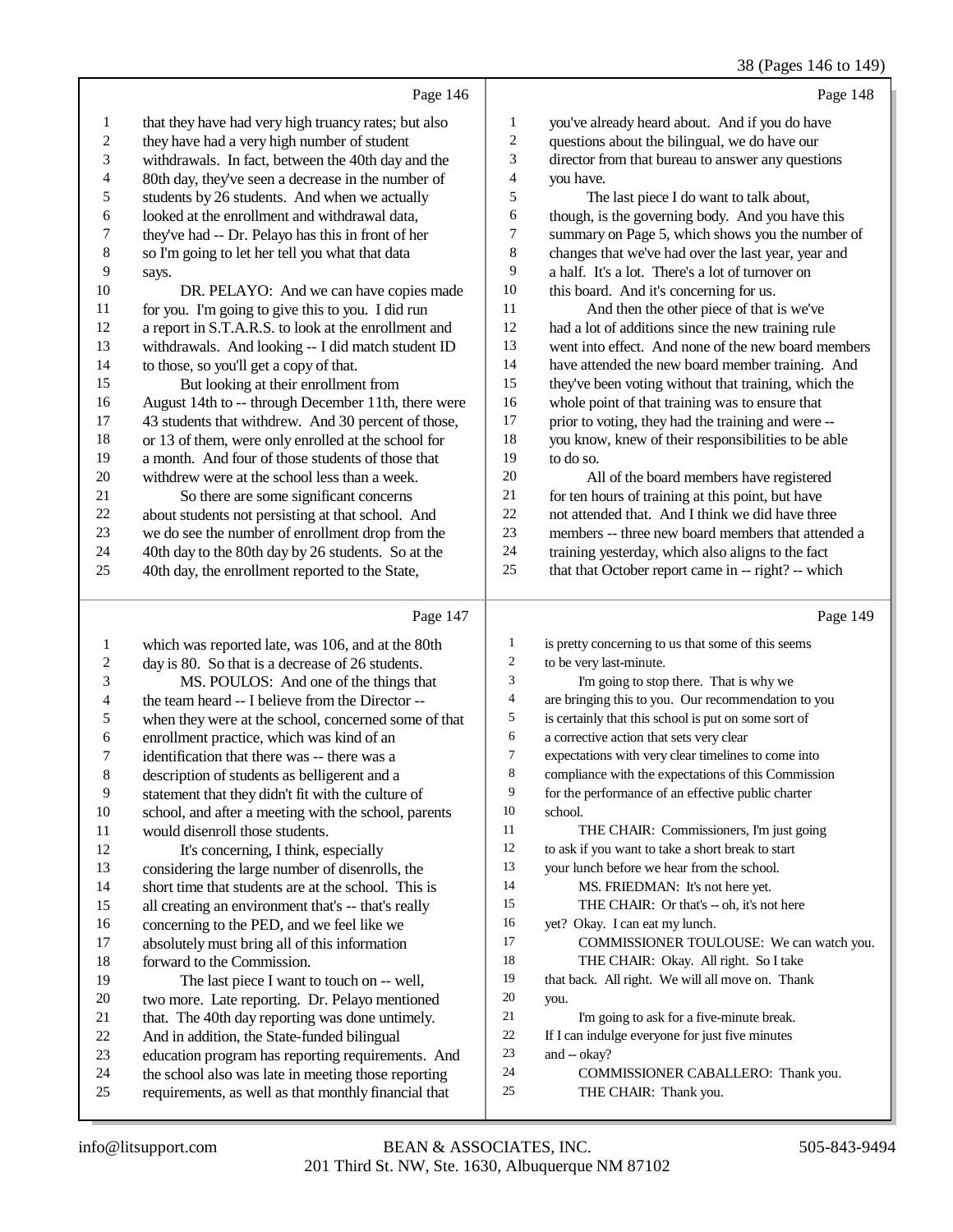Page 146

1 that they have had very high truancy rates; but also
2 they have had a very high number of student
3 withdrawals. In fact, between the 40th day and the
4 80th day, they've seen a decrease in the number of
5 students by 26 students. And when we actually
6 looked at the enrollment and withdrawal data,
7 they've had -- Dr. Pelayo has this in front of her
8 so I'm going to let her tell you what that data
9 says.
10 DR. PELAYO: And we can have copies made
11 for you. I'm going to give this to you. I did run
12 a report in S.T.A.R.S. to look at the enrollment and
13 withdrawals. And looking -- I did match student ID
14 to those, so you'll get a copy of that.
15 But looking at their enrollment from
16 August 14th to -- through December 11th, there were
17 43 students that withdrew. And 30 percent of those,
18 or 13 of them, were only enrolled at the school for
19 a month. And four of those students of those that
20 withdrew were at the school less than a week.
21 So there are some significant concerns
22 about students not persisting at that school. And
23 we do see the number of enrollment drop from the
24 40th day to the 80th day by 26 students. So at the
25 40th day, the enrollment reported to the State,

Page 147

1 which was reported late, was 106, and at the 80th
2 day is 80. So that is a decrease of 26 students.
3 MS. POULOS: And one of the things that
4 the team heard -- I believe from the Director --
5 when they were at the school, concerned some of that
6 enrollment practice, which was kind of an
7 identification that there was -- there was a
8 description of students as belligerent and a
9 statement that they didn't fit with the culture of
10 school, and after a meeting with the school, parents
11 would disenroll those students.
12 It's concerning, I think, especially
13 considering the large number of disenrolls, the
14 short time that students are at the school. This is
15 all creating an environment that's -- that's really
16 concerning to the PED, and we feel like we
17 absolutely must bring all of this information
18 forward to the Commission.
19 The last piece I want to touch on -- well,
20 two more. Late reporting. Dr. Pelayo mentioned
21 that. The 40th day reporting was done untimely.
22 And in addition, the State-funded bilingual
23 education program has reporting requirements. And
24 the school also was late in meeting those reporting
25 requirements, as well as that monthly financial that

Page 148

1 you've already heard about. And if you do have
2 questions about the bilingual, we do have our
3 director from that bureau to answer any questions
4 you have.
5 The last piece I do want to talk about,
6 though, is the governing body. And you have this
7 summary on Page 5, which shows you the number of
8 changes that we've had over the last year, year and
9 a half. It's a lot. There's a lot of turnover on
10 this board. And it's concerning for us.
11 And then the other piece of that is we've
12 had a lot of additions since the new training rule
13 went into effect. And none of the new board members
14 have attended the new board member training. And
15 they've been voting without that training, which the
16 whole point of that training was to ensure that
17 prior to voting, they had the training and were --
18 you know, knew of their responsibilities to be able
19 to do so.
20 All of the board members have registered
21 for ten hours of training at this point, but have
22 not attended that. And I think we did have three
23 members -- three new board members that attended a
24 training yesterday, which also aligns to the fact
25 that that October report came in -- right? -- which

Page 149

1 is pretty concerning to us that some of this seems
2 to be very last-minute.
3 I'm going to stop there. That is why we
4 are bringing this to you. Our recommendation to you
5 is certainly that this school is put on some sort of
6 a corrective action that sets very clear
7 expectations with very clear timelines to come into
8 compliance with the expectations of this Commission
9 for the performance of an effective public charter
10 school.
11 THE CHAIR: Commissioners, I'm just going
12 to ask if you want to take a short break to start
13 your lunch before we hear from the school.
14 MS. FRIEDMAN: It's not here yet.
15 THE CHAIR: Or that's -- oh, it's not here
16 yet? Okay. I can eat my lunch.
17 COMMISSIONER TOULOUSE: We can watch you.
18 THE CHAIR: Okay. All right. So I take
19 that back. All right. We will all move on. Thank
20 you.
21 I'm going to ask for a five-minute break.
22 If I can indulge everyone for just five minutes
23 and -- okay?
24 COMMISSIONER CABALLERO: Thank you.
25 THE CHAIR: Thank you.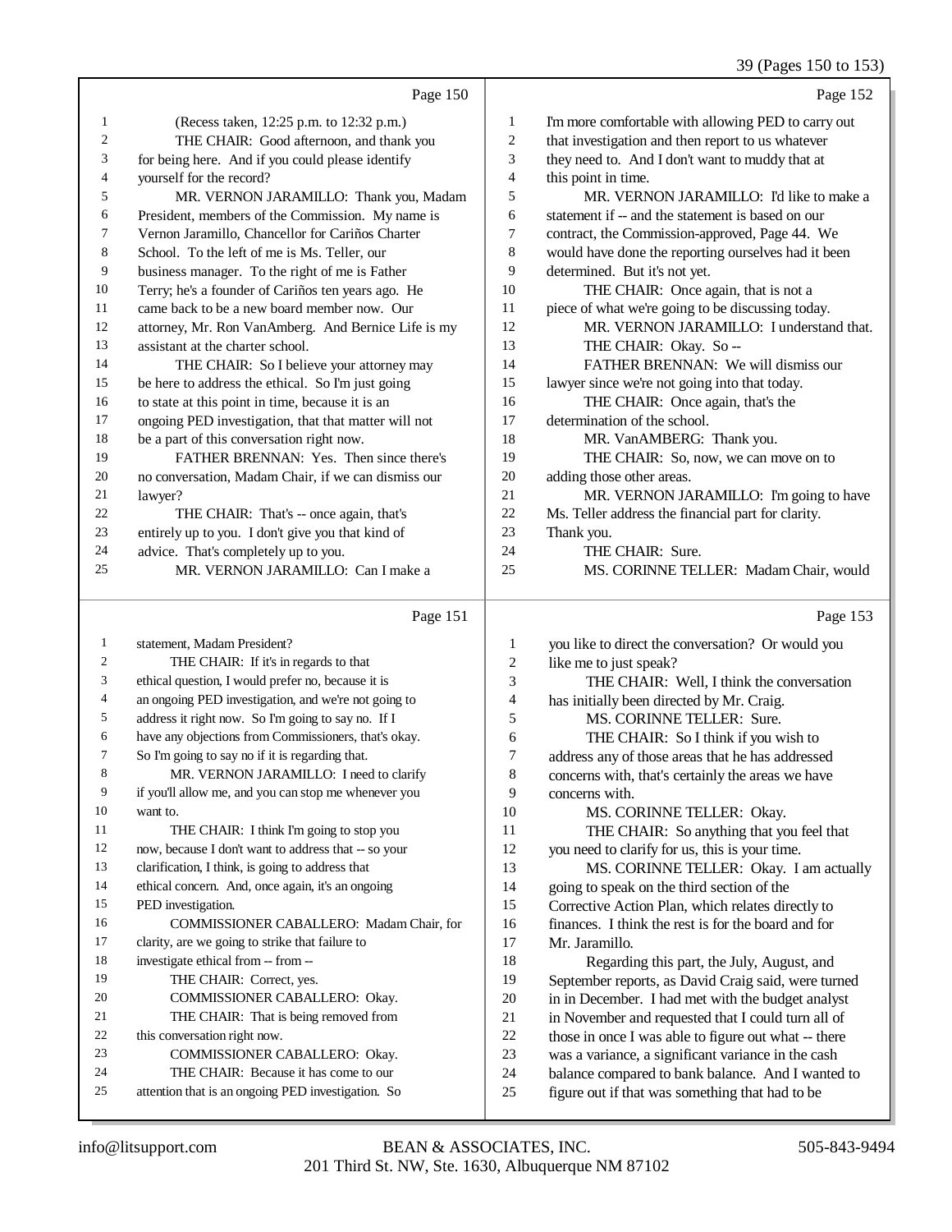Page 150

1 (Recess taken, 12:25 p.m. to 12:32 p.m.)
2 THE CHAIR: Good afternoon, and thank you
3 for being here. And if you could please identify
4 yourself for the record?
5 MR. VERNON JARAMILLO: Thank you, Madam
6 President, members of the Commission. My name is
7 Vernon Jaramillo, Chancellor for Cariños Charter
8 School. To the left of me is Ms. Teller, our
9 business manager. To the right of me is Father
10 Terry; he's a founder of Cariños ten years ago. He
11 came back to be a new board member now. Our
12 attorney, Mr. Ron VanAmberg. And Bernice Life is my
13 assistant at the charter school.
14 THE CHAIR: So I believe your attorney may
15 be here to address the ethical. So I'm just going
16 to state at this point in time, because it is an
17 ongoing PED investigation, that that matter will not
18 be a part of this conversation right now.
19 FATHER BRENNAN: Yes. Then since there's
20 no conversation, Madam Chair, if we can dismiss our
21 lawyer?
22 THE CHAIR: That's -- once again, that's
23 entirely up to you. I don't give you that kind of
24 advice. That's completely up to you.
25 MR. VERNON JARAMILLO: Can I make a

Page 151

1 statement, Madam President?
2 THE CHAIR: If it's in regards to that
3 ethical question, I would prefer no, because it is
4 an ongoing PED investigation, and we're not going to
5 address it right now. So I'm going to say no. If I
6 have any objections from Commissioners, that's okay.
7 So I'm going to say no if it is regarding that.
8 MR. VERNON JARAMILLO: I need to clarify
9 if you'll allow me, and you can stop me whenever you
10 want to.
11 THE CHAIR: I think I'm going to stop you
12 now, because I don't want to address that -- so your
13 clarification, I think, is going to address that
14 ethical concern. And, once again, it's an ongoing
15 PED investigation.
16 COMMISSIONER CABALLERO: Madam Chair, for
17 clarity, are we going to strike that failure to
18 investigate ethical from -- from --
19 THE CHAIR: Correct, yes.
20 COMMISSIONER CABALLERO: Okay.
21 THE CHAIR: That is being removed from
22 this conversation right now.
23 COMMISSIONER CABALLERO: Okay.
24 THE CHAIR: Because it has come to our
25 attention that is an ongoing PED investigation. So

Page 152

1 I'm more comfortable with allowing PED to carry out
2 that investigation and then report to us whatever
3 they need to. And I don't want to muddy that at
4 this point in time.
5 MR. VERNON JARAMILLO: I'd like to make a
6 statement if -- and the statement is based on our
7 contract, the Commission-approved, Page 44. We
8 would have done the reporting ourselves had it been
9 determined. But it's not yet.
10 THE CHAIR: Once again, that is not a
11 piece of what we're going to be discussing today.
12 MR. VERNON JARAMILLO: I understand that.
13 THE CHAIR: Okay. So --
14 FATHER BRENNAN: We will dismiss our
15 lawyer since we're not going into that today.
16 THE CHAIR: Once again, that's the
17 determination of the school.
18 MR. VanAMBERG: Thank you.
19 THE CHAIR: So, now, we can move on to
20 adding those other areas.
21 MR. VERNON JARAMILLO: I'm going to have
22 Ms. Teller address the financial part for clarity.
23 Thank you.
24 THE CHAIR: Sure.
25 MS. CORINNE TELLER: Madam Chair, would

Page 153

1 you like to direct the conversation? Or would you
2 like me to just speak?
3 THE CHAIR: Well, I think the conversation
4 has initially been directed by Mr. Craig.
5 MS. CORINNE TELLER: Sure.
6 THE CHAIR: So I think if you wish to
7 address any of those areas that he has addressed
8 concerns with, that's certainly the areas we have
9 concerns with.
10 MS. CORINNE TELLER: Okay.
11 THE CHAIR: So anything that you feel that
12 you need to clarify for us, this is your time.
13 MS. CORINNE TELLER: Okay. I am actually
14 going to speak on the third section of the
15 Corrective Action Plan, which relates directly to
16 finances. I think the rest is for the board and for
17 Mr. Jaramillo.
18 Regarding this part, the July, August, and
19 September reports, as David Craig said, were turned
20 in in December. I had met with the budget analyst
21 in November and requested that I could turn all of
22 those in once I was able to figure out what -- there
23 was a variance, a significant variance in the cash
24 balance compared to bank balance. And I wanted to
25 figure out if that was something that had to be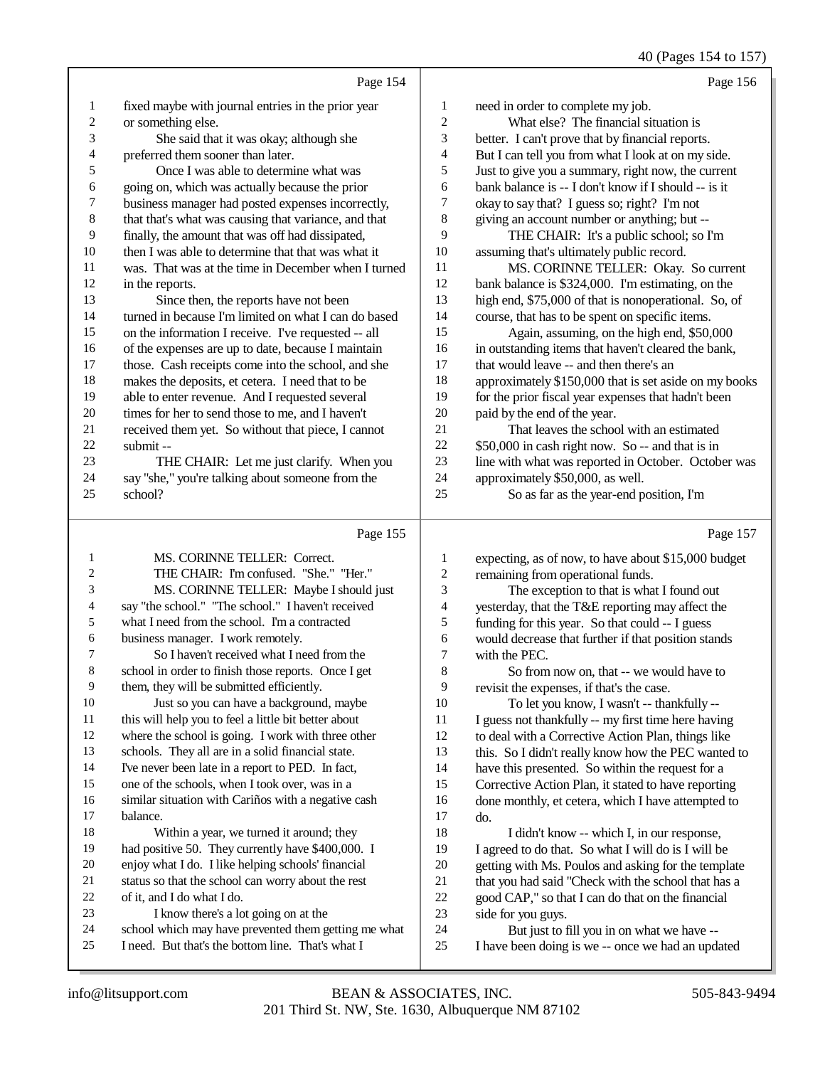Page 154

1 fixed maybe with journal entries in the prior year
2 or something else.
3 She said that it was okay; although she
4 preferred them sooner than later.
5 Once I was able to determine what was
6 going on, which was actually because the prior
7 business manager had posted expenses incorrectly,
8 that that's what was causing that variance, and that
9 finally, the amount that was off had dissipated,
10 then I was able to determine that that was what it
11 was. That was at the time in December when I turned
12 in the reports.
13 Since then, the reports have not been
14 turned in because I'm limited on what I can do based
15 on the information I receive. I've requested -- all
16 of the expenses are up to date, because I maintain
17 those. Cash receipts come into the school, and she
18 makes the deposits, et cetera. I need that to be
19 able to enter revenue. And I requested several
20 times for her to send those to me, and I haven't
21 received them yet. So without that piece, I cannot
22 submit --
23 THE CHAIR: Let me just clarify. When you
24 say "she," you're talking about someone from the
25 school?

Page 155

1 MS. CORINNE TELLER: Correct.
2 THE CHAIR: I'm confused. "She." "Her."
3 MS. CORINNE TELLER: Maybe I should just
4 say "the school." "The school." I haven't received
5 what I need from the school. I'm a contracted
6 business manager. I work remotely.
7 So I haven't received what I need from the
8 school in order to finish those reports. Once I get
9 them, they will be submitted efficiently.
10 Just so you can have a background, maybe
11 this will help you to feel a little bit better about
12 where the school is going. I work with three other
13 schools. They all are in a solid financial state.
14 I've never been late in a report to PED. In fact,
15 one of the schools, when I took over, was in a
16 similar situation with Cariños with a negative cash
17 balance.
18 Within a year, we turned it around; they
19 had positive 50. They currently have $400,000. I
20 enjoy what I do. I like helping schools' financial
21 status so that the school can worry about the rest
22 of it, and I do what I do.
23 I know there's a lot going on at the
24 school which may have prevented them getting me what
25 I need. But that's the bottom line. That's what I

Page 156

1 need in order to complete my job.
2 What else? The financial situation is
3 better. I can't prove that by financial reports.
4 But I can tell you from what I look at on my side.
5 Just to give you a summary, right now, the current
6 bank balance is -- I don't know if I should -- is it
7 okay to say that? I guess so; right? I'm not
8 giving an account number or anything; but --
9 THE CHAIR: It's a public school; so I'm
10 assuming that's ultimately public record.
11 MS. CORINNE TELLER: Okay. So current
12 bank balance is $324,000. I'm estimating, on the
13 high end, $75,000 of that is nonoperational. So, of
14 course, that has to be spent on specific items.
15 Again, assuming, on the high end, $50,000
16 in outstanding items that haven't cleared the bank,
17 that would leave -- and then there's an
18 approximately $150,000 that is set aside on my books
19 for the prior fiscal year expenses that hadn't been
20 paid by the end of the year.
21 That leaves the school with an estimated
22 $50,000 in cash right now. So -- and that is in
23 line with what was reported in October. October was
24 approximately $50,000, as well.
25 So as far as the year-end position, I'm

Page 157

1 expecting, as of now, to have about $15,000 budget
2 remaining from operational funds.
3 The exception to that is what I found out
4 yesterday, that the T&E reporting may affect the
5 funding for this year. So that could -- I guess
6 would decrease that further if that position stands
7 with the PEC.
8 So from now on, that -- we would have to
9 revisit the expenses, if that's the case.
10 To let you know, I wasn't -- thankfully --
11 I guess not thankfully -- my first time here having
12 to deal with a Corrective Action Plan, things like
13 this. So I didn't really know how the PEC wanted to
14 have this presented. So within the request for a
15 Corrective Action Plan, it stated to have reporting
16 done monthly, et cetera, which I have attempted to
17 do.
18 I didn't know -- which I, in our response,
19 I agreed to do that. So what I will do is I will be
20 getting with Ms. Poulos and asking for the template
21 that you had said "Check with the school that has a
22 good CAP," so that I can do that on the financial
23 side for you guys.
24 But just to fill you in on what we have --
25 I have been doing is we -- once we had an updated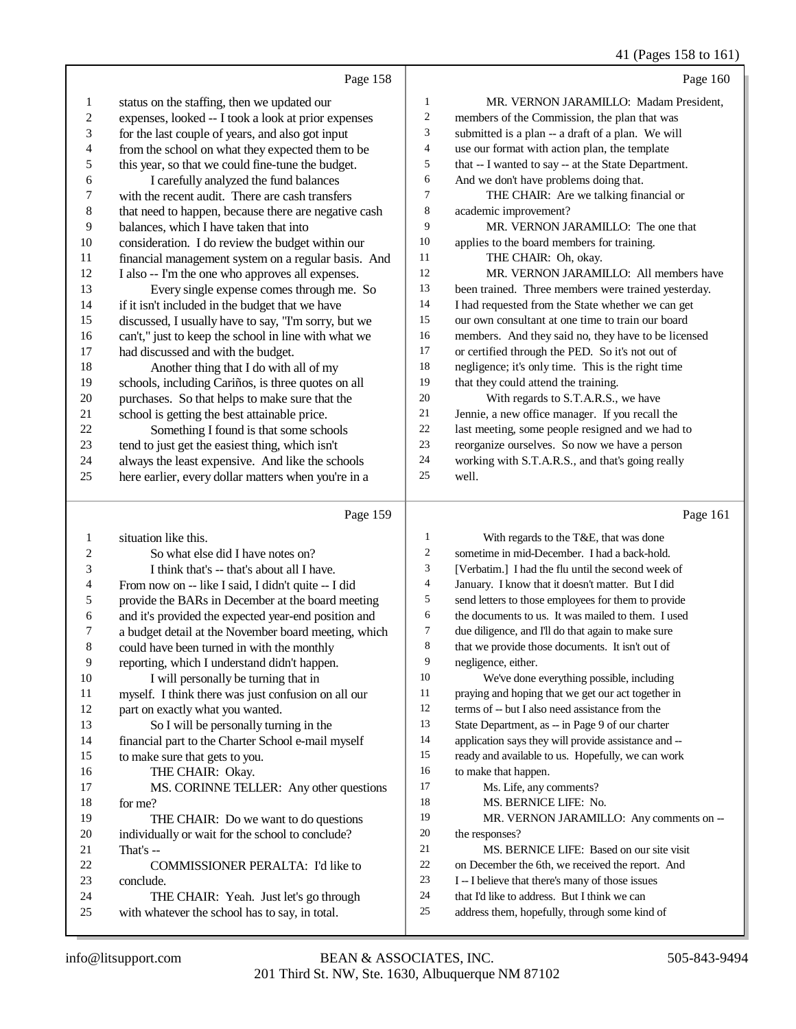Page 158

1 status on the staffing, then we updated our
2 expenses, looked -- I took a look at prior expenses
3 for the last couple of years, and also got input
4 from the school on what they expected them to be
5 this year, so that we could fine-tune the budget.
6 I carefully analyzed the fund balances
7 with the recent audit. There are cash transfers
8 that need to happen, because there are negative cash
9 balances, which I have taken that into
10 consideration. I do review the budget within our
11 financial management system on a regular basis. And
12 I also -- I'm the one who approves all expenses.
13 Every single expense comes through me. So
14 if it isn't included in the budget that we have
15 discussed, I usually have to say, "I'm sorry, but we
16 can't," just to keep the school in line with what we
17 had discussed and with the budget.
18 Another thing that I do with all of my
19 schools, including Cariños, is three quotes on all
20 purchases. So that helps to make sure that the
21 school is getting the best attainable price.
22 Something I found is that some schools
23 tend to just get the easiest thing, which isn't
24 always the least expensive. And like the schools
25 here earlier, every dollar matters when you're in a

Page 159

1 situation like this.
2 So what else did I have notes on?
3 I think that's -- that's about all I have.
4 From now on -- like I said, I didn't quite -- I did
5 provide the BARs in December at the board meeting
6 and it's provided the expected year-end position and
7 a budget detail at the November board meeting, which
8 could have been turned in with the monthly
9 reporting, which I understand didn't happen.
10 I will personally be turning that in
11 myself. I think there was just confusion on all our
12 part on exactly what you wanted.
13 So I will be personally turning in the
14 financial part to the Charter School e-mail myself
15 to make sure that gets to you.
16 THE CHAIR: Okay.
17 MS. CORINNE TELLER: Any other questions
18 for me?
19 THE CHAIR: Do we want to do questions
20 individually or wait for the school to conclude?
21 That's --
22 COMMISSIONER PERALTA: I'd like to
23 conclude.
24 THE CHAIR: Yeah. Just let's go through
25 with whatever the school has to say, in total.

Page 160

1 MR. VERNON JARAMILLO: Madam President,
2 members of the Commission, the plan that was
3 submitted is a plan -- a draft of a plan. We will
4 use our format with action plan, the template
5 that -- I wanted to say -- at the State Department.
6 And we don't have problems doing that.
7 THE CHAIR: Are we talking financial or
8 academic improvement?
9 MR. VERNON JARAMILLO: The one that
10 applies to the board members for training.
11 THE CHAIR: Oh, okay.
12 MR. VERNON JARAMILLO: All members have
13 been trained. Three members were trained yesterday.
14 I had requested from the State whether we can get
15 our own consultant at one time to train our board
16 members. And they said no, they have to be licensed
17 or certified through the PED. So it's not out of
18 negligence; it's only time. This is the right time
19 that they could attend the training.
20 With regards to S.T.A.R.S., we have
21 Jennie, a new office manager. If you recall the
22 last meeting, some people resigned and we had to
23 reorganize ourselves. So now we have a person
24 working with S.T.A.R.S., and that's going really
25 well.

Page 161

1 With regards to the T&E, that was done
2 sometime in mid-December. I had a back-hold.
3 [Verbatim.] I had the flu until the second week of
4 January. I know that it doesn't matter. But I did
5 send letters to those employees for them to provide
6 the documents to us. It was mailed to them. I used
7 due diligence, and I'll do that again to make sure
8 that we provide those documents. It isn't out of
9 negligence, either.
10 We've done everything possible, including
11 praying and hoping that we get our act together in
12 terms of -- but I also need assistance from the
13 State Department, as -- in Page 9 of our charter
14 application says they will provide assistance and --
15 ready and available to us. Hopefully, we can work
16 to make that happen.
17 Ms. Life, any comments?
18 MS. BERNICE LIFE: No.
19 MR. VERNON JARAMILLO: Any comments on --
20 the responses?
21 MS. BERNICE LIFE: Based on our site visit
22 on December the 6th, we received the report. And
23 I -- I believe that there's many of those issues
24 that I'd like to address. But I think we can
25 address them, hopefully, through some kind of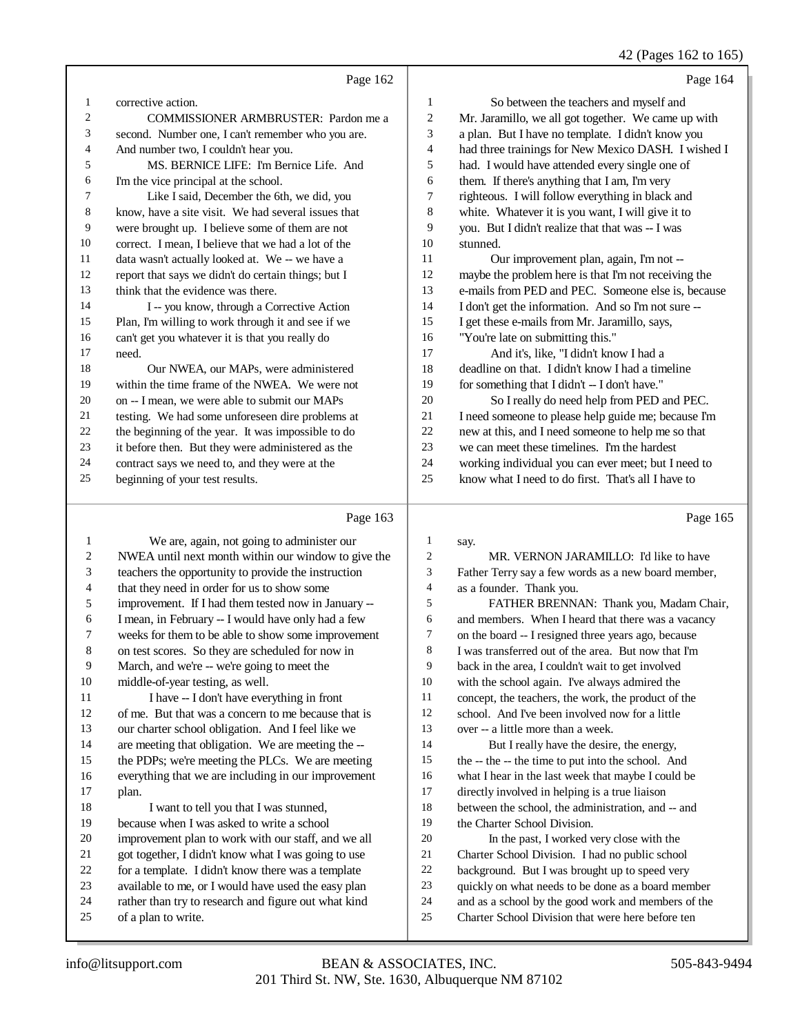Page 162

1 corrective action.
2 COMMISSIONER ARMBRUSTER: Pardon me a
3 second. Number one, I can't remember who you are.
4 And number two, I couldn't hear you.
5 MS. BERNICE LIFE: I'm Bernice Life. And
6 I'm the vice principal at the school.
7 Like I said, December the 6th, we did, you
8 know, have a site visit. We had several issues that
9 were brought up. I believe some of them are not
10 correct. I mean, I believe that we had a lot of the
11 data wasn't actually looked at. We -- we have a
12 report that says we didn't do certain things; but I
13 think that the evidence was there.
14 I -- you know, through a Corrective Action
15 Plan, I'm willing to work through it and see if we
16 can't get you whatever it is that you really do
17 need.
18 Our NWEA, our MAPs, were administered
19 within the time frame of the NWEA. We were not
20 on -- I mean, we were able to submit our MAPs
21 testing. We had some unforeseen dire problems at
22 the beginning of the year. It was impossible to do
23 it before then. But they were administered as the
24 contract says we need to, and they were at the
25 beginning of your test results.

Page 163

1 We are, again, not going to administer our
2 NWEA until next month within our window to give the
3 teachers the opportunity to provide the instruction
4 that they need in order for us to show some
5 improvement. If I had them tested now in January --
6 I mean, in February -- I would have only had a few
7 weeks for them to be able to show some improvement
8 on test scores. So they are scheduled for now in
9 March, and we're -- we're going to meet the
10 middle-of-year testing, as well.
11 I have -- I don't have everything in front
12 of me. But that was a concern to me because that is
13 our charter school obligation. And I feel like we
14 are meeting that obligation. We are meeting the --
15 the PDPs; we're meeting the PLCs. We are meeting
16 everything that we are including in our improvement
17 plan.
18 I want to tell you that I was stunned,
19 because when I was asked to write a school
20 improvement plan to work with our staff, and we all
21 got together, I didn't know what I was going to use
22 for a template. I didn't know there was a template
23 available to me, or I would have used the easy plan
24 rather than try to research and figure out what kind
25 of a plan to write.

Page 164

1 So between the teachers and myself and
2 Mr. Jaramillo, we all got together. We came up with
3 a plan. But I have no template. I didn't know you
4 had three trainings for New Mexico DASH. I wished I
5 had. I would have attended every single one of
6 them. If there's anything that I am, I'm very
7 righteous. I will follow everything in black and
8 white. Whatever it is you want, I will give it to
9 you. But I didn't realize that that was -- I was
10 stunned.
11 Our improvement plan, again, I'm not --
12 maybe the problem here is that I'm not receiving the
13 e-mails from PED and PEC. Someone else is, because
14 I don't get the information. And so I'm not sure --
15 I get these e-mails from Mr. Jaramillo, says,
16 "You're late on submitting this."
17 And it's, like, "I didn't know I had a
18 deadline on that. I didn't know I had a timeline
19 for something that I didn't -- I don't have."
20 So I really do need help from PED and PEC.
21 I need someone to please help guide me; because I'm
22 new at this, and I need someone to help me so that
23 we can meet these timelines. I'm the hardest
24 working individual you can ever meet; but I need to
25 know what I need to do first. That's all I have to

Page 165

1 say.
2 MR. VERNON JARAMILLO: I'd like to have
3 Father Terry say a few words as a new board member,
4 as a founder. Thank you.
5 FATHER BRENNAN: Thank you, Madam Chair,
6 and members. When I heard that there was a vacancy
7 on the board -- I resigned three years ago, because
8 I was transferred out of the area. But now that I'm
9 back in the area, I couldn't wait to get involved
10 with the school again. I've always admired the
11 concept, the teachers, the work, the product of the
12 school. And I've been involved now for a little
13 over -- a little more than a week.
14 But I really have the desire, the energy,
15 the -- the -- the time to put into the school. And
16 what I hear in the last week that maybe I could be
17 directly involved in helping is a true liaison
18 between the school, the administration, and -- and
19 the Charter School Division.
20 In the past, I worked very close with the
21 Charter School Division. I had no public school
22 background. But I was brought up to speed very
23 quickly on what needs to be done as a board member
24 and as a school by the good work and members of the
25 Charter School Division that were here before ten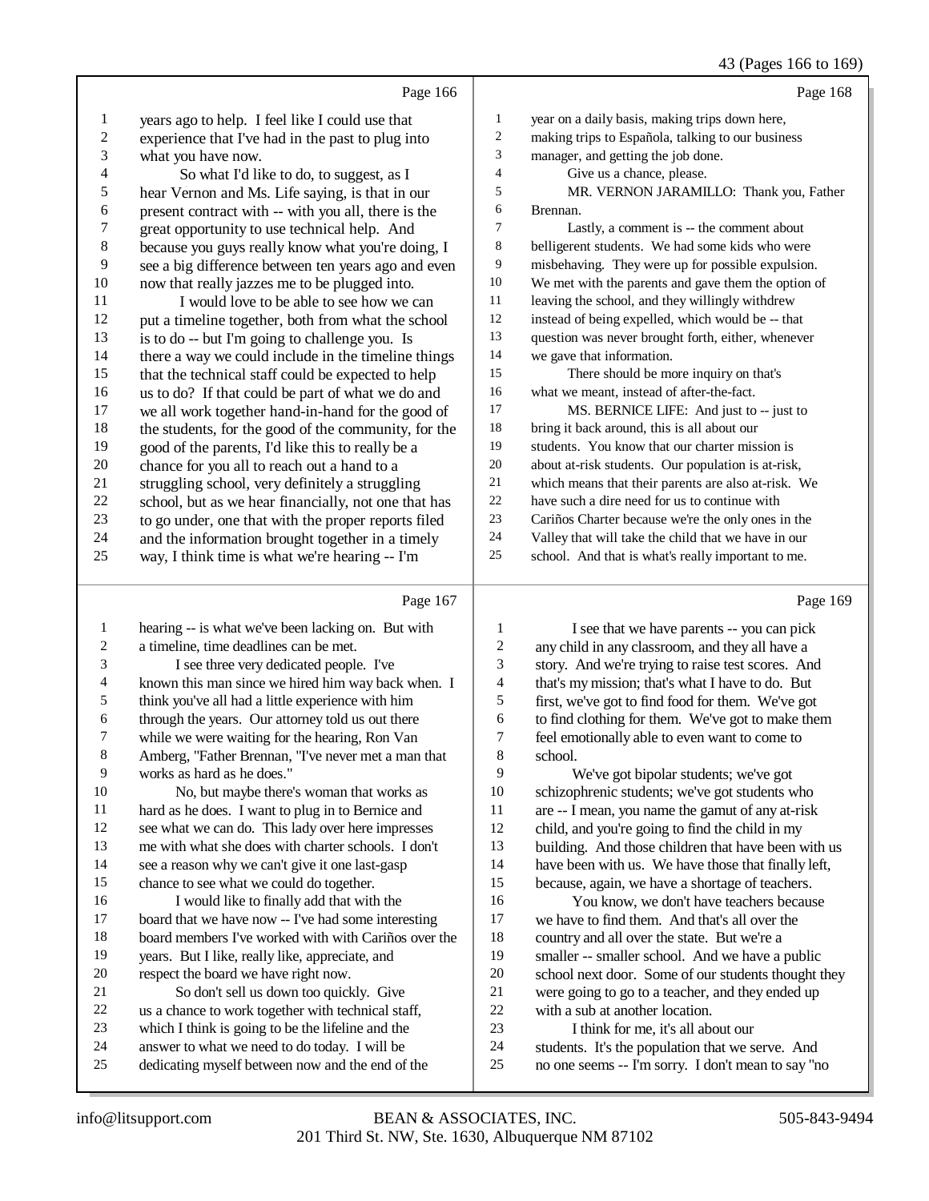Page 166

1 years ago to help. I feel like I could use that
2 experience that I've had in the past to plug into
3 what you have now.
4 So what I'd like to do, to suggest, as I
5 hear Vernon and Ms. Life saying, is that in our
6 present contract with -- with you all, there is the
7 great opportunity to use technical help. And
8 because you guys really know what you're doing, I
9 see a big difference between ten years ago and even
10 now that really jazzes me to be plugged into.
11 I would love to be able to see how we can
12 put a timeline together, both from what the school
13 is to do -- but I'm going to challenge you. Is
14 there a way we could include in the timeline things
15 that the technical staff could be expected to help
16 us to do? If that could be part of what we do and
17 we all work together hand-in-hand for the good of
18 the students, for the good of the community, for the
19 good of the parents, I'd like this to really be a
20 chance for you all to reach out a hand to a
21 struggling school, very definitely a struggling
22 school, but as we hear financially, not one that has
23 to go under, one that with the proper reports filed
24 and the information brought together in a timely
25 way, I think time is what we're hearing -- I'm

Page 167

1 hearing -- is what we've been lacking on. But with
2 a timeline, time deadlines can be met.
3 I see three very dedicated people. I've
4 known this man since we hired him way back when. I
5 think you've all had a little experience with him
6 through the years. Our attorney told us out there
7 while we were waiting for the hearing, Ron Van
8 Amberg, "Father Brennan, "I've never met a man that
9 works as hard as he does."
10 No, but maybe there's woman that works as
11 hard as he does. I want to plug in to Bernice and
12 see what we can do. This lady over here impresses
13 me with what she does with charter schools. I don't
14 see a reason why we can't give it one last-gasp
15 chance to see what we could do together.
16 I would like to finally add that with the
17 board that we have now -- I've had some interesting
18 board members I've worked with with Cariños over the
19 years. But I like, really like, appreciate, and
20 respect the board we have right now.
21 So don't sell us down too quickly. Give
22 us a chance to work together with technical staff,
23 which I think is going to be the lifeline and the
24 answer to what we need to do today. I will be
25 dedicating myself between now and the end of the

Page 168

1 year on a daily basis, making trips down here,
2 making trips to Española, talking to our business
3 manager, and getting the job done.
4 Give us a chance, please.
5 MR. VERNON JARAMILLO: Thank you, Father
6 Brennan.
7 Lastly, a comment is -- the comment about
8 belligerent students. We had some kids who were
9 misbehaving. They were up for possible expulsion.
10 We met with the parents and gave them the option of
11 leaving the school, and they willingly withdrew
12 instead of being expelled, which would be -- that
13 question was never brought forth, either, whenever
14 we gave that information.
15 There should be more inquiry on that's
16 what we meant, instead of after-the-fact.
17 MS. BERNICE LIFE: And just to -- just to
18 bring it back around, this is all about our
19 students. You know that our charter mission is
20 about at-risk students. Our population is at-risk,
21 which means that their parents are also at-risk. We
22 have such a dire need for us to continue with
23 Cariños Charter because we're the only ones in the
24 Valley that will take the child that we have in our
25 school. And that is what's really important to me.

Page 169

1 I see that we have parents -- you can pick
2 any child in any classroom, and they all have a
3 story. And we're trying to raise test scores. And
4 that's my mission; that's what I have to do. But
5 first, we've got to find food for them. We've got
6 to find clothing for them. We've got to make them
7 feel emotionally able to even want to come to
8 school.
9 We've got bipolar students; we've got
10 schizophrenic students; we've got students who
11 are -- I mean, you name the gamut of any at-risk
12 child, and you're going to find the child in my
13 building. And those children that have been with us
14 have been with us. We have those that finally left,
15 because, again, we have a shortage of teachers.
16 You know, we don't have teachers because
17 we have to find them. And that's all over the
18 country and all over the state. But we're a
19 smaller -- smaller school. And we have a public
20 school next door. Some of our students thought they
21 were going to go to a teacher, and they ended up
22 with a sub at another location.
23 I think for me, it's all about our
24 students. It's the population that we serve. And
25 no one seems -- I'm sorry. I don't mean to say "no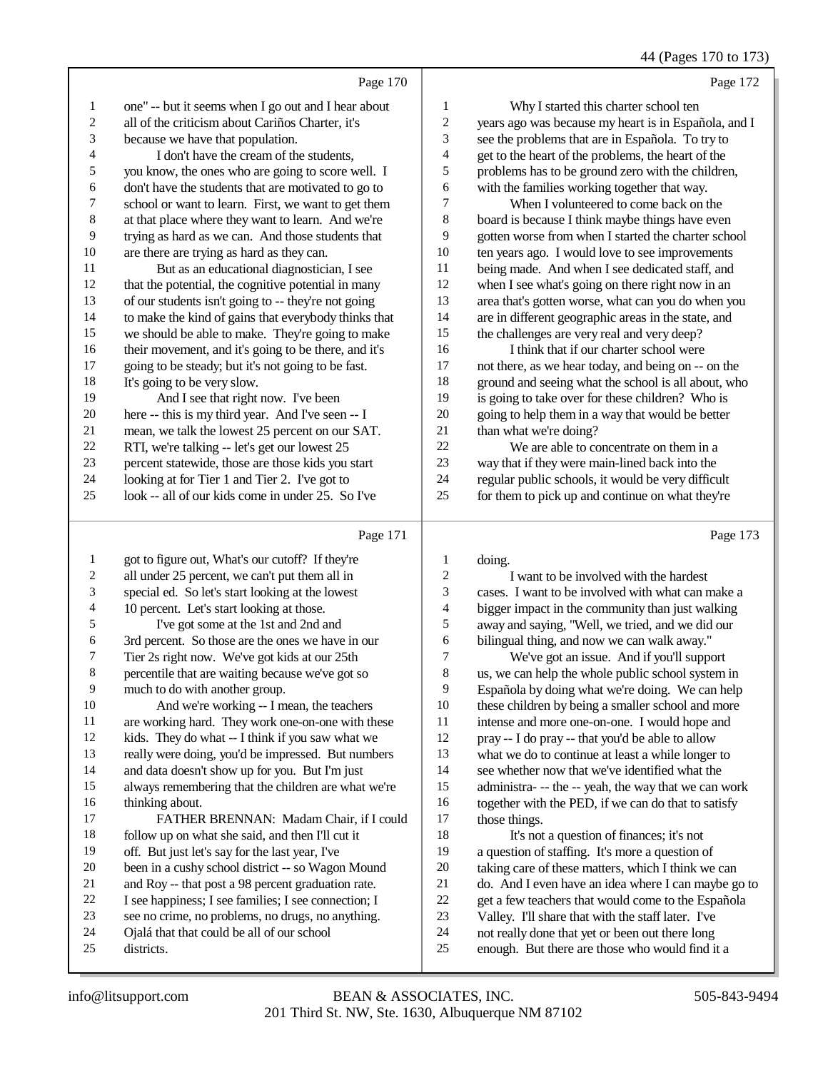Page 170

1 one" -- but it seems when I go out and I hear about
2 all of the criticism about Cariños Charter, it's
3 because we have that population.
4 I don't have the cream of the students,
5 you know, the ones who are going to score well. I
6 don't have the students that are motivated to go to
7 school or want to learn. First, we want to get them
8 at that place where they want to learn. And we're
9 trying as hard as we can. And those students that
10 are there are trying as hard as they can.
11 But as an educational diagnostician, I see
12 that the potential, the cognitive potential in many
13 of our students isn't going to -- they're not going
14 to make the kind of gains that everybody thinks that
15 we should be able to make. They're going to make
16 their movement, and it's going to be there, and it's
17 going to be steady; but it's not going to be fast.
18 It's going to be very slow.
19 And I see that right now. I've been
20 here -- this is my third year. And I've seen -- I
21 mean, we talk the lowest 25 percent on our SAT.
22 RTI, we're talking -- let's get our lowest 25
23 percent statewide, those are those kids you start
24 looking at for Tier 1 and Tier 2. I've got to
25 look -- all of our kids come in under 25. So I've

Page 171

1 got to figure out, What's our cutoff? If they're
2 all under 25 percent, we can't put them all in
3 special ed. So let's start looking at the lowest
4 10 percent. Let's start looking at those.
5 I've got some at the 1st and 2nd and
6 3rd percent. So those are the ones we have in our
7 Tier 2s right now. We've got kids at our 25th
8 percentile that are waiting because we've got so
9 much to do with another group.
10 And we're working -- I mean, the teachers
11 are working hard. They work one-on-one with these
12 kids. They do what -- I think if you saw what we
13 really were doing, you'd be impressed. But numbers
14 and data doesn't show up for you. But I'm just
15 always remembering that the children are what we're
16 thinking about.
17 FATHER BRENNAN: Madam Chair, if I could
18 follow up on what she said, and then I'll cut it
19 off. But just let's say for the last year, I've
20 been in a cushy school district -- so Wagon Mound
21 and Roy -- that post a 98 percent graduation rate.
22 I see happiness; I see families; I see connection; I
23 see no crime, no problems, no drugs, no anything.
24 Ojalá that that could be all of our school
25 districts.

Page 172

1 Why I started this charter school ten
2 years ago was because my heart is in Española, and I
3 see the problems that are in Española. To try to
4 get to the heart of the problems, the heart of the
5 problems has to be ground zero with the children,
6 with the families working together that way.
7 When I volunteered to come back on the
8 board is because I think maybe things have even
9 gotten worse from when I started the charter school
10 ten years ago. I would love to see improvements
11 being made. And when I see dedicated staff, and
12 when I see what's going on there right now in an
13 area that's gotten worse, what can you do when you
14 are in different geographic areas in the state, and
15 the challenges are very real and very deep?
16 I think that if our charter school were
17 not there, as we hear today, and being on -- on the
18 ground and seeing what the school is all about, who
19 is going to take over for these children? Who is
20 going to help them in a way that would be better
21 than what we're doing?
22 We are able to concentrate on them in a
23 way that if they were main-lined back into the
24 regular public schools, it would be very difficult
25 for them to pick up and continue on what they're

Page 173

1 doing.
2 I want to be involved with the hardest
3 cases. I want to be involved with what can make a
4 bigger impact in the community than just walking
5 away and saying, "Well, we tried, and we did our
6 bilingual thing, and now we can walk away."
7 We've got an issue. And if you'll support
8 us, we can help the whole public school system in
9 Española by doing what we're doing. We can help
10 these children by being a smaller school and more
11 intense and more one-on-one. I would hope and
12 pray -- I do pray -- that you'd be able to allow
13 what we do to continue at least a while longer to
14 see whether now that we've identified what the
15 administra- -- the -- yeah, the way that we can work
16 together with the PED, if we can do that to satisfy
17 those things.
18 It's not a question of finances; it's not
19 a question of staffing. It's more a question of
20 taking care of these matters, which I think we can
21 do. And I even have an idea where I can maybe go to
22 get a few teachers that would come to the Española
23 Valley. I'll share that with the staff later. I've
24 not really done that yet or been out there long
25 enough. But there are those who would find it a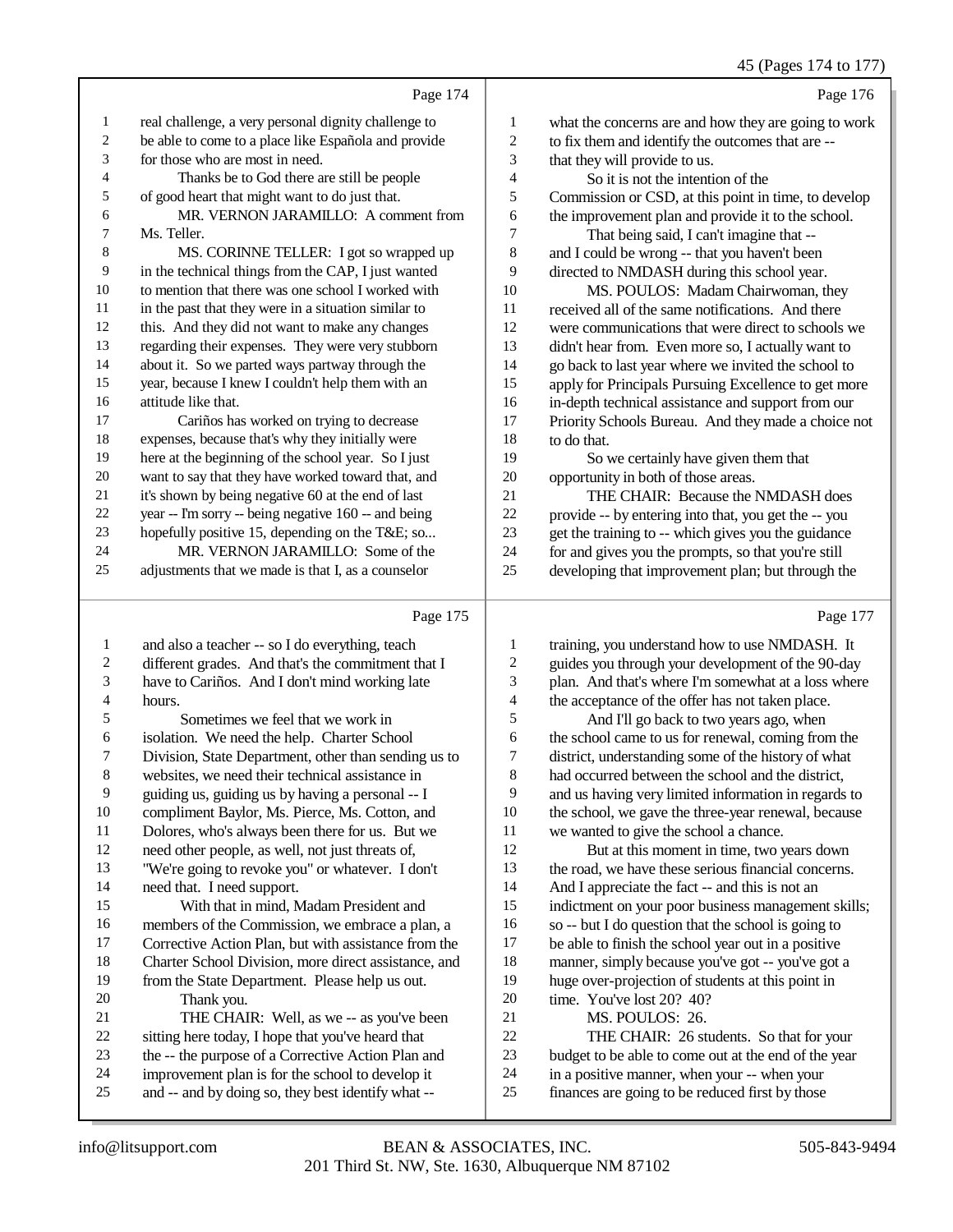Page 174

real challenge, a very personal dignity challenge to be able to come to a place like Española and provide for those who are most in need.

Thanks be to God there are still be people of good heart that might want to do just that.

MR. VERNON JARAMILLO: A comment from Ms. Teller.

MS. CORINNE TELLER: I got so wrapped up in the technical things from the CAP, I just wanted to mention that there was one school I worked with in the past that they were in a situation similar to this. And they did not want to make any changes regarding their expenses. They were very stubborn about it. So we parted ways partway through the year, because I knew I couldn't help them with an attitude like that.

Cariños has worked on trying to decrease expenses, because that's why they initially were here at the beginning of the school year. So I just want to say that they have worked toward that, and it's shown by being negative 60 at the end of last year -- I'm sorry -- being negative 160 -- and being hopefully positive 15, depending on the T&E; so...

MR. VERNON JARAMILLO: Some of the adjustments that we made is that I, as a counselor

Page 175

and also a teacher -- so I do everything, teach different grades. And that's the commitment that I have to Cariños. And I don't mind working late hours.

Sometimes we feel that we work in isolation. We need the help. Charter School Division, State Department, other than sending us to websites, we need their technical assistance in guiding us, guiding us by having a personal -- I compliment Baylor, Ms. Pierce, Ms. Cotton, and Dolores, who's always been there for us. But we need other people, as well, not just threats of, "We're going to revoke you" or whatever. I don't need that. I need support.

With that in mind, Madam President and members of the Commission, we embrace a plan, a Corrective Action Plan, but with assistance from the Charter School Division, more direct assistance, and from the State Department. Please help us out.

Thank you.

THE CHAIR: Well, as we -- as you've been sitting here today, I hope that you've heard that the -- the purpose of a Corrective Action Plan and improvement plan is for the school to develop it and -- and by doing so, they best identify what --

Page 176

what the concerns are and how they are going to work to fix them and identify the outcomes that are -- that they will provide to us.

So it is not the intention of the Commission or CSD, at this point in time, to develop the improvement plan and provide it to the school.

That being said, I can't imagine that -- and I could be wrong -- that you haven't been directed to NMDASH during this school year.

MS. POULOS: Madam Chairwoman, they received all of the same notifications. And there were communications that were direct to schools we didn't hear from. Even more so, I actually want to go back to last year where we invited the school to apply for Principals Pursuing Excellence to get more in-depth technical assistance and support from our Priority Schools Bureau. And they made a choice not to do that.

So we certainly have given them that opportunity in both of those areas.

THE CHAIR: Because the NMDASH does provide -- by entering into that, you get the -- you get the training to -- which gives you the guidance for and gives you the prompts, so that you're still developing that improvement plan; but through the

Page 177

training, you understand how to use NMDASH. It guides you through your development of the 90-day plan. And that's where I'm somewhat at a loss where the acceptance of the offer has not taken place.

And I'll go back to two years ago, when the school came to us for renewal, coming from the district, understanding some of the history of what had occurred between the school and the district, and us having very limited information in regards to the school, we gave the three-year renewal, because we wanted to give the school a chance.

But at this moment in time, two years down the road, we have these serious financial concerns. And I appreciate the fact -- and this is not an indictment on your poor business management skills; so -- but I do question that the school is going to be able to finish the school year out in a positive manner, simply because you've got -- you've got a huge over-projection of students at this point in time. You've lost 20? 40?

MS. POULOS: 26.

THE CHAIR: 26 students. So that for your budget to be able to come out at the end of the year in a positive manner, when your -- when your finances are going to be reduced first by those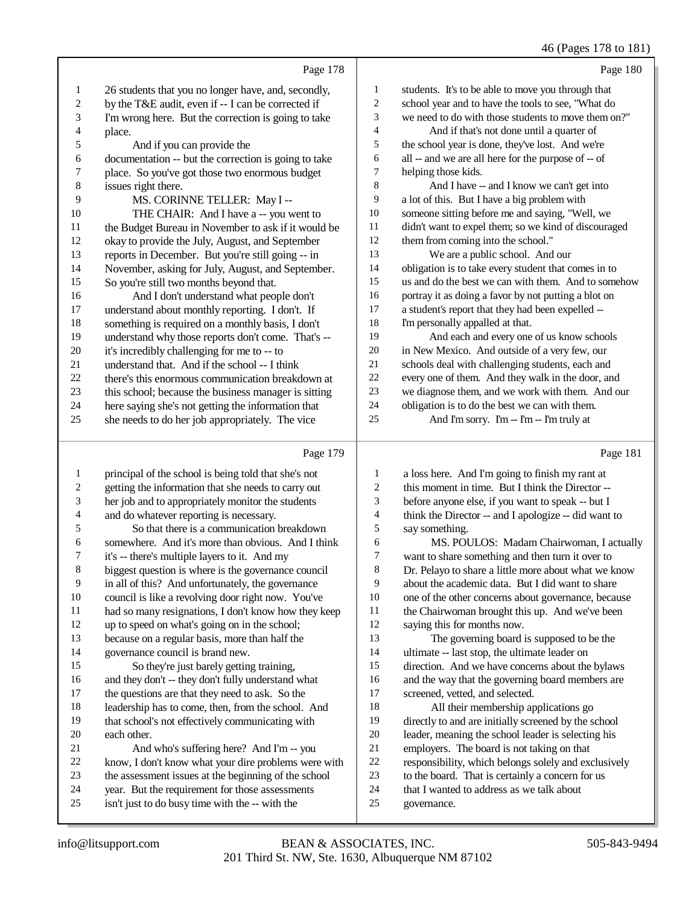Page 178

1 26 students that you no longer have, and, secondly,
2 by the T&E audit, even if -- I can be corrected if
3 I'm wrong here. But the correction is going to take
4 place.
5 And if you can provide the
6 documentation -- but the correction is going to take
7 place. So you've got those two enormous budget
8 issues right there.
9 MS. CORINNE TELLER: May I --
10 THE CHAIR: And I have a -- you went to
11 the Budget Bureau in November to ask if it would be
12 okay to provide the July, August, and September
13 reports in December. But you're still going -- in
14 November, asking for July, August, and September.
15 So you're still two months beyond that.
16 And I don't understand what people don't
17 understand about monthly reporting. I don't. If
18 something is required on a monthly basis, I don't
19 understand why those reports don't come. That's --
20 it's incredibly challenging for me to -- to
21 understand that. And if the school -- I think
22 there's this enormous communication breakdown at
23 this school; because the business manager is sitting
24 here saying she's not getting the information that
25 she needs to do her job appropriately. The vice

Page 179

1 principal of the school is being told that she's not
2 getting the information that she needs to carry out
3 her job and to appropriately monitor the students
4 and do whatever reporting is necessary.
5 So that there is a communication breakdown
6 somewhere. And it's more than obvious. And I think
7 it's -- there's multiple layers to it. And my
8 biggest question is where is the governance council
9 in all of this? And unfortunately, the governance
10 council is like a revolving door right now. You've
11 had so many resignations, I don't know how they keep
12 up to speed on what's going on in the school;
13 because on a regular basis, more than half the
14 governance council is brand new.
15 So they're just barely getting training,
16 and they don't -- they don't fully understand what
17 the questions are that they need to ask. So the
18 leadership has to come, then, from the school. And
19 that school's not effectively communicating with
20 each other.
21 And who's suffering here? And I'm -- you
22 know, I don't know what your dire problems were with
23 the assessment issues at the beginning of the school
24 year. But the requirement for those assessments
25 isn't just to do busy time with the -- with the

Page 180

1 students. It's to be able to move you through that
2 school year and to have the tools to see, "What do
3 we need to do with those students to move them on?"
4 And if that's not done until a quarter of
5 the school year is done, they've lost. And we're
6 all -- and we are all here for the purpose of -- of
7 helping those kids.
8 And I have -- and I know we can't get into
9 a lot of this. But I have a big problem with
10 someone sitting before me and saying, "Well, we
11 didn't want to expel them; so we kind of discouraged
12 them from coming into the school."
13 We are a public school. And our
14 obligation is to take every student that comes in to
15 us and do the best we can with them. And to somehow
16 portray it as doing a favor by not putting a blot on
17 a student's report that they had been expelled --
18 I'm personally appalled at that.
19 And each and every one of us know schools
20 in New Mexico. And outside of a very few, our
21 schools deal with challenging students, each and
22 every one of them. And they walk in the door, and
23 we diagnose them, and we work with them. And our
24 obligation is to do the best we can with them.
25 And I'm sorry. I'm -- I'm -- I'm truly at

Page 181

1 a loss here. And I'm going to finish my rant at
2 this moment in time. But I think the Director --
3 before anyone else, if you want to speak -- but I
4 think the Director -- and I apologize -- did want to
5 say something.
6 MS. POULOS: Madam Chairwoman, I actually
7 want to share something and then turn it over to
8 Dr. Pelayo to share a little more about what we know
9 about the academic data. But I did want to share
10 one of the other concerns about governance, because
11 the Chairwoman brought this up. And we've been
12 saying this for months now.
13 The governing board is supposed to be the
14 ultimate -- last stop, the ultimate leader on
15 direction. And we have concerns about the bylaws
16 and the way that the governing board members are
17 screened, vetted, and selected.
18 All their membership applications go
19 directly to and are initially screened by the school
20 leader, meaning the school leader is selecting his
21 employers. The board is not taking on that
22 responsibility, which belongs solely and exclusively
23 to the board. That is certainly a concern for us
24 that I wanted to address as we talk about
25 governance.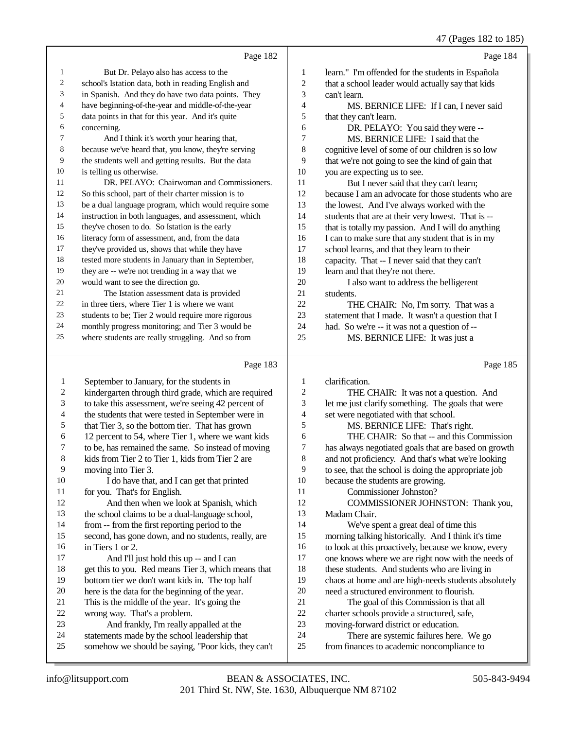Page 182

1 But Dr. Pelayo also has access to the
2 school's Istation data, both in reading English and
3 in Spanish. And they do have two data points. They
4 have beginning-of-the-year and middle-of-the-year
5 data points in that for this year. And it's quite
6 concerning.
7 And I think it's worth your hearing that,
8 because we've heard that, you know, they're serving
9 the students well and getting results. But the data
10 is telling us otherwise.
11 DR. PELAYO: Chairwoman and Commissioners.
12 So this school, part of their charter mission is to
13 be a dual language program, which would require some
14 instruction in both languages, and assessment, which
15 they've chosen to do. So Istation is the early
16 literacy form of assessment, and, from the data
17 they've provided us, shows that while they have
18 tested more students in January than in September,
19 they are -- we're not trending in a way that we
20 would want to see the direction go.
21 The Istation assessment data is provided
22 in three tiers, where Tier 1 is where we want
23 students to be; Tier 2 would require more rigorous
24 monthly progress monitoring; and Tier 3 would be
25 where students are really struggling. And so from

Page 183

1 September to January, for the students in
2 kindergarten through third grade, which are required
3 to take this assessment, we're seeing 42 percent of
4 the students that were tested in September were in
5 that Tier 3, so the bottom tier. That has grown
6 12 percent to 54, where Tier 1, where we want kids
7 to be, has remained the same. So instead of moving
8 kids from Tier 2 to Tier 1, kids from Tier 2 are
9 moving into Tier 3.
10 I do have that, and I can get that printed
11 for you. That's for English.
12 And then when we look at Spanish, which
13 the school claims to be a dual-language school,
14 from -- from the first reporting period to the
15 second, has gone down, and no students, really, are
16 in Tiers 1 or 2.
17 And I'll just hold this up -- and I can
18 get this to you. Red means Tier 3, which means that
19 bottom tier we don't want kids in. The top half
20 here is the data for the beginning of the year.
21 This is the middle of the year. It's going the
22 wrong way. That's a problem.
23 And frankly, I'm really appalled at the
24 statements made by the school leadership that
25 somehow we should be saying, "Poor kids, they can't

Page 184

1 learn." I'm offended for the students in Española
2 that a school leader would actually say that kids
3 can't learn.
4 MS. BERNICE LIFE: If I can, I never said
5 that they can't learn.
6 DR. PELAYO: You said they were --
7 MS. BERNICE LIFE: I said that the
8 cognitive level of some of our children is so low
9 that we're not going to see the kind of gain that
10 you are expecting us to see.
11 But I never said that they can't learn;
12 because I am an advocate for those students who are
13 the lowest. And I've always worked with the
14 students that are at their very lowest. That is --
15 that is totally my passion. And I will do anything
16 I can to make sure that any student that is in my
17 school learns, and that they learn to their
18 capacity. That -- I never said that they can't
19 learn and that they're not there.
20 I also want to address the belligerent
21 students.
22 THE CHAIR: No, I'm sorry. That was a
23 statement that I made. It wasn't a question that I
24 had. So we're -- it was not a question of --
25 MS. BERNICE LIFE: It was just a

Page 185

1 clarification.
2 THE CHAIR: It was not a question. And
3 let me just clarify something. The goals that were
4 set were negotiated with that school.
5 MS. BERNICE LIFE: That's right.
6 THE CHAIR: So that -- and this Commission
7 has always negotiated goals that are based on growth
8 and not proficiency. And that's what we're looking
9 to see, that the school is doing the appropriate job
10 because the students are growing.
11 Commissioner Johnston?
12 COMMISSIONER JOHNSTON: Thank you,
13 Madam Chair.
14 We've spent a great deal of time this
15 morning talking historically. And I think it's time
16 to look at this proactively, because we know, every
17 one knows where we are right now with the needs of
18 these students. And students who are living in
19 chaos at home and are high-needs students absolutely
20 need a structured environment to flourish.
21 The goal of this Commission is that all
22 charter schools provide a structured, safe,
23 moving-forward district or education.
24 There are systemic failures here. We go
25 from finances to academic noncompliance to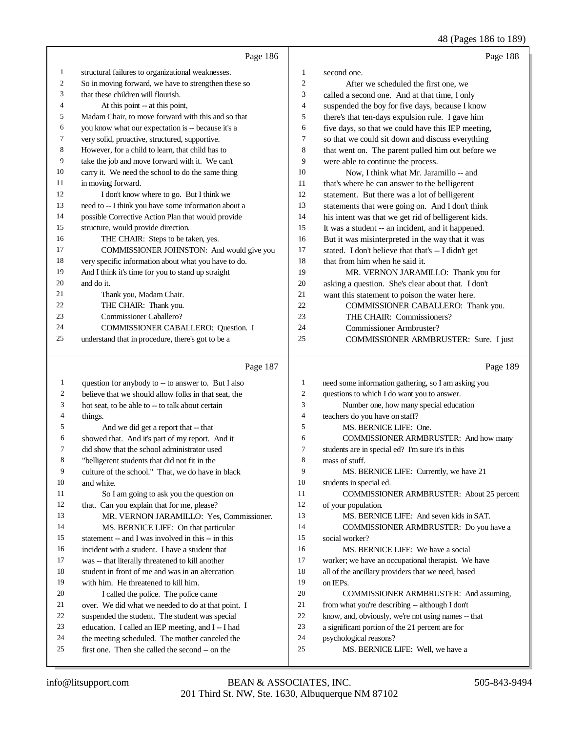Page 186

structural failures to organizational weaknesses. So in moving forward, we have to strengthen these so that these children will flourish.

At this point -- at this point, Madam Chair, to move forward with this and so that you know what our expectation is -- because it's a very solid, proactive, structured, supportive. However, for a child to learn, that child has to take the job and move forward with it. We can't carry it. We need the school to do the same thing in moving forward.

I don't know where to go. But I think we need to -- I think you have some information about a possible Corrective Action Plan that would provide structure, would provide direction.

THE CHAIR: Steps to be taken, yes.

COMMISSIONER JOHNSTON: And would give you very specific information about what you have to do. And I think it's time for you to stand up straight and do it.

Thank you, Madam Chair.

THE CHAIR: Thank you.

Commissioner Caballero?

COMMISSIONER CABALLERO: Question. I understand that in procedure, there's got to be a

Page 187

question for anybody to -- to answer to. But I also believe that we should allow folks in that seat, the hot seat, to be able to -- to talk about certain things.

And we did get a report that -- that showed that. And it's part of my report. And it did show that the school administrator used "belligerent students that did not fit in the culture of the school." That, we do have in black and white.

So I am going to ask you the question on that. Can you explain that for me, please?

MR. VERNON JARAMILLO: Yes, Commissioner.

MS. BERNICE LIFE: On that particular statement -- and I was involved in this -- in this incident with a student. I have a student that was -- that literally threatened to kill another student in front of me and was in an altercation with him. He threatened to kill him.

I called the police. The police came over. We did what we needed to do at that point. I suspended the student. The student was special education. I called an IEP meeting, and I -- I had the meeting scheduled. The mother canceled the first one. Then she called the second -- on the

Page 188

second one.

After we scheduled the first one, we called a second one. And at that time, I only suspended the boy for five days, because I know there's that ten-days expulsion rule. I gave him five days, so that we could have this IEP meeting, so that we could sit down and discuss everything that went on. The parent pulled him out before we were able to continue the process.

Now, I think what Mr. Jaramillo -- and that's where he can answer to the belligerent statement. But there was a lot of belligerent statements that were going on. And I don't think his intent was that we get rid of belligerent kids. It was a student -- an incident, and it happened. But it was misinterpreted in the way that it was stated. I don't believe that that's -- I didn't get that from him when he said it.

MR. VERNON JARAMILLO: Thank you for asking a question. She's clear about that. I don't want this statement to poison the water here.

COMMISSIONER CABALLERO: Thank you.

THE CHAIR: Commissioners?

Commissioner Armbruster?

COMMISSIONER ARMBRUSTER: Sure. I just

Page 189

need some information gathering, so I am asking you questions to which I do want you to answer.

Number one, how many special education teachers do you have on staff?

MS. BERNICE LIFE: One.

COMMISSIONER ARMBRUSTER: And how many students are in special ed? I'm sure it's in this mass of stuff.

MS. BERNICE LIFE: Currently, we have 21 students in special ed.

COMMISSIONER ARMBRUSTER: About 25 percent of your population.

MS. BERNICE LIFE: And seven kids in SAT.

COMMISSIONER ARMBRUSTER: Do you have a social worker?

MS. BERNICE LIFE: We have a social worker; we have an occupational therapist. We have all of the ancillary providers that we need, based on IEPs.

COMMISSIONER ARMBRUSTER: And assuming, from what you're describing -- although I don't know, and, obviously, we're not using names -- that a significant portion of the 21 percent are for psychological reasons?

MS. BERNICE LIFE: Well, we have a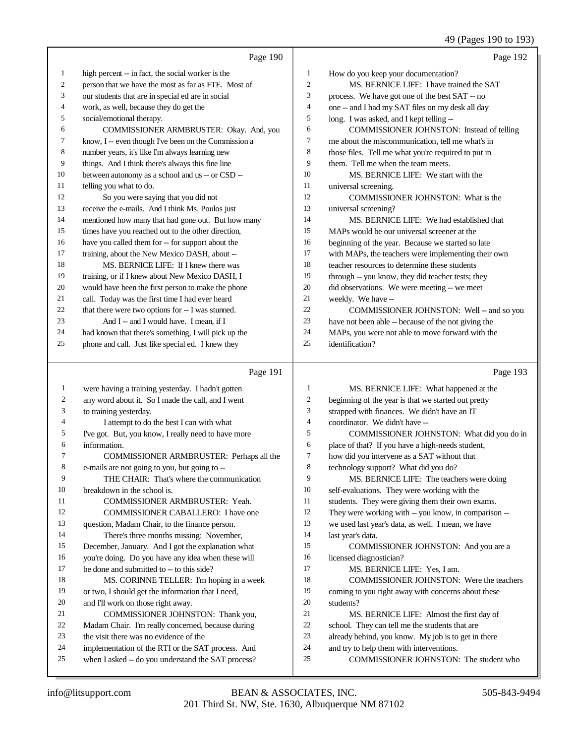Page 190

1 high percent -- in fact, the social worker is the
2 person that we have the most as far as FTE. Most of
3 our students that are in special ed are in social
4 work, as well, because they do get the
5 social/emotional therapy.
6 COMMISSIONER ARMBRUSTER: Okay. And, you
7 know, I -- even though I've been on the Commission a
8 number years, it's like I'm always learning new
9 things. And I think there's always this fine line
10 between autonomy as a school and us -- or CSD --
11 telling you what to do.
12 So you were saying that you did not
13 receive the e-mails. And I think Ms. Poulos just
14 mentioned how many that had gone out. But how many
15 times have you reached out to the other direction,
16 have you called them for -- for support about the
17 training, about the New Mexico DASH, about --
18 MS. BERNICE LIFE: If I knew there was
19 training, or if I knew about New Mexico DASH, I
20 would have been the first person to make the phone
21 call. Today was the first time I had ever heard
22 that there were two options for -- I was stunned.
23 And I -- and I would have. I mean, if I
24 had known that there's something, I will pick up the
25 phone and call. Just like special ed. I knew they

Page 191

1 were having a training yesterday. I hadn't gotten
2 any word about it. So I made the call, and I went
3 to training yesterday.
4 I attempt to do the best I can with what
5 I've got. But, you know, I really need to have more
6 information.
7 COMMISSIONER ARMBRUSTER: Perhaps all the
8 e-mails are not going to you, but going to --
9 THE CHAIR: That's where the communication
10 breakdown in the school is.
11 COMMISSIONER ARMBRUSTER: Yeah.
12 COMMISSIONER CABALLERO: I have one
13 question, Madam Chair, to the finance person.
14 There's three months missing: November,
15 December, January. And I got the explanation what
16 you're doing. Do you have any idea when these will
17 be done and submitted to -- to this side?
18 MS. CORINNE TELLER: I'm hoping in a week
19 or two, I should get the information that I need,
20 and I'll work on those right away.
21 COMMISSIONER JOHNSTON: Thank you,
22 Madam Chair. I'm really concerned, because during
23 the visit there was no evidence of the
24 implementation of the RTI or the SAT process. And
25 when I asked -- do you understand the SAT process?

Page 192

1 How do you keep your documentation?
2 MS. BERNICE LIFE: I have trained the SAT
3 process. We have got one of the best SAT -- no
4 one -- and I had my SAT files on my desk all day
5 long. I was asked, and I kept telling --
6 COMMISSIONER JOHNSTON: Instead of telling
7 me about the miscommunication, tell me what's in
8 those files. Tell me what you're required to put in
9 them. Tell me when the team meets.
10 MS. BERNICE LIFE: We start with the
11 universal screening.
12 COMMISSIONER JOHNSTON: What is the
13 universal screening?
14 MS. BERNICE LIFE: We had established that
15 MAPs would be our universal screener at the
16 beginning of the year. Because we started so late
17 with MAPs, the teachers were implementing their own
18 teacher resources to determine these students
19 through -- you know, they did teacher tests; they
20 did observations. We were meeting -- we meet
21 weekly. We have --
22 COMMISSIONER JOHNSTON: Well -- and so you
23 have not been able -- because of the not giving the
24 MAPs, you were not able to move forward with the
25 identification?

Page 193

1 MS. BERNICE LIFE: What happened at the
2 beginning of the year is that we started out pretty
3 strapped with finances. We didn't have an IT
4 coordinator. We didn't have --
5 COMMISSIONER JOHNSTON: What did you do in
6 place of that? If you have a high-needs student,
7 how did you intervene as a SAT without that
8 technology support? What did you do?
9 MS. BERNICE LIFE: The teachers were doing
10 self-evaluations. They were working with the
11 students. They were giving them their own exams.
12 They were working with -- you know, in comparison --
13 we used last year's data, as well. I mean, we have
14 last year's data.
15 COMMISSIONER JOHNSTON: And you are a
16 licensed diagnostician?
17 MS. BERNICE LIFE: Yes, I am.
18 COMMISSIONER JOHNSTON: Were the teachers
19 coming to you right away with concerns about these
20 students?
21 MS. BERNICE LIFE: Almost the first day of
22 school. They can tell me the students that are
23 already behind, you know. My job is to get in there
24 and try to help them with interventions.
25 COMMISSIONER JOHNSTON: The student who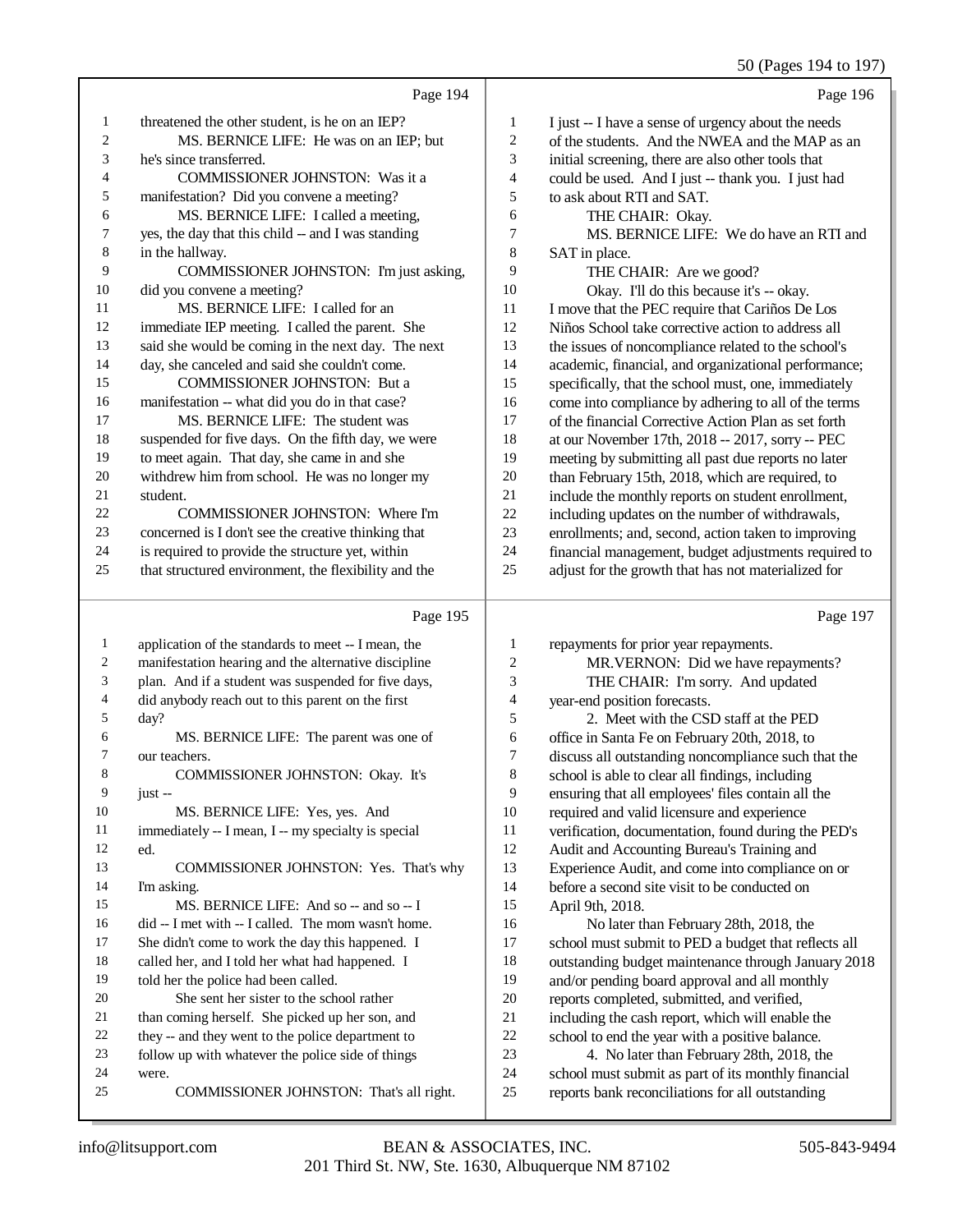Page 194

1 threatened the other student, is he on an IEP?
2 MS. BERNICE LIFE: He was on an IEP; but
3 he's since transferred.
4 COMMISSIONER JOHNSTON: Was it a
5 manifestation? Did you convene a meeting?
6 MS. BERNICE LIFE: I called a meeting,
7 yes, the day that this child -- and I was standing
8 in the hallway.
9 COMMISSIONER JOHNSTON: I'm just asking,
10 did you convene a meeting?
11 MS. BERNICE LIFE: I called for an
12 immediate IEP meeting. I called the parent. She
13 said she would be coming in the next day. The next
14 day, she canceled and said she couldn't come.
15 COMMISSIONER JOHNSTON: But a
16 manifestation -- what did you do in that case?
17 MS. BERNICE LIFE: The student was
18 suspended for five days. On the fifth day, we were
19 to meet again. That day, she came in and she
20 withdrew him from school. He was no longer my
21 student.
22 COMMISSIONER JOHNSTON: Where I'm
23 concerned is I don't see the creative thinking that
24 is required to provide the structure yet, within
25 that structured environment, the flexibility and the

Page 195

1 application of the standards to meet -- I mean, the
2 manifestation hearing and the alternative discipline
3 plan. And if a student was suspended for five days,
4 did anybody reach out to this parent on the first
5 day?
6 MS. BERNICE LIFE: The parent was one of
7 our teachers.
8 COMMISSIONER JOHNSTON: Okay. It's
9 just --
10 MS. BERNICE LIFE: Yes, yes. And
11 immediately -- I mean, I -- my specialty is special
12 ed.
13 COMMISSIONER JOHNSTON: Yes. That's why
14 I'm asking.
15 MS. BERNICE LIFE: And so -- and so -- I
16 did -- I met with -- I called. The mom wasn't home.
17 She didn't come to work the day this happened. I
18 called her, and I told her what had happened. I
19 told her the police had been called.
20 She sent her sister to the school rather
21 than coming herself. She picked up her son, and
22 they -- and they went to the police department to
23 follow up with whatever the police side of things
24 were.
25 COMMISSIONER JOHNSTON: That's all right.

Page 196

1 I just -- I have a sense of urgency about the needs
2 of the students. And the NWEA and the MAP as an
3 initial screening, there are also other tools that
4 could be used. And I just -- thank you. I just had
5 to ask about RTI and SAT.
6 THE CHAIR: Okay.
7 MS. BERNICE LIFE: We do have an RTI and
8 SAT in place.
9 THE CHAIR: Are we good?
10 Okay. I'll do this because it's -- okay.
11 I move that the PEC require that Cariños De Los
12 Niños School take corrective action to address all
13 the issues of noncompliance related to the school's
14 academic, financial, and organizational performance;
15 specifically, that the school must, one, immediately
16 come into compliance by adhering to all of the terms
17 of the financial Corrective Action Plan as set forth
18 at our November 17th, 2018 -- 2017, sorry -- PEC
19 meeting by submitting all past due reports no later
20 than February 15th, 2018, which are required, to
21 include the monthly reports on student enrollment,
22 including updates on the number of withdrawals,
23 enrollments; and, second, action taken to improving
24 financial management, budget adjustments required to
25 adjust for the growth that has not materialized for

Page 197

1 repayments for prior year repayments.
2 MR.VERNON: Did we have repayments?
3 THE CHAIR: I'm sorry. And updated
4 year-end position forecasts.
5 2. Meet with the CSD staff at the PED
6 office in Santa Fe on February 20th, 2018, to
7 discuss all outstanding noncompliance such that the
8 school is able to clear all findings, including
9 ensuring that all employees' files contain all the
10 required and valid licensure and experience
11 verification, documentation, found during the PED's
12 Audit and Accounting Bureau's Training and
13 Experience Audit, and come into compliance on or
14 before a second site visit to be conducted on
15 April 9th, 2018.
16 No later than February 28th, 2018, the
17 school must submit to PED a budget that reflects all
18 outstanding budget maintenance through January 2018
19 and/or pending board approval and all monthly
20 reports completed, submitted, and verified,
21 including the cash report, which will enable the
22 school to end the year with a positive balance.
23 4. No later than February 28th, 2018, the
24 school must submit as part of its monthly financial
25 reports bank reconciliations for all outstanding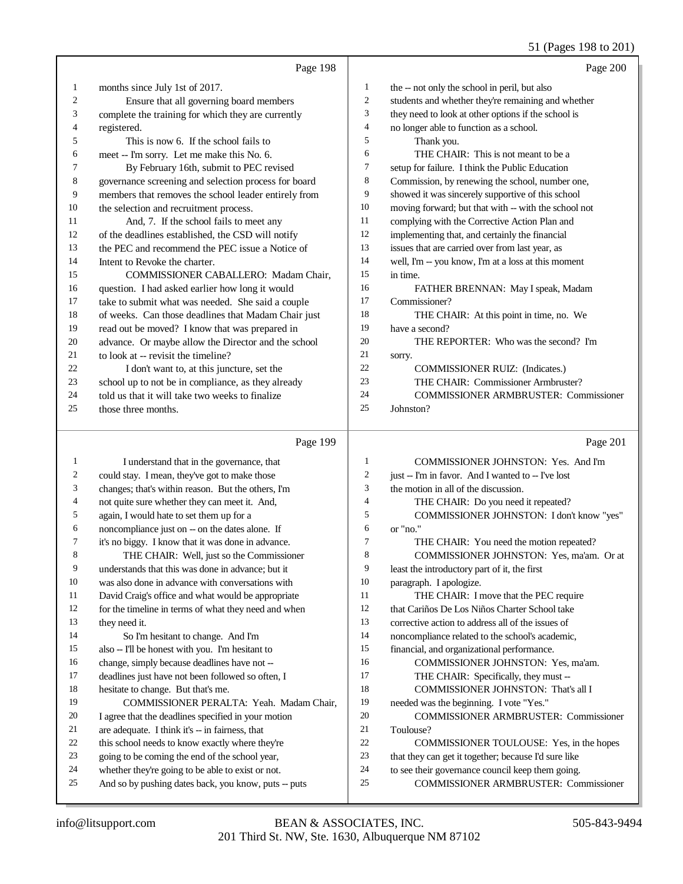Page 198

1 months since July 1st of 2017.
2 Ensure that all governing board members
3 complete the training for which they are currently
4 registered.
5 This is now 6. If the school fails to
6 meet -- I'm sorry. Let me make this No. 6.
7 By February 16th, submit to PEC revised
8 governance screening and selection process for board
9 members that removes the school leader entirely from
10 the selection and recruitment process.
11 And, 7. If the school fails to meet any
12 of the deadlines established, the CSD will notify
13 the PEC and recommend the PEC issue a Notice of
14 Intent to Revoke the charter.
15 COMMISSIONER CABALLERO: Madam Chair,
16 question. I had asked earlier how long it would
17 take to submit what was needed. She said a couple
18 of weeks. Can those deadlines that Madam Chair just
19 read out be moved? I know that was prepared in
20 advance. Or maybe allow the Director and the school
21 to look at -- revisit the timeline?
22 I don't want to, at this juncture, set the
23 school up to not be in compliance, as they already
24 told us that it will take two weeks to finalize
25 those three months.

Page 199

1 I understand that in the governance, that
2 could stay. I mean, they've got to make those
3 changes; that's within reason. But the others, I'm
4 not quite sure whether they can meet it. And,
5 again, I would hate to set them up for a
6 noncompliance just on -- on the dates alone. If
7 it's no biggy. I know that it was done in advance.
8 THE CHAIR: Well, just so the Commissioner
9 understands that this was done in advance; but it
10 was also done in advance with conversations with
11 David Craig's office and what would be appropriate
12 for the timeline in terms of what they need and when
13 they need it.
14 So I'm hesitant to change. And I'm
15 also -- I'll be honest with you. I'm hesitant to
16 change, simply because deadlines have not --
17 deadlines just have not been followed so often, I
18 hesitate to change. But that's me.
19 COMMISSIONER PERALTA: Yeah. Madam Chair,
20 I agree that the deadlines specified in your motion
21 are adequate. I think it's -- in fairness, that
22 this school needs to know exactly where they're
23 going to be coming the end of the school year,
24 whether they're going to be able to exist or not.
25 And so by pushing dates back, you know, puts -- puts

Page 200

1 the -- not only the school in peril, but also
2 students and whether they're remaining and whether
3 they need to look at other options if the school is
4 no longer able to function as a school.
5 Thank you.
6 THE CHAIR: This is not meant to be a
7 setup for failure. I think the Public Education
8 Commission, by renewing the school, number one,
9 showed it was sincerely supportive of this school
10 moving forward; but that with -- with the school not
11 complying with the Corrective Action Plan and
12 implementing that, and certainly the financial
13 issues that are carried over from last year, as
14 well, I'm -- you know, I'm at a loss at this moment
15 in time.
16 FATHER BRENNAN: May I speak, Madam
17 Commissioner?
18 THE CHAIR: At this point in time, no. We
19 have a second?
20 THE REPORTER: Who was the second? I'm
21 sorry.
22 COMMISSIONER RUIZ: (Indicates.)
23 THE CHAIR: Commissioner Armbruster?
24 COMMISSIONER ARMBRUSTER: Commissioner
25 Johnston?

Page 201

1 COMMISSIONER JOHNSTON: Yes. And I'm
2 just -- I'm in favor. And I wanted to -- I've lost
3 the motion in all of the discussion.
4 THE CHAIR: Do you need it repeated?
5 COMMISSIONER JOHNSTON: I don't know "yes"
6 or "no."
7 THE CHAIR: You need the motion repeated?
8 COMMISSIONER JOHNSTON: Yes, ma'am. Or at
9 least the introductory part of it, the first
10 paragraph. I apologize.
11 THE CHAIR: I move that the PEC require
12 that Cariños De Los Niños Charter School take
13 corrective action to address all of the issues of
14 noncompliance related to the school's academic,
15 financial, and organizational performance.
16 COMMISSIONER JOHNSTON: Yes, ma'am.
17 THE CHAIR: Specifically, they must --
18 COMMISSIONER JOHNSTON: That's all I
19 needed was the beginning. I vote "Yes."
20 COMMISSIONER ARMBRUSTER: Commissioner
21 Toulouse?
22 COMMISSIONER TOULOUSE: Yes, in the hopes
23 that they can get it together; because I'd sure like
24 to see their governance council keep them going.
25 COMMISSIONER ARMBRUSTER: Commissioner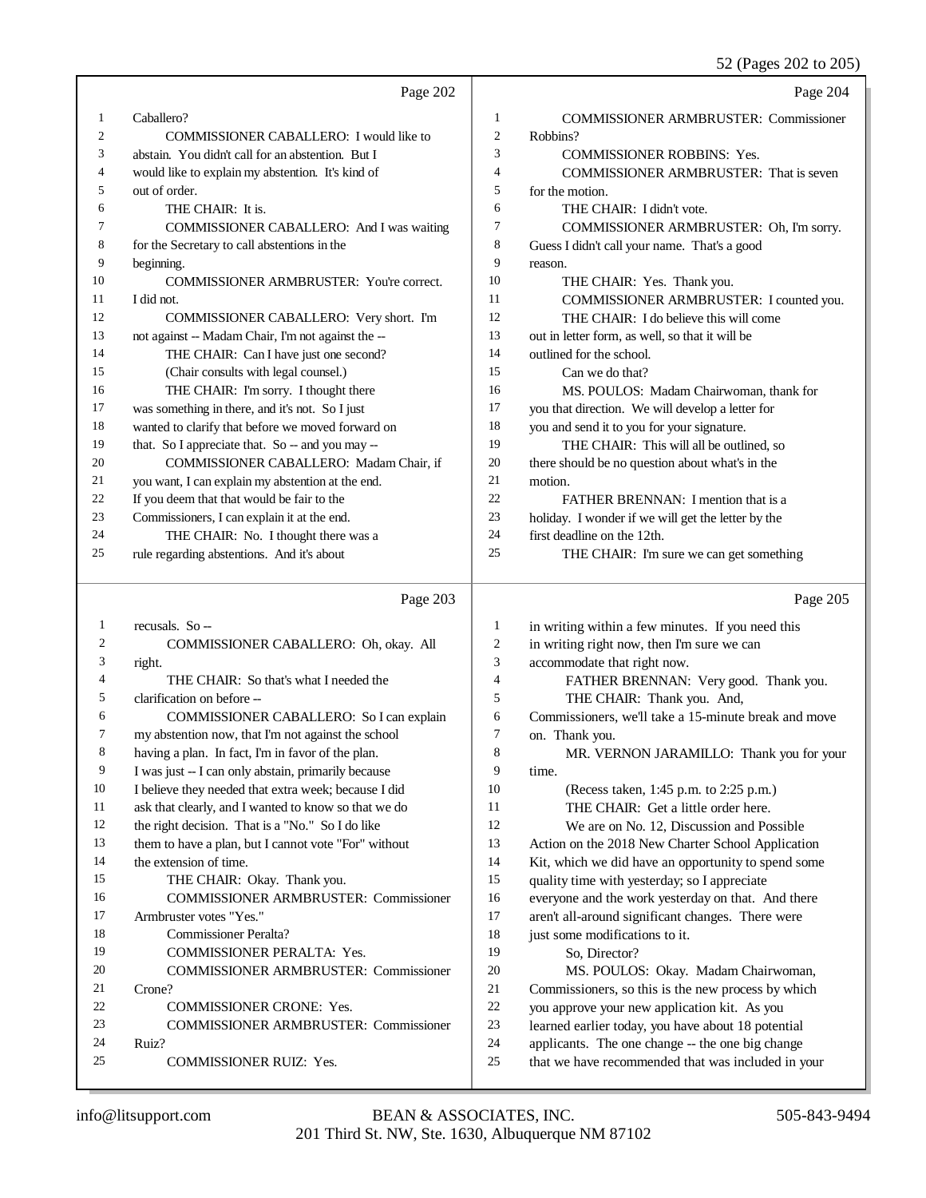Page 202

1 Caballero?
2 COMMISSIONER CABALLERO: I would like to
3 abstain. You didn't call for an abstention. But I
4 would like to explain my abstention. It's kind of
5 out of order.
6 THE CHAIR: It is.
7 COMMISSIONER CABALLERO: And I was waiting
8 for the Secretary to call abstentions in the
9 beginning.
10 COMMISSIONER ARMBRUSTER: You're correct.
11 I did not.
12 COMMISSIONER CABALLERO: Very short. I'm
13 not against -- Madam Chair, I'm not against the --
14 THE CHAIR: Can I have just one second?
15 (Chair consults with legal counsel.)
16 THE CHAIR: I'm sorry. I thought there
17 was something in there, and it's not. So I just
18 wanted to clarify that before we moved forward on
19 that. So I appreciate that. So -- and you may --
20 COMMISSIONER CABALLERO: Madam Chair, if
21 you want, I can explain my abstention at the end.
22 If you deem that that would be fair to the
23 Commissioners, I can explain it at the end.
24 THE CHAIR: No. I thought there was a
25 rule regarding abstentions. And it's about

Page 203

1 recusals. So --
2 COMMISSIONER CABALLERO: Oh, okay. All
3 right.
4 THE CHAIR: So that's what I needed the
5 clarification on before --
6 COMMISSIONER CABALLERO: So I can explain
7 my abstention now, that I'm not against the school
8 having a plan. In fact, I'm in favor of the plan.
9 I was just -- I can only abstain, primarily because
10 I believe they needed that extra week; because I did
11 ask that clearly, and I wanted to know so that we do
12 the right decision. That is a "No." So I do like
13 them to have a plan, but I cannot vote "For" without
14 the extension of time.
15 THE CHAIR: Okay. Thank you.
16 COMMISSIONER ARMBRUSTER: Commissioner
17 Armbruster votes "Yes."
18 Commissioner Peralta?
19 COMMISSIONER PERALTA: Yes.
20 COMMISSIONER ARMBRUSTER: Commissioner
21 Crone?
22 COMMISSIONER CRONE: Yes.
23 COMMISSIONER ARMBRUSTER: Commissioner
24 Ruiz?
25 COMMISSIONER RUIZ: Yes.

Page 204

1 COMMISSIONER ARMBRUSTER: Commissioner
2 Robbins?
3 COMMISSIONER ROBBINS: Yes.
4 COMMISSIONER ARMBRUSTER: That is seven
5 for the motion.
6 THE CHAIR: I didn't vote.
7 COMMISSIONER ARMBRUSTER: Oh, I'm sorry.
8 Guess I didn't call your name. That's a good
9 reason.
10 THE CHAIR: Yes. Thank you.
11 COMMISSIONER ARMBRUSTER: I counted you.
12 THE CHAIR: I do believe this will come
13 out in letter form, as well, so that it will be
14 outlined for the school.
15 Can we do that?
16 MS. POULOS: Madam Chairwoman, thank for
17 you that direction. We will develop a letter for
18 you and send it to you for your signature.
19 THE CHAIR: This will all be outlined, so
20 there should be no question about what's in the
21 motion.
22 FATHER BRENNAN: I mention that is a
23 holiday. I wonder if we will get the letter by the
24 first deadline on the 12th.
25 THE CHAIR: I'm sure we can get something

Page 205

1 in writing within a few minutes. If you need this
2 in writing right now, then I'm sure we can
3 accommodate that right now.
4 FATHER BRENNAN: Very good. Thank you.
5 THE CHAIR: Thank you. And,
6 Commissioners, we'll take a 15-minute break and move
7 on. Thank you.
8 MR. VERNON JARAMILLO: Thank you for your
9 time.
10 (Recess taken, 1:45 p.m. to 2:25 p.m.)
11 THE CHAIR: Get a little order here.
12 We are on No. 12, Discussion and Possible
13 Action on the 2018 New Charter School Application
14 Kit, which we did have an opportunity to spend some
15 quality time with yesterday; so I appreciate
16 everyone and the work yesterday on that. And there
17 aren't all-around significant changes. There were
18 just some modifications to it.
19 So, Director?
20 MS. POULOS: Okay. Madam Chairwoman,
21 Commissioners, so this is the new process by which
22 you approve your new application kit. As you
23 learned earlier today, you have about 18 potential
24 applicants. The one change -- the one big change
25 that we have recommended that was included in your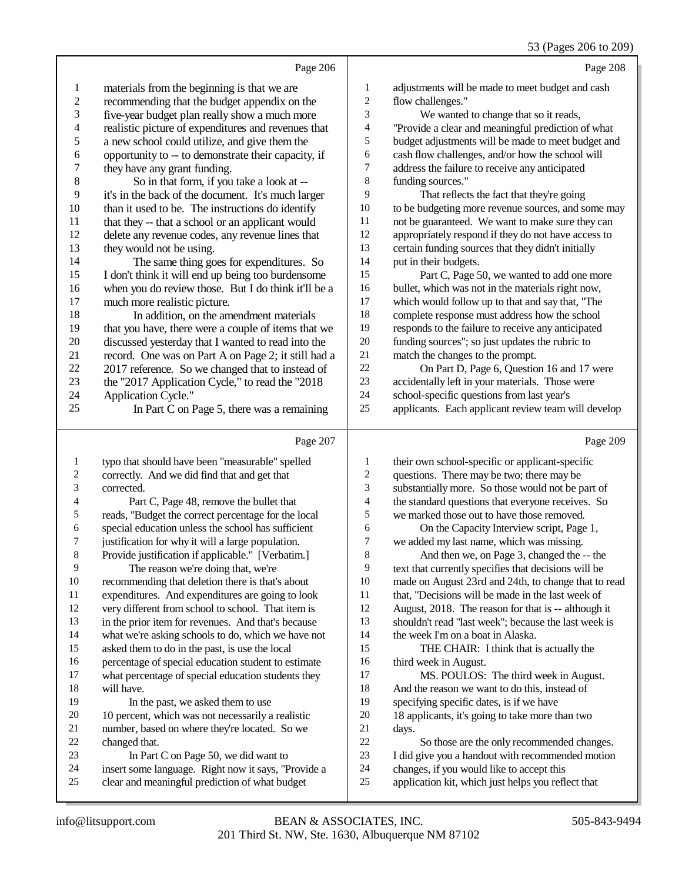Page 206

1 materials from the beginning is that we are
2 recommending that the budget appendix on the
3 five-year budget plan really show a much more
4 realistic picture of expenditures and revenues that
5 a new school could utilize, and give them the
6 opportunity to -- to demonstrate their capacity, if
7 they have any grant funding.
8 So in that form, if you take a look at --
9 it's in the back of the document. It's much larger
10 than it used to be. The instructions do identify
11 that they -- that a school or an applicant would
12 delete any revenue codes, any revenue lines that
13 they would not be using.
14 The same thing goes for expenditures. So
15 I don't think it will end up being too burdensome
16 when you do review those. But I do think it'll be a
17 much more realistic picture.
18 In addition, on the amendment materials
19 that you have, there were a couple of items that we
20 discussed yesterday that I wanted to read into the
21 record. One was on Part A on Page 2; it still had a
22 2017 reference. So we changed that to instead of
23 the "2017 Application Cycle," to read the "2018
24 Application Cycle."
25 In Part C on Page 5, there was a remaining

Page 207

1 typo that should have been "measurable" spelled
2 correctly. And we did find that and get that
3 corrected.
4 Part C, Page 48, remove the bullet that
5 reads, "Budget the correct percentage for the local
6 special education unless the school has sufficient
7 justification for why it will a large population.
8 Provide justification if applicable." [Verbatim.]
9 The reason we're doing that, we're
10 recommending that deletion there is that's about
11 expenditures. And expenditures are going to look
12 very different from school to school. That item is
13 in the prior item for revenues. And that's because
14 what we're asking schools to do, which we have not
15 asked them to do in the past, is use the local
16 percentage of special education student to estimate
17 what percentage of special education students they
18 will have.
19 In the past, we asked them to use
20 10 percent, which was not necessarily a realistic
21 number, based on where they're located. So we
22 changed that.
23 In Part C on Page 50, we did want to
24 insert some language. Right now it says, "Provide a
25 clear and meaningful prediction of what budget

Page 208

1 adjustments will be made to meet budget and cash
2 flow challenges."
3 We wanted to change that so it reads,
4 "Provide a clear and meaningful prediction of what
5 budget adjustments will be made to meet budget and
6 cash flow challenges, and/or how the school will
7 address the failure to receive any anticipated
8 funding sources."
9 That reflects the fact that they're going
10 to be budgeting more revenue sources, and some may
11 not be guaranteed. We want to make sure they can
12 appropriately respond if they do not have access to
13 certain funding sources that they didn't initially
14 put in their budgets.
15 Part C, Page 50, we wanted to add one more
16 bullet, which was not in the materials right now,
17 which would follow up to that and say that, "The
18 complete response must address how the school
19 responds to the failure to receive any anticipated
20 funding sources"; so just updates the rubric to
21 match the changes to the prompt.
22 On Part D, Page 6, Question 16 and 17 were
23 accidentally left in your materials. Those were
24 school-specific questions from last year's
25 applicants. Each applicant review team will develop

Page 209

1 their own school-specific or applicant-specific
2 questions. There may be two; there may be
3 substantially more. So those would not be part of
4 the standard questions that everyone receives. So
5 we marked those out to have those removed.
6 On the Capacity Interview script, Page 1,
7 we added my last name, which was missing.
8 And then we, on Page 3, changed the -- the
9 text that currently specifies that decisions will be
10 made on August 23rd and 24th, to change that to read
11 that, "Decisions will be made in the last week of
12 August, 2018. The reason for that is -- although it
13 shouldn't read "last week"; because the last week is
14 the week I'm on a boat in Alaska.
15 THE CHAIR: I think that is actually the
16 third week in August.
17 MS. POULOS: The third week in August.
18 And the reason we want to do this, instead of
19 specifying specific dates, is if we have
20 18 applicants, it's going to take more than two
21 days.
22 So those are the only recommended changes.
23 I did give you a handout with recommended motion
24 changes, if you would like to accept this
25 application kit, which just helps you reflect that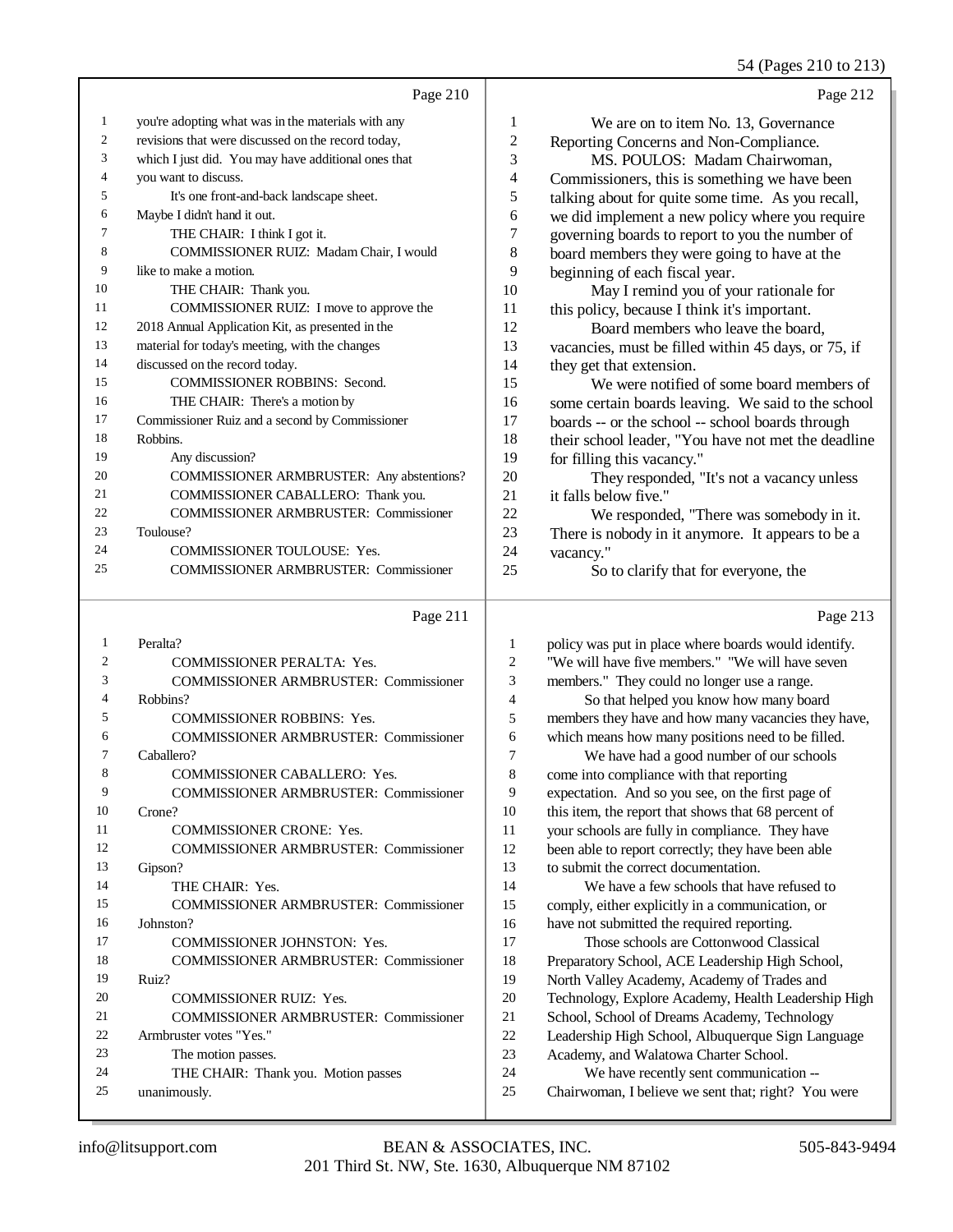Page 210

1 you're adopting what was in the materials with any
2 revisions that were discussed on the record today,
3 which I just did. You may have additional ones that
4 you want to discuss.
5 It's one front-and-back landscape sheet.
6 Maybe I didn't hand it out.
7 THE CHAIR: I think I got it.
8 COMMISSIONER RUIZ: Madam Chair, I would
9 like to make a motion.
10 THE CHAIR: Thank you.
11 COMMISSIONER RUIZ: I move to approve the
12 2018 Annual Application Kit, as presented in the
13 material for today's meeting, with the changes
14 discussed on the record today.
15 COMMISSIONER ROBBINS: Second.
16 THE CHAIR: There's a motion by
17 Commissioner Ruiz and a second by Commissioner
18 Robbins.
19 Any discussion?
20 COMMISSIONER ARMBRUSTER: Any abstentions?
21 COMMISSIONER CABALLERO: Thank you.
22 COMMISSIONER ARMBRUSTER: Commissioner
23 Toulouse?
24 COMMISSIONER TOULOUSE: Yes.
25 COMMISSIONER ARMBRUSTER: Commissioner

Page 211

1 Peralta?
2 COMMISSIONER PERALTA: Yes.
3 COMMISSIONER ARMBRUSTER: Commissioner
4 Robbins?
5 COMMISSIONER ROBBINS: Yes.
6 COMMISSIONER ARMBRUSTER: Commissioner
7 Caballero?
8 COMMISSIONER CABALLERO: Yes.
9 COMMISSIONER ARMBRUSTER: Commissioner
10 Crone?
11 COMMISSIONER CRONE: Yes.
12 COMMISSIONER ARMBRUSTER: Commissioner
13 Gipson?
14 THE CHAIR: Yes.
15 COMMISSIONER ARMBRUSTER: Commissioner
16 Johnston?
17 COMMISSIONER JOHNSTON: Yes.
18 COMMISSIONER ARMBRUSTER: Commissioner
19 Ruiz?
20 COMMISSIONER RUIZ: Yes.
21 COMMISSIONER ARMBRUSTER: Commissioner
22 Armbruster votes "Yes."
23 The motion passes.
24 THE CHAIR: Thank you. Motion passes
25 unanimously.

Page 212

1 We are on to item No. 13, Governance
2 Reporting Concerns and Non-Compliance.
3 MS. POULOS: Madam Chairwoman,
4 Commissioners, this is something we have been
5 talking about for quite some time. As you recall,
6 we did implement a new policy where you require
7 governing boards to report to you the number of
8 board members they were going to have at the
9 beginning of each fiscal year.
10 May I remind you of your rationale for
11 this policy, because I think it's important.
12 Board members who leave the board,
13 vacancies, must be filled within 45 days, or 75, if
14 they get that extension.
15 We were notified of some board members of
16 some certain boards leaving. We said to the school
17 boards -- or the school -- school boards through
18 their school leader, "You have not met the deadline
19 for filling this vacancy."
20 They responded, "It's not a vacancy unless
21 it falls below five."
22 We responded, "There was somebody in it.
23 There is nobody in it anymore. It appears to be a
24 vacancy."
25 So to clarify that for everyone, the

Page 213

1 policy was put in place where boards would identify.
2 "We will have five members." "We will have seven
3 members." They could no longer use a range.
4 So that helped you know how many board
5 members they have and how many vacancies they have,
6 which means how many positions need to be filled.
7 We have had a good number of our schools
8 come into compliance with that reporting
9 expectation. And so you see, on the first page of
10 this item, the report that shows that 68 percent of
11 your schools are fully in compliance. They have
12 been able to report correctly; they have been able
13 to submit the correct documentation.
14 We have a few schools that have refused to
15 comply, either explicitly in a communication, or
16 have not submitted the required reporting.
17 Those schools are Cottonwood Classical
18 Preparatory School, ACE Leadership High School,
19 North Valley Academy, Academy of Trades and
20 Technology, Explore Academy, Health Leadership High
21 School, School of Dreams Academy, Technology
22 Leadership High School, Albuquerque Sign Language
23 Academy, and Walatowa Charter School.
24 We have recently sent communication --
25 Chairwoman, I believe we sent that; right? You were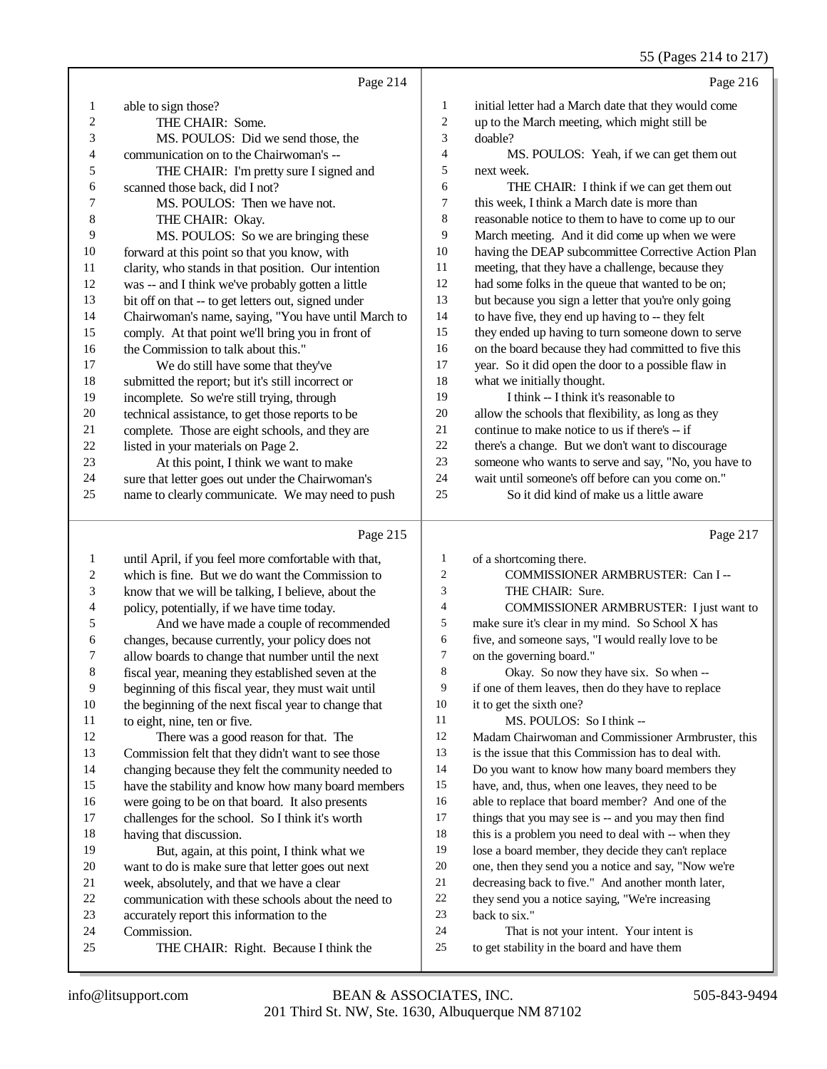Page 214

1 able to sign those?
2 THE CHAIR: Some.
3 MS. POULOS: Did we send those, the
4 communication on to the Chairwoman's --
5 THE CHAIR: I'm pretty sure I signed and
6 scanned those back, did I not?
7 MS. POULOS: Then we have not.
8 THE CHAIR: Okay.
9 MS. POULOS: So we are bringing these
10 forward at this point so that you know, with
11 clarity, who stands in that position. Our intention
12 was -- and I think we've probably gotten a little
13 bit off on that -- to get letters out, signed under
14 Chairwoman's name, saying, "You have until March to
15 comply. At that point we'll bring you in front of
16 the Commission to talk about this."
17 We do still have some that they've
18 submitted the report; but it's still incorrect or
19 incomplete. So we're still trying, through
20 technical assistance, to get those reports to be
21 complete. Those are eight schools, and they are
22 listed in your materials on Page 2.
23 At this point, I think we want to make
24 sure that letter goes out under the Chairwoman's
25 name to clearly communicate. We may need to push

Page 215

1 until April, if you feel more comfortable with that,
2 which is fine. But we do want the Commission to
3 know that we will be talking, I believe, about the
4 policy, potentially, if we have time today.
5 And we have made a couple of recommended
6 changes, because currently, your policy does not
7 allow boards to change that number until the next
8 fiscal year, meaning they established seven at the
9 beginning of this fiscal year, they must wait until
10 the beginning of the next fiscal year to change that
11 to eight, nine, ten or five.
12 There was a good reason for that. The
13 Commission felt that they didn't want to see those
14 changing because they felt the community needed to
15 have the stability and know how many board members
16 were going to be on that board. It also presents
17 challenges for the school. So I think it's worth
18 having that discussion.
19 But, again, at this point, I think what we
20 want to do is make sure that letter goes out next
21 week, absolutely, and that we have a clear
22 communication with these schools about the need to
23 accurately report this information to the
24 Commission.
25 THE CHAIR: Right. Because I think the

Page 216

1 initial letter had a March date that they would come
2 up to the March meeting, which might still be
3 doable?
4 MS. POULOS: Yeah, if we can get them out
5 next week.
6 THE CHAIR: I think if we can get them out
7 this week, I think a March date is more than
8 reasonable notice to them to have to come up to our
9 March meeting. And it did come up when we were
10 having the DEAP subcommittee Corrective Action Plan
11 meeting, that they have a challenge, because they
12 had some folks in the queue that wanted to be on;
13 but because you sign a letter that you're only going
14 to have five, they end up having to -- they felt
15 they ended up having to turn someone down to serve
16 on the board because they had committed to five this
17 year. So it did open the door to a possible flaw in
18 what we initially thought.
19 I think -- I think it's reasonable to
20 allow the schools that flexibility, as long as they
21 continue to make notice to us if there's -- if
22 there's a change. But we don't want to discourage
23 someone who wants to serve and say, "No, you have to
24 wait until someone's off before can you come on."
25 So it did kind of make us a little aware

Page 217

1 of a shortcoming there.
2 COMMISSIONER ARMBRUSTER: Can I --
3 THE CHAIR: Sure.
4 COMMISSIONER ARMBRUSTER: I just want to
5 make sure it's clear in my mind. So School X has
6 five, and someone says, "I would really love to be
7 on the governing board."
8 Okay. So now they have six. So when --
9 if one of them leaves, then do they have to replace
10 it to get the sixth one?
11 MS. POULOS: So I think --
12 Madam Chairwoman and Commissioner Armbruster, this
13 is the issue that this Commission has to deal with.
14 Do you want to know how many board members they
15 have, and, thus, when one leaves, they need to be
16 able to replace that board member? And one of the
17 things that you may see is -- and you may then find
18 this is a problem you need to deal with -- when they
19 lose a board member, they decide they can't replace
20 one, then they send you a notice and say, "Now we're
21 decreasing back to five." And another month later,
22 they send you a notice saying, "We're increasing
23 back to six."
24 That is not your intent. Your intent is
25 to get stability in the board and have them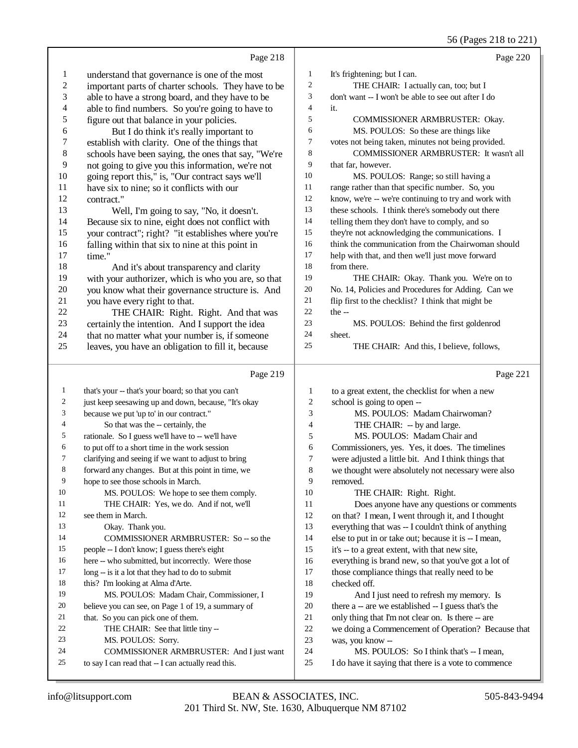Page 218

1 understand that governance is one of the most
2 important parts of charter schools. They have to be
3 able to have a strong board, and they have to be
4 able to find numbers. So you're going to have to
5 figure out that balance in your policies.
6 But I do think it's really important to
7 establish with clarity. One of the things that
8 schools have been saying, the ones that say, "We're
9 not going to give you this information, we're not
10 going report this," is, "Our contract says we'll
11 have six to nine; so it conflicts with our
12 contract."
13 Well, I'm going to say, "No, it doesn't.
14 Because six to nine, eight does not conflict with
15 your contract"; right? "it establishes where you're
16 falling within that six to nine at this point in
17 time."
18 And it's about transparency and clarity
19 with your authorizer, which is who you are, so that
20 you know what their governance structure is. And
21 you have every right to that.
22 THE CHAIR: Right. Right. And that was
23 certainly the intention. And I support the idea
24 that no matter what your number is, if someone
25 leaves, you have an obligation to fill it, because

Page 219

1 that's your -- that's your board; so that you can't
2 just keep seesawing up and down, because, "It's okay
3 because we put 'up to' in our contract."
4 So that was the -- certainly, the
5 rationale. So I guess we'll have to -- we'll have
6 to put off to a short time in the work session
7 clarifying and seeing if we want to adjust to bring
8 forward any changes. But at this point in time, we
9 hope to see those schools in March.
10 MS. POULOS: We hope to see them comply.
11 THE CHAIR: Yes, we do. And if not, we'll
12 see them in March.
13 Okay. Thank you.
14 COMMISSIONER ARMBRUSTER: So -- so the
15 people -- I don't know; I guess there's eight
16 here -- who submitted, but incorrectly. Were those
17 long -- is it a lot that they had to do to submit
18 this? I'm looking at Alma d'Arte.
19 MS. POULOS: Madam Chair, Commissioner, I
20 believe you can see, on Page 1 of 19, a summary of
21 that. So you can pick one of them.
22 THE CHAIR: See that little tiny --
23 MS. POULOS: Sorry.
24 COMMISSIONER ARMBRUSTER: And I just want
25 to say I can read that -- I can actually read this.

Page 220

1 It's frightening; but I can.
2 THE CHAIR: I actually can, too; but I
3 don't want -- I won't be able to see out after I do
4 it.
5 COMMISSIONER ARMBRUSTER: Okay.
6 MS. POULOS: So these are things like
7 votes not being taken, minutes not being provided.
8 COMMISSIONER ARMBRUSTER: It wasn't all
9 that far, however.
10 MS. POULOS: Range; so still having a
11 range rather than that specific number. So, you
12 know, we're -- we're continuing to try and work with
13 these schools. I think there's somebody out there
14 telling them they don't have to comply, and so
15 they're not acknowledging the communications. I
16 think the communication from the Chairwoman should
17 help with that, and then we'll just move forward
18 from there.
19 THE CHAIR: Okay. Thank you. We're on to
20 No. 14, Policies and Procedures for Adding. Can we
21 flip first to the checklist? I think that might be
22 the --
23 MS. POULOS: Behind the first goldenrod
24 sheet.
25 THE CHAIR: And this, I believe, follows,

Page 221

1 to a great extent, the checklist for when a new
2 school is going to open --
3 MS. POULOS: Madam Chairwoman?
4 THE CHAIR: -- by and large.
5 MS. POULOS: Madam Chair and
6 Commissioners, yes. Yes, it does. The timelines
7 were adjusted a little bit. And I think things that
8 we thought were absolutely not necessary were also
9 removed.
10 THE CHAIR: Right. Right.
11 Does anyone have any questions or comments
12 on that? I mean, I went through it, and I thought
13 everything that was -- I couldn't think of anything
14 else to put in or take out; because it is -- I mean,
15 it's -- to a great extent, with that new site,
16 everything is brand new, so that you've got a lot of
17 those compliance things that really need to be
18 checked off.
19 And I just need to refresh my memory. Is
20 there a -- are we established -- I guess that's the
21 only thing that I'm not clear on. Is there -- are
22 we doing a Commencement of Operation? Because that
23 was, you know --
24 MS. POULOS: So I think that's -- I mean,
25 I do have it saying that there is a vote to commence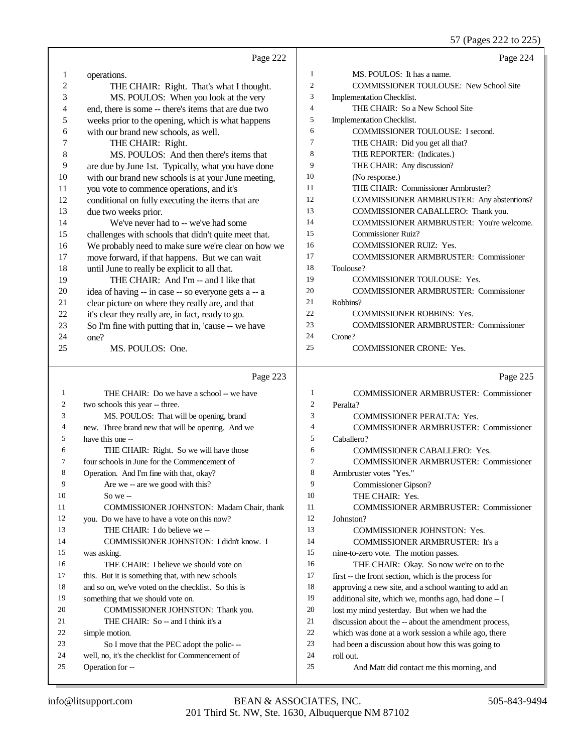Page 222

1 operations.
2 THE CHAIR: Right. That's what I thought.
3 MS. POULOS: When you look at the very
4 end, there is some -- there's items that are due two
5 weeks prior to the opening, which is what happens
6 with our brand new schools, as well.
7 THE CHAIR: Right.
8 MS. POULOS: And then there's items that
9 are due by June 1st. Typically, what you have done
10 with our brand new schools is at your June meeting,
11 you vote to commence operations, and it's
12 conditional on fully executing the items that are
13 due two weeks prior.
14 We've never had to -- we've had some
15 challenges with schools that didn't quite meet that.
16 We probably need to make sure we're clear on how we
17 move forward, if that happens. But we can wait
18 until June to really be explicit to all that.
19 THE CHAIR: And I'm -- and I like that
20 idea of having -- in case -- so everyone gets a -- a
21 clear picture on where they really are, and that
22 it's clear they really are, in fact, ready to go.
23 So I'm fine with putting that in, 'cause -- we have
24 one?
25 MS. POULOS: One.

Page 223

1 THE CHAIR: Do we have a school -- we have
2 two schools this year -- three.
3 MS. POULOS: That will be opening, brand
4 new. Three brand new that will be opening. And we
5 have this one --
6 THE CHAIR: Right. So we will have those
7 four schools in June for the Commencement of
8 Operation. And I'm fine with that, okay?
9 Are we -- are we good with this?
10 So we --
11 COMMISSIONER JOHNSTON: Madam Chair, thank
12 you. Do we have to have a vote on this now?
13 THE CHAIR: I do believe we --
14 COMMISSIONER JOHNSTON: I didn't know. I
15 was asking.
16 THE CHAIR: I believe we should vote on
17 this. But it is something that, with new schools
18 and so on, we've voted on the checklist. So this is
19 something that we should vote on.
20 COMMISSIONER JOHNSTON: Thank you.
21 THE CHAIR: So -- and I think it's a
22 simple motion.
23 So I move that the PEC adopt the polic- --
24 well, no, it's the checklist for Commencement of
25 Operation for --

Page 224

1 MS. POULOS: It has a name.
2 COMMISSIONER TOULOUSE: New School Site
3 Implementation Checklist.
4 THE CHAIR: So a New School Site
5 Implementation Checklist.
6 COMMISSIONER TOULOUSE: I second.
7 THE CHAIR: Did you get all that?
8 THE REPORTER: (Indicates.)
9 THE CHAIR: Any discussion?
10 (No response.)
11 THE CHAIR: Commissioner Armbruster?
12 COMMISSIONER ARMBRUSTER: Any abstentions?
13 COMMISSIONER CABALLERO: Thank you.
14 COMMISSIONER ARMBRUSTER: You're welcome.
15 Commissioner Ruiz?
16 COMMISSIONER RUIZ: Yes.
17 COMMISSIONER ARMBRUSTER: Commissioner
18 Toulouse?
19 COMMISSIONER TOULOUSE: Yes.
20 COMMISSIONER ARMBRUSTER: Commissioner
21 Robbins?
22 COMMISSIONER ROBBINS: Yes.
23 COMMISSIONER ARMBRUSTER: Commissioner
24 Crone?
25 COMMISSIONER CRONE: Yes.

Page 225

1 COMMISSIONER ARMBRUSTER: Commissioner
2 Peralta?
3 COMMISSIONER PERALTA: Yes.
4 COMMISSIONER ARMBRUSTER: Commissioner
5 Caballero?
6 COMMISSIONER CABALLERO: Yes.
7 COMMISSIONER ARMBRUSTER: Commissioner
8 Armbruster votes "Yes."
9 Commissioner Gipson?
10 THE CHAIR: Yes.
11 COMMISSIONER ARMBRUSTER: Commissioner
12 Johnston?
13 COMMISSIONER JOHNSTON: Yes.
14 COMMISSIONER ARMBRUSTER: It's a
15 nine-to-zero vote. The motion passes.
16 THE CHAIR: Okay. So now we're on to the
17 first -- the front section, which is the process for
18 approving a new site, and a school wanting to add an
19 additional site, which we, months ago, had done -- I
20 lost my mind yesterday. But when we had the
21 discussion about the -- about the amendment process,
22 which was done at a work session a while ago, there
23 had been a discussion about how this was going to
24 roll out.
25 And Matt did contact me this morning, and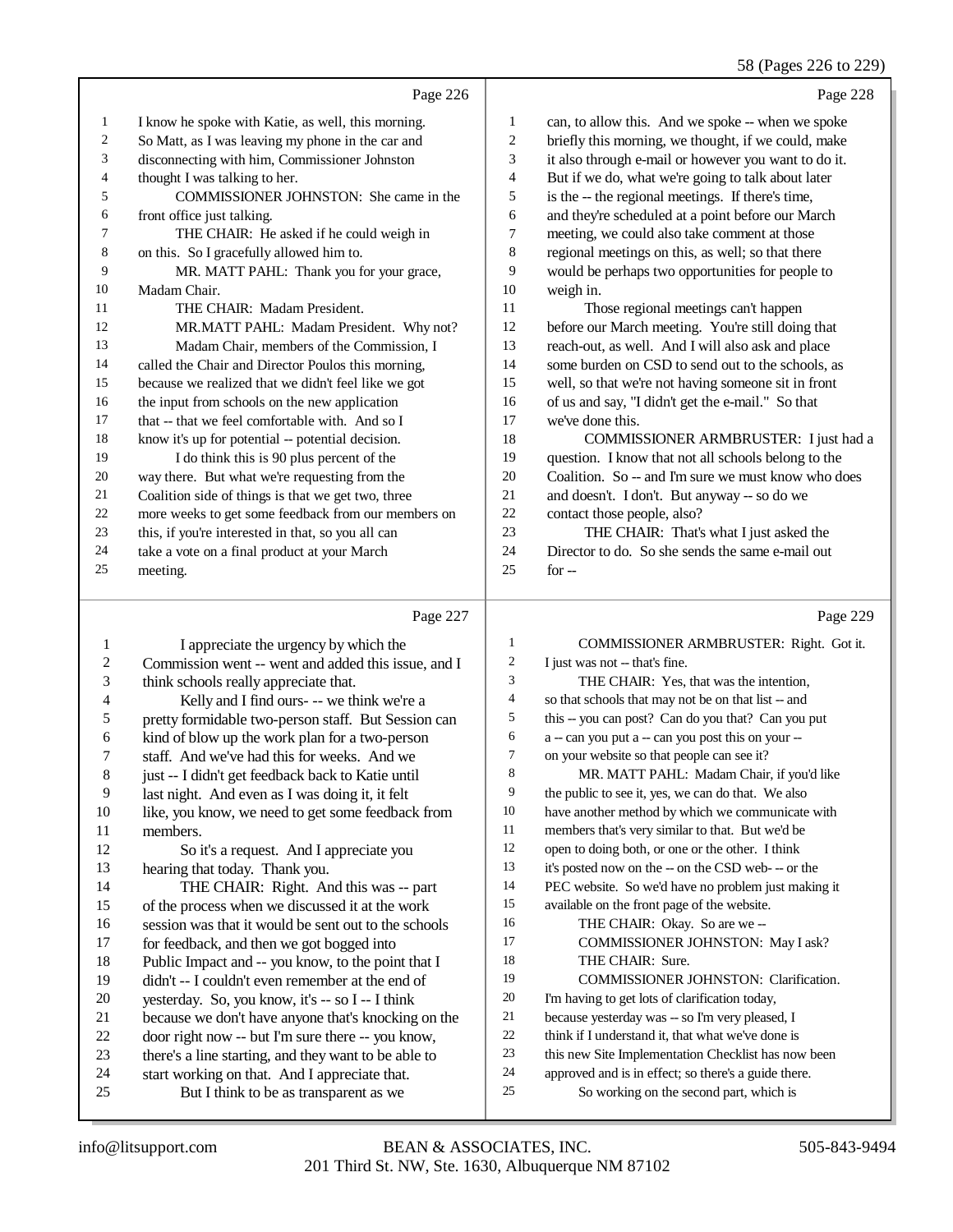Page 226

1 I know he spoke with Katie, as well, this morning.
2 So Matt, as I was leaving my phone in the car and
3 disconnecting with him, Commissioner Johnston
4 thought I was talking to her.
5 COMMISSIONER JOHNSTON: She came in the
6 front office just talking.
7 THE CHAIR: He asked if he could weigh in
8 on this. So I gracefully allowed him to.
9 MR. MATT PAHL: Thank you for your grace,
10 Madam Chair.
11 THE CHAIR: Madam President.
12 MR.MATT PAHL: Madam President. Why not?
13 Madam Chair, members of the Commission, I
14 called the Chair and Director Poulos this morning,
15 because we realized that we didn't feel like we got
16 the input from schools on the new application
17 that -- that we feel comfortable with. And so I
18 know it's up for potential -- potential decision.
19 I do think this is 90 plus percent of the
20 way there. But what we're requesting from the
21 Coalition side of things is that we get two, three
22 more weeks to get some feedback from our members on
23 this, if you're interested in that, so you all can
24 take a vote on a final product at your March
25 meeting.

Page 227

1 I appreciate the urgency by which the
2 Commission went -- went and added this issue, and I
3 think schools really appreciate that.
4 Kelly and I find ours- -- we think we're a
5 pretty formidable two-person staff. But Session can
6 kind of blow up the work plan for a two-person
7 staff. And we've had this for weeks. And we
8 just -- I didn't get feedback back to Katie until
9 last night. And even as I was doing it, it felt
10 like, you know, we need to get some feedback from
11 members.
12 So it's a request. And I appreciate you
13 hearing that today. Thank you.
14 THE CHAIR: Right. And this was -- part
15 of the process when we discussed it at the work
16 session was that it would be sent out to the schools
17 for feedback, and then we got bogged into
18 Public Impact and -- you know, to the point that I
19 didn't -- I couldn't even remember at the end of
20 yesterday. So, you know, it's -- so I -- I think
21 because we don't have anyone that's knocking on the
22 door right now -- but I'm sure there -- you know,
23 there's a line starting, and they want to be able to
24 start working on that. And I appreciate that.
25 But I think to be as transparent as we

Page 228

1 can, to allow this. And we spoke -- when we spoke
2 briefly this morning, we thought, if we could, make
3 it also through e-mail or however you want to do it.
4 But if we do, what we're going to talk about later
5 is the -- the regional meetings. If there's time,
6 and they're scheduled at a point before our March
7 meeting, we could also take comment at those
8 regional meetings on this, as well; so that there
9 would be perhaps two opportunities for people to
10 weigh in.
11 Those regional meetings can't happen
12 before our March meeting. You're still doing that
13 reach-out, as well. And I will also ask and place
14 some burden on CSD to send out to the schools, as
15 well, so that we're not having someone sit in front
16 of us and say, "I didn't get the e-mail." So that
17 we've done this.
18 COMMISSIONER ARMBRUSTER: I just had a
19 question. I know that not all schools belong to the
20 Coalition. So -- and I'm sure we must know who does
21 and doesn't. I don't. But anyway -- so do we
22 contact those people, also?
23 THE CHAIR: That's what I just asked the
24 Director to do. So she sends the same e-mail out
25 for --

Page 229

1 COMMISSIONER ARMBRUSTER: Right. Got it.
2 I just was not -- that's fine.
3 THE CHAIR: Yes, that was the intention,
4 so that schools that may not be on that list -- and
5 this -- you can post? Can do you that? Can you put
6 a -- can you put a -- can you post this on your --
7 on your website so that people can see it?
8 MR. MATT PAHL: Madam Chair, if you'd like
9 the public to see it, yes, we can do that. We also
10 have another method by which we communicate with
11 members that's very similar to that. But we'd be
12 open to doing both, or one or the other. I think
13 it's posted now on the -- on the CSD web- -- or the
14 PEC website. So we'd have no problem just making it
15 available on the front page of the website.
16 THE CHAIR: Okay. So are we --
17 COMMISSIONER JOHNSTON: May I ask?
18 THE CHAIR: Sure.
19 COMMISSIONER JOHNSTON: Clarification.
20 I'm having to get lots of clarification today,
21 because yesterday was -- so I'm very pleased, I
22 think if I understand it, that what we've done is
23 this new Site Implementation Checklist has now been
24 approved and is in effect; so there's a guide there.
25 So working on the second part, which is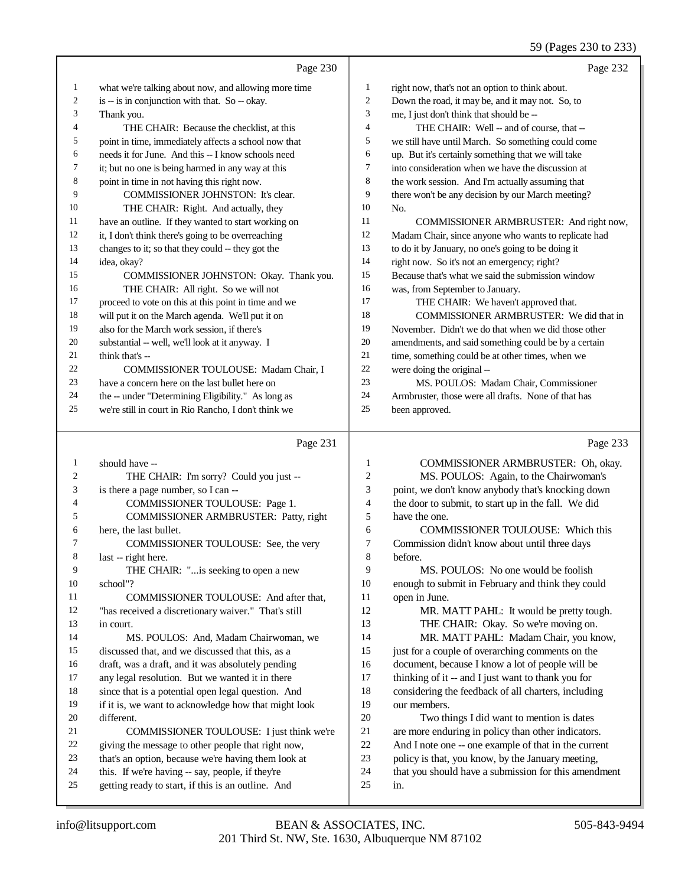59 (Pages 230 to 233)

Page 230

1 what we're talking about now, and allowing more time
2 is -- is in conjunction with that. So -- okay.
3 Thank you.
4 THE CHAIR: Because the checklist, at this
5 point in time, immediately affects a school now that
6 needs it for June. And this -- I know schools need
7 it; but no one is being harmed in any way at this
8 point in time in not having this right now.
9 COMMISSIONER JOHNSTON: It's clear.
10 THE CHAIR: Right. And actually, they
11 have an outline. If they wanted to start working on
12 it, I don't think there's going to be overreaching
13 changes to it; so that they could -- they got the
14 idea, okay?
15 COMMISSIONER JOHNSTON: Okay. Thank you.
16 THE CHAIR: All right. So we will not
17 proceed to vote on this at this point in time and we
18 will put it on the March agenda. We'll put it on
19 also for the March work session, if there's
20 substantial -- well, we'll look at it anyway. I
21 think that's --
22 COMMISSIONER TOULOUSE: Madam Chair, I
23 have a concern here on the last bullet here on
24 the -- under "Determining Eligibility." As long as
25 we're still in court in Rio Rancho, I don't think we

Page 231

1 should have --
2 THE CHAIR: I'm sorry? Could you just --
3 is there a page number, so I can --
4 COMMISSIONER TOULOUSE: Page 1.
5 COMMISSIONER ARMBRUSTER: Patty, right
6 here, the last bullet.
7 COMMISSIONER TOULOUSE: See, the very
8 last -- right here.
9 THE CHAIR: "...is seeking to open a new
10 school"?
11 COMMISSIONER TOULOUSE: And after that,
12 "has received a discretionary waiver." That's still
13 in court.
14 MS. POULOS: And, Madam Chairwoman, we
15 discussed that, and we discussed that this, as a
16 draft, was a draft, and it was absolutely pending
17 any legal resolution. But we wanted it in there
18 since that is a potential open legal question. And
19 if it is, we want to acknowledge how that might look
20 different.
21 COMMISSIONER TOULOUSE: I just think we're
22 giving the message to other people that right now,
23 that's an option, because we're having them look at
24 this. If we're having -- say, people, if they're
25 getting ready to start, if this is an outline. And

Page 232

1 right now, that's not an option to think about.
2 Down the road, it may be, and it may not. So, to
3 me, I just don't think that should be --
4 THE CHAIR: Well -- and of course, that --
5 we still have until March. So something could come
6 up. But it's certainly something that we will take
7 into consideration when we have the discussion at
8 the work session. And I'm actually assuming that
9 there won't be any decision by our March meeting?
10 No.
11 COMMISSIONER ARMBRUSTER: And right now,
12 Madam Chair, since anyone who wants to replicate had
13 to do it by January, no one's going to be doing it
14 right now. So it's not an emergency; right?
15 Because that's what we said the submission window
16 was, from September to January.
17 THE CHAIR: We haven't approved that.
18 COMMISSIONER ARMBRUSTER: We did that in
19 November. Didn't we do that when we did those other
20 amendments, and said something could be by a certain
21 time, something could be at other times, when we
22 were doing the original --
23 MS. POULOS: Madam Chair, Commissioner
24 Armbruster, those were all drafts. None of that has
25 been approved.

Page 233

1 COMMISSIONER ARMBRUSTER: Oh, okay.
2 MS. POULOS: Again, to the Chairwoman's
3 point, we don't know anybody that's knocking down
4 the door to submit, to start up in the fall. We did
5 have the one.
6 COMMISSIONER TOULOUSE: Which this
7 Commission didn't know about until three days
8 before.
9 MS. POULOS: No one would be foolish
10 enough to submit in February and think they could
11 open in June.
12 MR. MATT PAHL: It would be pretty tough.
13 THE CHAIR: Okay. So we're moving on.
14 MR. MATT PAHL: Madam Chair, you know,
15 just for a couple of overarching comments on the
16 document, because I know a lot of people will be
17 thinking of it -- and I just want to thank you for
18 considering the feedback of all charters, including
19 our members.
20 Two things I did want to mention is dates
21 are more enduring in policy than other indicators.
22 And I note one -- one example of that in the current
23 policy is that, you know, by the January meeting,
24 that you should have a submission for this amendment
25 in.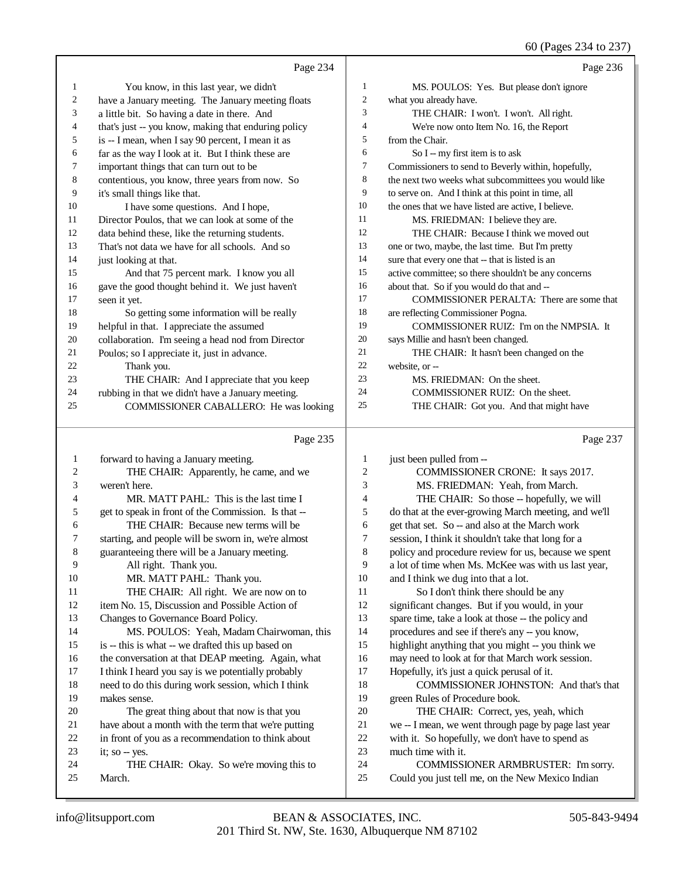Page 234

1 You know, in this last year, we didn't
2 have a January meeting. The January meeting floats
3 a little bit. So having a date in there. And
4 that's just -- you know, making that enduring policy
5 is -- I mean, when I say 90 percent, I mean it as
6 far as the way I look at it. But I think these are
7 important things that can turn out to be
8 contentious, you know, three years from now. So
9 it's small things like that.
10 I have some questions. And I hope,
11 Director Poulos, that we can look at some of the
12 data behind these, like the returning students.
13 That's not data we have for all schools. And so
14 just looking at that.
15 And that 75 percent mark. I know you all
16 gave the good thought behind it. We just haven't
17 seen it yet.
18 So getting some information will be really
19 helpful in that. I appreciate the assumed
20 collaboration. I'm seeing a head nod from Director
21 Poulos; so I appreciate it, just in advance.
22 Thank you.
23 THE CHAIR: And I appreciate that you keep
24 rubbing in that we didn't have a January meeting.
25 COMMISSIONER CABALLERO: He was looking

Page 235

1 forward to having a January meeting.
2 THE CHAIR: Apparently, he came, and we
3 weren't here.
4 MR. MATT PAHL: This is the last time I
5 get to speak in front of the Commission. Is that --
6 THE CHAIR: Because new terms will be
7 starting, and people will be sworn in, we're almost
8 guaranteeing there will be a January meeting.
9 All right. Thank you.
10 MR. MATT PAHL: Thank you.
11 THE CHAIR: All right. We are now on to
12 item No. 15, Discussion and Possible Action of
13 Changes to Governance Board Policy.
14 MS. POULOS: Yeah, Madam Chairwoman, this
15 is -- this is what -- we drafted this up based on
16 the conversation at that DEAP meeting. Again, what
17 I think I heard you say is we potentially probably
18 need to do this during work session, which I think
19 makes sense.
20 The great thing about that now is that you
21 have about a month with the term that we're putting
22 in front of you as a recommendation to think about
23 it; so -- yes.
24 THE CHAIR: Okay. So we're moving this to
25 March.

Page 236

1 MS. POULOS: Yes. But please don't ignore
2 what you already have.
3 THE CHAIR: I won't. I won't. All right.
4 We're now onto Item No. 16, the Report
5 from the Chair.
6 So I -- my first item is to ask
7 Commissioners to send to Beverly within, hopefully,
8 the next two weeks what subcommittees you would like
9 to serve on. And I think at this point in time, all
10 the ones that we have listed are active, I believe.
11 MS. FRIEDMAN: I believe they are.
12 THE CHAIR: Because I think we moved out
13 one or two, maybe, the last time. But I'm pretty
14 sure that every one that -- that is listed is an
15 active committee; so there shouldn't be any concerns
16 about that. So if you would do that and --
17 COMMISSIONER PERALTA: There are some that
18 are reflecting Commissioner Pogna.
19 COMMISSIONER RUIZ: I'm on the NMPSIA. It
20 says Millie and hasn't been changed.
21 THE CHAIR: It hasn't been changed on the
22 website, or --
23 MS. FRIEDMAN: On the sheet.
24 COMMISSIONER RUIZ: On the sheet.
25 THE CHAIR: Got you. And that might have

Page 237

1 just been pulled from --
2 COMMISSIONER CRONE: It says 2017.
3 MS. FRIEDMAN: Yeah, from March.
4 THE CHAIR: So those -- hopefully, we will
5 do that at the ever-growing March meeting, and we'll
6 get that set. So -- and also at the March work
7 session, I think it shouldn't take that long for a
8 policy and procedure review for us, because we spent
9 a lot of time when Ms. McKee was with us last year,
10 and I think we dug into that a lot.
11 So I don't think there should be any
12 significant changes. But if you would, in your
13 spare time, take a look at those -- the policy and
14 procedures and see if there's any -- you know,
15 highlight anything that you might -- you think we
16 may need to look at for that March work session.
17 Hopefully, it's just a quick perusal of it.
18 COMMISSIONER JOHNSTON: And that's that
19 green Rules of Procedure book.
20 THE CHAIR: Correct, yes, yeah, which
21 we -- I mean, we went through page by page last year
22 with it. So hopefully, we don't have to spend as
23 much time with it.
24 COMMISSIONER ARMBRUSTER: I'm sorry.
25 Could you just tell me, on the New Mexico Indian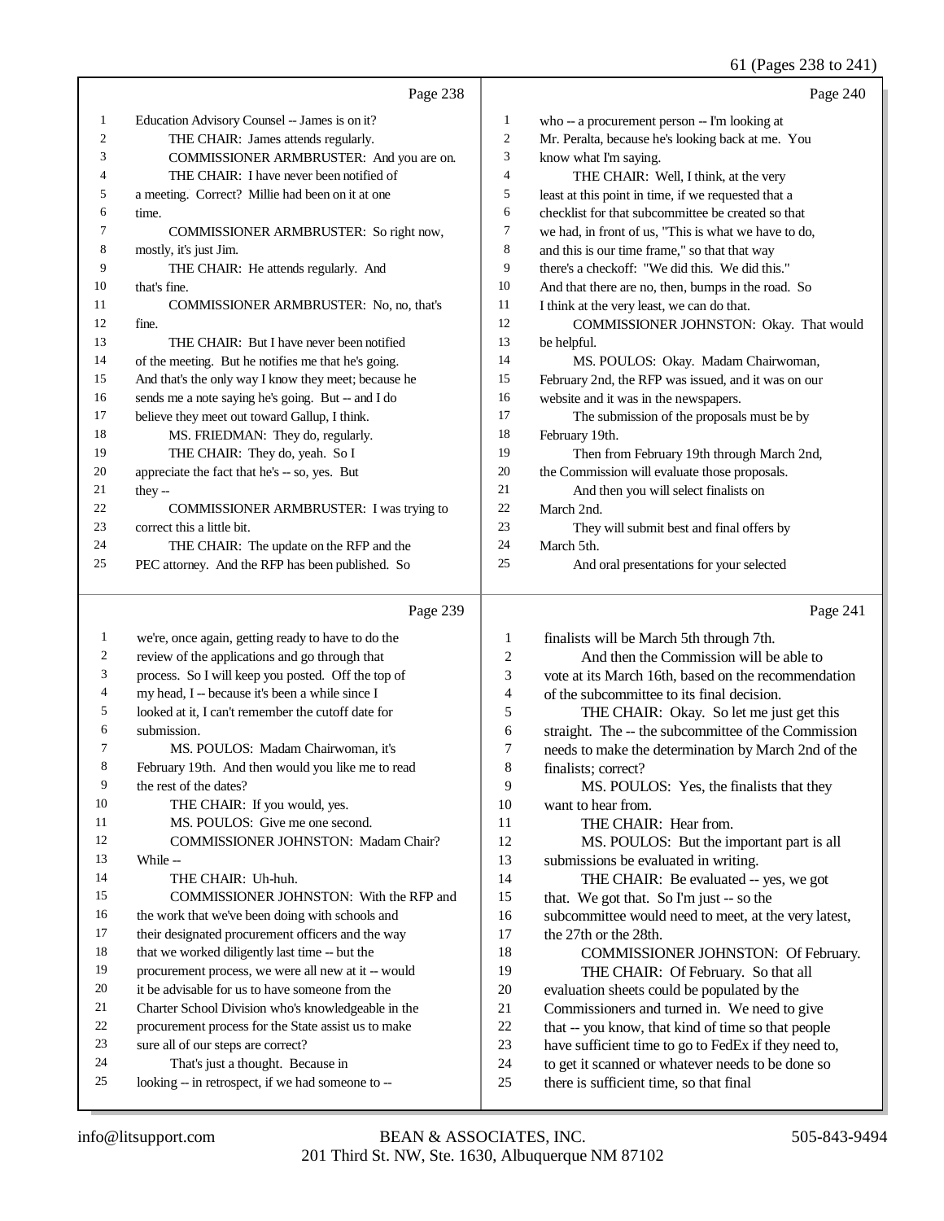Page 238

1 Education Advisory Counsel -- James is on it?
2 THE CHAIR: James attends regularly.
3 COMMISSIONER ARMBRUSTER: And you are on.
4 THE CHAIR: I have never been notified of
5 a meeting. Correct? Millie had been on it at one
6 time.
7 COMMISSIONER ARMBRUSTER: So right now,
8 mostly, it's just Jim.
9 THE CHAIR: He attends regularly. And
10 that's fine.
11 COMMISSIONER ARMBRUSTER: No, no, that's
12 fine.
13 THE CHAIR: But I have never been notified
14 of the meeting. But he notifies me that he's going.
15 And that's the only way I know they meet; because he
16 sends me a note saying he's going. But -- and I do
17 believe they meet out toward Gallup, I think.
18 MS. FRIEDMAN: They do, regularly.
19 THE CHAIR: They do, yeah. So I
20 appreciate the fact that he's -- so, yes. But
21 they --
22 COMMISSIONER ARMBRUSTER: I was trying to
23 correct this a little bit.
24 THE CHAIR: The update on the RFP and the
25 PEC attorney. And the RFP has been published. So

Page 239

1 we're, once again, getting ready to have to do the
2 review of the applications and go through that
3 process. So I will keep you posted. Off the top of
4 my head, I -- because it's been a while since I
5 looked at it, I can't remember the cutoff date for
6 submission.
7 MS. POULOS: Madam Chairwoman, it's
8 February 19th. And then would you like me to read
9 the rest of the dates?
10 THE CHAIR: If you would, yes.
11 MS. POULOS: Give me one second.
12 COMMISSIONER JOHNSTON: Madam Chair?
13 While --
14 THE CHAIR: Uh-huh.
15 COMMISSIONER JOHNSTON: With the RFP and
16 the work that we've been doing with schools and
17 their designated procurement officers and the way
18 that we worked diligently last time -- but the
19 procurement process, we were all new at it -- would
20 it be advisable for us to have someone from the
21 Charter School Division who's knowledgeable in the
22 procurement process for the State assist us to make
23 sure all of our steps are correct?
24 That's just a thought. Because in
25 looking -- in retrospect, if we had someone to --

Page 240

1 who -- a procurement person -- I'm looking at
2 Mr. Peralta, because he's looking back at me. You
3 know what I'm saying.
4 THE CHAIR: Well, I think, at the very
5 least at this point in time, if we requested that a
6 checklist for that subcommittee be created so that
7 we had, in front of us, "This is what we have to do,
8 and this is our time frame," so that that way
9 there's a checkoff: "We did this. We did this."
10 And that there are no, then, bumps in the road. So
11 I think at the very least, we can do that.
12 COMMISSIONER JOHNSTON: Okay. That would
13 be helpful.
14 MS. POULOS: Okay. Madam Chairwoman,
15 February 2nd, the RFP was issued, and it was on our
16 website and it was in the newspapers.
17 The submission of the proposals must be by
18 February 19th.
19 Then from February 19th through March 2nd,
20 the Commission will evaluate those proposals.
21 And then you will select finalists on
22 March 2nd.
23 They will submit best and final offers by
24 March 5th.
25 And oral presentations for your selected

Page 241

1 finalists will be March 5th through 7th.
2 And then the Commission will be able to
3 vote at its March 16th, based on the recommendation
4 of the subcommittee to its final decision.
5 THE CHAIR: Okay. So let me just get this
6 straight. The -- the subcommittee of the Commission
7 needs to make the determination by March 2nd of the
8 finalists; correct?
9 MS. POULOS: Yes, the finalists that they
10 want to hear from.
11 THE CHAIR: Hear from.
12 MS. POULOS: But the important part is all
13 submissions be evaluated in writing.
14 THE CHAIR: Be evaluated -- yes, we got
15 that. We got that. So I'm just -- so the
16 subcommittee would need to meet, at the very latest,
17 the 27th or the 28th.
18 COMMISSIONER JOHNSTON: Of February.
19 THE CHAIR: Of February. So that all
20 evaluation sheets could be populated by the
21 Commissioners and turned in. We need to give
22 that -- you know, that kind of time so that people
23 have sufficient time to go to FedEx if they need to,
24 to get it scanned or whatever needs to be done so
25 there is sufficient time, so that final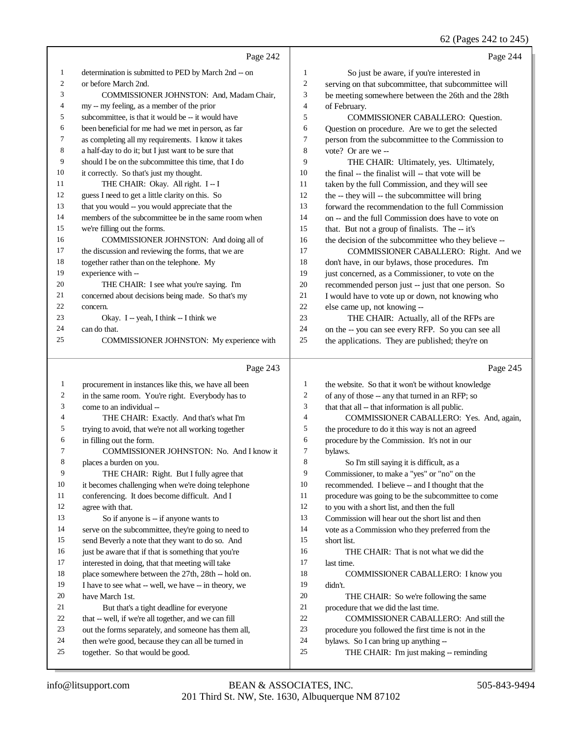Page 242

1 determination is submitted to PED by March 2nd -- on
2 or before March 2nd.
3 COMMISSIONER JOHNSTON: And, Madam Chair,
4 my -- my feeling, as a member of the prior
5 subcommittee, is that it would be -- it would have
6 been beneficial for me had we met in person, as far
7 as completing all my requirements. I know it takes
8 a half-day to do it; but I just want to be sure that
9 should I be on the subcommittee this time, that I do
10 it correctly. So that's just my thought.
11 THE CHAIR: Okay. All right. I -- I
12 guess I need to get a little clarity on this. So
13 that you would -- you would appreciate that the
14 members of the subcommittee be in the same room when
15 we're filling out the forms.
16 COMMISSIONER JOHNSTON: And doing all of
17 the discussion and reviewing the forms, that we are
18 together rather than on the telephone. My
19 experience with --
20 THE CHAIR: I see what you're saying. I'm
21 concerned about decisions being made. So that's my
22 concern.
23 Okay. I -- yeah, I think -- I think we
24 can do that.
25 COMMISSIONER JOHNSTON: My experience with

Page 243

1 procurement in instances like this, we have all been
2 in the same room. You're right. Everybody has to
3 come to an individual --
4 THE CHAIR: Exactly. And that's what I'm
5 trying to avoid, that we're not all working together
6 in filling out the form.
7 COMMISSIONER JOHNSTON: No. And I know it
8 places a burden on you.
9 THE CHAIR: Right. But I fully agree that
10 it becomes challenging when we're doing telephone
11 conferencing. It does become difficult. And I
12 agree with that.
13 So if anyone is -- if anyone wants to
14 serve on the subcommittee, they're going to need to
15 send Beverly a note that they want to do so. And
16 just be aware that if that is something that you're
17 interested in doing, that that meeting will take
18 place somewhere between the 27th, 28th -- hold on.
19 I have to see what -- well, we have -- in theory, we
20 have March 1st.
21 But that's a tight deadline for everyone
22 that -- well, if we're all together, and we can fill
23 out the forms separately, and someone has them all,
24 then we're good, because they can all be turned in
25 together. So that would be good.

Page 244

1 So just be aware, if you're interested in
2 serving on that subcommittee, that subcommittee will
3 be meeting somewhere between the 26th and the 28th
4 of February.
5 COMMISSIONER CABALLERO: Question.
6 Question on procedure. Are we to get the selected
7 person from the subcommittee to the Commission to
8 vote? Or are we --
9 THE CHAIR: Ultimately, yes. Ultimately,
10 the final -- the finalist will -- that vote will be
11 taken by the full Commission, and they will see
12 the -- they will -- the subcommittee will bring
13 forward the recommendation to the full Commission
14 on -- and the full Commission does have to vote on
15 that. But not a group of finalists. The -- it's
16 the decision of the subcommittee who they believe --
17 COMMISSIONER CABALLERO: Right. And we
18 don't have, in our bylaws, those procedures. I'm
19 just concerned, as a Commissioner, to vote on the
20 recommended person just -- just that one person. So
21 I would have to vote up or down, not knowing who
22 else came up, not knowing --
23 THE CHAIR: Actually, all of the RFPs are
24 on the -- you can see every RFP. So you can see all
25 the applications. They are published; they're on

Page 245

1 the website. So that it won't be without knowledge
2 of any of those -- any that turned in an RFP; so
3 that that all -- that information is all public.
4 COMMISSIONER CABALLERO: Yes. And, again,
5 the procedure to do it this way is not an agreed
6 procedure by the Commission. It's not in our
7 bylaws.
8 So I'm still saying it is difficult, as a
9 Commissioner, to make a "yes" or "no" on the
10 recommended. I believe -- and I thought that the
11 procedure was going to be the subcommittee to come
12 to you with a short list, and then the full
13 Commission will hear out the short list and then
14 vote as a Commission who they preferred from the
15 short list.
16 THE CHAIR: That is not what we did the
17 last time.
18 COMMISSIONER CABALLERO: I know you
19 didn't.
20 THE CHAIR: So we're following the same
21 procedure that we did the last time.
22 COMMISSIONER CABALLERO: And still the
23 procedure you followed the first time is not in the
24 bylaws. So I can bring up anything --
25 THE CHAIR: I'm just making -- reminding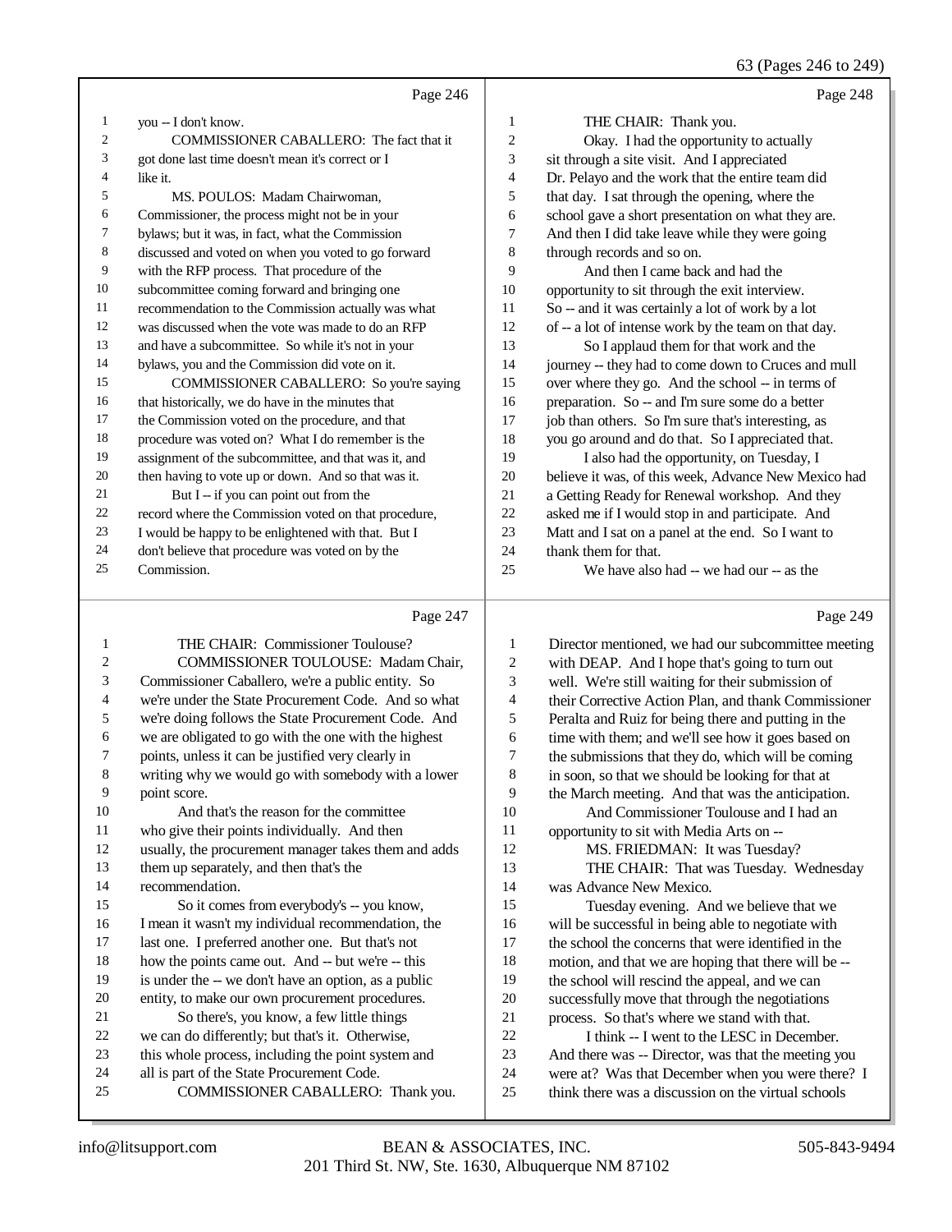Page 246

1 you -- I don't know.
2 COMMISSIONER CABALLERO: The fact that it
3 got done last time doesn't mean it's correct or I
4 like it.
5 MS. POULOS: Madam Chairwoman,
6 Commissioner, the process might not be in your
7 bylaws; but it was, in fact, what the Commission
8 discussed and voted on when you voted to go forward
9 with the RFP process. That procedure of the
10 subcommittee coming forward and bringing one
11 recommendation to the Commission actually was what
12 was discussed when the vote was made to do an RFP
13 and have a subcommittee. So while it's not in your
14 bylaws, you and the Commission did vote on it.
15 COMMISSIONER CABALLERO: So you're saying
16 that historically, we do have in the minutes that
17 the Commission voted on the procedure, and that
18 procedure was voted on? What I do remember is the
19 assignment of the subcommittee, and that was it, and
20 then having to vote up or down. And so that was it.
21 But I -- if you can point out from the
22 record where the Commission voted on that procedure,
23 I would be happy to be enlightened with that. But I
24 don't believe that procedure was voted on by the
25 Commission.

Page 247

1 THE CHAIR: Commissioner Toulouse?
2 COMMISSIONER TOULOUSE: Madam Chair,
3 Commissioner Caballero, we're a public entity. So
4 we're under the State Procurement Code. And so what
5 we're doing follows the State Procurement Code. And
6 we are obligated to go with the one with the highest
7 points, unless it can be justified very clearly in
8 writing why we would go with somebody with a lower
9 point score.
10 And that's the reason for the committee
11 who give their points individually. And then
12 usually, the procurement manager takes them and adds
13 them up separately, and then that's the
14 recommendation.
15 So it comes from everybody's -- you know,
16 I mean it wasn't my individual recommendation, the
17 last one. I preferred another one. But that's not
18 how the points came out. And -- but we're -- this
19 is under the -- we don't have an option, as a public
20 entity, to make our own procurement procedures.
21 So there's, you know, a few little things
22 we can do differently; but that's it. Otherwise,
23 this whole process, including the point system and
24 all is part of the State Procurement Code.
25 COMMISSIONER CABALLERO: Thank you.

Page 248

1 THE CHAIR: Thank you.
2 Okay. I had the opportunity to actually
3 sit through a site visit. And I appreciated
4 Dr. Pelayo and the work that the entire team did
5 that day. I sat through the opening, where the
6 school gave a short presentation on what they are.
7 And then I did take leave while they were going
8 through records and so on.
9 And then I came back and had the
10 opportunity to sit through the exit interview.
11 So -- and it was certainly a lot of work by a lot
12 of -- a lot of intense work by the team on that day.
13 So I applaud them for that work and the
14 journey -- they had to come down to Cruces and mull
15 over where they go. And the school -- in terms of
16 preparation. So -- and I'm sure some do a better
17 job than others. So I'm sure that's interesting, as
18 you go around and do that. So I appreciated that.
19 I also had the opportunity, on Tuesday, I
20 believe it was, of this week, Advance New Mexico had
21 a Getting Ready for Renewal workshop. And they
22 asked me if I would stop in and participate. And
23 Matt and I sat on a panel at the end. So I want to
24 thank them for that.
25 We have also had -- we had our -- as the

Page 249

1 Director mentioned, we had our subcommittee meeting
2 with DEAP. And I hope that's going to turn out
3 well. We're still waiting for their submission of
4 their Corrective Action Plan, and thank Commissioner
5 Peralta and Ruiz for being there and putting in the
6 time with them; and we'll see how it goes based on
7 the submissions that they do, which will be coming
8 in soon, so that we should be looking for that at
9 the March meeting. And that was the anticipation.
10 And Commissioner Toulouse and I had an
11 opportunity to sit with Media Arts on --
12 MS. FRIEDMAN: It was Tuesday?
13 THE CHAIR: That was Tuesday. Wednesday
14 was Advance New Mexico.
15 Tuesday evening. And we believe that we
16 will be successful in being able to negotiate with
17 the school the concerns that were identified in the
18 motion, and that we are hoping that there will be --
19 the school will rescind the appeal, and we can
20 successfully move that through the negotiations
21 process. So that's where we stand with that.
22 I think -- I went to the LESC in December.
23 And there was -- Director, was that the meeting you
24 were at? Was that December when you were there? I
25 think there was a discussion on the virtual schools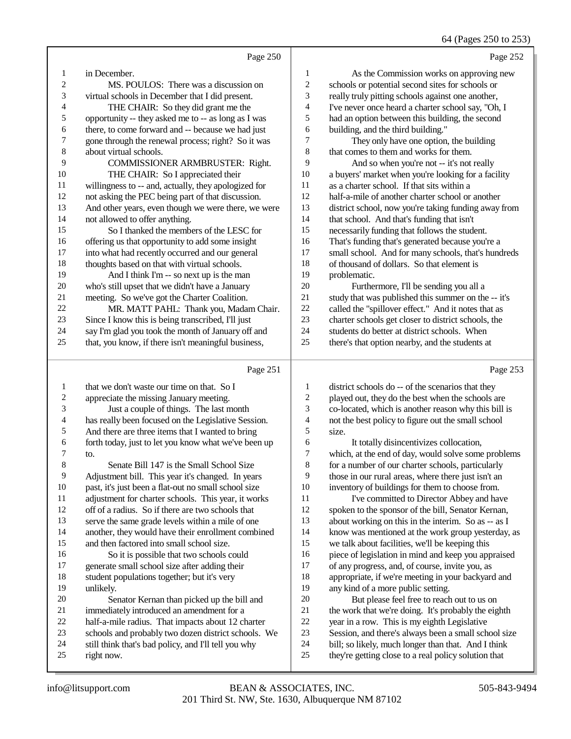Page 250

1 in December.
2 MS. POULOS: There was a discussion on
3 virtual schools in December that I did present.
4 THE CHAIR: So they did grant me the
5 opportunity -- they asked me to -- as long as I was
6 there, to come forward and -- because we had just
7 gone through the renewal process; right? So it was
8 about virtual schools.
9 COMMISSIONER ARMBRUSTER: Right.
10 THE CHAIR: So I appreciated their
11 willingness to -- and, actually, they apologized for
12 not asking the PEC being part of that discussion.
13 And other years, even though we were there, we were
14 not allowed to offer anything.
15 So I thanked the members of the LESC for
16 offering us that opportunity to add some insight
17 into what had recently occurred and our general
18 thoughts based on that with virtual schools.
19 And I think I'm -- so next up is the man
20 who's still upset that we didn't have a January
21 meeting. So we've got the Charter Coalition.
22 MR. MATT PAHL: Thank you, Madam Chair.
23 Since I know this is being transcribed, I'll just
24 say I'm glad you took the month of January off and
25 that, you know, if there isn't meaningful business,

Page 251

1 that we don't waste our time on that. So I
2 appreciate the missing January meeting.
3 Just a couple of things. The last month
4 has really been focused on the Legislative Session.
5 And there are three items that I wanted to bring
6 forth today, just to let you know what we've been up
7 to.
8 Senate Bill 147 is the Small School Size
9 Adjustment bill. This year it's changed. In years
10 past, it's just been a flat-out no small school size
11 adjustment for charter schools. This year, it works
12 off of a radius. So if there are two schools that
13 serve the same grade levels within a mile of one
14 another, they would have their enrollment combined
15 and then factored into small school size.
16 So it is possible that two schools could
17 generate small school size after adding their
18 student populations together; but it's very
19 unlikely.
20 Senator Kernan than picked up the bill and
21 immediately introduced an amendment for a
22 half-a-mile radius. That impacts about 12 charter
23 schools and probably two dozen district schools. We
24 still think that's bad policy, and I'll tell you why
25 right now.

Page 252

1 As the Commission works on approving new
2 schools or potential second sites for schools or
3 really truly pitting schools against one another,
4 I've never once heard a charter school say, "Oh, I
5 had an option between this building, the second
6 building, and the third building."
7 They only have one option, the building
8 that comes to them and works for them.
9 And so when you're not -- it's not really
10 a buyers' market when you're looking for a facility
11 as a charter school. If that sits within a
12 half-a-mile of another charter school or another
13 district school, now you're taking funding away from
14 that school. And that's funding that isn't
15 necessarily funding that follows the student.
16 That's funding that's generated because you're a
17 small school. And for many schools, that's hundreds
18 of thousand of dollars. So that element is
19 problematic.
20 Furthermore, I'll be sending you all a
21 study that was published this summer on the -- it's
22 called the "spillover effect." And it notes that as
23 charter schools get closer to district schools, the
24 students do better at district schools. When
25 there's that option nearby, and the students at

Page 253

1 district schools do -- of the scenarios that they
2 played out, they do the best when the schools are
3 co-located, which is another reason why this bill is
4 not the best policy to figure out the small school
5 size.
6 It totally disincentivizes collocation,
7 which, at the end of day, would solve some problems
8 for a number of our charter schools, particularly
9 those in our rural areas, where there just isn't an
10 inventory of buildings for them to choose from.
11 I've committed to Director Abbey and have
12 spoken to the sponsor of the bill, Senator Kernan,
13 about working on this in the interim. So as -- as I
14 know was mentioned at the work group yesterday, as
15 we talk about facilities, we'll be keeping this
16 piece of legislation in mind and keep you appraised
17 of any progress, and, of course, invite you, as
18 appropriate, if we're meeting in your backyard and
19 any kind of a more public setting.
20 But please feel free to reach out to us on
21 the work that we're doing. It's probably the eighth
22 year in a row. This is my eighth Legislative
23 Session, and there's always been a small school size
24 bill; so likely, much longer than that. And I think
25 they're getting close to a real policy solution that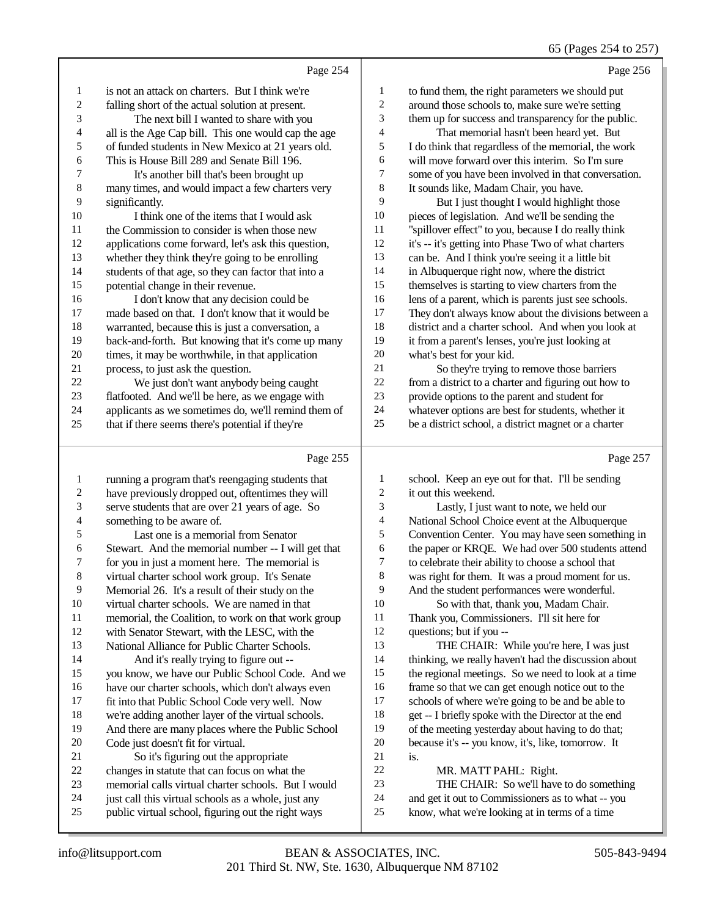Page 254

is not an attack on charters. But I think we're falling short of the actual solution at present.

The next bill I wanted to share with you all is the Age Cap bill. This one would cap the age of funded students in New Mexico at 21 years old. This is House Bill 289 and Senate Bill 196.

It's another bill that's been brought up many times, and would impact a few charters very significantly.

I think one of the items that I would ask the Commission to consider is when those new applications come forward, let's ask this question, whether they think they're going to be enrolling students of that age, so they can factor that into a potential change in their revenue.

I don't know that any decision could be made based on that. I don't know that it would be warranted, because this is just a conversation, a back-and-forth. But knowing that it's come up many times, it may be worthwhile, in that application process, to just ask the question.

We just don't want anybody being caught flatfooted. And we'll be here, as we engage with applicants as we sometimes do, we'll remind them of that if there seems there's potential if they're

Page 255

running a program that's reengaging students that have previously dropped out, oftentimes they will serve students that are over 21 years of age. So something to be aware of.

Last one is a memorial from Senator Stewart. And the memorial number -- I will get that for you in just a moment here. The memorial is virtual charter school work group. It's Senate Memorial 26. It's a result of their study on the virtual charter schools. We are named in that memorial, the Coalition, to work on that work group with Senator Stewart, with the LESC, with the National Alliance for Public Charter Schools.

And it's really trying to figure out -- you know, we have our Public School Code. And we have our charter schools, which don't always even fit into that Public School Code very well. Now we're adding another layer of the virtual schools. And there are many places where the Public School Code just doesn't fit for virtual.

So it's figuring out the appropriate changes in statute that can focus on what the memorial calls virtual charter schools. But I would just call this virtual schools as a whole, just any public virtual school, figuring out the right ways

Page 256

to fund them, the right parameters we should put around those schools to, make sure we're setting them up for success and transparency for the public.

That memorial hasn't been heard yet. But I do think that regardless of the memorial, the work will move forward over this interim. So I'm sure some of you have been involved in that conversation. It sounds like, Madam Chair, you have.

But I just thought I would highlight those pieces of legislation. And we'll be sending the "spillover effect" to you, because I do really think it's -- it's getting into Phase Two of what charters can be. And I think you're seeing it a little bit in Albuquerque right now, where the district themselves is starting to view charters from the lens of a parent, which is parents just see schools. They don't always know about the divisions between a district and a charter school. And when you look at it from a parent's lenses, you're just looking at what's best for your kid.

So they're trying to remove those barriers from a district to a charter and figuring out how to provide options to the parent and student for whatever options are best for students, whether it be a district school, a district magnet or a charter

Page 257

school. Keep an eye out for that. I'll be sending it out this weekend.

Lastly, I just want to note, we held our National School Choice event at the Albuquerque Convention Center. You may have seen something in the paper or KRQE. We had over 500 students attend to celebrate their ability to choose a school that was right for them. It was a proud moment for us. And the student performances were wonderful.

So with that, thank you, Madam Chair. Thank you, Commissioners. I'll sit here for questions; but if you --

THE CHAIR: While you're here, I was just thinking, we really haven't had the discussion about the regional meetings. So we need to look at a time frame so that we can get enough notice out to the schools of where we're going to be and be able to get -- I briefly spoke with the Director at the end of the meeting yesterday about having to do that; because it's -- you know, it's, like, tomorrow. It is.

MR. MATT PAHL: Right.

THE CHAIR: So we'll have to do something and get it out to Commissioners as to what -- you know, what we're looking at in terms of a time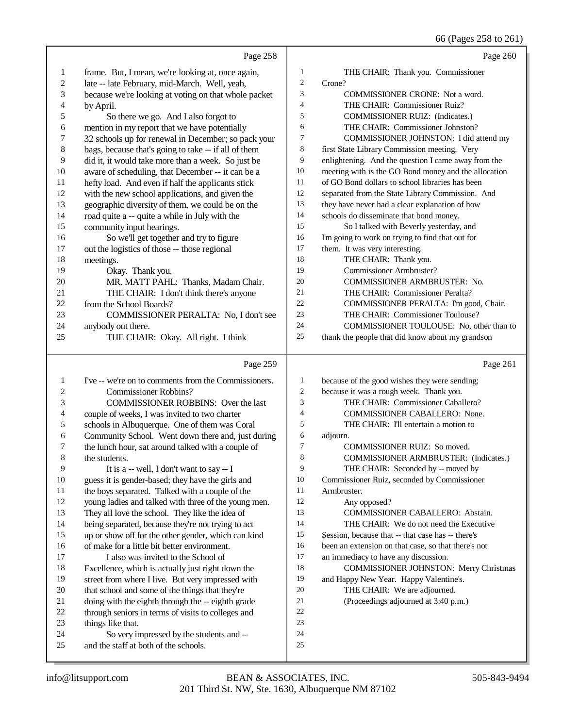Page 258

1 frame. But, I mean, we're looking at, once again,
2 late -- late February, mid-March. Well, yeah,
3 because we're looking at voting on that whole packet
4 by April.
5 So there we go. And I also forgot to
6 mention in my report that we have potentially
7 32 schools up for renewal in December; so pack your
8 bags, because that's going to take -- if all of them
9 did it, it would take more than a week. So just be
10 aware of scheduling, that December -- it can be a
11 hefty load. And even if half the applicants stick
12 with the new school applications, and given the
13 geographic diversity of them, we could be on the
14 road quite a -- quite a while in July with the
15 community input hearings.
16 So we'll get together and try to figure
17 out the logistics of those -- those regional
18 meetings.
19 Okay. Thank you.
20 MR. MATT PAHL: Thanks, Madam Chair.
21 THE CHAIR: I don't think there's anyone
22 from the School Boards?
23 COMMISSIONER PERALTA: No, I don't see
24 anybody out there.
25 THE CHAIR: Okay. All right. I think

Page 259

1 I've -- we're on to comments from the Commissioners.
2 Commissioner Robbins?
3 COMMISSIONER ROBBINS: Over the last
4 couple of weeks, I was invited to two charter
5 schools in Albuquerque. One of them was Coral
6 Community School. Went down there and, just during
7 the lunch hour, sat around talked with a couple of
8 the students.
9 It is a -- well, I don't want to say -- I
10 guess it is gender-based; they have the girls and
11 the boys separated. Talked with a couple of the
12 young ladies and talked with three of the young men.
13 They all love the school. They like the idea of
14 being separated, because they're not trying to act
15 up or show off for the other gender, which can kind
16 of make for a little bit better environment.
17 I also was invited to the School of
18 Excellence, which is actually just right down the
19 street from where I live. But very impressed with
20 that school and some of the things that they're
21 doing with the eighth through the -- eighth grade
22 through seniors in terms of visits to colleges and
23 things like that.
24 So very impressed by the students and --
25 and the staff at both of the schools.

Page 260

1 THE CHAIR: Thank you. Commissioner
2 Crone?
3 COMMISSIONER CRONE: Not a word.
4 THE CHAIR: Commissioner Ruiz?
5 COMMISSIONER RUIZ: (Indicates.)
6 THE CHAIR: Commissioner Johnston?
7 COMMISSIONER JOHNSTON: I did attend my
8 first State Library Commission meeting. Very
9 enlightening. And the question I came away from the
10 meeting with is the GO Bond money and the allocation
11 of GO Bond dollars to school libraries has been
12 separated from the State Library Commission. And
13 they have never had a clear explanation of how
14 schools do disseminate that bond money.
15 So I talked with Beverly yesterday, and
16 I'm going to work on trying to find that out for
17 them. It was very interesting.
18 THE CHAIR: Thank you.
19 Commissioner Armbruster?
20 COMMISSIONER ARMBRUSTER: No.
21 THE CHAIR: Commissioner Peralta?
22 COMMISSIONER PERALTA: I'm good, Chair.
23 THE CHAIR: Commissioner Toulouse?
24 COMMISSIONER TOULOUSE: No, other than to
25 thank the people that did know about my grandson

Page 261

1 because of the good wishes they were sending;
2 because it was a rough week. Thank you.
3 THE CHAIR: Commissioner Caballero?
4 COMMISSIONER CABALLERO: None.
5 THE CHAIR: I'll entertain a motion to
6 adjourn.
7 COMMISSIONER RUIZ: So moved.
8 COMMISSIONER ARMBRUSTER: (Indicates.)
9 THE CHAIR: Seconded by -- moved by
10 Commissioner Ruiz, seconded by Commissioner
11 Armbruster.
12 Any opposed?
13 COMMISSIONER CABALLERO: Abstain.
14 THE CHAIR: We do not need the Executive
15 Session, because that -- that case has -- there's
16 been an extension on that case, so that there's not
17 an immediacy to have any discussion.
18 COMMISSIONER JOHNSTON: Merry Christmas
19 and Happy New Year. Happy Valentine's.
20 THE CHAIR: We are adjourned.
21 (Proceedings adjourned at 3:40 p.m.)
22
23
24
25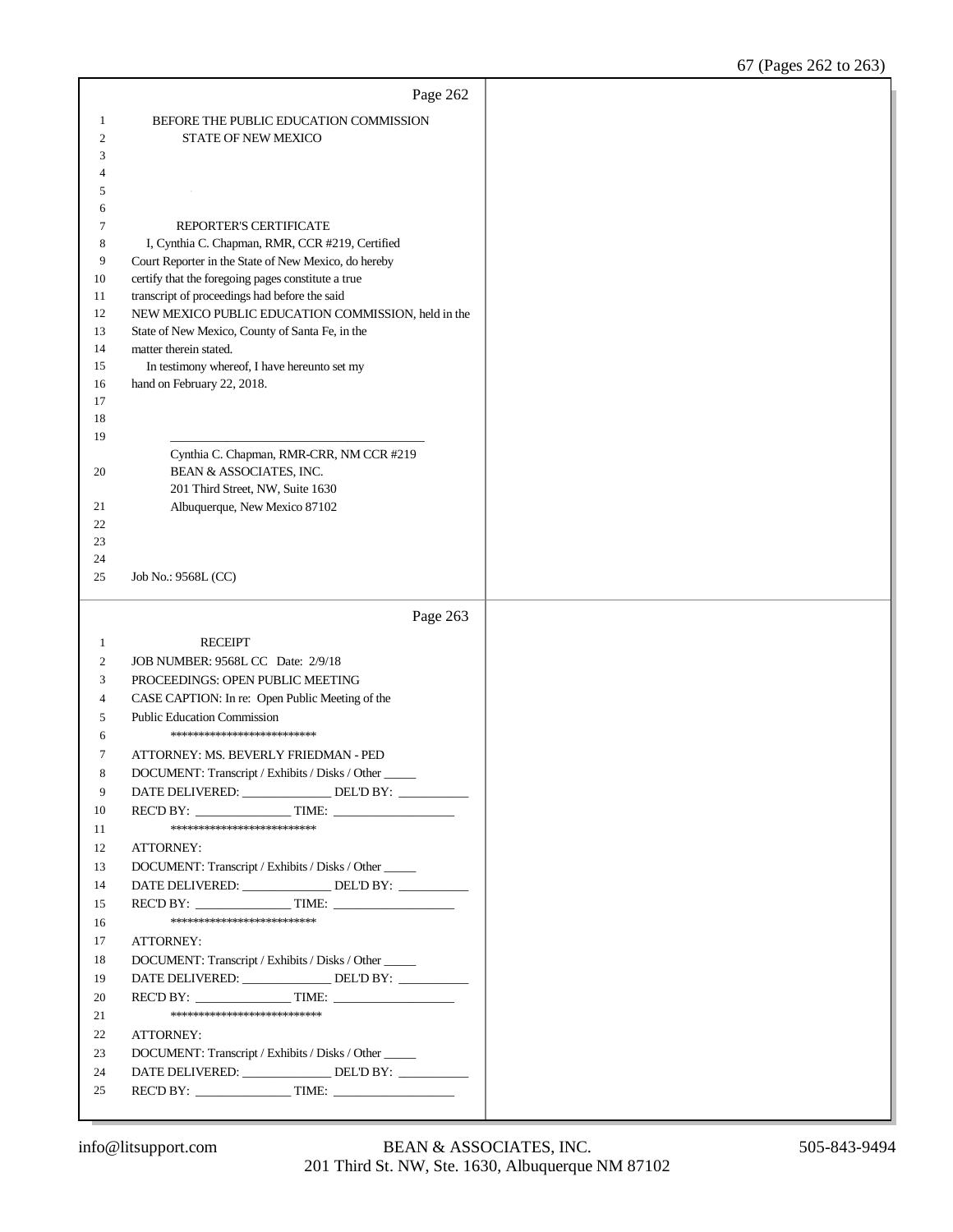Page 262

1 BEFORE THE PUBLIC EDUCATION COMMISSION
2 STATE OF NEW MEXICO
3
4
5
6
7 REPORTER'S CERTIFICATE
8 I, Cynthia C. Chapman, RMR, CCR #219, Certified
9 Court Reporter in the State of New Mexico, do hereby
10 certify that the foregoing pages constitute a true
11 transcript of proceedings had before the said
12 NEW MEXICO PUBLIC EDUCATION COMMISSION, held in the
13 State of New Mexico, County of Santa Fe, in the
14 matter therein stated.
15 In testimony whereof, I have hereunto set my
16 hand on February 22, 2018.
17
18
19 ________________________________________
Cynthia C. Chapman, RMR-CRR, NM CCR #219
20 BEAN & ASSOCIATES, INC.
201 Third Street, NW, Suite 1630
21 Albuquerque, New Mexico 87102
22
23
24
25 Job No.: 9568L (CC)

Page 263

1 RECEIPT
2 JOB NUMBER: 9568L CC Date: 2/9/18
3 PROCEEDINGS: OPEN PUBLIC MEETING
4 CASE CAPTION: In re: Open Public Meeting of the
5 Public Education Commission
6 **************************
7 ATTORNEY: MS. BEVERLY FRIEDMAN - PED
8 DOCUMENT: Transcript / Exhibits / Disks / Other _____
9 DATE DELIVERED: ______________ DEL'D BY: ___________
10 REC'D BY: _______________ TIME: ___________________
11 **************************
12 ATTORNEY:
13 DOCUMENT: Transcript / Exhibits / Disks / Other _____
14 DATE DELIVERED: ______________ DEL'D BY: ___________
15 REC'D BY: _______________ TIME: ___________________
16 **************************
17 ATTORNEY:
18 DOCUMENT: Transcript / Exhibits / Disks / Other _____
19 DATE DELIVERED: ______________ DEL'D BY: ___________
20 REC'D BY: _______________ TIME: ___________________
21 ***************************
22 ATTORNEY:
23 DOCUMENT: Transcript / Exhibits / Disks / Other _____
24 DATE DELIVERED: ______________ DEL'D BY: ___________
25 REC'D BY: _______________ TIME: ___________________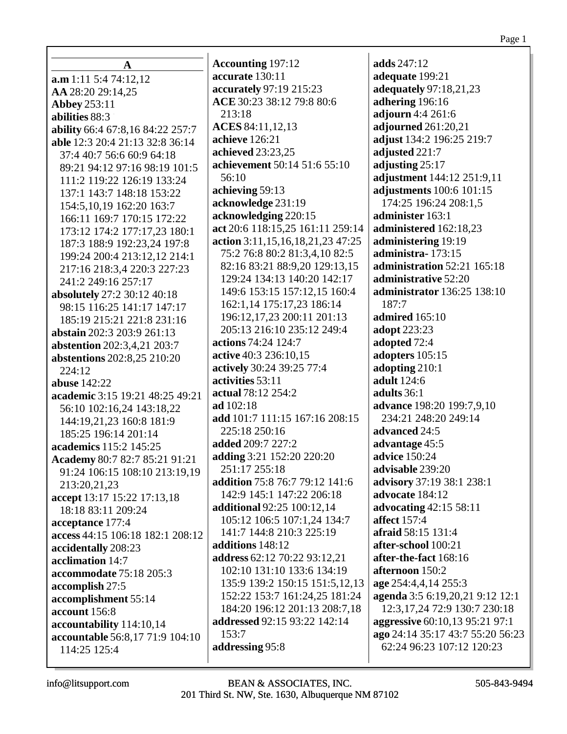## A

**a.m** 1:11 5:4 74:12,12
**AA** 28:20 29:14,25
**Abbey** 253:11
**abilities** 88:3
**ability** 66:4 67:8,16 84:22 257:7
**able** 12:3 20:4 21:13 32:8 36:14 37:4 40:7 56:6 60:9 64:18 89:21 94:12 97:16 98:19 101:5 111:2 119:22 126:19 133:24 137:1 143:7 148:18 153:22 154:5,10,19 162:20 163:7 166:11 169:7 170:15 172:22 173:12 174:2 177:17,23 180:1 187:3 188:9 192:23,24 197:8 199:24 200:4 213:12,12 214:1 217:16 218:3,4 220:3 227:23 241:2 249:16 257:17
**absolutely** 27:2 30:12 40:18 98:15 116:25 141:17 147:17 185:19 215:21 221:8 231:16
**abstain** 202:3 203:9 261:13
**abstention** 202:3,4,21 203:7
**abstentions** 202:8,25 210:20 224:12
**abuse** 142:22
**academic** 3:15 19:21 48:25 49:21 56:10 102:16,24 143:18,22 144:19,21,23 160:8 181:9 185:25 196:14 201:14
**academics** 115:2 145:25
**Academy** 80:7 82:7 85:21 91:21 91:24 106:15 108:10 213:19,19 213:20,21,23
**accept** 13:17 15:22 17:13,18 18:18 83:11 209:24
**acceptance** 177:4
**access** 44:15 106:18 182:1 208:12
**accidentally** 208:23
**acclimation** 14:7
**accommodate** 75:18 205:3
**accomplish** 27:5
**accomplishment** 55:14
**account** 156:8
**accountability** 114:10,14
**accountable** 56:8,17 71:9 104:10 114:25 125:4
**Accounting** 197:12
**accurate** 130:11
**accurately** 97:19 215:23
**ACE** 30:23 38:12 79:8 80:6 213:18
**ACES** 84:11,12,13
**achieve** 126:21
**achieved** 23:23,25
**achievement** 50:14 51:6 55:10 56:10
**achieving** 59:13
**acknowledge** 231:19
**acknowledging** 220:15
**act** 20:6 118:15,25 161:11 259:14
**action** 3:11,15,16,18,21,23 47:25 75:2 76:8 80:2 81:3,4,10 82:5 82:16 83:21 88:9,20 129:13,15 129:24 134:13 140:20 142:17 149:6 153:15 157:12,15 160:4 162:1,14 175:17,23 186:14 196:12,17,23 200:11 201:13 205:13 216:10 235:12 249:4
**actions** 74:24 124:7
**active** 40:3 236:10,15
**actively** 30:24 39:25 77:4
**activities** 53:11
**actual** 78:12 254:2
**ad** 102:18
**add** 101:7 111:15 167:16 208:15 225:18 250:16
**added** 209:7 227:2
**adding** 3:21 152:20 220:20 251:17 255:18
**addition** 75:8 76:7 79:12 141:6 142:9 145:1 147:22 206:18
**additional** 92:25 100:12,14 105:12 106:5 107:1,24 134:7 141:7 144:8 210:3 225:19
**additions** 148:12
**address** 62:12 70:22 93:12,21 102:10 131:10 133:6 134:19 135:9 139:2 150:15 151:5,12,13 152:22 153:7 161:24,25 181:24 184:20 196:12 201:13 208:7,18
**addressed** 92:15 93:22 142:14 153:7
**addressing** 95:8
**adds** 247:12
**adequate** 199:21
**adequately** 97:18,21,23
**adhering** 196:16
**adjourn** 4:4 261:6
**adjourned** 261:20,21
**adjust** 134:2 196:25 219:7
**adjusted** 221:7
**adjusting** 25:17
**adjustment** 144:12 251:9,11
**adjustments** 100:6 101:15 174:25 196:24 208:1,5
**administer** 163:1
**administered** 162:18,23
**administering** 19:19
**administra-** 173:15
**administration** 52:21 165:18
**administrative** 52:20
**administrator** 136:25 138:10 187:7
**admired** 165:10
**adopt** 223:23
**adopted** 72:4
**adopters** 105:15
**adopting** 210:1
**adult** 124:6
**adults** 36:1
**advance** 198:20 199:7,9,10 234:21 248:20 249:14
**advanced** 24:5
**advantage** 45:5
**advice** 150:24
**advisable** 239:20
**advisory** 37:19 38:1 238:1
**advocate** 184:12
**advocating** 42:15 58:11
**affect** 157:4
**afraid** 58:15 131:4
**after-school** 100:21
**after-the-fact** 168:16
**afternoon** 150:2
**age** 254:4,4,14 255:3
**agenda** 3:5 6:19,20,21 9:12 12:1 12:3,17,24 72:9 130:7 230:18
**aggressive** 60:10,13 95:21 97:1
**ago** 24:14 35:17 43:7 55:20 56:23 62:24 96:23 107:12 120:23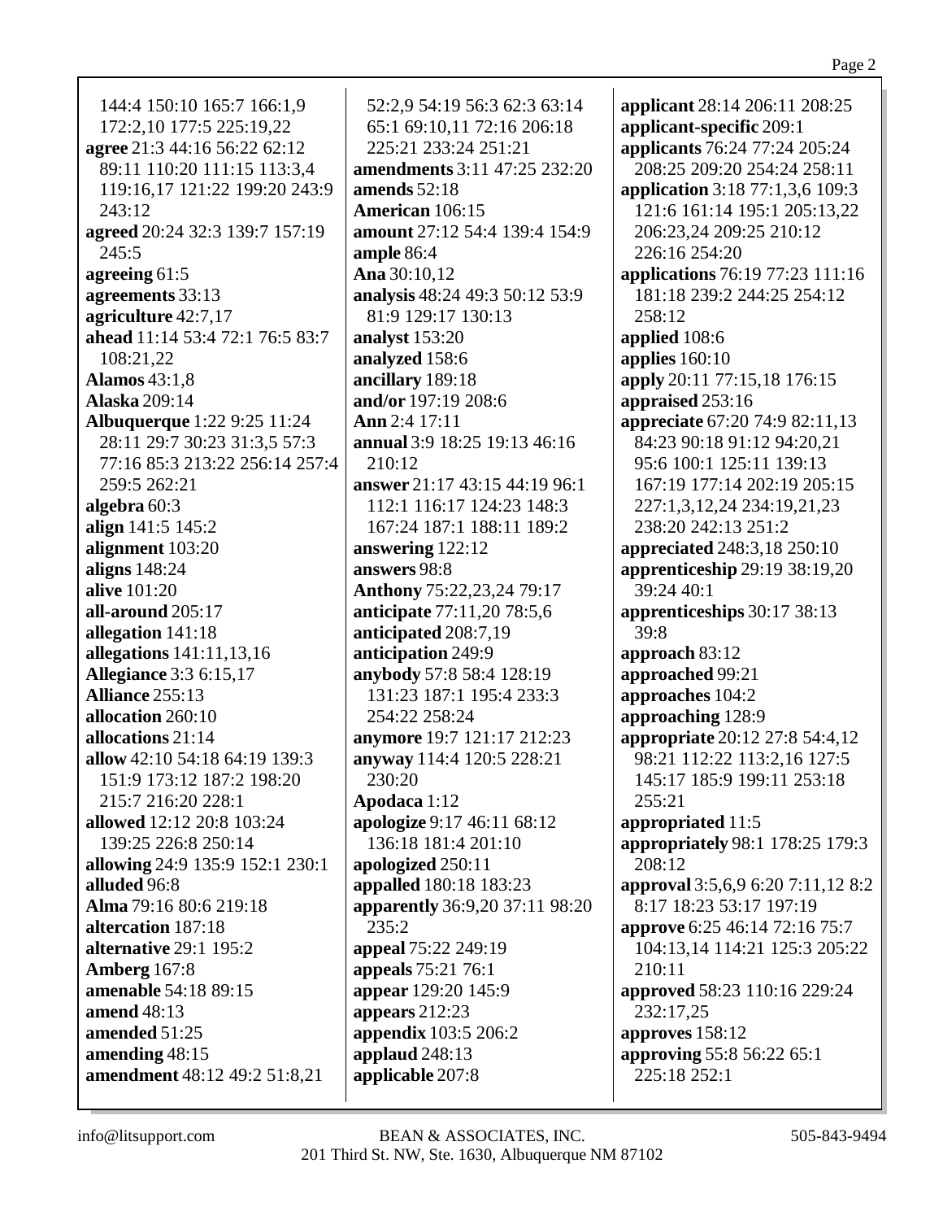144:4 150:10 165:7 166:1,9 172:2,10 177:5 225:19,22
**agree** 21:3 44:16 56:22 62:12 89:11 110:20 111:15 113:3,4 119:16,17 121:22 199:20 243:9 243:12
**agreed** 20:24 32:3 139:7 157:19 245:5
**agreeing** 61:5
**agreements** 33:13
**agriculture** 42:7,17
**ahead** 11:14 53:4 72:1 76:5 83:7 108:21,22
**Alamos** 43:1,8
**Alaska** 209:14
**Albuquerque** 1:22 9:25 11:24 28:11 29:7 30:23 31:3,5 57:3 77:16 85:3 213:22 256:14 257:4 259:5 262:21
**algebra** 60:3
**align** 141:5 145:2
**alignment** 103:20
**aligns** 148:24
**alive** 101:20
**all-around** 205:17
**allegation** 141:18
**allegations** 141:11,13,16
**Allegiance** 3:3 6:15,17
**Alliance** 255:13
**allocation** 260:10
**allocations** 21:14
**allow** 42:10 54:18 64:19 139:3 151:9 173:12 187:2 198:20 215:7 216:20 228:1
**allowed** 12:12 20:8 103:24 139:25 226:8 250:14
**allowing** 24:9 135:9 152:1 230:1
**alluded** 96:8
**Alma** 79:16 80:6 219:18
**altercation** 187:18
**alternative** 29:1 195:2
**Amberg** 167:8
**amenable** 54:18 89:15
**amend** 48:13
**amended** 51:25
**amending** 48:15
**amendment** 48:12 49:2 51:8,21 52:2,9 54:19 56:3 62:3 63:14 65:1 69:10,11 72:16 206:18 225:21 233:24 251:21
**amendments** 3:11 47:25 232:20
**amends** 52:18
**American** 106:15
**amount** 27:12 54:4 139:4 154:9
**ample** 86:4
**Ana** 30:10,12
**analysis** 48:24 49:3 50:12 53:9 81:9 129:17 130:13
**analyst** 153:20
**analyzed** 158:6
**ancillary** 189:18
**and/or** 197:19 208:6
**Ann** 2:4 17:11
**annual** 3:9 18:25 19:13 46:16 210:12
**answer** 21:17 43:15 44:19 96:1 112:1 116:17 124:23 148:3 167:24 187:1 188:11 189:2
**answering** 122:12
**answers** 98:8
**Anthony** 75:22,23,24 79:17
**anticipate** 77:11,20 78:5,6
**anticipated** 208:7,19
**anticipation** 249:9
**anybody** 57:8 58:4 128:19 131:23 187:1 195:4 233:3 254:22 258:24
**anymore** 19:7 121:17 212:23
**anyway** 114:4 120:5 228:21 230:20
**Apodaca** 1:12
**apologize** 9:17 46:11 68:12 136:18 181:4 201:10
**apologized** 250:11
**appalled** 180:18 183:23
**apparently** 36:9,20 37:11 98:20 235:2
**appeal** 75:22 249:19
**appeals** 75:21 76:1
**appear** 129:20 145:9
**appears** 212:23
**appendix** 103:5 206:2
**applaud** 248:13
**applicable** 207:8
**applicant** 28:14 206:11 208:25
**applicant-specific** 209:1
**applicants** 76:24 77:24 205:24 208:25 209:20 254:24 258:11
**application** 3:18 77:1,3,6 109:3 121:6 161:14 195:1 205:13,22 206:23,24 209:25 210:12 226:16 254:20
**applications** 76:19 77:23 111:16 181:18 239:2 244:25 254:12 258:12
**applied** 108:6
**applies** 160:10
**apply** 20:11 77:15,18 176:15
**appraised** 253:16
**appreciate** 67:20 74:9 82:11,13 84:23 90:18 91:12 94:20,21 95:6 100:1 125:11 139:13 167:19 177:14 202:19 205:15 227:1,3,12,24 234:19,21,23 238:20 242:13 251:2
**appreciated** 248:3,18 250:10
**apprenticeship** 29:19 38:19,20 39:24 40:1
**apprenticeships** 30:17 38:13 39:8
**approach** 83:12
**approached** 99:21
**approaches** 104:2
**approaching** 128:9
**appropriate** 20:12 27:8 54:4,12 98:21 112:22 113:2,16 127:5 145:17 185:9 199:11 253:18 255:21
**appropriated** 11:5
**appropriately** 98:1 178:25 179:3 208:12
**approval** 3:5,6,9 6:20 7:11,12 8:2 8:17 18:23 53:17 197:19
**approve** 6:25 46:14 72:16 75:7 104:13,14 114:21 125:3 205:22 210:11
**approved** 58:23 110:16 229:24 232:17,25
**approves** 158:12
**approving** 55:8 56:22 65:1 225:18 252:1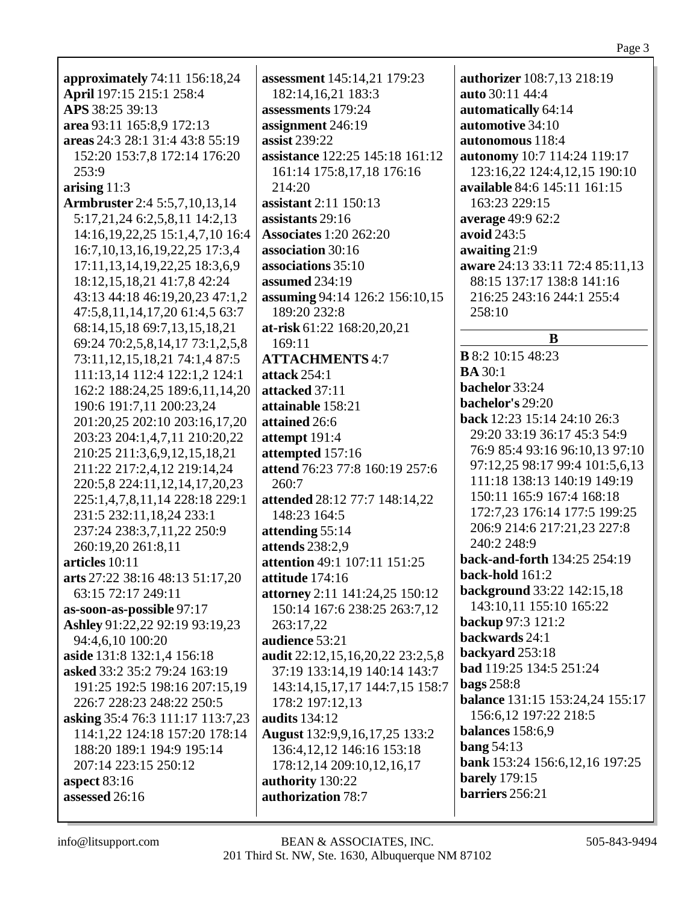**approximately** 74:11 156:18,24
**April** 197:15 215:1 258:4
**APS** 38:25 39:13
**area** 93:11 165:8,9 172:13
**areas** 24:3 28:1 31:4 43:8 55:19 152:20 153:7,8 172:14 176:20 253:9
**arising** 11:3
**Armbruster** 2:4 5:5,7,10,13,14 5:17,21,24 6:2,5,8,11 14:2,13 14:16,19,22,25 15:1,4,7,10 16:4 16:7,10,13,16,19,22,25 17:3,4 17:11,13,14,19,22,25 18:3,6,9 18:12,15,18,21 41:7,8 42:24 43:13 44:18 46:19,20,23 47:1,2 47:5,8,11,14,17,20 61:4,5 63:7 68:14,15,18 69:7,13,15,18,21 69:24 70:2,5,8,14,17 73:1,2,5,8 73:11,12,15,18,21 74:1,4 87:5 111:13,14 112:4 122:1,2 124:1 162:2 188:24,25 189:6,11,14,20 190:6 191:7,11 200:23,24 201:20,25 202:10 203:16,17,20 203:23 204:1,4,7,11 210:20,22 210:25 211:3,6,9,12,15,18,21 211:22 217:2,4,12 219:14,24 220:5,8 224:11,12,14,17,20,23 225:1,4,7,8,11,14 228:18 229:1 231:5 232:11,18,24 233:1 237:24 238:3,7,11,22 250:9 260:19,20 261:8,11
**articles** 10:11
**arts** 27:22 38:16 48:13 51:17,20 63:15 72:17 249:11
**as-soon-as-possible** 97:17
**Ashley** 91:22,22 92:19 93:19,23 94:4,6,10 100:20
**aside** 131:8 132:1,4 156:18
**asked** 33:2 35:2 79:24 163:19 191:25 192:5 198:16 207:15,19 226:7 228:23 248:22 250:5
**asking** 35:4 76:3 111:17 113:7,23 114:1,22 124:18 157:20 178:14 188:20 189:1 194:9 195:14 207:14 223:15 250:12
**aspect** 83:16
**assessed** 26:16
**assessment** 145:14,21 179:23 182:14,16,21 183:3
**assessments** 179:24
**assignment** 246:19
**assist** 239:22
**assistance** 122:25 145:18 161:12 161:14 175:8,17,18 176:16 214:20
**assistant** 2:11 150:13
**assistants** 29:16
**Associates** 1:20 262:20
**association** 30:16
**associations** 35:10
**assumed** 234:19
**assuming** 94:14 126:2 156:10,15 189:20 232:8
**at-risk** 61:22 168:20,20,21 169:11
**ATTACHMENTS** 4:7
**attack** 254:1
**attacked** 37:11
**attainable** 158:21
**attained** 26:6
**attempt** 191:4
**attempted** 157:16
**attend** 76:23 77:8 160:19 257:6 260:7
**attended** 28:12 77:7 148:14,22 148:23 164:5
**attending** 55:14
**attends** 238:2,9
**attention** 49:1 107:11 151:25
**attitude** 174:16
**attorney** 2:11 141:24,25 150:12 150:14 167:6 238:25 263:7,12 263:17,22
**audience** 53:21
**audit** 22:12,15,16,20,22 23:2,5,8 37:19 133:14,19 140:14 143:7 143:14,15,17,17 144:7,15 158:7 178:2 197:12,13
**audits** 134:12
**August** 132:9,9,16,17,25 133:2 136:4,12,12 146:16 153:18 178:12,14 209:10,12,16,17
**authority** 130:22
**authorization** 78:7
**authorizer** 108:7,13 218:19
**auto** 30:11 44:4
**automatically** 64:14
**automotive** 34:10
**autonomous** 118:4
**autonomy** 10:7 114:24 119:17 123:16,22 124:4,12,15 190:10
**available** 84:6 145:11 161:15 163:23 229:15
**average** 49:9 62:2
**avoid** 243:5
**awaiting** 21:9
**aware** 24:13 33:11 72:4 85:11,13 88:15 137:17 138:8 141:16 216:25 243:16 244:1 255:4 258:10

## B

**B** 8:2 10:15 48:23
**BA** 30:1
**bachelor** 33:24
**bachelor's** 29:20
**back** 12:23 15:14 24:10 26:3 29:20 33:19 36:17 45:3 54:9 76:9 85:4 93:16 96:10,13 97:10 97:12,25 98:17 99:4 101:5,6,13 111:18 138:13 140:19 149:19 150:11 165:9 167:4 168:18 172:7,23 176:14 177:5 199:25 206:9 214:6 217:21,23 227:8 240:2 248:9
**back-and-forth** 134:25 254:19
**back-hold** 161:2
**background** 33:22 142:15,18 143:10,11 155:10 165:22
**backup** 97:3 121:2
**backwards** 24:1
**backyard** 253:18
**bad** 119:25 134:5 251:24
**bags** 258:8
**balance** 131:15 153:24,24 155:17 156:6,12 197:22 218:5
**balances** 158:6,9
**bang** 54:13
**bank** 153:24 156:6,12,16 197:25
**barely** 179:15
**barriers** 256:21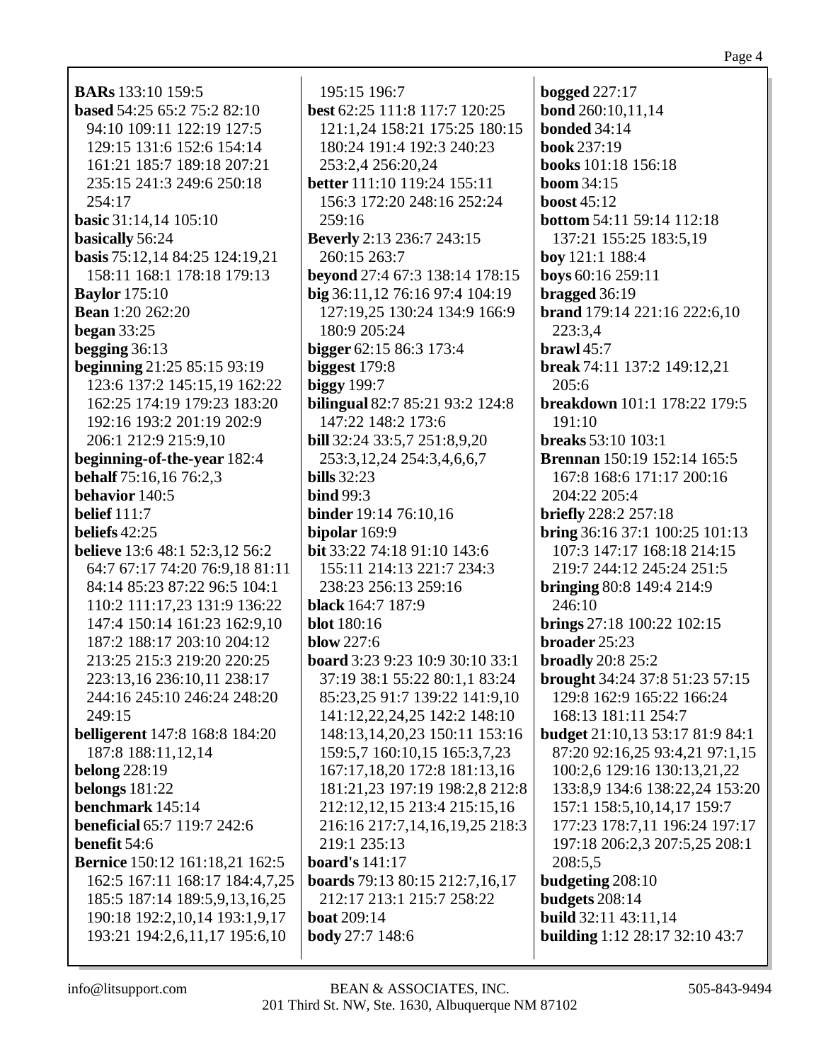**BARs** 133:10 159:5
**based** 54:25 65:2 75:2 82:10 94:10 109:11 122:19 127:5 129:15 131:6 152:6 154:14 161:21 185:7 189:18 207:21 235:15 241:3 249:6 250:18 254:17
**basic** 31:14,14 105:10
**basically** 56:24
**basis** 75:12,14 84:25 124:19,21 158:11 168:1 178:18 179:13
**Baylor** 175:10
**Bean** 1:20 262:20
**began** 33:25
**begging** 36:13
**beginning** 21:25 85:15 93:19 123:6 137:2 145:15,19 162:22 162:25 174:19 179:23 183:20 192:16 193:2 201:19 202:9 206:1 212:9 215:9,10
**beginning-of-the-year** 182:4
**behalf** 75:16,16 76:2,3
**behavior** 140:5
**belief** 111:7
**beliefs** 42:25
**believe** 13:6 48:1 52:3,12 56:2 64:7 67:17 74:20 76:9,18 81:11 84:14 85:23 87:22 96:5 104:1 110:2 111:17,23 131:9 136:22 147:4 150:14 161:23 162:9,10 187:2 188:17 203:10 204:12 213:25 215:3 219:20 220:25 223:13,16 236:10,11 238:17 244:16 245:10 246:24 248:20 249:15
**belligerent** 147:8 168:8 184:20 187:8 188:11,12,14
**belong** 228:19
**belongs** 181:22
**benchmark** 145:14
**beneficial** 65:7 119:7 242:6
**benefit** 54:6
**Bernice** 150:12 161:18,21 162:5 162:5 167:11 168:17 184:4,7,25 185:5 187:14 189:5,9,13,16,25 190:18 192:2,10,14 193:1,9,17 193:21 194:2,6,11,17 195:6,10 195:15 196:7
**best** 62:25 111:8 117:7 120:25 121:1,24 158:21 175:25 180:15 180:24 191:4 192:3 240:23 253:2,4 256:20,24
**better** 111:10 119:24 155:11 156:3 172:20 248:16 252:24 259:16
**Beverly** 2:13 236:7 243:15 260:15 263:7
**beyond** 27:4 67:3 138:14 178:15
**big** 36:11,12 76:16 97:4 104:19 127:19,25 130:24 134:9 166:9 180:9 205:24
**bigger** 62:15 86:3 173:4
**biggest** 179:8
**biggy** 199:7
**bilingual** 82:7 85:21 93:2 124:8 147:22 148:2 173:6
**bill** 32:24 33:5,7 251:8,9,20 253:3,12,24 254:3,4,6,6,7
**bills** 32:23
**bind** 99:3
**binder** 19:14 76:10,16
**bipolar** 169:9
**bit** 33:22 74:18 91:10 143:6 155:11 214:13 221:7 234:3 238:23 256:13 259:16
**black** 164:7 187:9
**blot** 180:16
**blow** 227:6
**board** 3:23 9:23 10:9 30:10 33:1 37:19 38:1 55:22 80:1,1 83:24 85:23,25 91:7 139:22 141:9,10 141:12,22,24,25 142:2 148:10 148:13,14,20,23 150:11 153:16 159:5,7 160:10,15 165:3,7,23 167:17,18,20 172:8 181:13,16 181:21,23 197:19 198:2,8 212:8 212:12,12,15 213:4 215:15,16 216:16 217:7,14,16,19,25 218:3 219:1 235:13
**board's** 141:17
**boards** 79:13 80:15 212:7,16,17 212:17 213:1 215:7 258:22
**boat** 209:14
**body** 27:7 148:6
**bogged** 227:17
**bond** 260:10,11,14
**bonded** 34:14
**book** 237:19
**books** 101:18 156:18
**boom** 34:15
**boost** 45:12
**bottom** 54:11 59:14 112:18 137:21 155:25 183:5,19
**boy** 121:1 188:4
**boys** 60:16 259:11
**bragged** 36:19
**brand** 179:14 221:16 222:6,10 223:3,4
**brawl** 45:7
**break** 74:11 137:2 149:12,21 205:6
**breakdown** 101:1 178:22 179:5 191:10
**breaks** 53:10 103:1
**Brennan** 150:19 152:14 165:5 167:8 168:6 171:17 200:16 204:22 205:4
**briefly** 228:2 257:18
**bring** 36:16 37:1 100:25 101:13 107:3 147:17 168:18 214:15 219:7 244:12 245:24 251:5
**bringing** 80:8 149:4 214:9 246:10
**brings** 27:18 100:22 102:15
**broader** 25:23
**broadly** 20:8 25:2
**brought** 34:24 37:8 51:23 57:15 129:8 162:9 165:22 166:24 168:13 181:11 254:7
**budget** 21:10,13 53:17 81:9 84:1 87:20 92:16,25 93:4,21 97:1,15 100:2,6 129:16 130:13,21,22 133:8,9 134:6 138:22,24 153:20 157:1 158:5,10,14,17 159:7 177:23 178:7,11 196:24 197:17 197:18 206:2,3 207:5,25 208:1 208:5,5
**budgeting** 208:10
**budgets** 208:14
**build** 32:11 43:11,14
**building** 1:12 28:17 32:10 43:7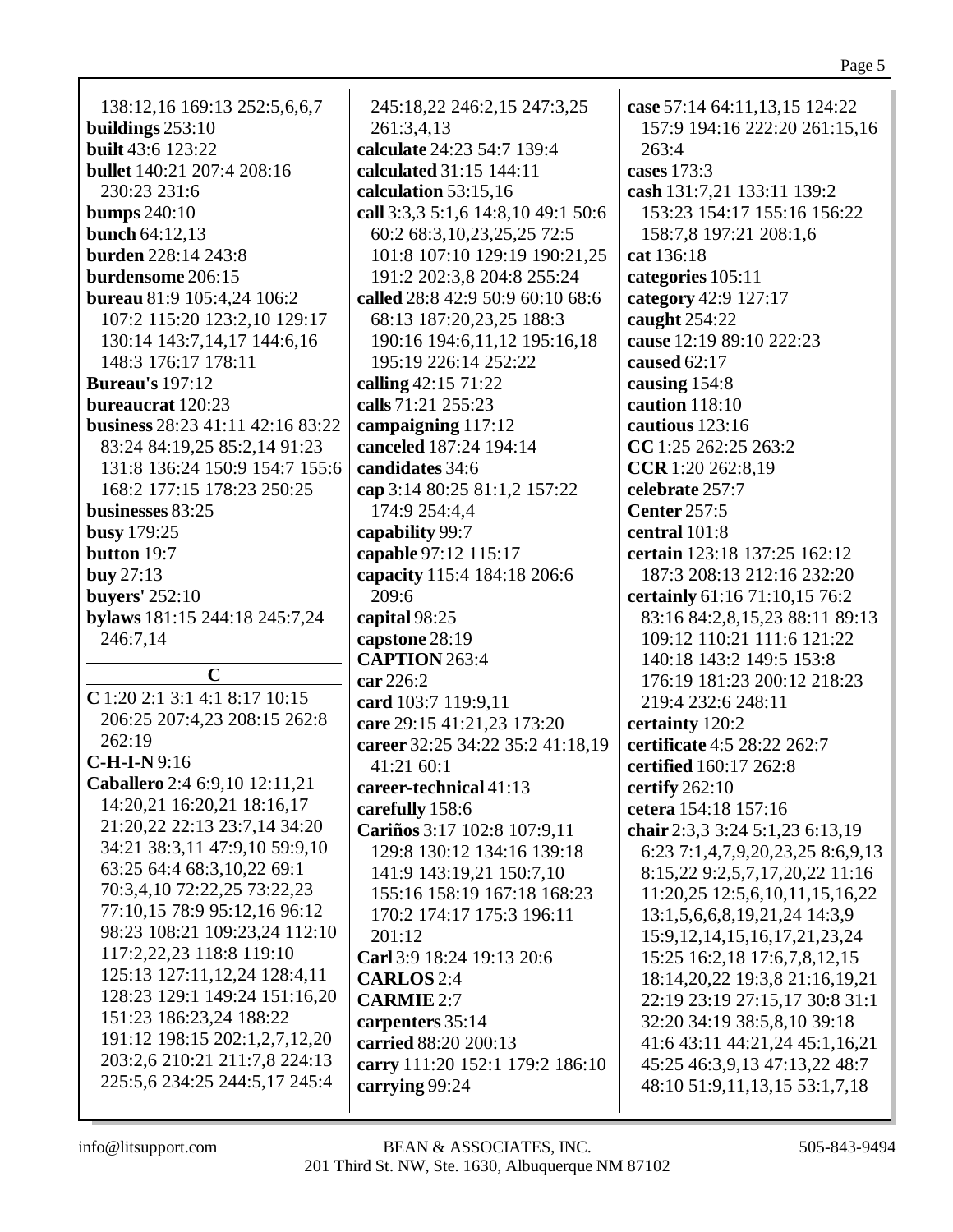138:12,16 169:13 252:5,6,6,7
**buildings** 253:10
**built** 43:6 123:22
**bullet** 140:21 207:4 208:16 230:23 231:6
**bumps** 240:10
**bunch** 64:12,13
**burden** 228:14 243:8
**burdensome** 206:15
**bureau** 81:9 105:4,24 106:2 107:2 115:20 123:2,10 129:17 130:14 143:7,14,17 144:6,16 148:3 176:17 178:11
**Bureau's** 197:12
**bureaucrat** 120:23
**business** 28:23 41:11 42:16 83:22 83:24 84:19,25 85:2,14 91:23 131:8 136:24 150:9 154:7 155:6 168:2 177:15 178:23 250:25
**businesses** 83:25
**busy** 179:25
**button** 19:7
**buy** 27:13
**buyers'** 252:10
**bylaws** 181:15 244:18 245:7,24 246:7,14

## C

**C** 1:20 2:1 3:1 4:1 8:17 10:15 206:25 207:4,23 208:15 262:8 262:19
**C-H-I-N** 9:16
**Caballero** 2:4 6:9,10 12:11,21 14:20,21 16:20,21 18:16,17 21:20,22 22:13 23:7,14 34:20 34:21 38:3,11 47:9,10 59:9,10 63:25 64:4 68:3,10,22 69:1 70:3,4,10 72:22,25 73:22,23 77:10,15 78:9 95:12,16 96:12 98:23 108:21 109:23,24 112:10 117:2,22,23 118:8 119:10 125:13 127:11,12,24 128:4,11 128:23 129:1 149:24 151:16,20 151:23 186:23,24 188:22 191:12 198:15 202:1,2,7,12,20 203:2,6 210:21 211:7,8 224:13 225:5,6 234:25 244:5,17 245:4 245:18,22 246:2,15 247:3,25 261:3,4,13
**calculate** 24:23 54:7 139:4
**calculated** 31:15 144:11
**calculation** 53:15,16
**call** 3:3,3 5:1,6 14:8,10 49:1 50:6 60:2 68:3,10,23,25,25 72:5 101:8 107:10 129:19 190:21,25 191:2 202:3,8 204:8 255:24
**called** 28:8 42:9 50:9 60:10 68:6 68:13 187:20,23,25 188:3 190:16 194:6,11,12 195:16,18 195:19 226:14 252:22
**calling** 42:15 71:22
**calls** 71:21 255:23
**campaigning** 117:12
**canceled** 187:24 194:14
**candidates** 34:6
**cap** 3:14 80:25 81:1,2 157:22 174:9 254:4,4
**capability** 99:7
**capable** 97:12 115:17
**capacity** 115:4 184:18 206:6 209:6
**capital** 98:25
**capstone** 28:19
**CAPTION** 263:4
**car** 226:2
**card** 103:7 119:9,11
**care** 29:15 41:21,23 173:20
**career** 32:25 34:22 35:2 41:18,19 41:21 60:1
**career-technical** 41:13
**carefully** 158:6
**Cariños** 3:17 102:8 107:9,11 129:8 130:12 134:16 139:18 141:9 143:19,21 150:7,10 155:16 158:19 167:18 168:23 170:2 174:17 175:3 196:11 201:12
**Carl** 3:9 18:24 19:13 20:6
**CARLOS** 2:4
**CARMIE** 2:7
**carpenters** 35:14
**carried** 88:20 200:13
**carry** 111:20 152:1 179:2 186:10
**carrying** 99:24
**case** 57:14 64:11,13,15 124:22 157:9 194:16 222:20 261:15,16 263:4
**cases** 173:3
**cash** 131:7,21 133:11 139:2 153:23 154:17 155:16 156:22 158:7,8 197:21 208:1,6
**cat** 136:18
**categories** 105:11
**category** 42:9 127:17
**caught** 254:22
**cause** 12:19 89:10 222:23
**caused** 62:17
**causing** 154:8
**caution** 118:10
**cautious** 123:16
**CC** 1:25 262:25 263:2
**CCR** 1:20 262:8,19
**celebrate** 257:7
**Center** 257:5
**central** 101:8
**certain** 123:18 137:25 162:12 187:3 208:13 212:16 232:20
**certainly** 61:16 71:10,15 76:2 83:16 84:2,8,15,23 88:11 89:13 109:12 110:21 111:6 121:22 140:18 143:2 149:5 153:8 176:19 181:23 200:12 218:23 219:4 232:6 248:11
**certainty** 120:2
**certificate** 4:5 28:22 262:7
**certified** 160:17 262:8
**certify** 262:10
**cetera** 154:18 157:16
**chair** 2:3,3 3:24 5:1,23 6:13,19 6:23 7:1,4,7,9,20,23,25 8:6,9,13 8:15,22 9:2,5,7,17,20,22 11:16 11:20,25 12:5,6,10,11,15,16,22 13:1,5,6,6,8,19,21,24 14:3,9 15:9,12,14,15,16,17,21,23,24 15:25 16:2,18 17:6,7,8,12,15 18:14,20,22 19:3,8 21:16,19,21 22:19 23:19 27:15,17 30:8 31:1 32:20 34:19 38:5,8,10 39:18 41:6 43:11 44:21,24 45:1,16,21 45:25 46:3,9,13 47:13,22 48:7 48:10 51:9,11,13,15 53:1,7,18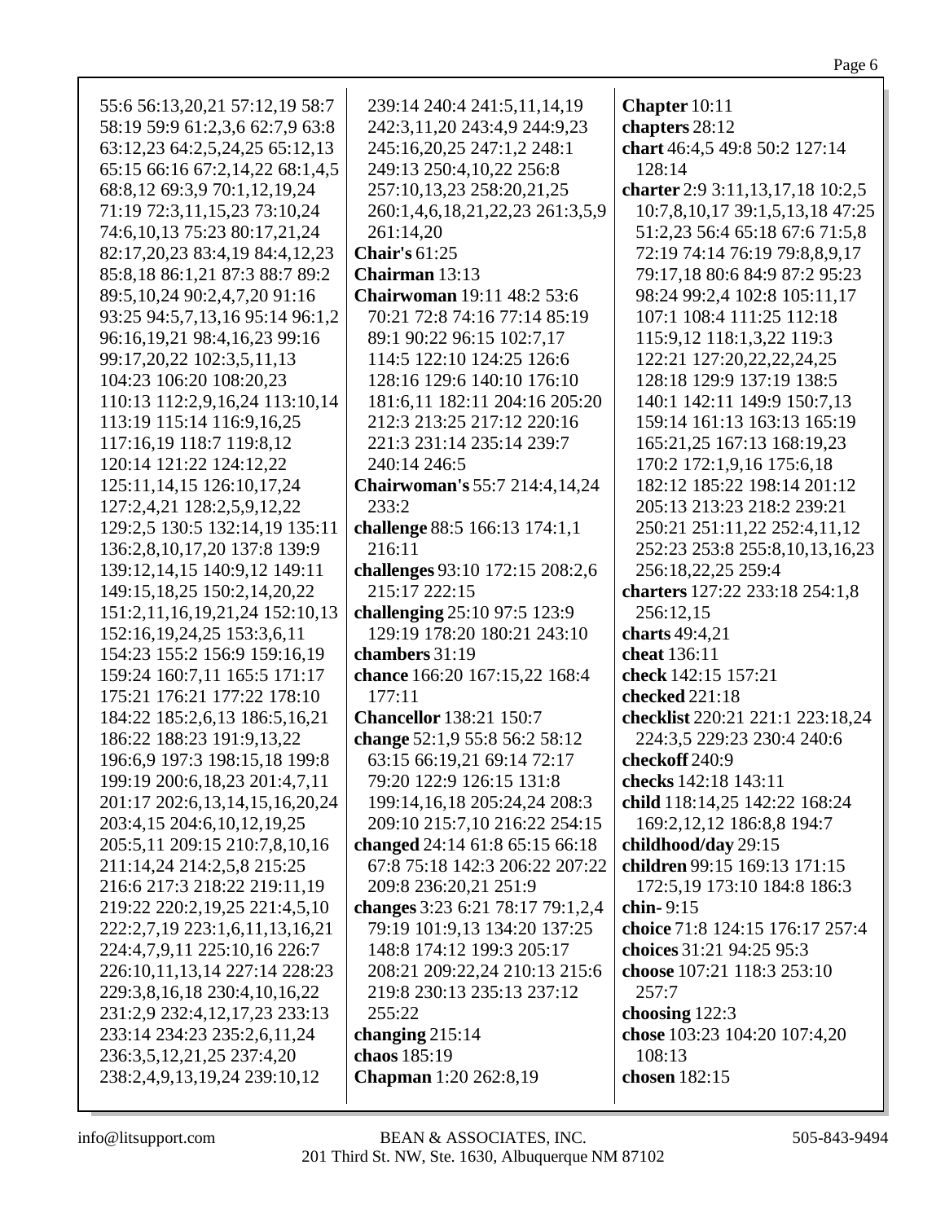55:6 56:13,20,21 57:12,19 58:7 58:19 59:9 61:2,3,6 62:7,9 63:8 63:12,23 64:2,5,24,25 65:12,13 65:15 66:16 67:2,14,22 68:1,4,5 68:8,12 69:3,9 70:1,12,19,24 71:19 72:3,11,15,23 73:10,24 74:6,10,13 75:23 80:17,21,24 82:17,20,23 83:4,19 84:4,12,23 85:8,18 86:1,21 87:3 88:7 89:2 89:5,10,24 90:2,4,7,20 91:16 93:25 94:5,7,13,16 95:14 96:1,2 96:16,19,21 98:4,16,23 99:16 99:17,20,22 102:3,5,11,13 104:23 106:20 108:20,23 110:13 112:2,9,16,24 113:10,14 113:19 115:14 116:9,16,25 117:16,19 118:7 119:8,12 120:14 121:22 124:12,22 125:11,14,15 126:10,17,24 127:2,4,21 128:2,5,9,12,22 129:2,5 130:5 132:14,19 135:11 136:2,8,10,17,20 137:8 139:9 139:12,14,15 140:9,12 149:11 149:15,18,25 150:2,14,20,22 151:2,11,16,19,21,24 152:10,13 152:16,19,24,25 153:3,6,11 154:23 155:2 156:9 159:16,19 159:24 160:7,11 165:5 171:17 175:21 176:21 177:22 178:10 184:22 185:2,6,13 186:5,16,21 186:22 188:23 191:9,13,22 196:6,9 197:3 198:15,18 199:8 199:19 200:6,18,23 201:4,7,11 201:17 202:6,13,14,15,16,20,24 203:4,15 204:6,10,12,19,25 205:5,11 209:15 210:7,8,10,16 211:14,24 214:2,5,8 215:25 216:6 217:3 218:22 219:11,19 219:22 220:2,19,25 221:4,5,10 222:2,7,19 223:1,6,11,13,16,21 224:4,7,9,11 225:10,16 226:7 226:10,11,13,14 227:14 228:23 229:3,8,16,18 230:4,10,16,22 231:2,9 232:4,12,17,23 233:13 233:14 234:23 235:2,6,11,24 236:3,5,12,21,25 237:4,20 238:2,4,9,13,19,24 239:10,12 239:14 240:4 241:5,11,14,19 242:3,11,20 243:4,9 244:9,23 245:16,20,25 247:1,2 248:1 249:13 250:4,10,22 256:8 257:10,13,23 258:20,21,25 260:1,4,6,18,21,22,23 261:3,5,9 261:14,20

**Chair's** 61:25
**Chairman** 13:13
**Chairwoman** 19:11 48:2 53:6 70:21 72:8 74:16 77:14 85:19 89:1 90:22 96:15 102:7,17 114:5 122:10 124:25 126:6 128:16 129:6 140:10 176:10 181:6,11 182:11 204:16 205:20 212:3 213:25 217:12 220:16 221:3 231:14 235:14 239:7 240:14 246:5
**Chairwoman's** 55:7 214:4,14,24 233:2
**challenge** 88:5 166:13 174:1,1 216:11
**challenges** 93:10 172:15 208:2,6 215:17 222:15
**challenging** 25:10 97:5 123:9 129:19 178:20 180:21 243:10
**chambers** 31:19
**chance** 166:20 167:15,22 168:4 177:11
**Chancellor** 138:21 150:7
**change** 52:1,9 55:8 56:2 58:12 63:15 66:19,21 69:14 72:17 79:20 122:9 126:15 131:8 199:14,16,18 205:24,24 208:3 209:10 215:7,10 216:22 254:15
**changed** 24:14 61:8 65:15 66:18 67:8 75:18 142:3 206:22 207:22 209:8 236:20,21 251:9
**changes** 3:23 6:21 78:17 79:1,2,4 79:19 101:9,13 134:20 137:25 148:8 174:12 199:3 205:17 208:21 209:22,24 210:13 215:6 219:8 230:13 235:13 237:12 255:22
**changing** 215:14
**chaos** 185:19
**Chapman** 1:20 262:8,19
**Chapter** 10:11
**chapters** 28:12
**chart** 46:4,5 49:8 50:2 127:14 128:14
**charter** 2:9 3:11,13,17,18 10:2,5 10:7,8,10,17 39:1,5,13,18 47:25 51:2,23 56:4 65:18 67:6 71:5,8 72:19 74:14 76:19 79:8,8,9,17 79:17,18 80:6 84:9 87:2 95:23 98:24 99:2,4 102:8 105:11,17 107:1 108:4 111:25 112:18 115:9,12 118:1,3,22 119:3 122:21 127:20,22,22,24,25 128:18 129:9 137:19 138:5 140:1 142:11 149:9 150:7,13 159:14 161:13 163:13 165:19 165:21,25 167:13 168:19,23 170:2 172:1,9,16 175:6,18 182:12 185:22 198:14 201:12 205:13 213:23 218:2 239:21 250:21 251:11,22 252:4,11,12 252:23 253:8 255:8,10,13,16,23 256:18,22,25 259:4
**charters** 127:22 233:18 254:1,8 256:12,15
**charts** 49:4,21
**cheat** 136:11
**check** 142:15 157:21
**checked** 221:18
**checklist** 220:21 221:1 223:18,24 224:3,5 229:23 230:4 240:6
**checkoff** 240:9
**checks** 142:18 143:11
**child** 118:14,25 142:22 168:24 169:2,12,12 186:8,8 194:7
**childhood/day** 29:15
**children** 99:15 169:13 171:15 172:5,19 173:10 184:8 186:3
**chin-** 9:15
**choice** 71:8 124:15 176:17 257:4
**choices** 31:21 94:25 95:3
**choose** 107:21 118:3 253:10 257:7
**choosing** 122:3
**chose** 103:23 104:20 107:4,20 108:13
**chosen** 182:15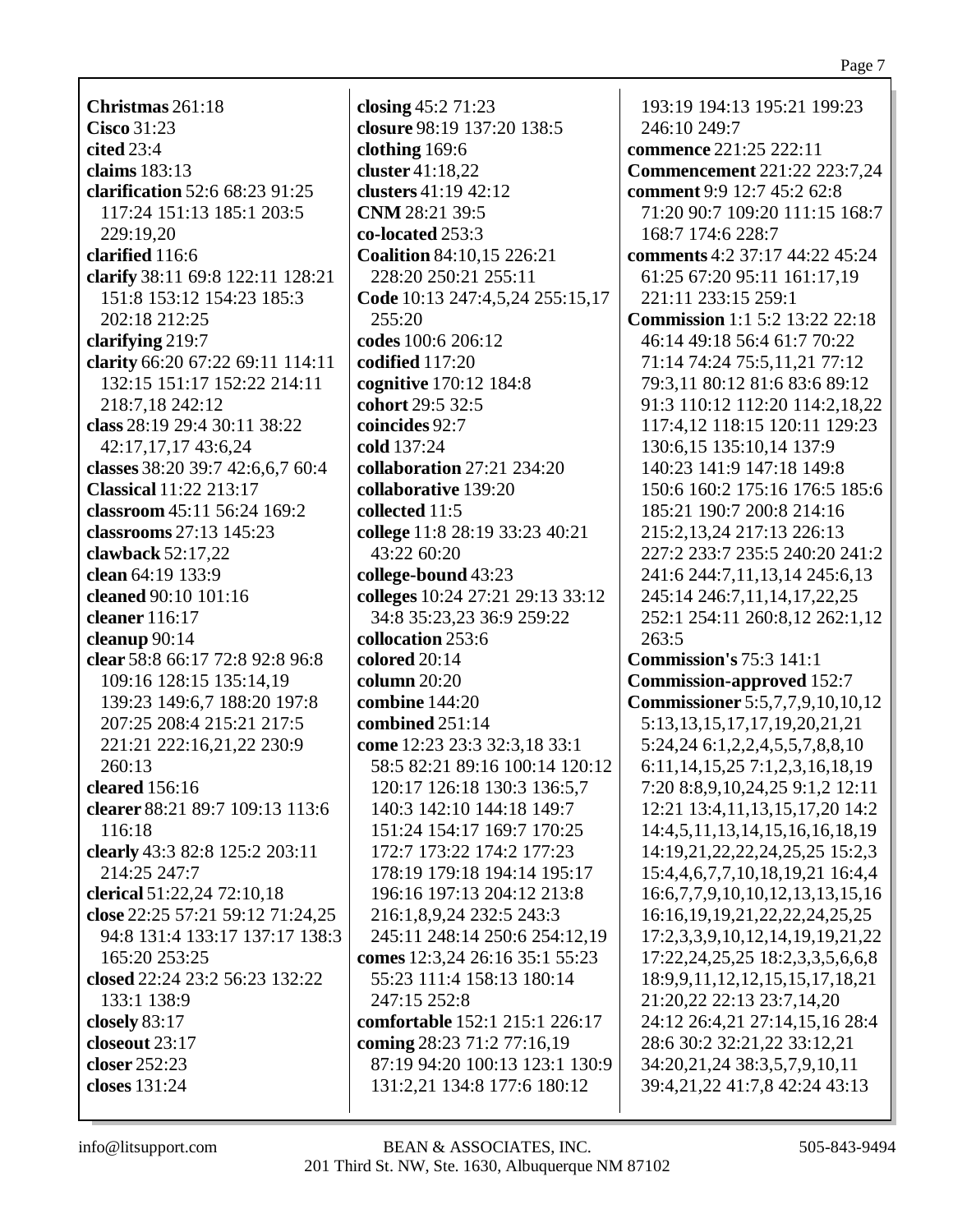**Christmas** 261:18
**Cisco** 31:23
**cited** 23:4
**claims** 183:13
**clarification** 52:6 68:23 91:25 117:24 151:13 185:1 203:5 229:19,20
**clarified** 116:6
**clarify** 38:11 69:8 122:11 128:21 151:8 153:12 154:23 185:3 202:18 212:25
**clarifying** 219:7
**clarity** 66:20 67:22 69:11 114:11 132:15 151:17 152:22 214:11 218:7,18 242:12
**class** 28:19 29:4 30:11 38:22 42:17,17,17 43:6,24
**classes** 38:20 39:7 42:6,6,7 60:4
**Classical** 11:22 213:17
**classroom** 45:11 56:24 169:2
**classrooms** 27:13 145:23
**clawback** 52:17,22
**clean** 64:19 133:9
**cleaned** 90:10 101:16
**cleaner** 116:17
**cleanup** 90:14
**clear** 58:8 66:17 72:8 92:8 96:8 109:16 128:15 135:14,19 139:23 149:6,7 188:20 197:8 207:25 208:4 215:21 217:5 221:21 222:16,21,22 230:9 260:13
**cleared** 156:16
**clearer** 88:21 89:7 109:13 113:6 116:18
**clearly** 43:3 82:8 125:2 203:11 214:25 247:7
**clerical** 51:22,24 72:10,18
**close** 22:25 57:21 59:12 71:24,25 94:8 131:4 133:17 137:17 138:3 165:20 253:25
**closed** 22:24 23:2 56:23 132:22 133:1 138:9
**closely** 83:17
**closeout** 23:17
**closer** 252:23
**closes** 131:24
**closing** 45:2 71:23
**closure** 98:19 137:20 138:5
**clothing** 169:6
**cluster** 41:18,22
**clusters** 41:19 42:12
**CNM** 28:21 39:5
**co-located** 253:3
**Coalition** 84:10,15 226:21 228:20 250:21 255:11
**Code** 10:13 247:4,5,24 255:15,17 255:20
**codes** 100:6 206:12
**codified** 117:20
**cognitive** 170:12 184:8
**cohort** 29:5 32:5
**coincides** 92:7
**cold** 137:24
**collaboration** 27:21 234:20
**collaborative** 139:20
**collected** 11:5
**college** 11:8 28:19 33:23 40:21 43:22 60:20
**college-bound** 43:23
**colleges** 10:24 27:21 29:13 33:12 34:8 35:23,23 36:9 259:22
**collocation** 253:6
**colored** 20:14
**column** 20:20
**combine** 144:20
**combined** 251:14
**come** 12:23 23:3 32:3,18 33:1 58:5 82:21 89:16 100:14 120:12 120:17 126:18 130:3 136:5,7 140:3 142:10 144:18 149:7 151:24 154:17 169:7 170:25 172:7 173:22 174:2 177:23 178:19 179:18 194:14 195:17 196:16 197:13 204:12 213:8 216:1,8,9,24 232:5 243:3 245:11 248:14 250:6 254:12,19
**comes** 12:3,24 26:16 35:1 55:23 55:23 111:4 158:13 180:14 247:15 252:8
**comfortable** 152:1 215:1 226:17
**coming** 28:23 71:2 77:16,19 87:19 94:20 100:13 123:1 130:9 131:2,21 134:8 177:6 180:12 193:19 194:13 195:21 199:23 246:10 249:7
**commence** 221:25 222:11
**Commencement** 221:22 223:7,24
**comment** 9:9 12:7 45:2 62:8 71:20 90:7 109:20 111:15 168:7 168:7 174:6 228:7
**comments** 4:2 37:17 44:22 45:24 61:25 67:20 95:11 161:17,19 221:11 233:15 259:1
**Commission** 1:1 5:2 13:22 22:18 46:14 49:18 56:4 61:7 70:22 71:14 74:24 75:5,11,21 77:12 79:3,11 80:12 81:6 83:6 89:12 91:3 110:12 112:20 114:2,18,22 117:4,12 118:15 120:11 129:23 130:6,15 135:10,14 137:9 140:23 141:9 147:18 149:8 150:6 160:2 175:16 176:5 185:6 185:21 190:7 200:8 214:16 215:2,13,24 217:13 226:13 227:2 233:7 235:5 240:20 241:2 241:6 244:7,11,13,14 245:6,13 245:14 246:7,11,14,17,22,25 252:1 254:11 260:8,12 262:1,12 263:5
**Commission's** 75:3 141:1
**Commission-approved** 152:7
**Commissioner** 5:5,7,7,9,10,10,12 5:13,13,15,17,17,19,20,21,21 5:24,24 6:1,2,2,4,5,5,7,8,8,10 6:11,14,15,25 7:1,2,3,16,18,19 7:20 8:8,9,10,24,25 9:1,2 12:11 12:21 13:4,11,13,15,17,20 14:2 14:4,5,11,13,14,15,16,16,18,19 14:19,21,22,22,24,25,25 15:2,3 15:4,4,6,7,7,10,18,19,21 16:4,4 16:6,7,7,9,10,10,12,13,13,15,16 16:16,19,19,21,22,22,24,25,25 17:2,3,3,9,10,12,14,19,19,21,22 17:22,24,25,25 18:2,3,3,5,6,6,8 18:9,9,11,12,12,15,15,17,18,21 21:20,22 22:13 23:7,14,20 24:12 26:4,21 27:14,15,16 28:4 28:6 30:2 32:21,22 33:12,21 34:20,21,24 38:3,5,7,9,10,11 39:4,21,22 41:7,8 42:24 43:13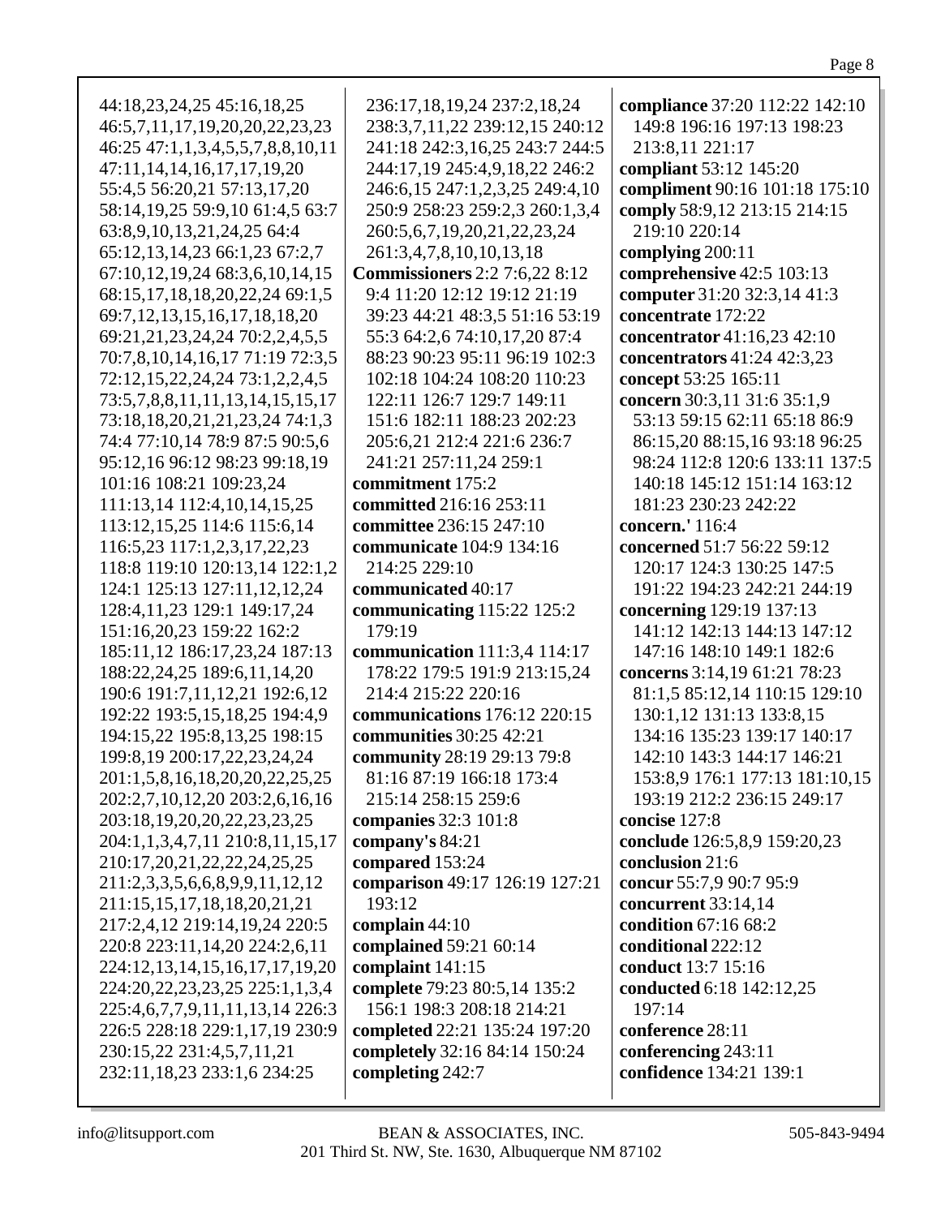44:18,23,24,25 45:16,18,25
46:5,7,11,17,19,20,20,22,23,23
46:25 47:1,1,3,4,5,5,7,8,8,10,11
47:11,14,14,16,17,17,19,20
55:4,5 56:20,21 57:13,17,20
58:14,19,25 59:9,10 61:4,5 63:7
63:8,9,10,13,21,24,25 64:4
65:12,13,14,23 66:1,23 67:2,7
67:10,12,19,24 68:3,6,10,14,15
68:15,17,18,18,20,22,24 69:1,5
69:7,12,13,15,16,17,18,18,20
69:21,21,23,24,24 70:2,2,4,5,5
70:7,8,10,14,16,17 71:19 72:3,5
72:12,15,22,24,24 73:1,2,2,4,5
73:5,7,8,8,11,11,13,14,15,15,17
73:18,18,20,21,21,23,24 74:1,3
74:4 77:10,14 78:9 87:5 90:5,6
95:12,16 96:12 98:23 99:18,19
101:16 108:21 109:23,24
111:13,14 112:4,10,14,15,25
113:12,15,25 114:6 115:6,14
116:5,23 117:1,2,3,17,22,23
118:8 119:10 120:13,14 122:1,2
124:1 125:13 127:11,12,12,24
128:4,11,23 129:1 149:17,24
151:16,20,23 159:22 162:2
185:11,12 186:17,23,24 187:13
188:22,24,25 189:6,11,14,20
190:6 191:7,11,12,21 192:6,12
192:22 193:5,15,18,25 194:4,9
194:15,22 195:8,13,25 198:15
199:8,19 200:17,22,23,24,24
201:1,5,8,16,18,20,20,22,25,25
202:2,7,10,12,20 203:2,6,16,16
203:18,19,20,20,22,23,23,25
204:1,1,3,4,7,11 210:8,11,15,17
210:17,20,21,22,22,24,25,25
211:2,3,3,5,6,6,8,9,9,11,12,12
211:15,15,17,18,18,20,21,21
217:2,4,12 219:14,19,24 220:5
220:8 223:11,14,20 224:2,6,11
224:12,13,14,15,16,17,17,19,20
224:20,22,23,23,25 225:1,1,3,4
225:4,6,7,7,9,11,11,13,14 226:3
226:5 228:18 229:1,17,19 230:9
230:15,22 231:4,5,7,11,21
232:11,18,23 233:1,6 234:25
236:17,18,19,24 237:2,18,24
238:3,7,11,22 239:12,15 240:12
241:18 242:3,16,25 243:7 244:5
244:17,19 245:4,9,18,22 246:2
246:6,15 247:1,2,3,25 249:4,10
250:9 258:23 259:2,3 260:1,3,4
260:5,6,7,19,20,21,22,23,24
261:3,4,7,8,10,10,13,18

**Commissioners** 2:2 7:6,22 8:12 9:4 11:20 12:12 19:12 21:19 39:23 44:21 48:3,5 51:16 53:19 55:3 64:2,6 74:10,17,20 87:4 88:23 90:23 95:11 96:19 102:3 102:18 104:24 108:20 110:23 122:11 126:7 129:7 149:11 151:6 182:11 188:23 202:23 205:6,21 212:4 221:6 236:7 241:21 257:11,24 259:1

**commitment** 175:2

**committed** 216:16 253:11

**committee** 236:15 247:10

**communicate** 104:9 134:16 214:25 229:10

**communicated** 40:17

**communicating** 115:22 125:2 179:19

**communication** 111:3,4 114:17 178:22 179:5 191:9 213:15,24 214:4 215:22 220:16

**communications** 176:12 220:15

**communities** 30:25 42:21

**community** 28:19 29:13 79:8 81:16 87:19 166:18 173:4 215:14 258:15 259:6

**companies** 32:3 101:8

**company's** 84:21

**compared** 153:24

**comparison** 49:17 126:19 127:21 193:12

**complain** 44:10

**complained** 59:21 60:14

**complaint** 141:15

**complete** 79:23 80:5,14 135:2 156:1 198:3 208:18 214:21

**completed** 22:21 135:24 197:20

**completely** 32:16 84:14 150:24

**completing** 242:7

**compliance** 37:20 112:22 142:10 149:8 196:16 197:13 198:23 213:8,11 221:17

**compliant** 53:12 145:20

**compliment** 90:16 101:18 175:10

**comply** 58:9,12 213:15 214:15 219:10 220:14

**complying** 200:11

**comprehensive** 42:5 103:13

**computer** 31:20 32:3,14 41:3

**concentrate** 172:22

**concentrator** 41:16,23 42:10

**concentrators** 41:24 42:3,23

**concept** 53:25 165:11

**concern** 30:3,11 31:6 35:1,9 53:13 59:15 62:11 65:18 86:9 86:15,20 88:15,16 93:18 96:25 98:24 112:8 120:6 133:11 137:5 140:18 145:12 151:14 163:12 181:23 230:23 242:22

**concern.'** 116:4

**concerned** 51:7 56:22 59:12 120:17 124:3 130:25 147:5 191:22 194:23 242:21 244:19

**concerning** 129:19 137:13 141:12 142:13 144:13 147:12 147:16 148:10 149:1 182:6

**concerns** 3:14,19 61:21 78:23 81:1,5 85:12,14 110:15 129:10 130:1,12 131:13 133:8,15 134:16 135:23 139:17 140:17 142:10 143:3 144:17 146:21 153:8,9 176:1 177:13 181:10,15 193:19 212:2 236:15 249:17

**concise** 127:8

**conclude** 126:5,8,9 159:20,23

**conclusion** 21:6

**concur** 55:7,9 90:7 95:9

**concurrent** 33:14,14

**condition** 67:16 68:2

**conditional** 222:12

**conduct** 13:7 15:16

**conducted** 6:18 142:12,25 197:14

**conference** 28:11

**conferencing** 243:11

**confidence** 134:21 139:1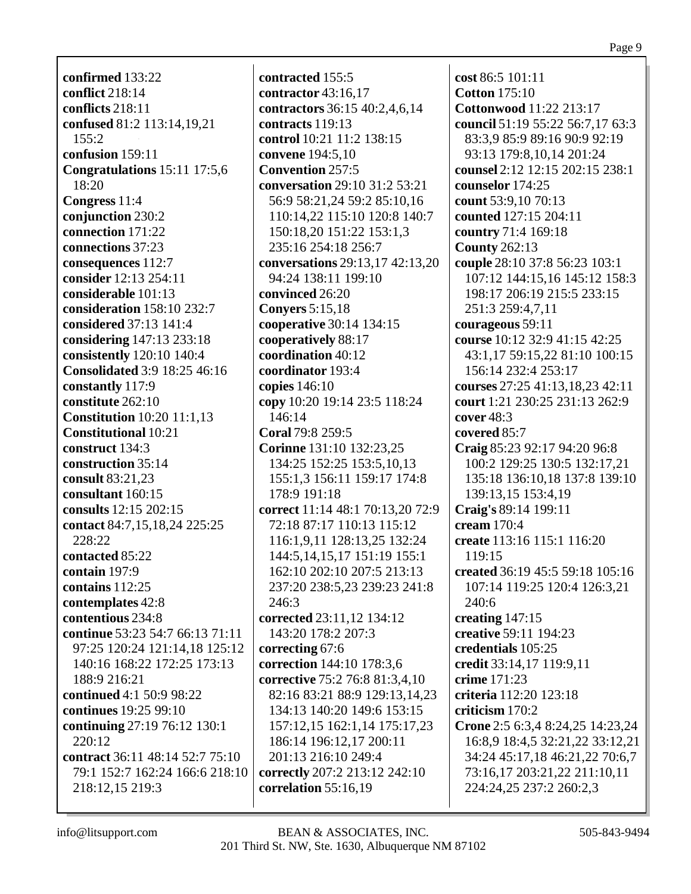**confirmed** 133:22
**conflict** 218:14
**conflicts** 218:11
**confused** 81:2 113:14,19,21 155:2
**confusion** 159:11
**Congratulations** 15:11 17:5,6 18:20
**Congress** 11:4
**conjunction** 230:2
**connection** 171:22
**connections** 37:23
**consequences** 112:7
**consider** 12:13 254:11
**considerable** 101:13
**consideration** 158:10 232:7
**considered** 37:13 141:4
**considering** 147:13 233:18
**consistently** 120:10 140:4
**Consolidated** 3:9 18:25 46:16
**constantly** 117:9
**constitute** 262:10
**Constitution** 10:20 11:1,13
**Constitutional** 10:21
**construct** 134:3
**construction** 35:14
**consult** 83:21,23
**consultant** 160:15
**consults** 12:15 202:15
**contact** 84:7,15,18,24 225:25 228:22
**contacted** 85:22
**contain** 197:9
**contains** 112:25
**contemplates** 42:8
**contentious** 234:8
**continue** 53:23 54:7 66:13 71:11 97:25 120:24 121:14,18 125:12 140:16 168:22 172:25 173:13 188:9 216:21
**continued** 4:1 50:9 98:22
**continues** 19:25 99:10
**continuing** 27:19 76:12 130:1 220:12
**contract** 36:11 48:14 52:7 75:10 79:1 152:7 162:24 166:6 218:10 218:12,15 219:3
**contracted** 155:5
**contractor** 43:16,17
**contractors** 36:15 40:2,4,6,14
**contracts** 119:13
**control** 10:21 11:2 138:15
**convene** 194:5,10
**Convention** 257:5
**conversation** 29:10 31:2 53:21 56:9 58:21,24 59:2 85:10,16 110:14,22 115:10 120:8 140:7 150:18,20 151:22 153:1,3 235:16 254:18 256:7
**conversations** 29:13,17 42:13,20 94:24 138:11 199:10
**convinced** 26:20
**Conyers** 5:15,18
**cooperative** 30:14 134:15
**cooperatively** 88:17
**coordination** 40:12
**coordinator** 193:4
**copies** 146:10
**copy** 10:20 19:14 23:5 118:24 146:14
**Coral** 79:8 259:5
**Corinne** 131:10 132:23,25 134:25 152:25 153:5,10,13 155:1,3 156:11 159:17 174:8 178:9 191:18
**correct** 11:14 48:1 70:13,20 72:9 72:18 87:17 110:13 115:12 116:1,9,11 128:13,25 132:24 144:5,14,15,17 151:19 155:1 162:10 202:10 207:5 213:13 237:20 238:5,23 239:23 241:8 246:3
**corrected** 23:11,12 134:12 143:20 178:2 207:3
**correcting** 67:6
**correction** 144:10 178:3,6
**corrective** 75:2 76:8 81:3,4,10 82:16 83:21 88:9 129:13,14,23 134:13 140:20 149:6 153:15 157:12,15 162:1,14 175:17,23 186:14 196:12,17 200:11 201:13 216:10 249:4
**correctly** 207:2 213:12 242:10
**correlation** 55:16,19
**cost** 86:5 101:11
**Cotton** 175:10
**Cottonwood** 11:22 213:17
**council** 51:19 55:22 56:7,17 63:3 83:3,9 85:9 89:16 90:9 92:19 93:13 179:8,10,14 201:24
**counsel** 2:12 12:15 202:15 238:1
**counselor** 174:25
**count** 53:9,10 70:13
**counted** 127:15 204:11
**country** 71:4 169:18
**County** 262:13
**couple** 28:10 37:8 56:23 103:1 107:12 144:15,16 145:12 158:3 198:17 206:19 215:5 233:15 251:3 259:4,7,11
**courageous** 59:11
**course** 10:12 32:9 41:15 42:25 43:1,17 59:15,22 81:10 100:15 156:14 232:4 253:17
**courses** 27:25 41:13,18,23 42:11
**court** 1:21 230:25 231:13 262:9
**cover** 48:3
**covered** 85:7
**Craig** 85:23 92:17 94:20 96:8 100:2 129:25 130:5 132:17,21 135:18 136:10,18 137:8 139:10 139:13,15 153:4,19
**Craig's** 89:14 199:11
**cream** 170:4
**create** 113:16 115:1 116:20 119:15
**created** 36:19 45:5 59:18 105:16 107:14 119:25 120:4 126:3,21 240:6
**creating** 147:15
**creative** 59:11 194:23
**credentials** 105:25
**credit** 33:14,17 119:9,11
**crime** 171:23
**criteria** 112:20 123:18
**criticism** 170:2
**Crone** 2:5 6:3,4 8:24,25 14:23,24 16:8,9 18:4,5 32:21,22 33:12,21 34:24 45:17,18 46:21,22 70:6,7 73:16,17 203:21,22 211:10,11 224:24,25 237:2 260:2,3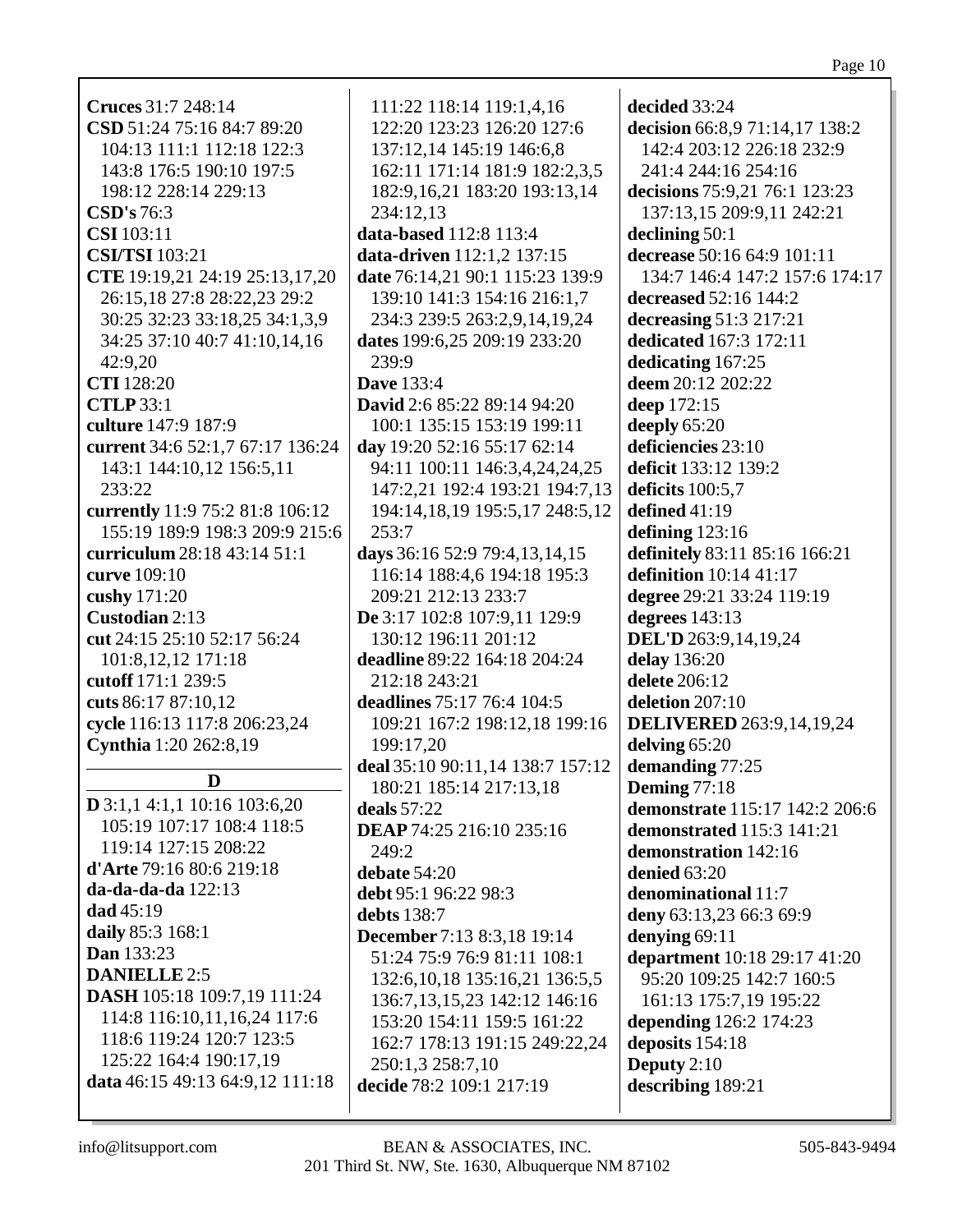**Cruces** 31:7 248:14
**CSD** 51:24 75:16 84:7 89:20 104:13 111:1 112:18 122:3 143:8 176:5 190:10 197:5 198:12 228:14 229:13
**CSD's** 76:3
**CSI** 103:11
**CSI/TSI** 103:21
**CTE** 19:19,21 24:19 25:13,17,20 26:15,18 27:8 28:22,23 29:2 30:25 32:23 33:18,25 34:1,3,9 34:25 37:10 40:7 41:10,14,16 42:9,20
**CTI** 128:20
**CTLP** 33:1
**culture** 147:9 187:9
**current** 34:6 52:1,7 67:17 136:24 143:1 144:10,12 156:5,11 233:22
**currently** 11:9 75:2 81:8 106:12 155:19 189:9 198:3 209:9 215:6
**curriculum** 28:18 43:14 51:1
**curve** 109:10
**cushy** 171:20
**Custodian** 2:13
**cut** 24:15 25:10 52:17 56:24 101:8,12,12 171:18
**cutoff** 171:1 239:5
**cuts** 86:17 87:10,12
**cycle** 116:13 117:8 206:23,24
**Cynthia** 1:20 262:8,19

## D

**D** 3:1,1 4:1,1 10:16 103:6,20 105:19 107:17 108:4 118:5 119:14 127:15 208:22
**d'Arte** 79:16 80:6 219:18
**da-da-da-da** 122:13
**dad** 45:19
**daily** 85:3 168:1
**Dan** 133:23
**DANIELLE** 2:5
**DASH** 105:18 109:7,19 111:24 114:8 116:10,11,16,24 117:6 118:6 119:24 120:7 123:5 125:22 164:4 190:17,19
**data** 46:15 49:13 64:9,12 111:18 111:22 118:14 119:1,4,16 122:20 123:23 126:20 127:6 137:12,14 145:19 146:6,8 162:11 171:14 181:9 182:2,3,5 182:9,16,21 183:20 193:13,14 234:12,13
**data-based** 112:8 113:4
**data-driven** 112:1,2 137:15
**date** 76:14,21 90:1 115:23 139:9 139:10 141:3 154:16 216:1,7 234:3 239:5 263:2,9,14,19,24
**dates** 199:6,25 209:19 233:20 239:9
**Dave** 133:4
**David** 2:6 85:22 89:14 94:20 100:1 135:15 153:19 199:11
**day** 19:20 52:16 55:17 62:14 94:11 100:11 146:3,4,24,24,25 147:2,21 192:4 193:21 194:7,13 194:14,18,19 195:5,17 248:5,12 253:7
**days** 36:16 52:9 79:4,13,14,15 116:14 188:4,6 194:18 195:3 209:21 212:13 233:7
**De** 3:17 102:8 107:9,11 129:9 130:12 196:11 201:12
**deadline** 89:22 164:18 204:24 212:18 243:21
**deadlines** 75:17 76:4 104:5 109:21 167:2 198:12,18 199:16 199:17,20
**deal** 35:10 90:11,14 138:7 157:12 180:21 185:14 217:13,18
**deals** 57:22
**DEAP** 74:25 216:10 235:16 249:2
**debate** 54:20
**debt** 95:1 96:22 98:3
**debts** 138:7
**December** 7:13 8:3,18 19:14 51:24 75:9 76:9 81:11 108:1 132:6,10,18 135:16,21 136:5,5 136:7,13,15,23 142:12 146:16 153:20 154:11 159:5 161:22 162:7 178:13 191:15 249:22,24 250:1,3 258:7,10
**decide** 78:2 109:1 217:19
**decided** 33:24
**decision** 66:8,9 71:14,17 138:2 142:4 203:12 226:18 232:9 241:4 244:16 254:16
**decisions** 75:9,21 76:1 123:23 137:13,15 209:9,11 242:21
**declining** 50:1
**decrease** 50:16 64:9 101:11 134:7 146:4 147:2 157:6 174:17
**decreased** 52:16 144:2
**decreasing** 51:3 217:21
**dedicated** 167:3 172:11
**dedicating** 167:25
**deem** 20:12 202:22
**deep** 172:15
**deeply** 65:20
**deficiencies** 23:10
**deficit** 133:12 139:2
**deficits** 100:5,7
**defined** 41:19
**defining** 123:16
**definitely** 83:11 85:16 166:21
**definition** 10:14 41:17
**degree** 29:21 33:24 119:19
**degrees** 143:13
**DEL'D** 263:9,14,19,24
**delay** 136:20
**delete** 206:12
**deletion** 207:10
**DELIVERED** 263:9,14,19,24
**delving** 65:20
**demanding** 77:25
**Deming** 77:18
**demonstrate** 115:17 142:2 206:6
**demonstrated** 115:3 141:21
**demonstration** 142:16
**denied** 63:20
**denominational** 11:7
**deny** 63:13,23 66:3 69:9
**denying** 69:11
**department** 10:18 29:17 41:20 95:20 109:25 142:7 160:5 161:13 175:7,19 195:22
**depending** 126:2 174:23
**deposits** 154:18
**Deputy** 2:10
**describing** 189:21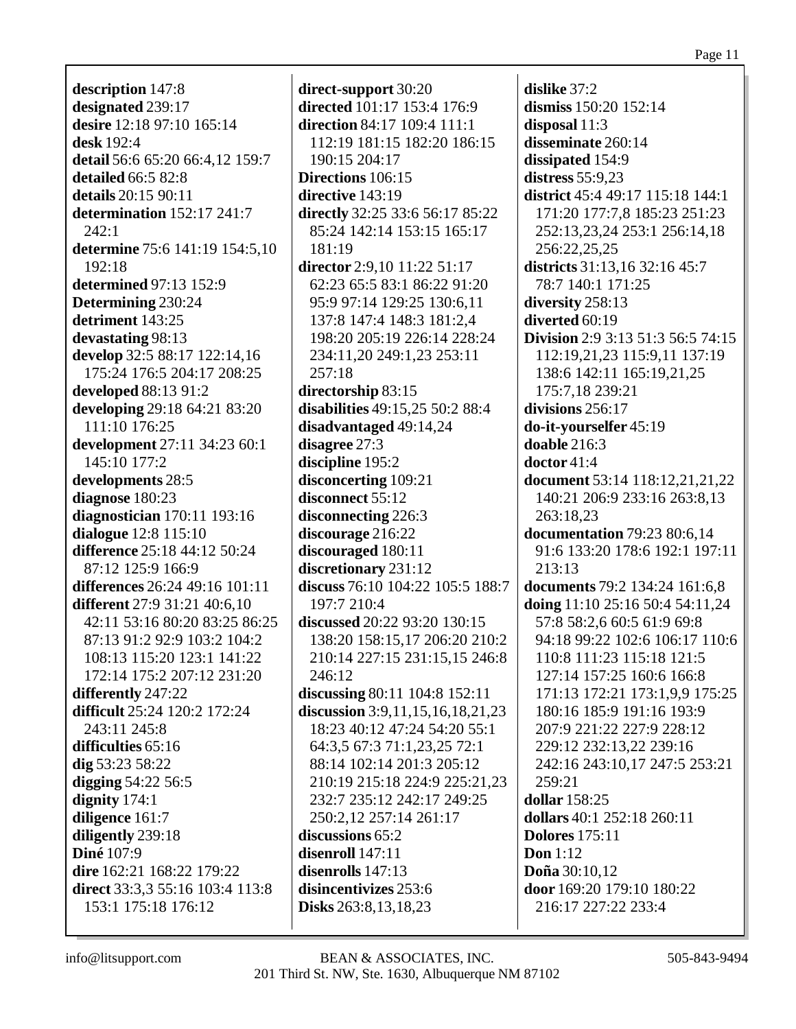**description** 147:8
**designated** 239:17
**desire** 12:18 97:10 165:14
**desk** 192:4
**detail** 56:6 65:20 66:4,12 159:7
**detailed** 66:5 82:8
**details** 20:15 90:11
**determination** 152:17 241:7 242:1
**determine** 75:6 141:19 154:5,10 192:18
**determined** 97:13 152:9
**Determining** 230:24
**detriment** 143:25
**devastating** 98:13
**develop** 32:5 88:17 122:14,16 175:24 176:5 204:17 208:25
**developed** 88:13 91:2
**developing** 29:18 64:21 83:20 111:10 176:25
**development** 27:11 34:23 60:1 145:10 177:2
**developments** 28:5
**diagnose** 180:23
**diagnostician** 170:11 193:16
**dialogue** 12:8 115:10
**difference** 25:18 44:12 50:24 87:12 125:9 166:9
**differences** 26:24 49:16 101:11
**different** 27:9 31:21 40:6,10 42:11 53:16 80:20 83:25 86:25 87:13 91:2 92:9 103:2 104:2 108:13 115:20 123:1 141:22 172:14 175:2 207:12 231:20
**differently** 247:22
**difficult** 25:24 120:2 172:24 243:11 245:8
**difficulties** 65:16
**dig** 53:23 58:22
**digging** 54:22 56:5
**dignity** 174:1
**diligence** 161:7
**diligently** 239:18
**Diné** 107:9
**dire** 162:21 168:22 179:22
**direct** 33:3,3 55:16 103:4 113:8 153:1 175:18 176:12
**direct-support** 30:20
**directed** 101:17 153:4 176:9
**direction** 84:17 109:4 111:1 112:19 181:15 182:20 186:15 190:15 204:17
**Directions** 106:15
**directive** 143:19
**directly** 32:25 33:6 56:17 85:22 85:24 142:14 153:15 165:17 181:19
**director** 2:9,10 11:22 51:17 62:23 65:5 83:1 86:22 91:20 95:9 97:14 129:25 130:6,11 137:8 147:4 148:3 181:2,4 198:20 205:19 226:14 228:24 234:11,20 249:1,23 253:11 257:18
**directorship** 83:15
**disabilities** 49:15,25 50:2 88:4
**disadvantaged** 49:14,24
**disagree** 27:3
**discipline** 195:2
**disconcerting** 109:21
**disconnect** 55:12
**disconnecting** 226:3
**discourage** 216:22
**discouraged** 180:11
**discretionary** 231:12
**discuss** 76:10 104:22 105:5 188:7 197:7 210:4
**discussed** 20:22 93:20 130:15 138:20 158:15,17 206:20 210:2 210:14 227:15 231:15,15 246:8 246:12
**discussing** 80:11 104:8 152:11
**discussion** 3:9,11,15,16,18,21,23 18:23 40:12 47:24 54:20 55:1 64:3,5 67:3 71:1,23,25 72:1 88:14 102:14 201:3 205:12 210:19 215:18 224:9 225:21,23 232:7 235:12 242:17 249:25 250:2,12 257:14 261:17
**discussions** 65:2
**disenroll** 147:11
**disenrolls** 147:13
**disincentivizes** 253:6
**Disks** 263:8,13,18,23
**dislike** 37:2
**dismiss** 150:20 152:14
**disposal** 11:3
**disseminate** 260:14
**dissipated** 154:9
**distress** 55:9,23
**district** 45:4 49:17 115:18 144:1 171:20 177:7,8 185:23 251:23 252:13,23,24 253:1 256:14,18 256:22,25,25
**districts** 31:13,16 32:16 45:7 78:7 140:1 171:25
**diversity** 258:13
**diverted** 60:19
**Division** 2:9 3:13 51:3 56:5 74:15 112:19,21,23 115:9,11 137:19 138:6 142:11 165:19,21,25 175:7,18 239:21
**divisions** 256:17
**do-it-yourselfer** 45:19
**doable** 216:3
**doctor** 41:4
**document** 53:14 118:12,21,21,22 140:21 206:9 233:16 263:8,13 263:18,23
**documentation** 79:23 80:6,14 91:6 133:20 178:6 192:1 197:11 213:13
**documents** 79:2 134:24 161:6,8
**doing** 11:10 25:16 50:4 54:11,24 57:8 58:2,6 60:5 61:9 69:8 94:18 99:22 102:6 106:17 110:6 110:8 111:23 115:18 121:5 127:14 157:25 160:6 166:8 171:13 172:21 173:1,9,9 175:25 180:16 185:9 191:16 193:9 207:9 221:22 227:9 228:12 229:12 232:13,22 239:16 242:16 243:10,17 247:5 253:21 259:21
**dollar** 158:25
**dollars** 40:1 252:18 260:11
**Dolores** 175:11
**Don** 1:12
**Doña** 30:10,12
**door** 169:20 179:10 180:22 216:17 227:22 233:4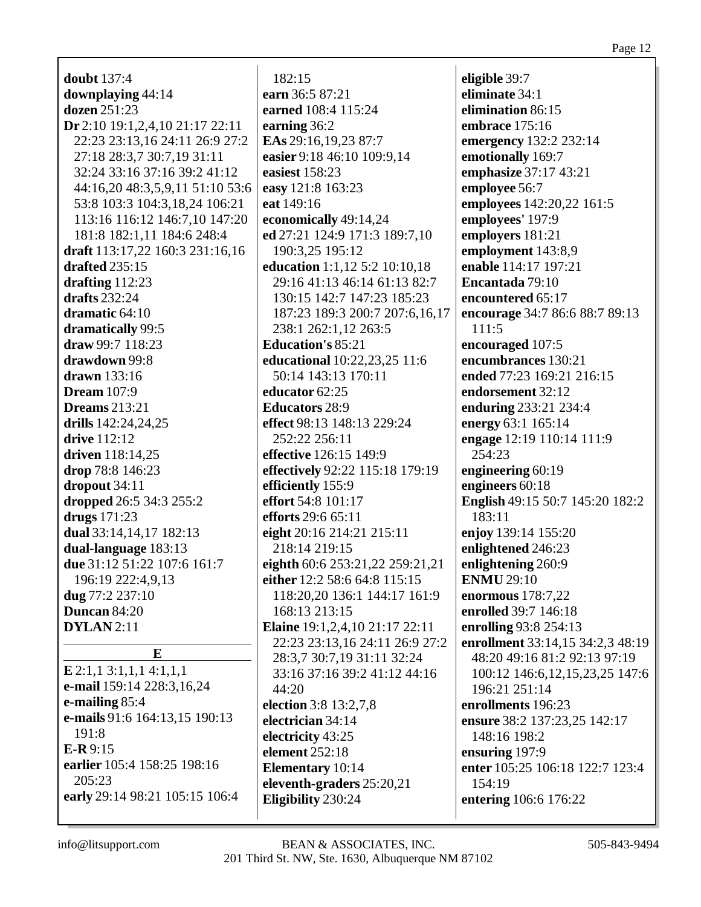**doubt** 137:4
**downplaying** 44:14
**dozen** 251:23
**Dr** 2:10 19:1,2,4,10 21:17 22:11 22:23 23:13,16 24:11 26:9 27:2 27:18 28:3,7 30:7,19 31:11 32:24 33:16 37:16 39:2 41:12 44:16,20 48:3,5,9,11 51:10 53:6 53:8 103:3 104:3,18,24 106:21 113:16 116:12 146:7,10 147:20 181:8 182:1,11 184:6 248:4
**draft** 113:17,22 160:3 231:16,16
**drafted** 235:15
**drafting** 112:23
**drafts** 232:24
**dramatic** 64:10
**dramatically** 99:5
**draw** 99:7 118:23
**drawdown** 99:8
**drawn** 133:16
**Dream** 107:9
**Dreams** 213:21
**drills** 142:24,24,25
**drive** 112:12
**driven** 118:14,25
**drop** 78:8 146:23
**dropout** 34:11
**dropped** 26:5 34:3 255:2
**drugs** 171:23
**dual** 33:14,14,17 182:13
**dual-language** 183:13
**due** 31:12 51:22 107:6 161:7 196:19 222:4,9,13
**dug** 77:2 237:10
**Duncan** 84:20
**DYLAN** 2:11

**E**

**E** 2:1,1 3:1,1,1 4:1,1,1
**e-mail** 159:14 228:3,16,24
**e-mailing** 85:4
**e-mails** 91:6 164:13,15 190:13 191:8
**E-R** 9:15
**earlier** 105:4 158:25 198:16 205:23
**early** 29:14 98:21 105:15 106:4 182:15
**earn** 36:5 87:21
**earned** 108:4 115:24
**earning** 36:2
**EAs** 29:16,19,23 87:7
**easier** 9:18 46:10 109:9,14
**easiest** 158:23
**easy** 121:8 163:23
**eat** 149:16
**economically** 49:14,24
**ed** 27:21 124:9 171:3 189:7,10 190:3,25 195:12
**education** 1:1,12 5:2 10:10,18 29:16 41:13 46:14 61:13 82:7 130:15 142:7 147:23 185:23 187:23 189:3 200:7 207:6,16,17 238:1 262:1,12 263:5
**Education's** 85:21
**educational** 10:22,23,25 11:6 50:14 143:13 170:11
**educator** 62:25
**Educators** 28:9
**effect** 98:13 148:13 229:24 252:22 256:11
**effective** 126:15 149:9
**effectively** 92:22 115:18 179:19
**efficiently** 155:9
**effort** 54:8 101:17
**efforts** 29:6 65:11
**eight** 20:16 214:21 215:11 218:14 219:15
**eighth** 60:6 253:21,22 259:21,21
**either** 12:2 58:6 64:8 115:15 118:20,20 136:1 144:17 161:9 168:13 213:15
**Elaine** 19:1,2,4,10 21:17 22:11 22:23 23:13,16 24:11 26:9 27:2 28:3,7 30:7,19 31:11 32:24 33:16 37:16 39:2 41:12 44:16 44:20
**election** 3:8 13:2,7,8
**electrician** 34:14
**electricity** 43:25
**element** 252:18
**Elementary** 10:14
**eleventh-graders** 25:20,21
**Eligibility** 230:24
**eligible** 39:7
**eliminate** 34:1
**elimination** 86:15
**embrace** 175:16
**emergency** 132:2 232:14
**emotionally** 169:7
**emphasize** 37:17 43:21
**employee** 56:7
**employees** 142:20,22 161:5
**employees'** 197:9
**employers** 181:21
**employment** 143:8,9
**enable** 114:17 197:21
**Encantada** 79:10
**encountered** 65:17
**encourage** 34:7 86:6 88:7 89:13 111:5
**encouraged** 107:5
**encumbrances** 130:21
**ended** 77:23 169:21 216:15
**endorsement** 32:12
**enduring** 233:21 234:4
**energy** 63:1 165:14
**engage** 12:19 110:14 111:9 254:23
**engineering** 60:19
**engineers** 60:18
**English** 49:15 50:7 145:20 182:2 183:11
**enjoy** 139:14 155:20
**enlightened** 246:23
**enlightening** 260:9
**ENMU** 29:10
**enormous** 178:7,22
**enrolled** 39:7 146:18
**enrolling** 93:8 254:13
**enrollment** 33:14,15 34:2,3 48:19 48:20 49:16 81:2 92:13 97:19 100:12 146:6,12,15,23,25 147:6 196:21 251:14
**enrollments** 196:23
**ensure** 38:2 137:23,25 142:17 148:16 198:2
**ensuring** 197:9
**enter** 105:25 106:18 122:7 123:4 154:19
**entering** 106:6 176:22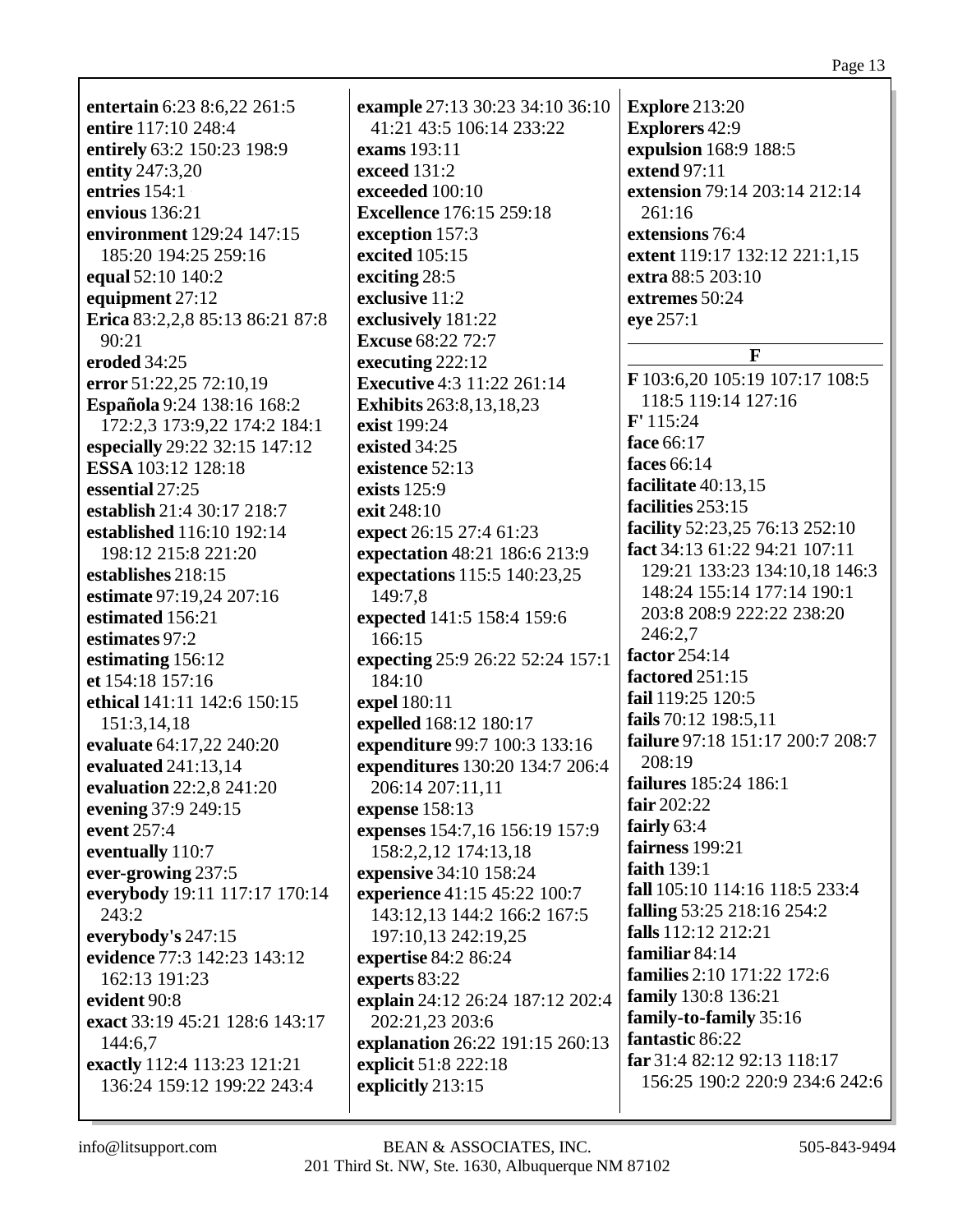**entertain** 6:23 8:6,22 261:5
**entire** 117:10 248:4
**entirely** 63:2 150:23 198:9
**entity** 247:3,20
**entries** 154:1
**envious** 136:21
**environment** 129:24 147:15 185:20 194:25 259:16
**equal** 52:10 140:2
**equipment** 27:12
**Erica** 83:2,2,8 85:13 86:21 87:8 90:21
**eroded** 34:25
**error** 51:22,25 72:10,19
**Española** 9:24 138:16 168:2 172:2,3 173:9,22 174:2 184:1
**especially** 29:22 32:15 147:12
**ESSA** 103:12 128:18
**essential** 27:25
**establish** 21:4 30:17 218:7
**established** 116:10 192:14 198:12 215:8 221:20
**establishes** 218:15
**estimate** 97:19,24 207:16
**estimated** 156:21
**estimates** 97:2
**estimating** 156:12
**et** 154:18 157:16
**ethical** 141:11 142:6 150:15 151:3,14,18
**evaluate** 64:17,22 240:20
**evaluated** 241:13,14
**evaluation** 22:2,8 241:20
**evening** 37:9 249:15
**event** 257:4
**eventually** 110:7
**ever-growing** 237:5
**everybody** 19:11 117:17 170:14 243:2
**everybody's** 247:15
**evidence** 77:3 142:23 143:12 162:13 191:23
**evident** 90:8
**exact** 33:19 45:21 128:6 143:17 144:6,7
**exactly** 112:4 113:23 121:21 136:24 159:12 199:22 243:4
**example** 27:13 30:23 34:10 36:10 41:21 43:5 106:14 233:22
**exams** 193:11
**exceed** 131:2
**exceeded** 100:10
**Excellence** 176:15 259:18
**exception** 157:3
**excited** 105:15
**exciting** 28:5
**exclusive** 11:2
**exclusively** 181:22
**Excuse** 68:22 72:7
**executing** 222:12
**Executive** 4:3 11:22 261:14
**Exhibits** 263:8,13,18,23
**exist** 199:24
**existed** 34:25
**existence** 52:13
**exists** 125:9
**exit** 248:10
**expect** 26:15 27:4 61:23
**expectation** 48:21 186:6 213:9
**expectations** 115:5 140:23,25 149:7,8
**expected** 141:5 158:4 159:6 166:15
**expecting** 25:9 26:22 52:24 157:1 184:10
**expel** 180:11
**expelled** 168:12 180:17
**expenditure** 99:7 100:3 133:16
**expenditures** 130:20 134:7 206:4 206:14 207:11,11
**expense** 158:13
**expenses** 154:7,16 156:19 157:9 158:2,2,12 174:13,18
**expensive** 34:10 158:24
**experience** 41:15 45:22 100:7 143:12,13 144:2 166:2 167:5 197:10,13 242:19,25
**expertise** 84:2 86:24
**experts** 83:22
**explain** 24:12 26:24 187:12 202:4 202:21,23 203:6
**explanation** 26:22 191:15 260:13
**explicit** 51:8 222:18
**explicitly** 213:15
**Explore** 213:20
**Explorers** 42:9
**expulsion** 168:9 188:5
**extend** 97:11
**extension** 79:14 203:14 212:14 261:16
**extensions** 76:4
**extent** 119:17 132:12 221:1,15
**extra** 88:5 203:10
**extremes** 50:24
**eye** 257:1

## F

**F** 103:6,20 105:19 107:17 108:5 118:5 119:14 127:16
**F'** 115:24
**face** 66:17
**faces** 66:14
**facilitate** 40:13,15
**facilities** 253:15
**facility** 52:23,25 76:13 252:10
**fact** 34:13 61:22 94:21 107:11 129:21 133:23 134:10,18 146:3 148:24 155:14 177:14 190:1 203:8 208:9 222:22 238:20 246:2,7
**factor** 254:14
**factored** 251:15
**fail** 119:25 120:5
**fails** 70:12 198:5,11
**failure** 97:18 151:17 200:7 208:7 208:19
**failures** 185:24 186:1
**fair** 202:22
**fairly** 63:4
**fairness** 199:21
**faith** 139:1
**fall** 105:10 114:16 118:5 233:4
**falling** 53:25 218:16 254:2
**falls** 112:12 212:21
**familiar** 84:14
**families** 2:10 171:22 172:6
**family** 130:8 136:21
**family-to-family** 35:16
**fantastic** 86:22
**far** 31:4 82:12 92:13 118:17 156:25 190:2 220:9 234:6 242:6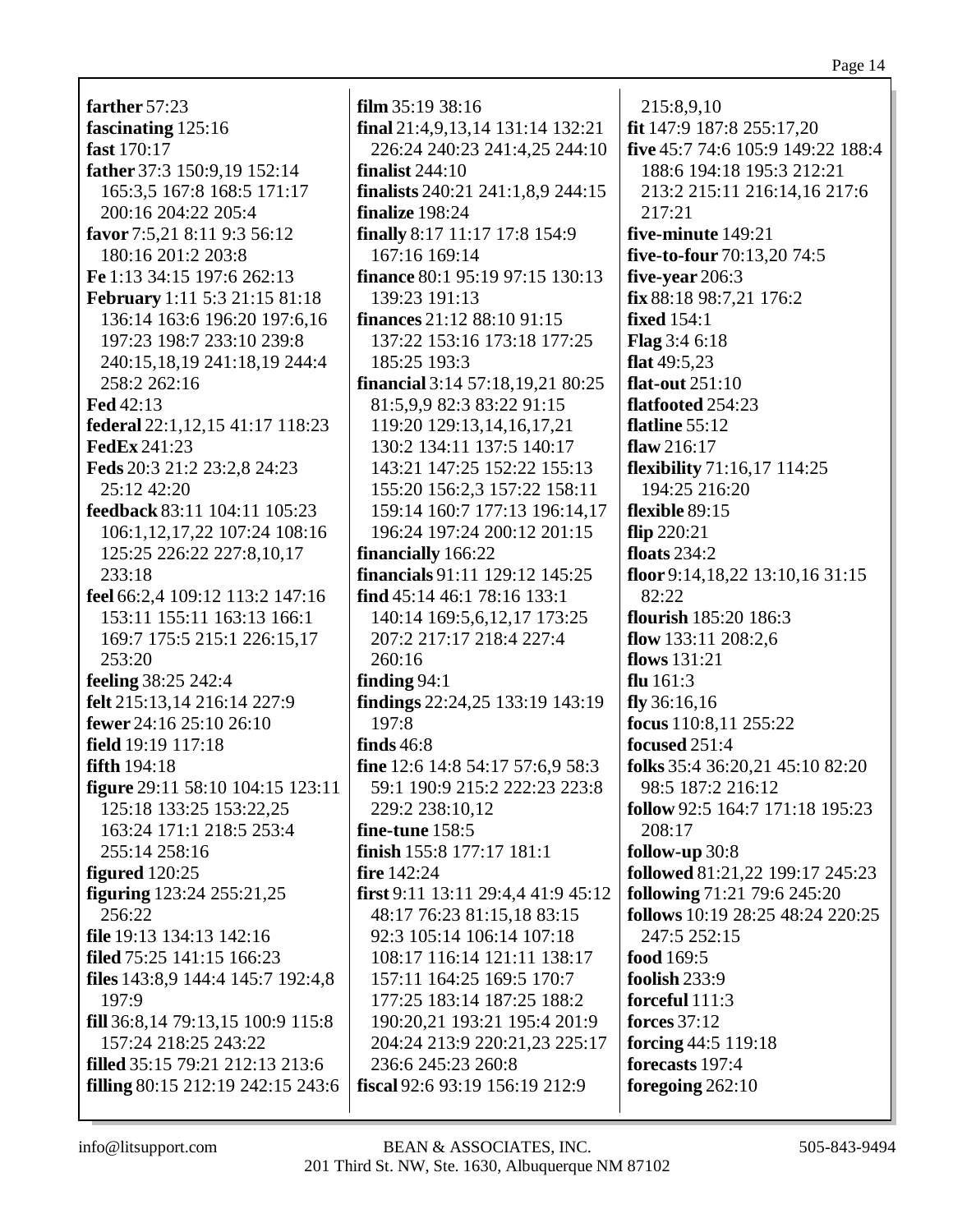**farther** 57:23
**fascinating** 125:16
**fast** 170:17
**father** 37:3 150:9,19 152:14 165:3,5 167:8 168:5 171:17 200:16 204:22 205:4
**favor** 7:5,21 8:11 9:3 56:12 180:16 201:2 203:8
**Fe** 1:13 34:15 197:6 262:13
**February** 1:11 5:3 21:15 81:18 136:14 163:6 196:20 197:6,16 197:23 198:7 233:10 239:8 240:15,18,19 241:18,19 244:4 258:2 262:16
**Fed** 42:13
**federal** 22:1,12,15 41:17 118:23
**FedEx** 241:23
**Feds** 20:3 21:2 23:2,8 24:23 25:12 42:20
**feedback** 83:11 104:11 105:23 106:1,12,17,22 107:24 108:16 125:25 226:22 227:8,10,17 233:18
**feel** 66:2,4 109:12 113:2 147:16 153:11 155:11 163:13 166:1 169:7 175:5 215:1 226:15,17 253:20
**feeling** 38:25 242:4
**felt** 215:13,14 216:14 227:9
**fewer** 24:16 25:10 26:10
**field** 19:19 117:18
**fifth** 194:18
**figure** 29:11 58:10 104:15 123:11 125:18 133:25 153:22,25 163:24 171:1 218:5 253:4 255:14 258:16
**figured** 120:25
**figuring** 123:24 255:21,25 256:22
**file** 19:13 134:13 142:16
**filed** 75:25 141:15 166:23
**files** 143:8,9 144:4 145:7 192:4,8 197:9
**fill** 36:8,14 79:13,15 100:9 115:8 157:24 218:25 243:22
**filled** 35:15 79:21 212:13 213:6
**filling** 80:15 212:19 242:15 243:6
**film** 35:19 38:16
**final** 21:4,9,13,14 131:14 132:21 226:24 240:23 241:4,25 244:10
**finalist** 244:10
**finalists** 240:21 241:1,8,9 244:15
**finalize** 198:24
**finally** 8:17 11:17 17:8 154:9 167:16 169:14
**finance** 80:1 95:19 97:15 130:13 139:23 191:13
**finances** 21:12 88:10 91:15 137:22 153:16 173:18 177:25 185:25 193:3
**financial** 3:14 57:18,19,21 80:25 81:5,9,9 82:3 83:22 91:15 119:20 129:13,14,16,17,21 130:2 134:11 137:5 140:17 143:21 147:25 152:22 155:13 155:20 156:2,3 157:22 158:11 159:14 160:7 177:13 196:14,17 196:24 197:24 200:12 201:15
**financially** 166:22
**financials** 91:11 129:12 145:25
**find** 45:14 46:1 78:16 133:1 140:14 169:5,6,12,17 173:25 207:2 217:17 218:4 227:4 260:16
**finding** 94:1
**findings** 22:24,25 133:19 143:19 197:8
**finds** 46:8
**fine** 12:6 14:8 54:17 57:6,9 58:3 59:1 190:9 215:2 222:23 223:8 229:2 238:10,12
**fine-tune** 158:5
**finish** 155:8 177:17 181:1
**fire** 142:24
**first** 9:11 13:11 29:4,4 41:9 45:12 48:17 76:23 81:15,18 83:15 92:3 105:14 106:14 107:18 108:17 116:14 121:11 138:17 157:11 164:25 169:5 170:7 177:25 183:14 187:25 188:2 190:20,21 193:21 195:4 201:9 204:24 213:9 220:21,23 225:17 236:6 245:23 260:8
**fiscal** 92:6 93:19 156:19 212:9 215:8,9,10
**fit** 147:9 187:8 255:17,20
**five** 45:7 74:6 105:9 149:22 188:4 188:6 194:18 195:3 212:21 213:2 215:11 216:14,16 217:6 217:21
**five-minute** 149:21
**five-to-four** 70:13,20 74:5
**five-year** 206:3
**fix** 88:18 98:7,21 176:2
**fixed** 154:1
**Flag** 3:4 6:18
**flat** 49:5,23
**flat-out** 251:10
**flatfooted** 254:23
**flatline** 55:12
**flaw** 216:17
**flexibility** 71:16,17 114:25 194:25 216:20
**flexible** 89:15
**flip** 220:21
**floats** 234:2
**floor** 9:14,18,22 13:10,16 31:15 82:22
**flourish** 185:20 186:3
**flow** 133:11 208:2,6
**flows** 131:21
**flu** 161:3
**fly** 36:16,16
**focus** 110:8,11 255:22
**focused** 251:4
**folks** 35:4 36:20,21 45:10 82:20 98:5 187:2 216:12
**follow** 92:5 164:7 171:18 195:23 208:17
**follow-up** 30:8
**followed** 81:21,22 199:17 245:23
**following** 71:21 79:6 245:20
**follows** 10:19 28:25 48:24 220:25 247:5 252:15
**food** 169:5
**foolish** 233:9
**forceful** 111:3
**forces** 37:12
**forcing** 44:5 119:18
**forecasts** 197:4
**foregoing** 262:10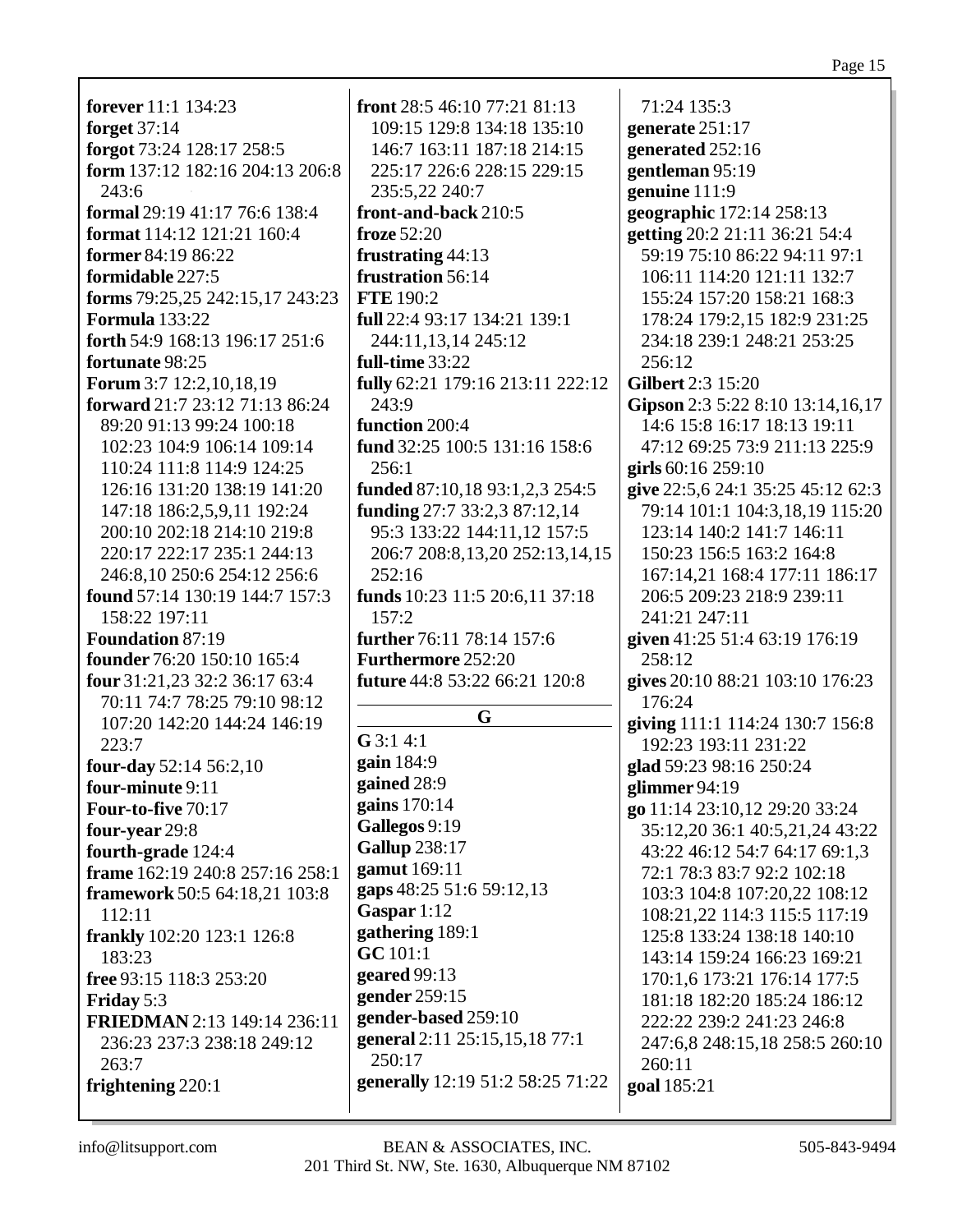**forever** 11:1 134:23
**forget** 37:14
**forgot** 73:24 128:17 258:5
**form** 137:12 182:16 204:13 206:8 243:6
**formal** 29:19 41:17 76:6 138:4
**format** 114:12 121:21 160:4
**former** 84:19 86:22
**formidable** 227:5
**forms** 79:25,25 242:15,17 243:23
**Formula** 133:22
**forth** 54:9 168:13 196:17 251:6
**fortunate** 98:25
**Forum** 3:7 12:2,10,18,19
**forward** 21:7 23:12 71:13 86:24 89:20 91:13 99:24 100:18 102:23 104:9 106:14 109:14 110:24 111:8 114:9 124:25 126:16 131:20 138:19 141:20 147:18 186:2,5,9,11 192:24 200:10 202:18 214:10 219:8 220:17 222:17 235:1 244:13 246:8,10 250:6 254:12 256:6
**found** 57:14 130:19 144:7 157:3 158:22 197:11
**Foundation** 87:19
**founder** 76:20 150:10 165:4
**four** 31:21,23 32:2 36:17 63:4 70:11 74:7 78:25 79:10 98:12 107:20 142:20 144:24 146:19 223:7
**four-day** 52:14 56:2,10
**four-minute** 9:11
**Four-to-five** 70:17
**four-year** 29:8
**fourth-grade** 124:4
**frame** 162:19 240:8 257:16 258:1
**framework** 50:5 64:18,21 103:8 112:11
**frankly** 102:20 123:1 126:8 183:23
**free** 93:15 118:3 253:20
**Friday** 5:3
**FRIEDMAN** 2:13 149:14 236:11 236:23 237:3 238:18 249:12 263:7
**frightening** 220:1
**front** 28:5 46:10 77:21 81:13 109:15 129:8 134:18 135:10 146:7 163:11 187:18 214:15 225:17 226:6 228:15 229:15 235:5,22 240:7
**front-and-back** 210:5
**froze** 52:20
**frustrating** 44:13
**frustration** 56:14
**FTE** 190:2
**full** 22:4 93:17 134:21 139:1 244:11,13,14 245:12
**full-time** 33:22
**fully** 62:21 179:16 213:11 222:12 243:9
**function** 200:4
**fund** 32:25 100:5 131:16 158:6 256:1
**funded** 87:10,18 93:1,2,3 254:5
**funding** 27:7 33:2,3 87:12,14 95:3 133:22 144:11,12 157:5 206:7 208:8,13,20 252:13,14,15 252:16
**funds** 10:23 11:5 20:6,11 37:18 157:2
**further** 76:11 78:14 157:6
**Furthermore** 252:20
**future** 44:8 53:22 66:21 120:8

## G

**G** 3:1 4:1
**gain** 184:9
**gained** 28:9
**gains** 170:14
**Gallegos** 9:19
**Gallup** 238:17
**gamut** 169:11
**gaps** 48:25 51:6 59:12,13
**Gaspar** 1:12
**gathering** 189:1
**GC** 101:1
**geared** 99:13
**gender** 259:15
**gender-based** 259:10
**general** 2:11 25:15,15,18 77:1 250:17
**generally** 12:19 51:2 58:25 71:22 71:24 135:3
**generate** 251:17
**generated** 252:16
**gentleman** 95:19
**genuine** 111:9
**geographic** 172:14 258:13
**getting** 20:2 21:11 36:21 54:4 59:19 75:10 86:22 94:11 97:1 106:11 114:20 121:11 132:7 155:24 157:20 158:21 168:3 178:24 179:2,15 182:9 231:25 234:18 239:1 248:21 253:25 256:12
**Gilbert** 2:3 15:20
**Gipson** 2:3 5:22 8:10 13:14,16,17 14:6 15:8 16:17 18:13 19:11 47:12 69:25 73:9 211:13 225:9
**girls** 60:16 259:10
**give** 22:5,6 24:1 35:25 45:12 62:3 79:14 101:1 104:3,18,19 115:20 123:14 140:2 141:7 146:11 150:23 156:5 163:2 164:8 167:14,21 168:4 177:11 186:17 206:5 209:23 218:9 239:11 241:21 247:11
**given** 41:25 51:4 63:19 176:19 258:12
**gives** 20:10 88:21 103:10 176:23 176:24
**giving** 111:1 114:24 130:7 156:8 192:23 193:11 231:22
**glad** 59:23 98:16 250:24
**glimmer** 94:19
**go** 11:14 23:10,12 29:20 33:24 35:12,20 36:1 40:5,21,24 43:22 43:22 46:12 54:7 64:17 69:1,3 72:1 78:3 83:7 92:2 102:18 103:3 104:8 107:20,22 108:12 108:21,22 114:3 115:5 117:19 125:8 133:24 138:18 140:10 143:14 159:24 166:23 169:21 170:1,6 173:21 176:14 177:5 181:18 182:20 185:24 186:12 222:22 239:2 241:23 246:8 247:6,8 248:15,18 258:5 260:10 260:11
**goal** 185:21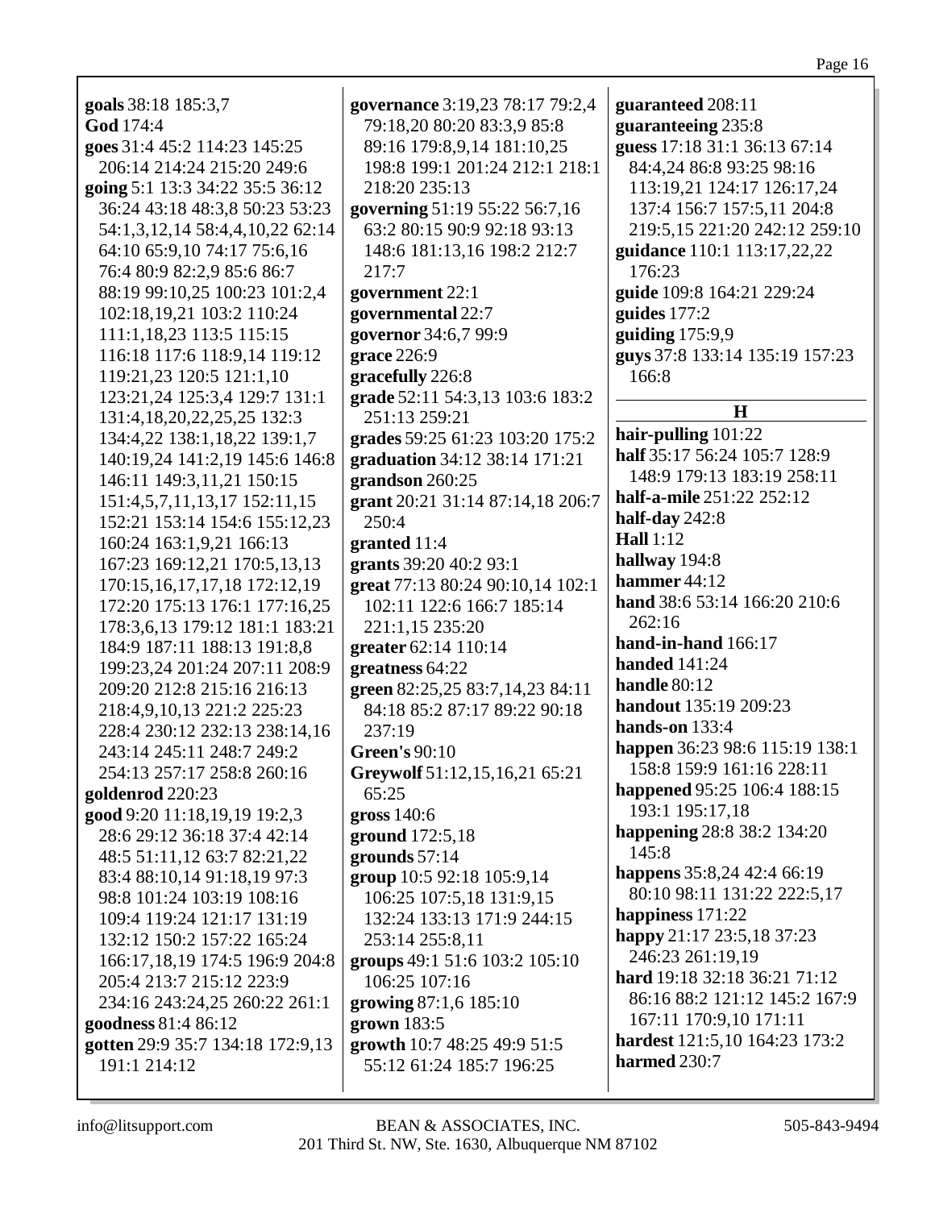**goals** 38:18 185:3,7
**God** 174:4
**goes** 31:4 45:2 114:23 145:25 206:14 214:24 215:20 249:6
**going** 5:1 13:3 34:22 35:5 36:12 36:24 43:18 48:3,8 50:23 53:23 54:1,3,12,14 58:4,4,10,22 62:14 64:10 65:9,10 74:17 75:6,16 76:4 80:9 82:2,9 85:6 86:7 88:19 99:10,25 100:23 101:2,4 102:18,19,21 103:2 110:24 111:1,18,23 113:5 115:15 116:18 117:6 118:9,14 119:12 119:21,23 120:5 121:1,10 123:21,24 125:3,4 129:7 131:1 131:4,18,20,22,25,25 132:3 134:4,22 138:1,18,22 139:1,7 140:19,24 141:2,19 145:6 146:8 146:11 149:3,11,21 150:15 151:4,5,7,11,13,17 152:11,15 152:21 153:14 154:6 155:12,23 160:24 163:1,9,21 166:13 167:23 169:12,21 170:5,13,13 170:15,16,17,17,18 172:12,19 172:20 175:13 176:1 177:16,25 178:3,6,13 179:12 181:1 183:21 184:9 187:11 188:13 191:8,8 199:23,24 201:24 207:11 208:9 209:20 212:8 215:16 216:13 218:4,9,10,13 221:2 225:23 228:4 230:12 232:13 238:14,16 243:14 245:11 248:7 249:2 254:13 257:17 258:8 260:16
**goldenrod** 220:23
**good** 9:20 11:18,19,19 19:2,3 28:6 29:12 36:18 37:4 42:14 48:5 51:11,12 63:7 82:21,22 83:4 88:10,14 91:18,19 97:3 98:8 101:24 103:19 108:16 109:4 119:24 121:17 131:19 132:12 150:2 157:22 165:24 166:17,18,19 174:5 196:9 204:8 205:4 213:7 215:12 223:9 234:16 243:24,25 260:22 261:1
**goodness** 81:4 86:12
**gotten** 29:9 35:7 134:18 172:9,13 191:1 214:12
**governance** 3:19,23 78:17 79:2,4 79:18,20 80:20 83:3,9 85:8 89:16 179:8,9,14 181:10,25 198:8 199:1 201:24 212:1 218:1 218:20 235:13
**governing** 51:19 55:22 56:7,16 63:2 80:15 90:9 92:18 93:13 148:6 181:13,16 198:2 212:7 217:7
**government** 22:1
**governmental** 22:7
**governor** 34:6,7 99:9
**grace** 226:9
**gracefully** 226:8
**grade** 52:11 54:3,13 103:6 183:2 251:13 259:21
**grades** 59:25 61:23 103:20 175:2
**graduation** 34:12 38:14 171:21
**grandson** 260:25
**grant** 20:21 31:14 87:14,18 206:7 250:4
**granted** 11:4
**grants** 39:20 40:2 93:1
**great** 77:13 80:24 90:10,14 102:1 102:11 122:6 166:7 185:14 221:1,15 235:20
**greater** 62:14 110:14
**greatness** 64:22
**green** 82:25,25 83:7,14,23 84:11 84:18 85:2 87:17 89:22 90:18 237:19
**Green's** 90:10
**Greywolf** 51:12,15,16,21 65:21 65:25
**gross** 140:6
**ground** 172:5,18
**grounds** 57:14
**group** 10:5 92:18 105:9,14 106:25 107:5,18 131:9,15 132:24 133:13 171:9 244:15 253:14 255:8,11
**groups** 49:1 51:6 103:2 105:10 106:25 107:16
**growing** 87:1,6 185:10
**grown** 183:5
**growth** 10:7 48:25 49:9 51:5 55:12 61:24 185:7 196:25
**guaranteed** 208:11
**guaranteeing** 235:8
**guess** 17:18 31:1 36:13 67:14 84:4,24 86:8 93:25 98:16 113:19,21 124:17 126:17,24 137:4 156:7 157:5,11 204:8 219:5,15 221:20 242:12 259:10
**guidance** 110:1 113:17,22,22 176:23
**guide** 109:8 164:21 229:24
**guides** 177:2
**guiding** 175:9,9
**guys** 37:8 133:14 135:19 157:23 166:8

## H

**hair-pulling** 101:22
**half** 35:17 56:24 105:7 128:9 148:9 179:13 183:19 258:11
**half-a-mile** 251:22 252:12
**half-day** 242:8
**Hall** 1:12
**hallway** 194:8
**hammer** 44:12
**hand** 38:6 53:14 166:20 210:6 262:16
**hand-in-hand** 166:17
**handed** 141:24
**handle** 80:12
**handout** 135:19 209:23
**hands-on** 133:4
**happen** 36:23 98:6 115:19 138:1 158:8 159:9 161:16 228:11
**happened** 95:25 106:4 188:15 193:1 195:17,18
**happening** 28:8 38:2 134:20 145:8
**happens** 35:8,24 42:4 66:19 80:10 98:11 131:22 222:5,17
**happiness** 171:22
**happy** 21:17 23:5,18 37:23 246:23 261:19,19
**hard** 19:18 32:18 36:21 71:12 86:16 88:2 121:12 145:2 167:9 167:11 170:9,10 171:11
**hardest** 121:5,10 164:23 173:2
**harmed** 230:7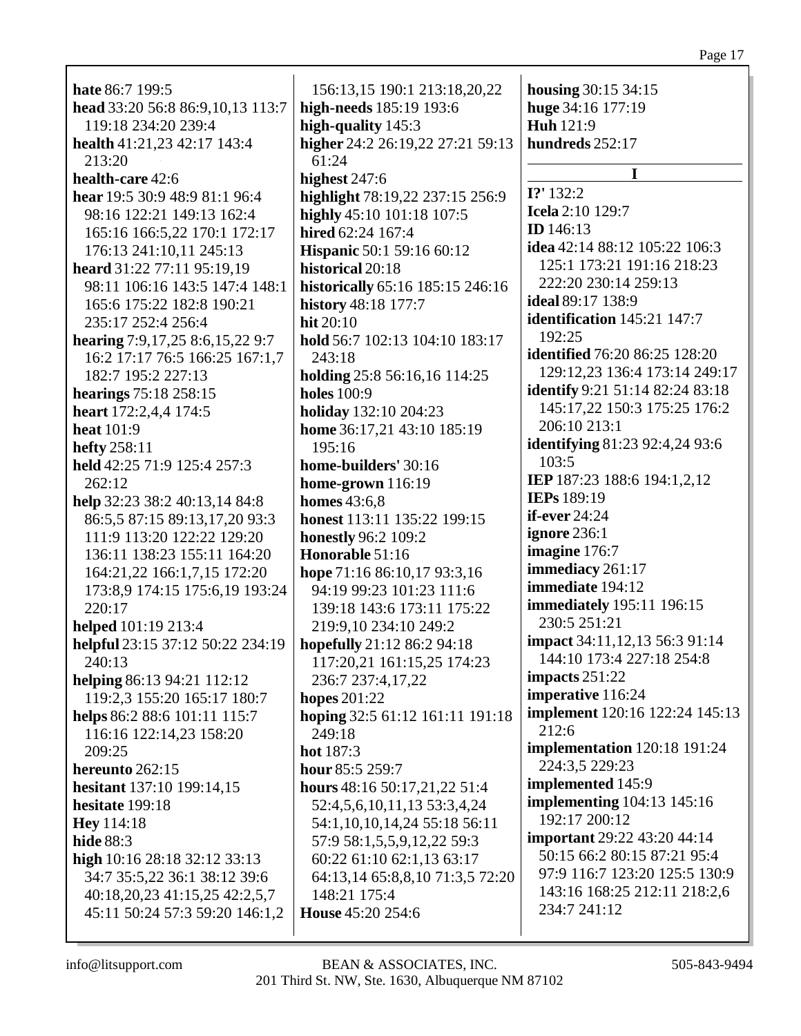**hate** 86:7 199:5
**head** 33:20 56:8 86:9,10,13 113:7 119:18 234:20 239:4
**health** 41:21,23 42:17 143:4 213:20
**health-care** 42:6
**hear** 19:5 30:9 48:9 81:1 96:4 98:16 122:21 149:13 162:4 165:16 166:5,22 170:1 172:17 176:13 241:10,11 245:13
**heard** 31:22 77:11 95:19,19 98:11 106:16 143:5 147:4 148:1 165:6 175:22 182:8 190:21 235:17 252:4 256:4
**hearing** 7:9,17,25 8:6,15,22 9:7 16:2 17:17 76:5 166:25 167:1,7 182:7 195:2 227:13
**hearings** 75:18 258:15
**heart** 172:2,4,4 174:5
**heat** 101:9
**hefty** 258:11
**held** 42:25 71:9 125:4 257:3 262:12
**help** 32:23 38:2 40:13,14 84:8 86:5,5 87:15 89:13,17,20 93:3 111:9 113:20 122:22 129:20 136:11 138:23 155:11 164:20 164:21,22 166:1,7,15 172:20 173:8,9 174:15 175:6,19 193:24 220:17
**helped** 101:19 213:4
**helpful** 23:15 37:12 50:22 234:19 240:13
**helping** 86:13 94:21 112:12 119:2,3 155:20 165:17 180:7
**helps** 86:2 88:6 101:11 115:7 116:16 122:14,23 158:20 209:25
**hereunto** 262:15
**hesitant** 137:10 199:14,15
**hesitate** 199:18
**Hey** 114:18
**hide** 88:3
**high** 10:16 28:18 32:12 33:13 34:7 35:5,22 36:1 38:12 39:6 40:18,20,23 41:15,25 42:2,5,7 45:11 50:24 57:3 59:20 146:1,2 156:13,15 190:1 213:18,20,22
**high-needs** 185:19 193:6
**high-quality** 145:3
**higher** 24:2 26:19,22 27:21 59:13 61:24
**highest** 247:6
**highlight** 78:19,22 237:15 256:9
**highly** 45:10 101:18 107:5
**hired** 62:24 167:4
**Hispanic** 50:1 59:16 60:12
**historical** 20:18
**historically** 65:16 185:15 246:16
**history** 48:18 177:7
**hit** 20:10
**hold** 56:7 102:13 104:10 183:17 243:18
**holding** 25:8 56:16,16 114:25
**holes** 100:9
**holiday** 132:10 204:23
**home** 36:17,21 43:10 185:19 195:16
**home-builders'** 30:16
**home-grown** 116:19
**homes** 43:6,8
**honest** 113:11 135:22 199:15
**honestly** 96:2 109:2
**Honorable** 51:16
**hope** 71:16 86:10,17 93:3,16 94:19 99:23 101:23 111:6 139:18 143:6 173:11 175:22 219:9,10 234:10 249:2
**hopefully** 21:12 86:2 94:18 117:20,21 161:15,25 174:23 236:7 237:4,17,22
**hopes** 201:22
**hoping** 32:5 61:12 161:11 191:18 249:18
**hot** 187:3
**hour** 85:5 259:7
**hours** 48:16 50:17,21,22 51:4 52:4,5,6,10,11,13 53:3,4,24 54:1,10,10,14,24 55:18 56:11 57:9 58:1,5,5,9,12,22 59:3 60:22 61:10 62:1,13 63:17 64:13,14 65:8,8,10 71:3,5 72:20 148:21 175:4
**House** 45:20 254:6
**housing** 30:15 34:15
**huge** 34:16 177:19
**Huh** 121:9
**hundreds** 252:17

## I

**I?'** 132:2
**Icela** 2:10 129:7
**ID** 146:13
**idea** 42:14 88:12 105:22 106:3 125:1 173:21 191:16 218:23 222:20 230:14 259:13
**ideal** 89:17 138:9
**identification** 145:21 147:7 192:25
**identified** 76:20 86:25 128:20 129:12,23 136:4 173:14 249:17
**identify** 9:21 51:14 82:24 83:18 145:17,22 150:3 175:25 176:2 206:10 213:1
**identifying** 81:23 92:4,24 93:6 103:5
**IEP** 187:23 188:6 194:1,2,12
**IEPs** 189:19
**if-ever** 24:24
**ignore** 236:1
**imagine** 176:7
**immediacy** 261:17
**immediate** 194:12
**immediately** 195:11 196:15 230:5 251:21
**impact** 34:11,12,13 56:3 91:14 144:10 173:4 227:18 254:8
**impacts** 251:22
**imperative** 116:24
**implement** 120:16 122:24 145:13 212:6
**implementation** 120:18 191:24 224:3,5 229:23
**implemented** 145:9
**implementing** 104:13 145:16 192:17 200:12
**important** 29:22 43:20 44:14 50:15 66:2 80:15 87:21 95:4 97:9 116:7 123:20 125:5 130:9 143:16 168:25 212:11 218:2,6 234:7 241:12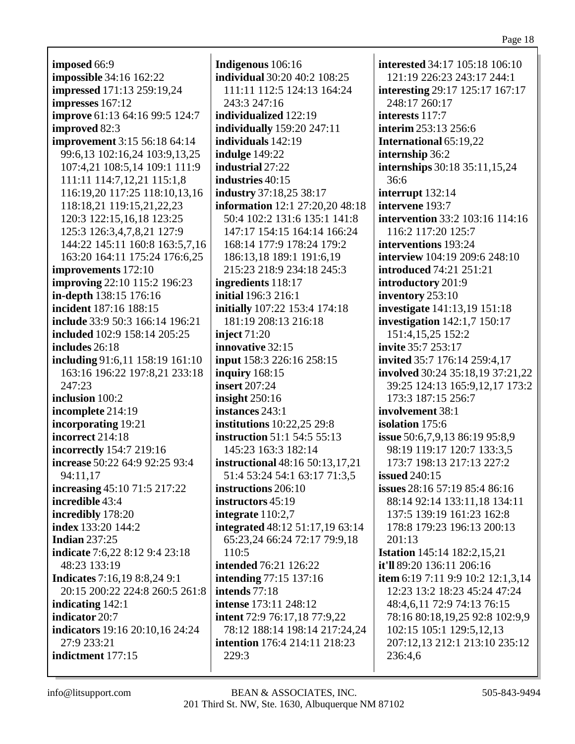**imposed** 66:9
**impossible** 34:16 162:22
**impressed** 171:13 259:19,24
**impresses** 167:12
**improve** 61:13 64:16 99:5 124:7
**improved** 82:3
**improvement** 3:15 56:18 64:14 99:6,13 102:16,24 103:9,13,25 107:4,21 108:5,14 109:1 111:9 111:11 114:7,12,21 115:1,8 116:19,20 117:25 118:10,13,16 118:18,21 119:15,21,22,23 120:3 122:15,16,18 123:25 125:3 126:3,4,7,8,21 127:9 144:22 145:11 160:8 163:5,7,16 163:20 164:11 175:24 176:6,25
**improvements** 172:10
**improving** 22:10 115:2 196:23
**in-depth** 138:15 176:16
**incident** 187:16 188:15
**include** 33:9 50:3 166:14 196:21
**included** 102:9 158:14 205:25
**includes** 26:18
**including** 91:6,11 158:19 161:10 163:16 196:22 197:8,21 233:18 247:23
**inclusion** 100:2
**incomplete** 214:19
**incorporating** 19:21
**incorrect** 214:18
**incorrectly** 154:7 219:16
**increase** 50:22 64:9 92:25 93:4 94:11,17
**increasing** 45:10 71:5 217:22
**incredible** 43:4
**incredibly** 178:20
**index** 133:20 144:2
**Indian** 237:25
**indicate** 7:6,22 8:12 9:4 23:18 48:23 133:19
**Indicates** 7:16,19 8:8,24 9:1 20:15 200:22 224:8 260:5 261:8
**indicating** 142:1
**indicator** 20:7
**indicators** 19:16 20:10,16 24:24 27:9 233:21
**indictment** 177:15
**Indigenous** 106:16
**individual** 30:20 40:2 108:25 111:11 112:5 124:13 164:24 243:3 247:16
**individualized** 122:19
**individually** 159:20 247:11
**individuals** 142:19
**indulge** 149:22
**industrial** 27:22
**industries** 40:15
**industry** 37:18,25 38:17
**information** 12:1 27:20,20 48:18 50:4 102:2 131:6 135:1 141:8 147:17 154:15 164:14 166:24 168:14 177:9 178:24 179:2 186:13,18 189:1 191:6,19 215:23 218:9 234:18 245:3
**ingredients** 118:17
**initial** 196:3 216:1
**initially** 107:22 153:4 174:18 181:19 208:13 216:18
**inject** 71:20
**innovative** 32:15
**input** 158:3 226:16 258:15
**inquiry** 168:15
**insert** 207:24
**insight** 250:16
**instances** 243:1
**institutions** 10:22,25 29:8
**instruction** 51:1 54:5 55:13 145:23 163:3 182:14
**instructional** 48:16 50:13,17,21 51:4 53:24 54:1 63:17 71:3,5
**instructions** 206:10
**instructors** 45:19
**integrate** 110:2,7
**integrated** 48:12 51:17,19 63:14 65:23,24 66:24 72:17 79:9,18 110:5
**intended** 76:21 126:22
**intending** 77:15 137:16
**intends** 77:18
**intense** 173:11 248:12
**intent** 72:9 76:17,18 77:9,22 78:12 188:14 198:14 217:24,24
**intention** 176:4 214:11 218:23 229:3
**interested** 34:17 105:18 106:10 121:19 226:23 243:17 244:1
**interesting** 29:17 125:17 167:17 248:17 260:17
**interests** 117:7
**interim** 253:13 256:6
**International** 65:19,22
**internship** 36:2
**internships** 30:18 35:11,15,24 36:6
**interrupt** 132:14
**intervene** 193:7
**intervention** 33:2 103:16 114:16 116:2 117:20 125:7
**interventions** 193:24
**interview** 104:19 209:6 248:10
**introduced** 74:21 251:21
**introductory** 201:9
**inventory** 253:10
**investigate** 141:13,19 151:18
**investigation** 142:1,7 150:17 151:4,15,25 152:2
**invite** 35:7 253:17
**invited** 35:7 176:14 259:4,17
**involved** 30:24 35:18,19 37:21,22 39:25 124:13 165:9,12,17 173:2 173:3 187:15 256:7
**involvement** 38:1
**isolation** 175:6
**issue** 50:6,7,9,13 86:19 95:8,9 98:19 119:17 120:7 133:3,5 173:7 198:13 217:13 227:2
**issued** 240:15
**issues** 28:16 57:19 85:4 86:16 88:14 92:14 133:11,18 134:11 137:5 139:19 161:23 162:8 178:8 179:23 196:13 200:13 201:13
**Istation** 145:14 182:2,15,21
**it'll** 89:20 136:11 206:16
**item** 6:19 7:11 9:9 10:2 12:1,3,14 12:23 13:2 18:23 45:24 47:24 48:4,6,11 72:9 74:13 76:15 78:16 80:18,19,25 92:8 102:9,9 102:15 105:1 129:5,12,13 207:12,13 212:1 213:10 235:12 236:4,6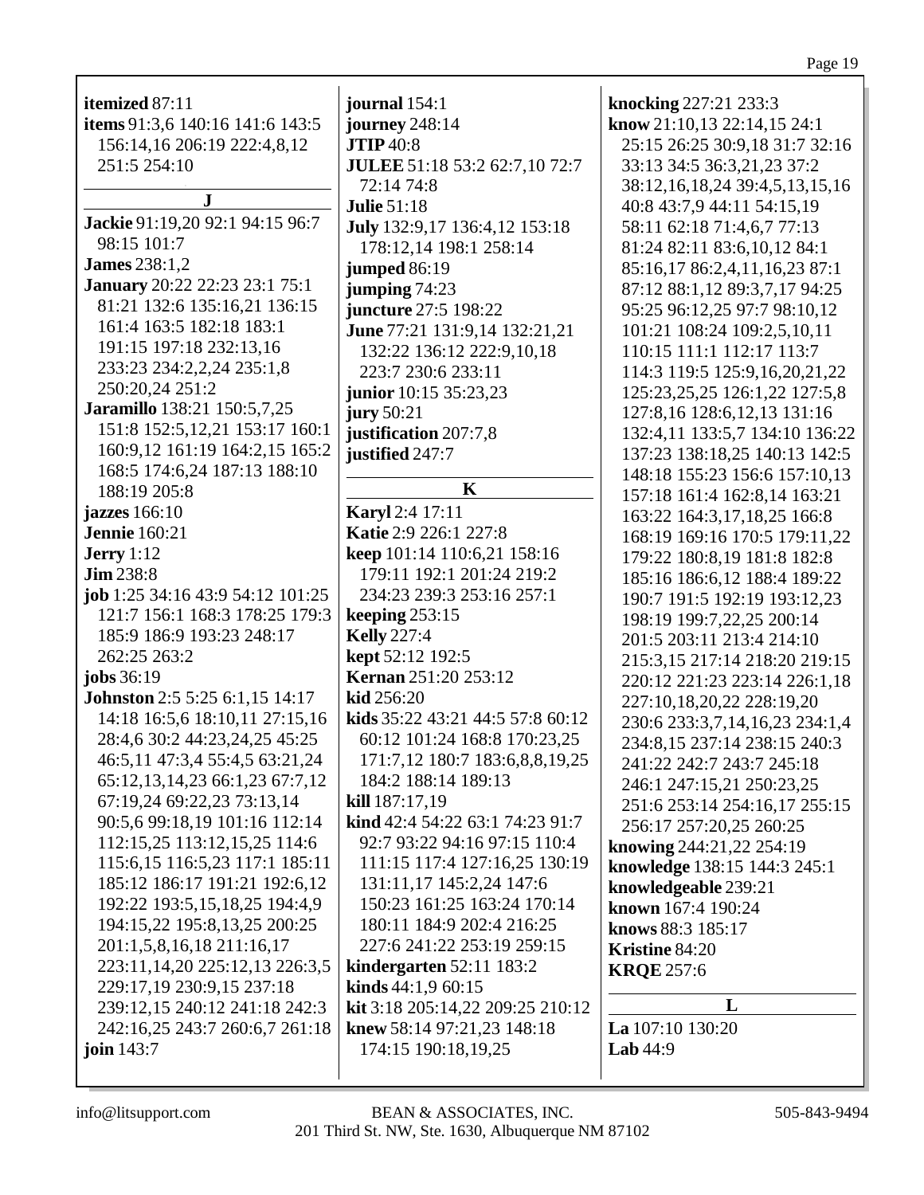**itemized** 87:11
**items** 91:3,6 140:16 141:6 143:5 156:14,16 206:19 222:4,8,12 251:5 254:10

**J**

**Jackie** 91:19,20 92:1 94:15 96:7 98:15 101:7
**James** 238:1,2
**January** 20:22 22:23 23:1 75:1 81:21 132:6 135:16,21 136:15 161:4 163:5 182:18 183:1 191:15 197:18 232:13,16 233:23 234:2,2,24 235:1,8 250:20,24 251:2
**Jaramillo** 138:21 150:5,7,25 151:8 152:5,12,21 153:17 160:1 160:9,12 161:19 164:2,15 165:2 168:5 174:6,24 187:13 188:10 188:19 205:8
**jazzes** 166:10
**Jennie** 160:21
**Jerry** 1:12
**Jim** 238:8
**job** 1:25 34:16 43:9 54:12 101:25 121:7 156:1 168:3 178:25 179:3 185:9 186:9 193:23 248:17 262:25 263:2
**jobs** 36:19
**Johnston** 2:5 5:25 6:1,15 14:17 14:18 16:5,6 18:10,11 27:15,16 28:4,6 30:2 44:23,24,25 45:25 46:5,11 47:3,4 55:4,5 63:21,24 65:12,13,14,23 66:1,23 67:7,12 67:19,24 69:22,23 73:13,14 90:5,6 99:18,19 101:16 112:14 112:15,25 113:12,15,25 114:6 115:6,15 116:5,23 117:1 185:11 185:12 186:17 191:21 192:6,12 192:22 193:5,15,18,25 194:4,9 194:15,22 195:8,13,25 200:25 201:1,5,8,16,18 211:16,17 223:11,14,20 225:12,13 226:3,5 229:17,19 230:9,15 237:18 239:12,15 240:12 241:18 242:3 242:16,25 243:7 260:6,7 261:18
**join** 143:7
**journal** 154:1
**journey** 248:14
**JTIP** 40:8
**JULEE** 51:18 53:2 62:7,10 72:7 72:14 74:8
**Julie** 51:18
**July** 132:9,17 136:4,12 153:18 178:12,14 198:1 258:14
**jumped** 86:19
**jumping** 74:23
**juncture** 27:5 198:22
**June** 77:21 131:9,14 132:21,21 132:22 136:12 222:9,10,18 223:7 230:6 233:11
**junior** 10:15 35:23,23
**jury** 50:21
**justification** 207:7,8
**justified** 247:7

**K**

**Karyl** 2:4 17:11
**Katie** 2:9 226:1 227:8
**keep** 101:14 110:6,21 158:16 179:11 192:1 201:24 219:2 234:23 239:3 253:16 257:1
**keeping** 253:15
**Kelly** 227:4
**kept** 52:12 192:5
**Kernan** 251:20 253:12
**kid** 256:20
**kids** 35:22 43:21 44:5 57:8 60:12 60:12 101:24 168:8 170:23,25 171:7,12 180:7 183:6,8,8,19,25 184:2 188:14 189:13
**kill** 187:17,19
**kind** 42:4 54:22 63:1 74:23 91:7 92:7 93:22 94:16 97:15 110:4 111:15 117:4 127:16,25 130:19 131:11,17 145:2,24 147:6 150:23 161:25 163:24 170:14 180:11 184:9 202:4 216:25 227:6 241:22 253:19 259:15
**kindergarten** 52:11 183:2
**kinds** 44:1,9 60:15
**kit** 3:18 205:14,22 209:25 210:12
**knew** 58:14 97:21,23 148:18 174:15 190:18,19,25
**knocking** 227:21 233:3
**know** 21:10,13 22:14,15 24:1 25:15 26:25 30:9,18 31:7 32:16 33:13 34:5 36:3,21,23 37:2 38:12,16,18,24 39:4,5,13,15,16 40:8 43:7,9 44:11 54:15,19 58:11 62:18 71:4,6,7 77:13 81:24 82:11 83:6,10,12 84:1 85:16,17 86:2,4,11,16,23 87:1 87:12 88:1,12 89:3,7,17 94:25 95:25 96:12,25 97:7 98:10,12 101:21 108:24 109:2,5,10,11 110:15 111:1 112:17 113:7 114:3 119:5 125:9,16,20,21,22 125:23,25,25 126:1,22 127:5,8 127:8,16 128:6,12,13 131:16 132:4,11 133:5,7 134:10 136:22 137:23 138:18,25 140:13 142:5 148:18 155:23 156:6 157:10,13 157:18 161:4 162:8,14 163:21 163:22 164:3,17,18,25 166:8 168:19 169:16 170:5 179:11,22 179:22 180:8,19 181:8 182:8 185:16 186:6,12 188:4 189:22 190:7 191:5 192:19 193:12,23 198:19 199:7,22,25 200:14 201:5 203:11 213:4 214:10 215:3,15 217:14 218:20 219:15 220:12 221:23 223:14 226:1,18 227:10,18,20,22 228:19,20 230:6 233:3,7,14,16,23 234:1,4 234:8,15 237:14 238:15 240:3 241:22 242:7 243:7 245:18 246:1 247:15,21 250:23,25 251:6 253:14 254:16,17 255:15 256:17 257:20,25 260:25
**knowing** 244:21,22 254:19
**knowledge** 138:15 144:3 245:1
**knowledgeable** 239:21
**known** 167:4 190:24
**knows** 88:3 185:17
**Kristine** 84:20
**KRQE** 257:6

**L**

**La** 107:10 130:20
**Lab** 44:9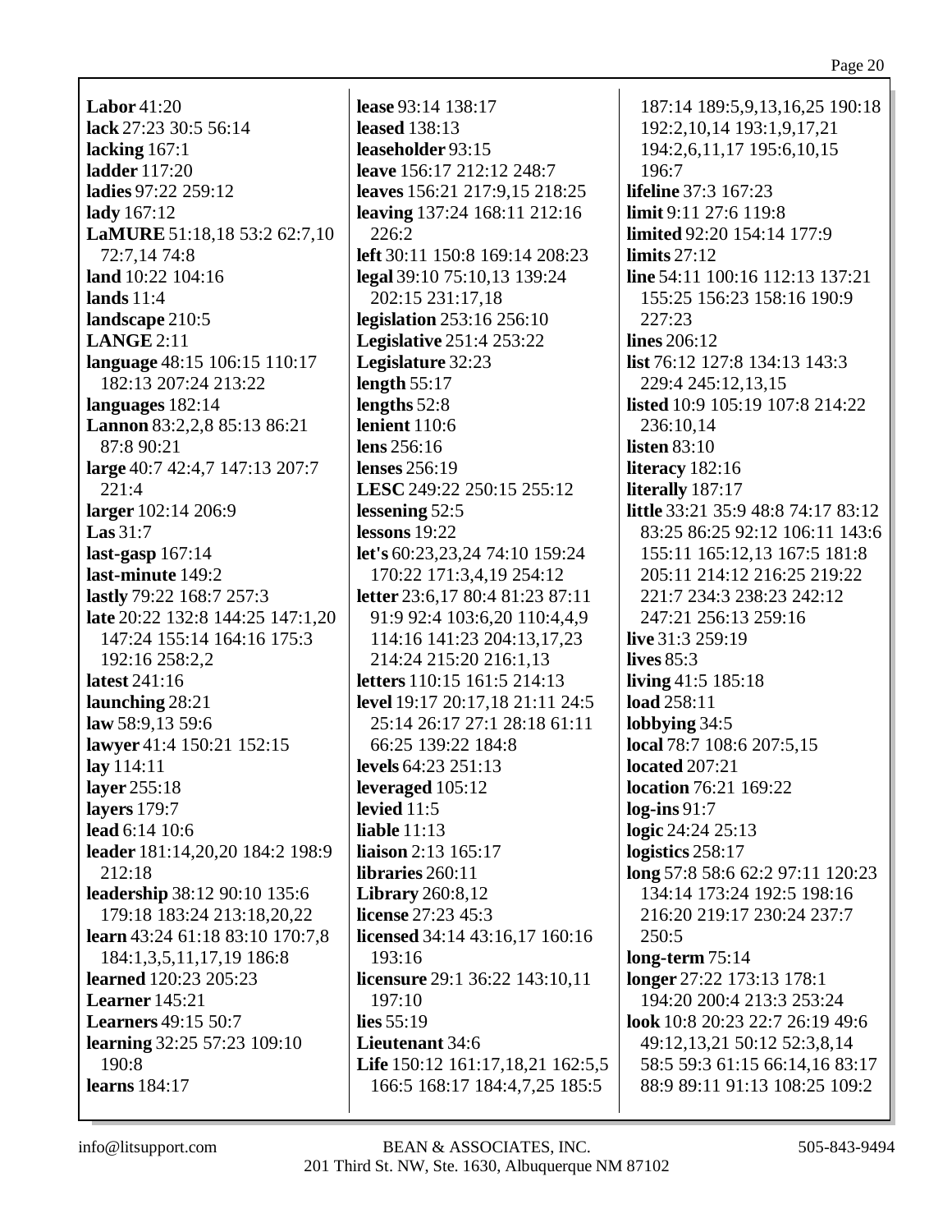**Labor** 41:20
**lack** 27:23 30:5 56:14
**lacking** 167:1
**ladder** 117:20
**ladies** 97:22 259:12
**lady** 167:12
**LaMURE** 51:18,18 53:2 62:7,10 72:7,14 74:8
**land** 10:22 104:16
**lands** 11:4
**landscape** 210:5
**LANGE** 2:11
**language** 48:15 106:15 110:17 182:13 207:24 213:22
**languages** 182:14
**Lannon** 83:2,2,8 85:13 86:21 87:8 90:21
**large** 40:7 42:4,7 147:13 207:7 221:4
**larger** 102:14 206:9
**Las** 31:7
**last-gasp** 167:14
**last-minute** 149:2
**lastly** 79:22 168:7 257:3
**late** 20:22 132:8 144:25 147:1,20 147:24 155:14 164:16 175:3 192:16 258:2,2
**latest** 241:16
**launching** 28:21
**law** 58:9,13 59:6
**lawyer** 41:4 150:21 152:15
**lay** 114:11
**layer** 255:18
**layers** 179:7
**lead** 6:14 10:6
**leader** 181:14,20,20 184:2 198:9 212:18
**leadership** 38:12 90:10 135:6 179:18 183:24 213:18,20,22
**learn** 43:24 61:18 83:10 170:7,8 184:1,3,5,11,17,19 186:8
**learned** 120:23 205:23
**Learner** 145:21
**Learners** 49:15 50:7
**learning** 32:25 57:23 109:10 190:8
**learns** 184:17
**lease** 93:14 138:17
**leased** 138:13
**leaseholder** 93:15
**leave** 156:17 212:12 248:7
**leaves** 156:21 217:9,15 218:25
**leaving** 137:24 168:11 212:16 226:2
**left** 30:11 150:8 169:14 208:23
**legal** 39:10 75:10,13 139:24 202:15 231:17,18
**legislation** 253:16 256:10
**Legislative** 251:4 253:22
**Legislature** 32:23
**length** 55:17
**lengths** 52:8
**lenient** 110:6
**lens** 256:16
**lenses** 256:19
**LESC** 249:22 250:15 255:12
**lessening** 52:5
**lessons** 19:22
**let's** 60:23,23,24 74:10 159:24 170:22 171:3,4,19 254:12
**letter** 23:6,17 80:4 81:23 87:11 91:9 92:4 103:6,20 110:4,4,9 114:16 141:23 204:13,17,23 214:24 215:20 216:1,13
**letters** 110:15 161:5 214:13
**level** 19:17 20:17,18 21:11 24:5 25:14 26:17 27:1 28:18 61:11 66:25 139:22 184:8
**levels** 64:23 251:13
**leveraged** 105:12
**levied** 11:5
**liable** 11:13
**liaison** 2:13 165:17
**libraries** 260:11
**Library** 260:8,12
**license** 27:23 45:3
**licensed** 34:14 43:16,17 160:16 193:16
**licensure** 29:1 36:22 143:10,11 197:10
**lies** 55:19
**Lieutenant** 34:6
**Life** 150:12 161:17,18,21 162:5,5 166:5 168:17 184:4,7,25 185:5 187:14 189:5,9,13,16,25 190:18 192:2,10,14 193:1,9,17,21 194:2,6,11,17 195:6,10,15 196:7
**lifeline** 37:3 167:23
**limit** 9:11 27:6 119:8
**limited** 92:20 154:14 177:9
**limits** 27:12
**line** 54:11 100:16 112:13 137:21 155:25 156:23 158:16 190:9 227:23
**lines** 206:12
**list** 76:12 127:8 134:13 143:3 229:4 245:12,13,15
**listed** 10:9 105:19 107:8 214:22 236:10,14
**listen** 83:10
**literacy** 182:16
**literally** 187:17
**little** 33:21 35:9 48:8 74:17 83:12 83:25 86:25 92:12 106:11 143:6 155:11 165:12,13 167:5 181:8 205:11 214:12 216:25 219:22 221:7 234:3 238:23 242:12 247:21 256:13 259:16
**live** 31:3 259:19
**lives** 85:3
**living** 41:5 185:18
**load** 258:11
**lobbying** 34:5
**local** 78:7 108:6 207:5,15
**located** 207:21
**location** 76:21 169:22
**log-ins** 91:7
**logic** 24:24 25:13
**logistics** 258:17
**long** 57:8 58:6 62:2 97:11 120:23 134:14 173:24 192:5 198:16 216:20 219:17 230:24 237:7 250:5
**long-term** 75:14
**longer** 27:22 173:13 178:1 194:20 200:4 213:3 253:24
**look** 10:8 20:23 22:7 26:19 49:6 49:12,13,21 50:12 52:3,8,14 58:5 59:3 61:15 66:14,16 83:17 88:9 89:11 91:13 108:25 109:2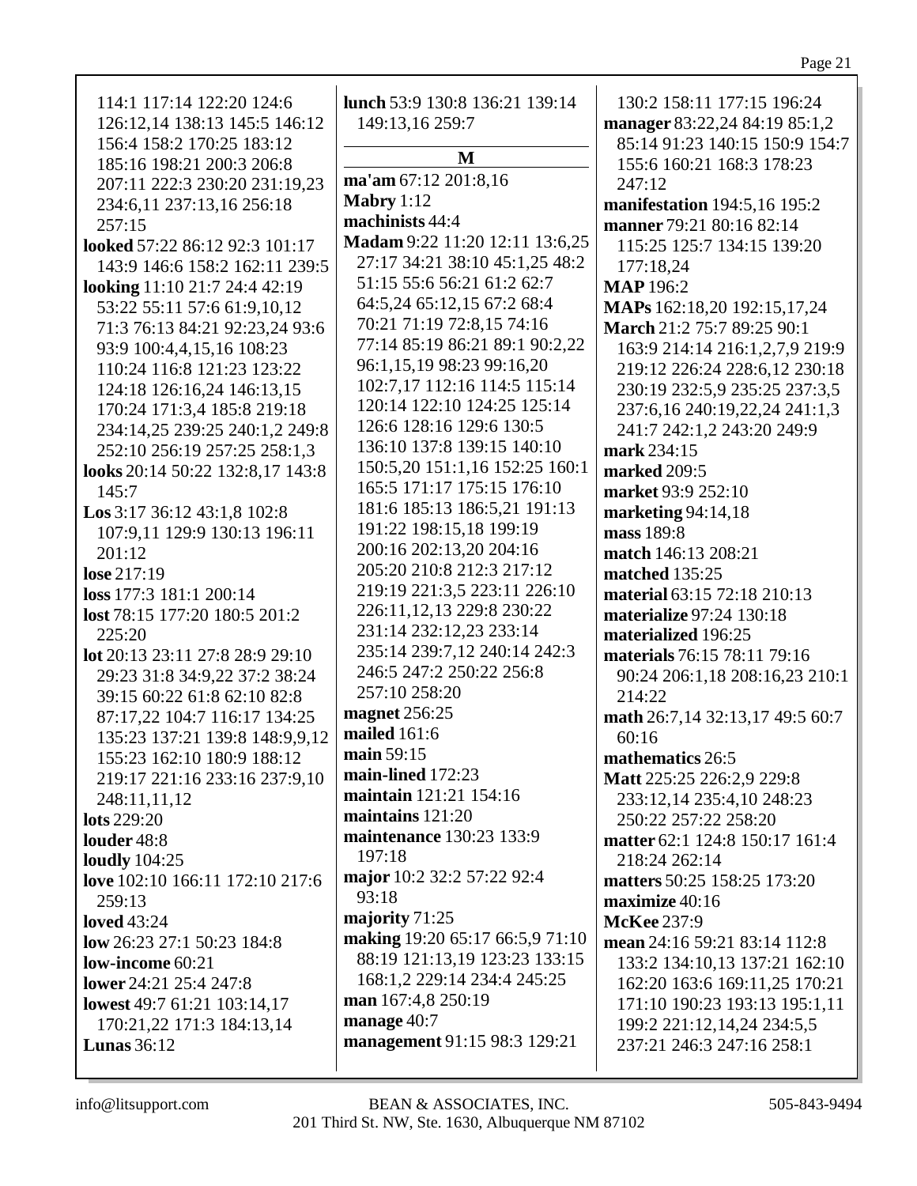114:1 117:14 122:20 124:6 126:12,14 138:13 145:5 146:12 156:4 158:2 170:25 183:12 185:16 198:21 200:3 206:8 207:11 222:3 230:20 231:19,23 234:6,11 237:13,16 256:18 257:15

**looked** 57:22 86:12 92:3 101:17 143:9 146:6 158:2 162:11 239:5

**looking** 11:10 21:7 24:4 42:19 53:22 55:11 57:6 61:9,10,12 71:3 76:13 84:21 92:23,24 93:6 93:9 100:4,4,15,16 108:23 110:24 116:8 121:23 123:22 124:18 126:16,24 146:13,15 170:24 171:3,4 185:8 219:18 234:14,25 239:25 240:1,2 249:8 252:10 256:19 257:25 258:1,3

**looks** 20:14 50:22 132:8,17 143:8 145:7

**Los** 3:17 36:12 43:1,8 102:8 107:9,11 129:9 130:13 196:11 201:12

**lose** 217:19

**loss** 177:3 181:1 200:14

**lost** 78:15 177:20 180:5 201:2 225:20

**lot** 20:13 23:11 27:8 28:9 29:10 29:23 31:8 34:9,22 37:2 38:24 39:15 60:22 61:8 62:10 82:8 87:17,22 104:7 116:17 134:25 135:23 137:21 139:8 148:9,9,12 155:23 162:10 180:9 188:12 219:17 221:16 233:16 237:9,10 248:11,11,12

**lots** 229:20

**louder** 48:8

**loudly** 104:25

**love** 102:10 166:11 172:10 217:6 259:13

**loved** 43:24

**low** 26:23 27:1 50:23 184:8

**low-income** 60:21

**lower** 24:21 25:4 247:8

**lowest** 49:7 61:21 103:14,17 170:21,22 171:3 184:13,14

**Lunas** 36:12

**lunch** 53:9 130:8 136:21 139:14 149:13,16 259:7

## M

**ma'am** 67:12 201:8,16

**Mabry** 1:12

**machinists** 44:4

**Madam** 9:22 11:20 12:11 13:6,25 27:17 34:21 38:10 45:1,25 48:2 51:15 55:6 56:21 61:2 62:7 64:5,24 65:12,15 67:2 68:4 70:21 71:19 72:8,15 74:16 77:14 85:19 86:21 89:1 90:2,22 96:1,15,19 98:23 99:16,20 102:7,17 112:16 114:5 115:14 120:14 122:10 124:25 125:14 126:6 128:16 129:6 130:5 136:10 137:8 139:15 140:10 150:5,20 151:1,16 152:25 160:1 165:5 171:17 175:15 176:10 181:6 185:13 186:5,21 191:13 191:22 198:15,18 199:19 200:16 202:13,20 204:16 205:20 210:8 212:3 217:12 219:19 221:3,5 223:11 226:10 226:11,12,13 229:8 230:22 231:14 232:12,23 233:14 235:14 239:7,12 240:14 242:3 246:5 247:2 250:22 256:8 257:10 258:20

**magnet** 256:25

**mailed** 161:6

**main** 59:15

**main-lined** 172:23

**maintain** 121:21 154:16

**maintains** 121:20

**maintenance** 130:23 133:9 197:18

**major** 10:2 32:2 57:22 92:4 93:18

**majority** 71:25

**making** 19:20 65:17 66:5,9 71:10 88:19 121:13,19 123:23 133:15 168:1,2 229:14 234:4 245:25

**man** 167:4,8 250:19

**manage** 40:7

**management** 91:15 98:3 129:21 130:2 158:11 177:15 196:24

**manager** 83:22,24 84:19 85:1,2 85:14 91:23 140:15 150:9 154:7 155:6 160:21 168:3 178:23 247:12

**manifestation** 194:5,16 195:2

**manner** 79:21 80:16 82:14 115:25 125:7 134:15 139:20 177:18,24

**MAP** 196:2

**MAPs** 162:18,20 192:15,17,24

**March** 21:2 75:7 89:25 90:1 163:9 214:14 216:1,2,7,9 219:9 219:12 226:24 228:6,12 230:18 230:19 232:5,9 235:25 237:3,5 237:6,16 240:19,22,24 241:1,3 241:7 242:1,2 243:20 249:9

**mark** 234:15

**marked** 209:5

**market** 93:9 252:10

**marketing** 94:14,18

**mass** 189:8

**match** 146:13 208:21

**matched** 135:25

**material** 63:15 72:18 210:13

**materialize** 97:24 130:18

**materialized** 196:25

**materials** 76:15 78:11 79:16 90:24 206:1,18 208:16,23 210:1 214:22

**math** 26:7,14 32:13,17 49:5 60:7 60:16

**mathematics** 26:5

**Matt** 225:25 226:2,9 229:8 233:12,14 235:4,10 248:23 250:22 257:22 258:20

**matter** 62:1 124:8 150:17 161:4 218:24 262:14

**matters** 50:25 158:25 173:20

**maximize** 40:16

**McKee** 237:9

**mean** 24:16 59:21 83:14 112:8 133:2 134:10,13 137:21 162:10 162:20 163:6 169:11,25 170:21 171:10 190:23 193:13 195:1,11 199:2 221:12,14,24 234:5,5 237:21 246:3 247:16 258:1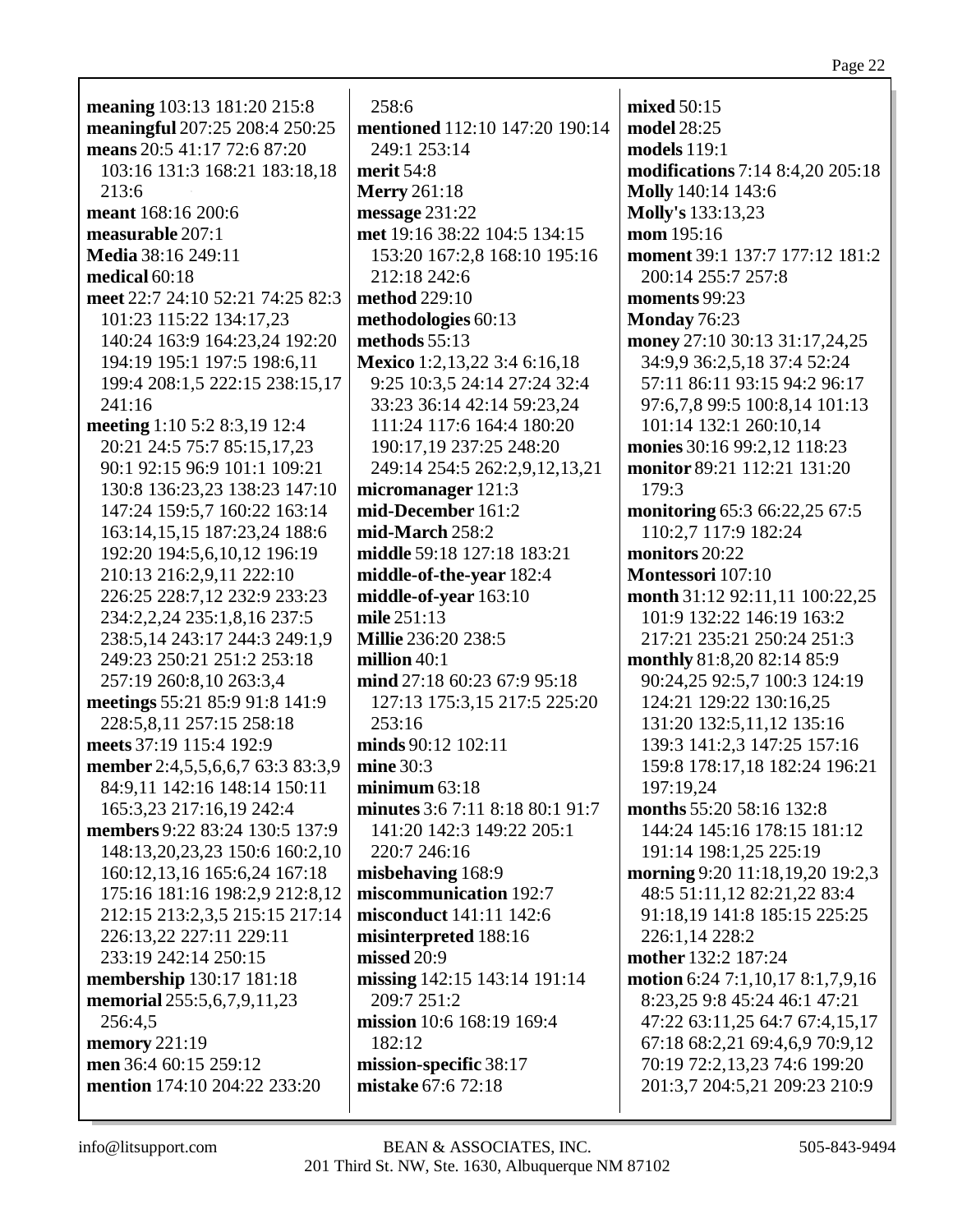**meaning** 103:13 181:20 215:8
**meaningful** 207:25 208:4 250:25
**means** 20:5 41:17 72:6 87:20 103:16 131:3 168:21 183:18,18 213:6
**meant** 168:16 200:6
**measurable** 207:1
**Media** 38:16 249:11
**medical** 60:18
**meet** 22:7 24:10 52:21 74:25 82:3 101:23 115:22 134:17,23 140:24 163:9 164:23,24 192:20 194:19 195:1 197:5 198:6,11 199:4 208:1,5 222:15 238:15,17 241:16
**meeting** 1:10 5:2 8:3,19 12:4 20:21 24:5 75:7 85:15,17,23 90:1 92:15 96:9 101:1 109:21 130:8 136:23,23 138:23 147:10 147:24 159:5,7 160:22 163:14 163:14,15,15 187:23,24 188:6 192:20 194:5,6,10,12 196:19 210:13 216:2,9,11 222:10 226:25 228:7,12 232:9 233:23 234:2,2,24 235:1,8,16 237:5 238:5,14 243:17 244:3 249:1,9 249:23 250:21 251:2 253:18 257:19 260:8,10 263:3,4
**meetings** 55:21 85:9 91:8 141:9 228:5,8,11 257:15 258:18
**meets** 37:19 115:4 192:9
**member** 2:4,5,5,6,6,7 63:3 83:3,9 84:9,11 142:16 148:14 150:11 165:3,23 217:16,19 242:4
**members** 9:22 83:24 130:5 137:9 148:13,20,23,23 150:6 160:2,10 160:12,13,16 165:6,24 167:18 175:16 181:16 198:2,9 212:8,12 212:15 213:2,3,5 215:15 217:14 226:13,22 227:11 229:11 233:19 242:14 250:15
**membership** 130:17 181:18
**memorial** 255:5,6,7,9,11,23 256:4,5
**memory** 221:19
**men** 36:4 60:15 259:12
**mention** 174:10 204:22 233:20 258:6
**mentioned** 112:10 147:20 190:14 249:1 253:14
**merit** 54:8
**Merry** 261:18
**message** 231:22
**met** 19:16 38:22 104:5 134:15 153:20 167:2,8 168:10 195:16 212:18 242:6
**method** 229:10
**methodologies** 60:13
**methods** 55:13
**Mexico** 1:2,13,22 3:4 6:16,18 9:25 10:3,5 24:14 27:24 32:4 33:23 36:14 42:14 59:23,24 111:24 117:6 164:4 180:20 190:17,19 237:25 248:20 249:14 254:5 262:2,9,12,13,21
**micromanager** 121:3
**mid-December** 161:2
**mid-March** 258:2
**middle** 59:18 127:18 183:21
**middle-of-the-year** 182:4
**middle-of-year** 163:10
**mile** 251:13
**Millie** 236:20 238:5
**million** 40:1
**mind** 27:18 60:23 67:9 95:18 127:13 175:3,15 217:5 225:20 253:16
**minds** 90:12 102:11
**mine** 30:3
**minimum** 63:18
**minutes** 3:6 7:11 8:18 80:1 91:7 141:20 142:3 149:22 205:1 220:7 246:16
**misbehaving** 168:9
**miscommunication** 192:7
**misconduct** 141:11 142:6
**misinterpreted** 188:16
**missed** 20:9
**missing** 142:15 143:14 191:14 209:7 251:2
**mission** 10:6 168:19 169:4 182:12
**mission-specific** 38:17
**mistake** 67:6 72:18
**mixed** 50:15
**model** 28:25
**models** 119:1
**modifications** 7:14 8:4,20 205:18
**Molly** 140:14 143:6
**Molly's** 133:13,23
**mom** 195:16
**moment** 39:1 137:7 177:12 181:2 200:14 255:7 257:8
**moments** 99:23
**Monday** 76:23
**money** 27:10 30:13 31:17,24,25 34:9,9 36:2,5,18 37:4 52:24 57:11 86:11 93:15 94:2 96:17 97:6,7,8 99:5 100:8,14 101:13 101:14 132:1 260:10,14
**monies** 30:16 99:2,12 118:23
**monitor** 89:21 112:21 131:20 179:3
**monitoring** 65:3 66:22,25 67:5 110:2,7 117:9 182:24
**monitors** 20:22
**Montessori** 107:10
**month** 31:12 92:11,11 100:22,25 101:9 132:22 146:19 163:2 217:21 235:21 250:24 251:3
**monthly** 81:8,20 82:14 85:9 90:24,25 92:5,7 100:3 124:19 124:21 129:22 130:16,25 131:20 132:5,11,12 135:16 139:3 141:2,3 147:25 157:16 159:8 178:17,18 182:24 196:21 197:19,24
**months** 55:20 58:16 132:8 144:24 145:16 178:15 181:12 191:14 198:1,25 225:19
**morning** 9:20 11:18,19,20 19:2,3 48:5 51:11,12 82:21,22 83:4 91:18,19 141:8 185:15 225:25 226:1,14 228:2
**mother** 132:2 187:24
**motion** 6:24 7:1,10,17 8:1,7,9,16 8:23,25 9:8 45:24 46:1 47:21 47:22 63:11,25 64:7 67:4,15,17 67:18 68:2,21 69:4,6,9 70:9,12 70:19 72:2,13,23 74:6 199:20 201:3,7 204:5,21 209:23 210:9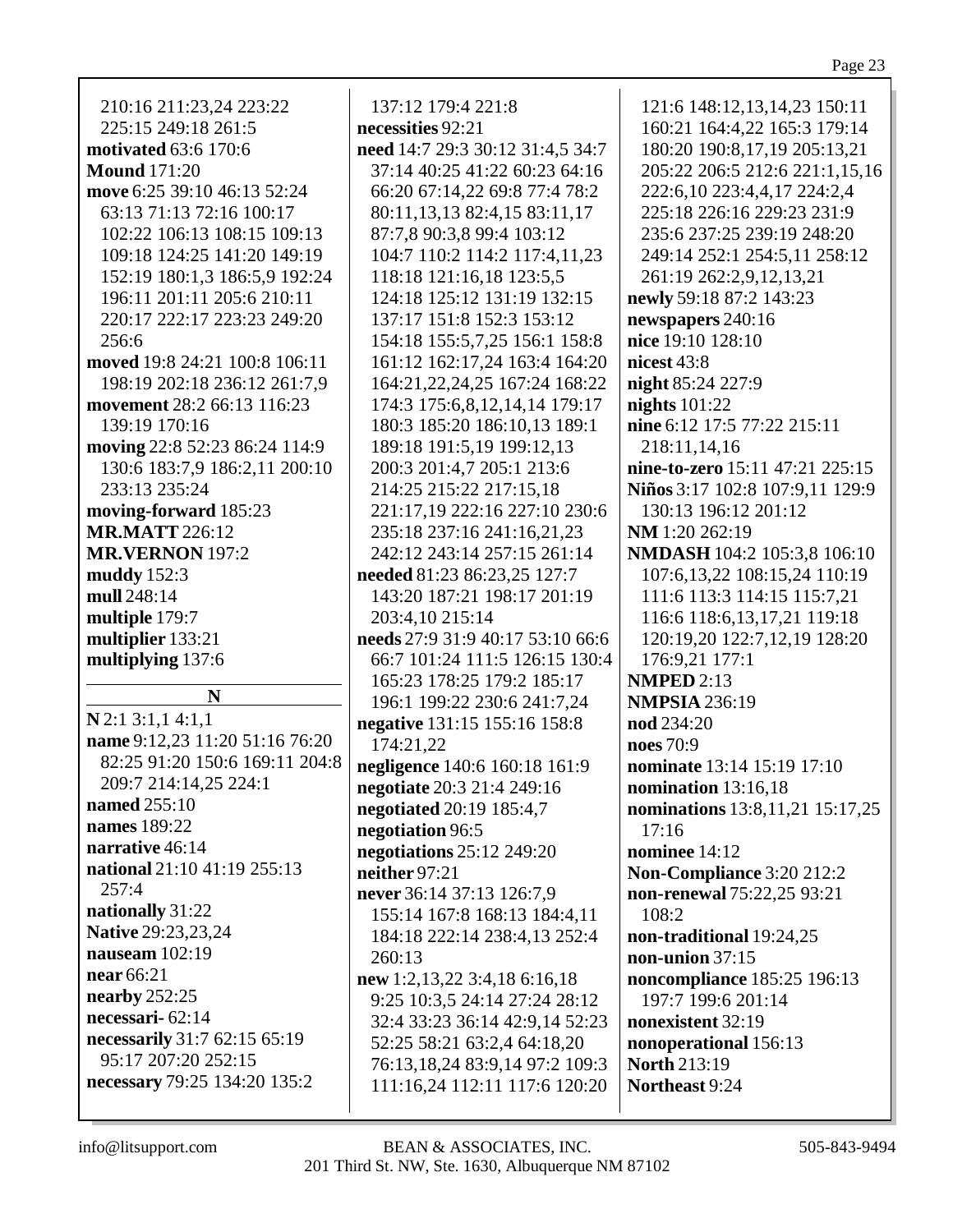210:16 211:23,24 223:22 225:15 249:18 261:5
**motivated** 63:6 170:6
**Mound** 171:20
**move** 6:25 39:10 46:13 52:24 63:13 71:13 72:16 100:17 102:22 106:13 108:15 109:13 109:18 124:25 141:20 149:19 152:19 180:1,3 186:5,9 192:24 196:11 201:11 205:6 210:11 220:17 222:17 223:23 249:20 256:6
**moved** 19:8 24:21 100:8 106:11 198:19 202:18 236:12 261:7,9
**movement** 28:2 66:13 116:23 139:19 170:16
**moving** 22:8 52:23 86:24 114:9 130:6 183:7,9 186:2,11 200:10 233:13 235:24
**moving-forward** 185:23
**MR.MATT** 226:12
**MR.VERNON** 197:2
**muddy** 152:3
**mull** 248:14
**multiple** 179:7
**multiplier** 133:21
**multiplying** 137:6

## N

**N** 2:1 3:1,1 4:1,1
**name** 9:12,23 11:20 51:16 76:20 82:25 91:20 150:6 169:11 204:8 209:7 214:14,25 224:1
**named** 255:10
**names** 189:22
**narrative** 46:14
**national** 21:10 41:19 255:13 257:4
**nationally** 31:22
**Native** 29:23,23,24
**nauseam** 102:19
**near** 66:21
**nearby** 252:25
**necessari-** 62:14
**necessarily** 31:7 62:15 65:19 95:17 207:20 252:15
**necessary** 79:25 134:20 135:2 137:12 179:4 221:8
**necessities** 92:21
**need** 14:7 29:3 30:12 31:4,5 34:7 37:14 40:25 41:22 60:23 64:16 66:20 67:14,22 69:8 77:4 78:2 80:11,13,13 82:4,15 83:11,17 87:7,8 90:3,8 99:4 103:12 104:7 110:2 114:2 117:4,11,23 118:18 121:16,18 123:5,5 124:18 125:12 131:19 132:15 137:17 151:8 152:3 153:12 154:18 155:5,7,25 156:1 158:8 161:12 162:17,24 163:4 164:20 164:21,22,24,25 167:24 168:22 174:3 175:6,8,12,14,14 179:17 180:3 185:20 186:10,13 189:1 189:18 191:5,19 199:12,13 200:3 201:4,7 205:1 213:6 214:25 215:22 217:15,18 221:17,19 222:16 227:10 230:6 235:18 237:16 241:16,21,23 242:12 243:14 257:15 261:14
**needed** 81:23 86:23,25 127:7 143:20 187:21 198:17 201:19 203:4,10 215:14
**needs** 27:9 31:9 40:17 53:10 66:6 66:7 101:24 111:5 126:15 130:4 165:23 178:25 179:2 185:17 196:1 199:22 230:6 241:7,24
**negative** 131:15 155:16 158:8 174:21,22
**negligence** 140:6 160:18 161:9
**negotiate** 20:3 21:4 249:16
**negotiated** 20:19 185:4,7
**negotiation** 96:5
**negotiations** 25:12 249:20
**neither** 97:21
**never** 36:14 37:13 126:7,9 155:14 167:8 168:13 184:4,11 184:18 222:14 238:4,13 252:4 260:13
**new** 1:2,13,22 3:4,18 6:16,18 9:25 10:3,5 24:14 27:24 28:12 32:4 33:23 36:14 42:9,14 52:23 52:25 58:21 63:2,4 64:18,20 76:13,18,24 83:9,14 97:2 109:3 111:16,24 112:11 117:6 120:20 121:6 148:12,13,14,23 150:11 160:21 164:4,22 165:3 179:14 180:20 190:8,17,19 205:13,21 205:22 206:5 212:6 221:1,15,16 222:6,10 223:4,4,17 224:2,4 225:18 226:16 229:23 231:9 235:6 237:25 239:19 248:20 249:14 252:1 254:5,11 258:12 261:19 262:2,9,12,13,21
**newly** 59:18 87:2 143:23
**newspapers** 240:16
**nice** 19:10 128:10
**nicest** 43:8
**night** 85:24 227:9
**nights** 101:22
**nine** 6:12 17:5 77:22 215:11 218:11,14,16
**nine-to-zero** 15:11 47:21 225:15
**Niños** 3:17 102:8 107:9,11 129:9 130:13 196:12 201:12
**NM** 1:20 262:19
**NMDASH** 104:2 105:3,8 106:10 107:6,13,22 108:15,24 110:19 111:6 113:3 114:15 115:7,21 116:6 118:6,13,17,21 119:18 120:19,20 122:7,12,19 128:20 176:9,21 177:1
**NMPED** 2:13
**NMPSIA** 236:19
**nod** 234:20
**noes** 70:9
**nominate** 13:14 15:19 17:10
**nomination** 13:16,18
**nominations** 13:8,11,21 15:17,25 17:16
**nominee** 14:12
**Non-Compliance** 3:20 212:2
**non-renewal** 75:22,25 93:21 108:2
**non-traditional** 19:24,25
**non-union** 37:15
**noncompliance** 185:25 196:13 197:7 199:6 201:14
**nonexistent** 32:19
**nonoperational** 156:13
**North** 213:19
**Northeast** 9:24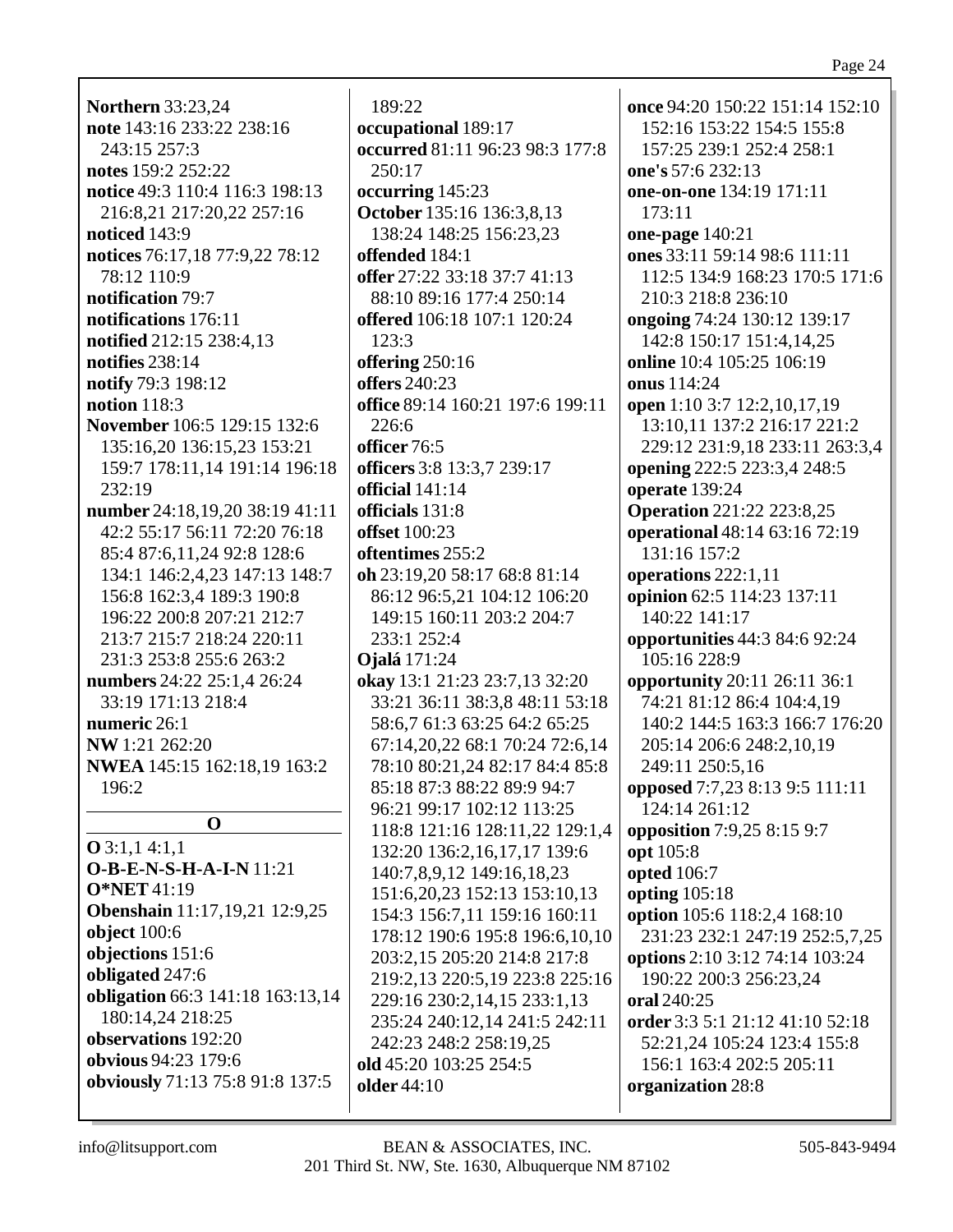**Northern** 33:23,24
**note** 143:16 233:22 238:16 243:15 257:3
**notes** 159:2 252:22
**notice** 49:3 110:4 116:3 198:13 216:8,21 217:20,22 257:16
**noticed** 143:9
**notices** 76:17,18 77:9,22 78:12 78:12 110:9
**notification** 79:7
**notifications** 176:11
**notified** 212:15 238:4,13
**notifies** 238:14
**notify** 79:3 198:12
**notion** 118:3
**November** 106:5 129:15 132:6 135:16,20 136:15,23 153:21 159:7 178:11,14 191:14 196:18 232:19
**number** 24:18,19,20 38:19 41:11 42:2 55:17 56:11 72:20 76:18 85:4 87:6,11,24 92:8 128:6 134:1 146:2,4,23 147:13 148:7 156:8 162:3,4 189:3 190:8 196:22 200:8 207:21 212:7 213:7 215:7 218:24 220:11 231:3 253:8 255:6 263:2
**numbers** 24:22 25:1,4 26:24 33:19 171:13 218:4
**numeric** 26:1
**NW** 1:21 262:20
**NWEA** 145:15 162:18,19 163:2 196:2

**O**

**O** 3:1,1 4:1,1
**O-B-E-N-S-H-A-I-N** 11:21
**O*NET** 41:19
**Obenshain** 11:17,19,21 12:9,25
**object** 100:6
**objections** 151:6
**obligated** 247:6
**obligation** 66:3 141:18 163:13,14 180:14,24 218:25
**observations** 192:20
**obvious** 94:23 179:6
**obviously** 71:13 75:8 91:8 137:5 189:22
**occupational** 189:17
**occurred** 81:11 96:23 98:3 177:8 250:17
**occurring** 145:23
**October** 135:16 136:3,8,13 138:24 148:25 156:23,23
**offended** 184:1
**offer** 27:22 33:18 37:7 41:13 88:10 89:16 177:4 250:14
**offered** 106:18 107:1 120:24 123:3
**offering** 250:16
**offers** 240:23
**office** 89:14 160:21 197:6 199:11 226:6
**officer** 76:5
**officers** 3:8 13:3,7 239:17
**official** 141:14
**officials** 131:8
**offset** 100:23
**oftentimes** 255:2
**oh** 23:19,20 58:17 68:8 81:14 86:12 96:5,21 104:12 106:20 149:15 160:11 203:2 204:7 233:1 252:4
**Ojalá** 171:24
**okay** 13:1 21:23 23:7,13 32:20 33:21 36:11 38:3,8 48:11 53:18 58:6,7 61:3 63:25 64:2 65:25 67:14,20,22 68:1 70:24 72:6,14 78:10 80:21,24 82:17 84:4 85:8 85:18 87:3 88:22 89:9 94:7 96:21 99:17 102:12 113:25 118:8 121:16 128:11,22 129:1,4 132:20 136:2,16,17,17 139:6 140:7,8,9,12 149:16,18,23 151:6,20,23 152:13 153:10,13 154:3 156:7,11 159:16 160:11 178:12 190:6 195:8 196:6,10,10 203:2,15 205:20 214:8 217:8 219:2,13 220:5,19 223:8 225:16 229:16 230:2,14,15 233:1,13 235:24 240:12,14 241:5 242:11 242:23 248:2 258:19,25
**old** 45:20 103:25 254:5
**older** 44:10
**once** 94:20 150:22 151:14 152:10 152:16 153:22 154:5 155:8 157:25 239:1 252:4 258:1
**one's** 57:6 232:13
**one-on-one** 134:19 171:11 173:11
**one-page** 140:21
**ones** 33:11 59:14 98:6 111:11 112:5 134:9 168:23 170:5 171:6 210:3 218:8 236:10
**ongoing** 74:24 130:12 139:17 142:8 150:17 151:4,14,25
**online** 10:4 105:25 106:19
**onus** 114:24
**open** 1:10 3:7 12:2,10,17,19 13:10,11 137:2 216:17 221:2 229:12 231:9,18 233:11 263:3,4
**opening** 222:5 223:3,4 248:5
**operate** 139:24
**Operation** 221:22 223:8,25
**operational** 48:14 63:16 72:19 131:16 157:2
**operations** 222:1,11
**opinion** 62:5 114:23 137:11 140:22 141:17
**opportunities** 44:3 84:6 92:24 105:16 228:9
**opportunity** 20:11 26:11 36:1 74:21 81:12 86:4 104:4,19 140:2 144:5 163:3 166:7 176:20 205:14 206:6 248:2,10,19 249:11 250:5,16
**opposed** 7:7,23 8:13 9:5 111:11 124:14 261:12
**opposition** 7:9,25 8:15 9:7
**opt** 105:8
**opted** 106:7
**opting** 105:18
**option** 105:6 118:2,4 168:10 231:23 232:1 247:19 252:5,7,25
**options** 2:10 3:12 74:14 103:24 190:22 200:3 256:23,24
**oral** 240:25
**order** 3:3 5:1 21:12 41:10 52:18 52:21,24 105:24 123:4 155:8 156:1 163:4 202:5 205:11
**organization** 28:8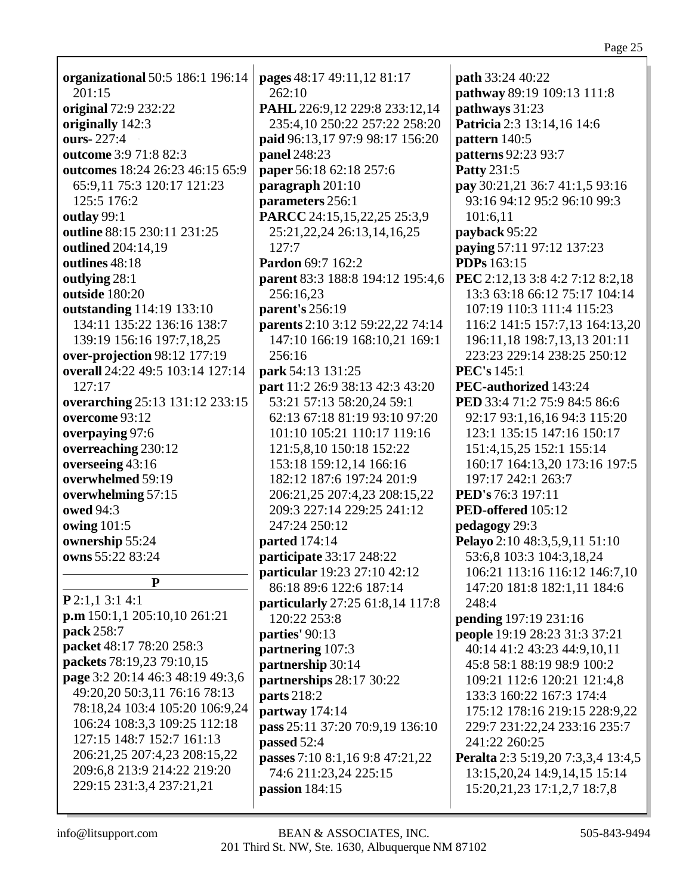**organizational** 50:5 186:1 196:14 201:15
**original** 72:9 232:22
**originally** 142:3
**ours-** 227:4
**outcome** 3:9 71:8 82:3
**outcomes** 18:24 26:23 46:15 65:9 65:9,11 75:3 120:17 121:23 125:5 176:2
**outlay** 99:1
**outline** 88:15 230:11 231:25
**outlined** 204:14,19
**outlines** 48:18
**outlying** 28:1
**outside** 180:20
**outstanding** 114:19 133:10 134:11 135:22 136:16 138:7 139:19 156:16 197:7,18,25
**over-projection** 98:12 177:19
**overall** 24:22 49:5 103:14 127:14 127:17
**overarching** 25:13 131:12 233:15
**overcome** 93:12
**overpaying** 97:6
**overreaching** 230:12
**overseeing** 43:16
**overwhelmed** 59:19
**overwhelming** 57:15
**owed** 94:3
**owing** 101:5
**ownership** 55:24
**owns** 55:22 83:24

## P

**P** 2:1,1 3:1 4:1
**p.m** 150:1,1 205:10,10 261:21
**pack** 258:7
**packet** 48:17 78:20 258:3
**packets** 78:19,23 79:10,15
**page** 3:2 20:14 46:3 48:19 49:3,6 49:20,20 50:3,11 76:16 78:13 78:18,24 103:4 105:20 106:9,24 106:24 108:3,3 109:25 112:18 127:15 148:7 152:7 161:13 206:21,25 207:4,23 208:15,22 209:6,8 213:9 214:22 219:20 229:15 231:3,4 237:21,21
**pages** 48:17 49:11,12 81:17 262:10
**PAHL** 226:9,12 229:8 233:12,14 235:4,10 250:22 257:22 258:20
**paid** 96:13,17 97:9 98:17 156:20
**panel** 248:23
**paper** 56:18 62:18 257:6
**paragraph** 201:10
**parameters** 256:1
**PARCC** 24:15,15,22,25 25:3,9 25:21,22,24 26:13,14,16,25 127:7
**Pardon** 69:7 162:2
**parent** 83:3 188:8 194:12 195:4,6 256:16,23
**parent's** 256:19
**parents** 2:10 3:12 59:22,22 74:14 147:10 166:19 168:10,21 169:1 256:16
**park** 54:13 131:25
**part** 11:2 26:9 38:13 42:3 43:20 53:21 57:13 58:20,24 59:1 62:13 67:18 81:19 93:10 97:20 101:10 105:21 110:17 119:16 121:5,8,10 150:18 152:22 153:18 159:12,14 166:16 182:12 187:6 197:24 201:9 206:21,25 207:4,23 208:15,22 209:3 227:14 229:25 241:12 247:24 250:12
**parted** 174:14
**participate** 33:17 248:22
**particular** 19:23 27:10 42:12 86:18 89:6 122:6 187:14
**particularly** 27:25 61:8,14 117:8 120:22 253:8
**parties'** 90:13
**partnering** 107:3
**partnership** 30:14
**partnerships** 28:17 30:22
**parts** 218:2
**partway** 174:14
**pass** 25:11 37:20 70:9,19 136:10
**passed** 52:4
**passes** 7:10 8:1,16 9:8 47:21,22 74:6 211:23,24 225:15
**passion** 184:15
**path** 33:24 40:22
**pathway** 89:19 109:13 111:8
**pathways** 31:23
**Patricia** 2:3 13:14,16 14:6
**pattern** 140:5
**patterns** 92:23 93:7
**Patty** 231:5
**pay** 30:21,21 36:7 41:1,5 93:16 93:16 94:12 95:2 96:10 99:3 101:6,11
**payback** 95:22
**paying** 57:11 97:12 137:23
**PDPs** 163:15
**PEC** 2:12,13 3:8 4:2 7:12 8:2,18 13:3 63:18 66:12 75:17 104:14 107:19 110:3 111:4 115:23 116:2 141:5 157:7,13 164:13,20 196:11,18 198:7,13,13 201:11 223:23 229:14 238:25 250:12
**PEC's** 145:1
**PEC-authorized** 143:24
**PED** 33:4 71:2 75:9 84:5 86:6 92:17 93:1,16,16 94:3 115:20 123:1 135:15 147:16 150:17 151:4,15,25 152:1 155:14 160:17 164:13,20 173:16 197:5 197:17 242:1 263:7
**PED's** 76:3 197:11
**PED-offered** 105:12
**pedagogy** 29:3
**Pelayo** 2:10 48:3,5,9,11 51:10 53:6,8 103:3 104:3,18,24 106:21 113:16 116:12 146:7,10 147:20 181:8 182:1,11 184:6 248:4
**pending** 197:19 231:16
**people** 19:19 28:23 31:3 37:21 40:14 41:2 43:23 44:9,10,11 45:8 58:1 88:19 98:9 100:2 109:21 112:6 120:21 121:4,8 133:3 160:22 167:3 174:4 175:12 178:16 219:15 228:9,22 229:7 231:22,24 233:16 235:7 241:22 260:25
**Peralta** 2:3 5:19,20 7:3,3,4 13:4,5 13:15,20,24 14:9,14,15 15:14 15:20,21,23 17:1,2,7 18:7,8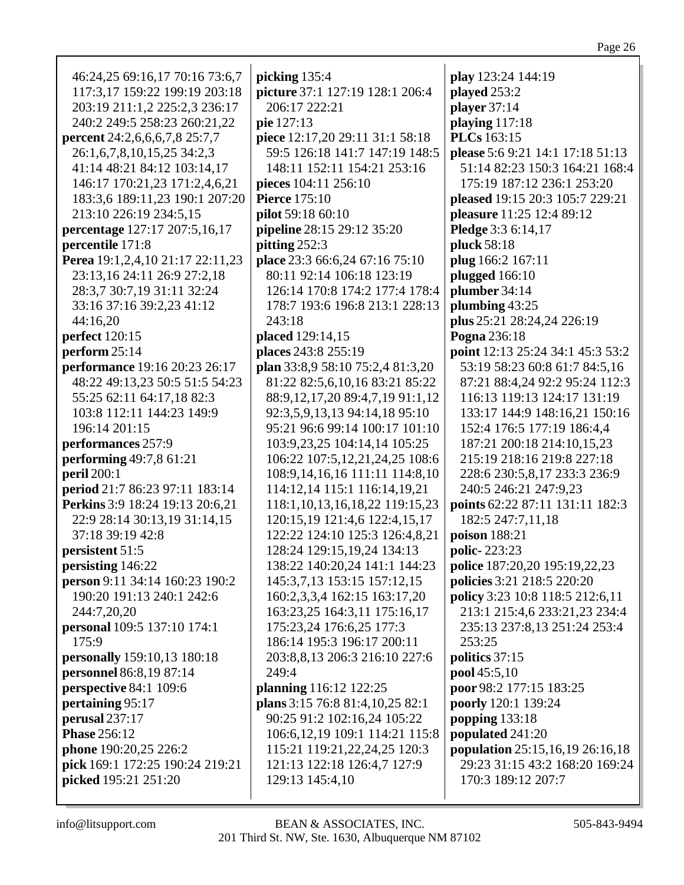46:24,25 69:16,17 70:16 73:6,7 117:3,17 159:22 199:19 203:18 203:19 211:1,2 225:2,3 236:17 240:2 249:5 258:23 260:21,22
**percent** 24:2,6,6,6,7,8 25:7,7 26:1,6,7,8,10,15,25 34:2,3 41:14 48:21 84:12 103:14,17 146:17 170:21,23 171:2,4,6,21 183:3,6 189:11,23 190:1 207:20 213:10 226:19 234:5,15
**percentage** 127:17 207:5,16,17
**percentile** 171:8
**Perea** 19:1,2,4,10 21:17 22:11,23 23:13,16 24:11 26:9 27:2,18 28:3,7 30:7,19 31:11 32:24 33:16 37:16 39:2,23 41:12 44:16,20
**perfect** 120:15
**perform** 25:14
**performance** 19:16 20:23 26:17 48:22 49:13,23 50:5 51:5 54:23 55:25 62:11 64:17,18 82:3 103:8 112:11 144:23 149:9 196:14 201:15
**performances** 257:9
**performing** 49:7,8 61:21
**peril** 200:1
**period** 21:7 86:23 97:11 183:14
**Perkins** 3:9 18:24 19:13 20:6,21 22:9 28:14 30:13,19 31:14,15 37:18 39:19 42:8
**persistent** 51:5
**persisting** 146:22
**person** 9:11 34:14 160:23 190:2 190:20 191:13 240:1 242:6 244:7,20,20
**personal** 109:5 137:10 174:1 175:9
**personally** 159:10,13 180:18
**personnel** 86:8,19 87:14
**perspective** 84:1 109:6
**pertaining** 95:17
**perusal** 237:17
**Phase** 256:12
**phone** 190:20,25 226:2
**pick** 169:1 172:25 190:24 219:21
**picked** 195:21 251:20
**picking** 135:4
**picture** 37:1 127:19 128:1 206:4 206:17 222:21
**pie** 127:13
**piece** 12:17,20 29:11 31:1 58:18 59:5 126:18 141:7 147:19 148:5 148:11 152:11 154:21 253:16
**pieces** 104:11 256:10
**Pierce** 175:10
**pilot** 59:18 60:10
**pipeline** 28:15 29:12 35:20
**pitting** 252:3
**place** 23:3 66:6,24 67:16 75:10 80:11 92:14 106:18 123:19 126:14 170:8 174:2 177:4 178:4 178:7 193:6 196:8 213:1 228:13 243:18
**placed** 129:14,15
**places** 243:8 255:19
**plan** 33:8,9 58:10 75:2,4 81:3,20 81:22 82:5,6,10,16 83:21 85:22 88:9,12,17,20 89:4,7,19 91:1,12 92:3,5,9,13,13 94:14,18 95:10 95:21 96:6 99:14 100:17 101:10 103:9,23,25 104:14,14 105:25 106:22 107:5,12,21,24,25 108:6 108:9,14,16,16 111:11 114:8,10 114:12,14 115:1 116:14,19,21 118:1,10,13,16,18,22 119:15,23 120:15,19 121:4,6 122:4,15,17 122:22 124:10 125:3 126:4,8,21 128:24 129:15,19,24 134:13 138:22 140:20,24 141:1 144:23 145:3,7,13 153:15 157:12,15 160:2,3,3,4 162:15 163:17,20 163:23,25 164:3,11 175:16,17 175:23,24 176:6,25 177:3 186:14 195:3 196:17 200:11 203:8,8,13 206:3 216:10 227:6 249:4
**planning** 116:12 122:25
**plans** 3:15 76:8 81:4,10,25 82:1 90:25 91:2 102:16,24 105:22 106:6,12,19 109:1 114:21 115:8 115:21 119:21,22,24,25 120:3 121:13 122:18 126:4,7 127:9 129:13 145:4,10
**play** 123:24 144:19
**played** 253:2
**player** 37:14
**playing** 117:18
**PLCs** 163:15
**please** 5:6 9:21 14:1 17:18 51:13 51:14 82:23 150:3 164:21 168:4 175:19 187:12 236:1 253:20
**pleased** 19:15 20:3 105:7 229:21
**pleasure** 11:25 12:4 89:12
**Pledge** 3:3 6:14,17
**pluck** 58:18
**plug** 166:2 167:11
**plugged** 166:10
**plumber** 34:14
**plumbing** 43:25
**plus** 25:21 28:24,24 226:19
**Pogna** 236:18
**point** 12:13 25:24 34:1 45:3 53:2 53:19 58:23 60:8 61:7 84:5,16 87:21 88:4,24 92:2 95:24 112:3 116:13 119:13 124:17 131:19 133:17 144:9 148:16,21 150:16 152:4 176:5 177:19 186:4,4 187:21 200:18 214:10,15,23 215:19 218:16 219:8 227:18 228:6 230:5,8,17 233:3 236:9 240:5 246:21 247:9,23
**points** 62:22 87:11 131:11 182:3 182:5 247:7,11,18
**poison** 188:21
**polic-** 223:23
**police** 187:20,20 195:19,22,23
**policies** 3:21 218:5 220:20
**policy** 3:23 10:8 118:5 212:6,11 213:1 215:4,6 233:21,23 234:4 235:13 237:8,13 251:24 253:4 253:25
**politics** 37:15
**pool** 45:5,10
**poor** 98:2 177:15 183:25
**poorly** 120:1 139:24
**popping** 133:18
**populated** 241:20
**population** 25:15,16,19 26:16,18 29:23 31:15 43:2 168:20 169:24 170:3 189:12 207:7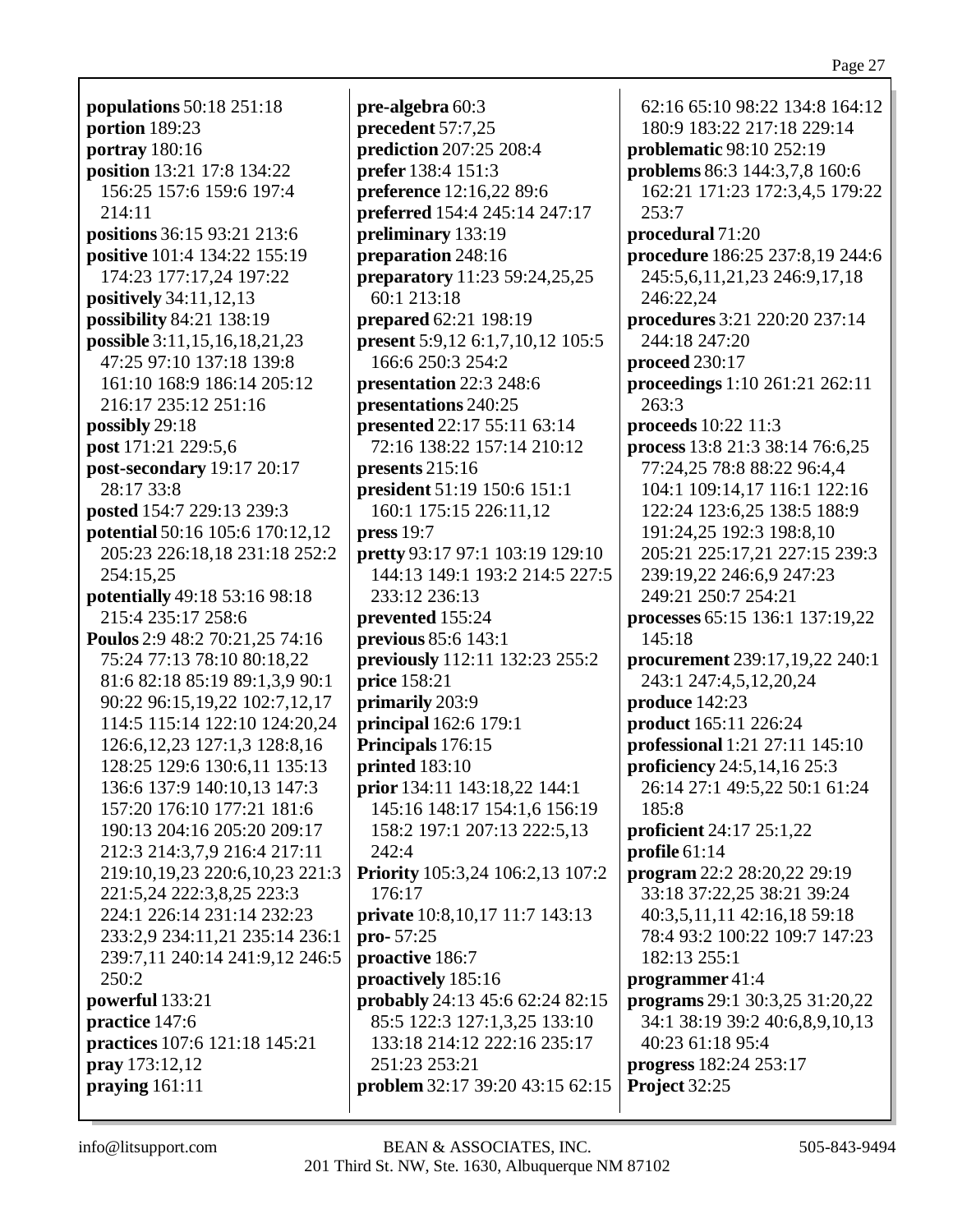**populations** 50:18 251:18
**portion** 189:23
**portray** 180:16
**position** 13:21 17:8 134:22 156:25 157:6 159:6 197:4 214:11
**positions** 36:15 93:21 213:6
**positive** 101:4 134:22 155:19 174:23 177:17,24 197:22
**positively** 34:11,12,13
**possibility** 84:21 138:19
**possible** 3:11,15,16,18,21,23 47:25 97:10 137:18 139:8 161:10 168:9 186:14 205:12 216:17 235:12 251:16
**possibly** 29:18
**post** 171:21 229:5,6
**post-secondary** 19:17 20:17 28:17 33:8
**posted** 154:7 229:13 239:3
**potential** 50:16 105:6 170:12,12 205:23 226:18,18 231:18 252:2 254:15,25
**potentially** 49:18 53:16 98:18 215:4 235:17 258:6
**Poulos** 2:9 48:2 70:21,25 74:16 75:24 77:13 78:10 80:18,22 81:6 82:18 85:19 89:1,3,9 90:1 90:22 96:15,19,22 102:7,12,17 114:5 115:14 122:10 124:20,24 126:6,12,23 127:1,3 128:8,16 128:25 129:6 130:6,11 135:13 136:6 137:9 140:10,13 147:3 157:20 176:10 177:21 181:6 190:13 204:16 205:20 209:17 212:3 214:3,7,9 216:4 217:11 219:10,19,23 220:6,10,23 221:3 221:5,24 222:3,8,25 223:3 224:1 226:14 231:14 232:23 233:2,9 234:11,21 235:14 236:1 239:7,11 240:14 241:9,12 246:5 250:2
**powerful** 133:21
**practice** 147:6
**practices** 107:6 121:18 145:21
**pray** 173:12,12
**praying** 161:11
**pre-algebra** 60:3
**precedent** 57:7,25
**prediction** 207:25 208:4
**prefer** 138:4 151:3
**preference** 12:16,22 89:6
**preferred** 154:4 245:14 247:17
**preliminary** 133:19
**preparation** 248:16
**preparatory** 11:23 59:24,25,25 60:1 213:18
**prepared** 62:21 198:19
**present** 5:9,12 6:1,7,10,12 105:5 166:6 250:3 254:2
**presentation** 22:3 248:6
**presentations** 240:25
**presented** 22:17 55:11 63:14 72:16 138:22 157:14 210:12
**presents** 215:16
**president** 51:19 150:6 151:1 160:1 175:15 226:11,12
**press** 19:7
**pretty** 93:17 97:1 103:19 129:10 144:13 149:1 193:2 214:5 227:5 233:12 236:13
**prevented** 155:24
**previous** 85:6 143:1
**previously** 112:11 132:23 255:2
**price** 158:21
**primarily** 203:9
**principal** 162:6 179:1
**Principals** 176:15
**printed** 183:10
**prior** 134:11 143:18,22 144:1 145:16 148:17 154:1,6 156:19 158:2 197:1 207:13 222:5,13 242:4
**Priority** 105:3,24 106:2,13 107:2 176:17
**private** 10:8,10,17 11:7 143:13
**pro-** 57:25
**proactive** 186:7
**proactively** 185:16
**probably** 24:13 45:6 62:24 82:15 85:5 122:3 127:1,3,25 133:10 133:18 214:12 222:16 235:17 251:23 253:21
**problem** 32:17 39:20 43:15 62:15 62:16 65:10 98:22 134:8 164:12 180:9 183:22 217:18 229:14
**problematic** 98:10 252:19
**problems** 86:3 144:3,7,8 160:6 162:21 171:23 172:3,4,5 179:22 253:7
**procedural** 71:20
**procedure** 186:25 237:8,19 244:6 245:5,6,11,21,23 246:9,17,18 246:22,24
**procedures** 3:21 220:20 237:14 244:18 247:20
**proceed** 230:17
**proceedings** 1:10 261:21 262:11 263:3
**proceeds** 10:22 11:3
**process** 13:8 21:3 38:14 76:6,25 77:24,25 78:8 88:22 96:4,4 104:1 109:14,17 116:1 122:16 122:24 123:6,25 138:5 188:9 191:24,25 192:3 198:8,10 205:21 225:17,21 227:15 239:3 239:19,22 246:6,9 247:23 249:21 250:7 254:21
**processes** 65:15 136:1 137:19,22 145:18
**procurement** 239:17,19,22 240:1 243:1 247:4,5,12,20,24
**produce** 142:23
**product** 165:11 226:24
**professional** 1:21 27:11 145:10
**proficiency** 24:5,14,16 25:3 26:14 27:1 49:5,22 50:1 61:24 185:8
**proficient** 24:17 25:1,22
**profile** 61:14
**program** 22:2 28:20,22 29:19 33:18 37:22,25 38:21 39:24 40:3,5,11,11 42:16,18 59:18 78:4 93:2 100:22 109:7 147:23 182:13 255:1
**programmer** 41:4
**programs** 29:1 30:3,25 31:20,22 34:1 38:19 39:2 40:6,8,9,10,13 40:23 61:18 95:4
**progress** 182:24 253:17
**Project** 32:25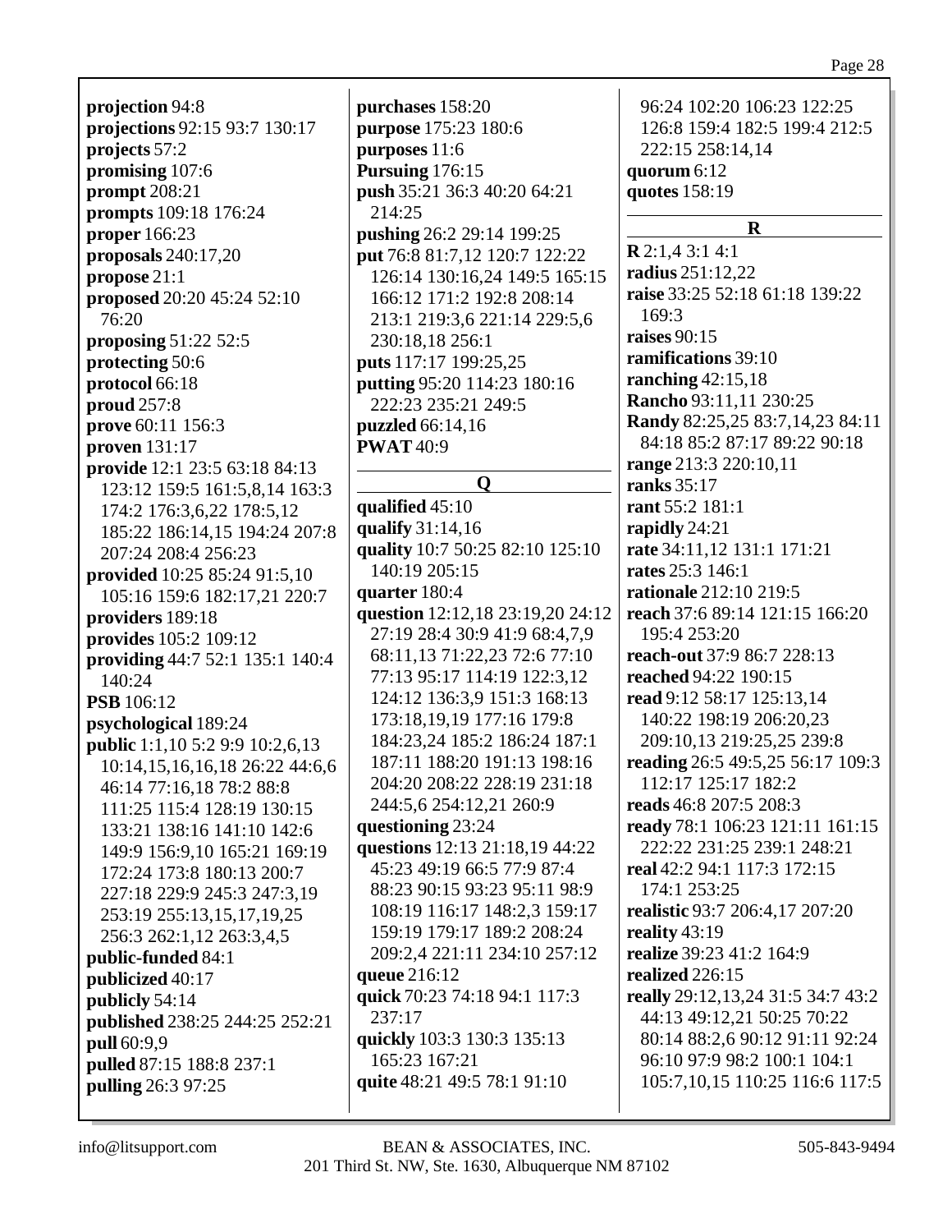**projection** 94:8
**projections** 92:15 93:7 130:17
**projects** 57:2
**promising** 107:6
**prompt** 208:21
**prompts** 109:18 176:24
**proper** 166:23
**proposals** 240:17,20
**propose** 21:1
**proposed** 20:20 45:24 52:10 76:20
**proposing** 51:22 52:5
**protecting** 50:6
**protocol** 66:18
**proud** 257:8
**prove** 60:11 156:3
**proven** 131:17
**provide** 12:1 23:5 63:18 84:13 123:12 159:5 161:5,8,14 163:3 174:2 176:3,6,22 178:5,12 185:22 186:14,15 194:24 207:8 207:24 208:4 256:23
**provided** 10:25 85:24 91:5,10 105:16 159:6 182:17,21 220:7
**providers** 189:18
**provides** 105:2 109:12
**providing** 44:7 52:1 135:1 140:4 140:24
**PSB** 106:12
**psychological** 189:24
**public** 1:1,10 5:2 9:9 10:2,6,13 10:14,15,16,16,18 26:22 44:6,6 46:14 77:16,18 78:2 88:8 111:25 115:4 128:19 130:15 133:21 138:16 141:10 142:6 149:9 156:9,10 165:21 169:19 172:24 173:8 180:13 200:7 227:18 229:9 245:3 247:3,19 253:19 255:13,15,17,19,25 256:3 262:1,12 263:3,4,5
**public-funded** 84:1
**publicized** 40:17
**publicly** 54:14
**published** 238:25 244:25 252:21
**pull** 60:9,9
**pulled** 87:15 188:8 237:1
**pulling** 26:3 97:25
**purchases** 158:20
**purpose** 175:23 180:6
**purposes** 11:6
**Pursuing** 176:15
**push** 35:21 36:3 40:20 64:21 214:25
**pushing** 26:2 29:14 199:25
**put** 76:8 81:7,12 120:7 122:22 126:14 130:16,24 149:5 165:15 166:12 171:2 192:8 208:14 213:1 219:3,6 221:14 229:5,6 230:18,18 256:1
**puts** 117:17 199:25,25
**putting** 95:20 114:23 180:16 222:23 235:21 249:5
**puzzled** 66:14,16
**PWAT** 40:9

## Q

**qualified** 45:10
**qualify** 31:14,16
**quality** 10:7 50:25 82:10 125:10 140:19 205:15
**quarter** 180:4
**question** 12:12,18 23:19,20 24:12 27:19 28:4 30:9 41:9 68:4,7,9 68:11,13 71:22,23 72:6 77:10 77:13 95:17 114:19 122:3,12 124:12 136:3,9 151:3 168:13 173:18,19,19 177:16 179:8 184:23,24 185:2 186:24 187:1 187:11 188:20 191:13 198:16 204:20 208:22 228:19 231:18 244:5,6 254:12,21 260:9
**questioning** 23:24
**questions** 12:13 21:18,19 44:22 45:23 49:19 66:5 77:9 87:4 88:23 90:15 93:23 95:11 98:9 108:19 116:17 148:2,3 159:17 159:19 179:17 189:2 208:24 209:2,4 221:11 234:10 257:12
**queue** 216:12
**quick** 70:23 74:18 94:1 117:3 237:17
**quickly** 103:3 130:3 135:13 165:23 167:21
**quite** 48:21 49:5 78:1 91:10 96:24 102:20 106:23 122:25 126:8 159:4 182:5 199:4 212:5 222:15 258:14,14
**quorum** 6:12
**quotes** 158:19

## R

**R** 2:1,4 3:1 4:1
**radius** 251:12,22
**raise** 33:25 52:18 61:18 139:22 169:3
**raises** 90:15
**ramifications** 39:10
**ranching** 42:15,18
**Rancho** 93:11,11 230:25
**Randy** 82:25,25 83:7,14,23 84:11 84:18 85:2 87:17 89:22 90:18
**range** 213:3 220:10,11
**ranks** 35:17
**rant** 55:2 181:1
**rapidly** 24:21
**rate** 34:11,12 131:1 171:21
**rates** 25:3 146:1
**rationale** 212:10 219:5
**reach** 37:6 89:14 121:15 166:20 195:4 253:20
**reach-out** 37:9 86:7 228:13
**reached** 94:22 190:15
**read** 9:12 58:17 125:13,14 140:22 198:19 206:20,23 209:10,13 219:25,25 239:8
**reading** 26:5 49:5,25 56:17 109:3 112:17 125:17 182:2
**reads** 46:8 207:5 208:3
**ready** 78:1 106:23 121:11 161:15 222:22 231:25 239:1 248:21
**real** 42:2 94:1 117:3 172:15 174:1 253:25
**realistic** 93:7 206:4,17 207:20
**reality** 43:19
**realize** 39:23 41:2 164:9
**realized** 226:15
**really** 29:12,13,24 31:5 34:7 43:2 44:13 49:12,21 50:25 70:22 80:14 88:2,6 90:12 91:11 92:24 96:10 97:9 98:2 100:1 104:1 105:7,10,15 110:25 116:6 117:5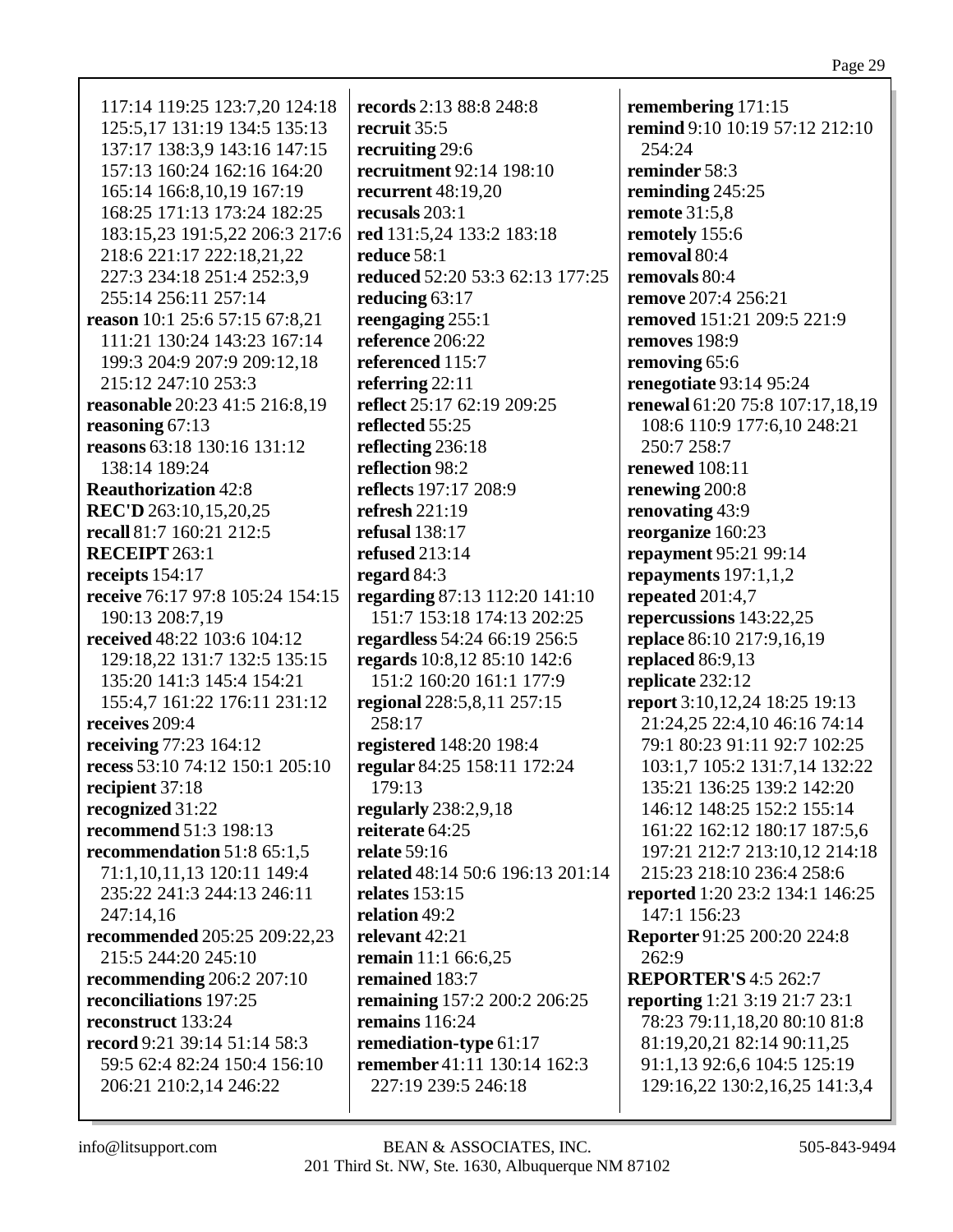117:14 119:25 123:7,20 124:18 125:5,17 131:19 134:5 135:13 137:17 138:3,9 143:16 147:15 157:13 160:24 162:16 164:20 165:14 166:8,10,19 167:19 168:25 171:13 173:24 182:25 183:15,23 191:5,22 206:3 217:6 218:6 221:17 222:18,21,22 227:3 234:18 251:4 252:3,9 255:14 256:11 257:14

**reason** 10:1 25:6 57:15 67:8,21 111:21 130:24 143:23 167:14 199:3 204:9 207:9 209:12,18 215:12 247:10 253:3

**reasonable** 20:23 41:5 216:8,19

**reasoning** 67:13

**reasons** 63:18 130:16 131:12 138:14 189:24

**Reauthorization** 42:8

**REC'D** 263:10,15,20,25

**recall** 81:7 160:21 212:5

**RECEIPT** 263:1

**receipts** 154:17

**receive** 76:17 97:8 105:24 154:15 190:13 208:7,19

**received** 48:22 103:6 104:12 129:18,22 131:7 132:5 135:15 135:20 141:3 145:4 154:21 155:4,7 161:22 176:11 231:12

**receives** 209:4

**receiving** 77:23 164:12

**recess** 53:10 74:12 150:1 205:10

**recipient** 37:18

**recognized** 31:22

**recommend** 51:3 198:13

**recommendation** 51:8 65:1,5 71:1,10,11,13 120:11 149:4 235:22 241:3 244:13 246:11 247:14,16

**recommended** 205:25 209:22,23 215:5 244:20 245:10

**recommending** 206:2 207:10

**reconciliations** 197:25

**reconstruct** 133:24

**record** 9:21 39:14 51:14 58:3 59:5 62:4 82:24 150:4 156:10 206:21 210:2,14 246:22

**records** 2:13 88:8 248:8

**recruit** 35:5

**recruiting** 29:6

**recruitment** 92:14 198:10

**recurrent** 48:19,20

**recusals** 203:1

**red** 131:5,24 133:2 183:18

**reduce** 58:1

**reduced** 52:20 53:3 62:13 177:25

**reducing** 63:17

**reengaging** 255:1

**reference** 206:22

**referenced** 115:7

**referring** 22:11

**reflect** 25:17 62:19 209:25

**reflected** 55:25

**reflecting** 236:18

**reflection** 98:2

**reflects** 197:17 208:9

**refresh** 221:19

**refusal** 138:17

**refused** 213:14

**regard** 84:3

**regarding** 87:13 112:20 141:10 151:7 153:18 174:13 202:25

**regardless** 54:24 66:19 256:5

**regards** 10:8,12 85:10 142:6 151:2 160:20 161:1 177:9

**regional** 228:5,8,11 257:15 258:17

**registered** 148:20 198:4

**regular** 84:25 158:11 172:24 179:13

**regularly** 238:2,9,18

**reiterate** 64:25

**relate** 59:16

**related** 48:14 50:6 196:13 201:14

**relates** 153:15

**relation** 49:2

**relevant** 42:21

**remain** 11:1 66:6,25

**remained** 183:7

**remaining** 157:2 200:2 206:25

**remains** 116:24

**remediation-type** 61:17

**remember** 41:11 130:14 162:3 227:19 239:5 246:18

**remembering** 171:15

**remind** 9:10 10:19 57:12 212:10 254:24

**reminder** 58:3

**reminding** 245:25

**remote** 31:5,8

**remotely** 155:6

**removal** 80:4

**removals** 80:4

**remove** 207:4 256:21

**removed** 151:21 209:5 221:9

**removes** 198:9

**removing** 65:6

**renegotiate** 93:14 95:24

**renewal** 61:20 75:8 107:17,18,19 108:6 110:9 177:6,10 248:21 250:7 258:7

**renewed** 108:11

**renewing** 200:8

**renovating** 43:9

**reorganize** 160:23

**repayment** 95:21 99:14

**repayments** 197:1,1,2

**repeated** 201:4,7

**repercussions** 143:22,25

**replace** 86:10 217:9,16,19

**replaced** 86:9,13

**replicate** 232:12

**report** 3:10,12,24 18:25 19:13 21:24,25 22:4,10 46:16 74:14 79:1 80:23 91:11 92:7 102:25 103:1,7 105:2 131:7,14 132:22 135:21 136:25 139:2 142:20 146:12 148:25 152:2 155:14 161:22 162:12 180:17 187:5,6 197:21 212:7 213:10,12 214:18 215:23 218:10 236:4 258:6

**reported** 1:20 23:2 134:1 146:25 147:1 156:23

**Reporter** 91:25 200:20 224:8 262:9

**REPORTER'S** 4:5 262:7

**reporting** 1:21 3:19 21:7 23:1 78:23 79:11,18,20 80:10 81:8 81:19,20,21 82:14 90:11,25 91:1,13 92:6,6 104:5 125:19 129:16,22 130:2,16,25 141:3,4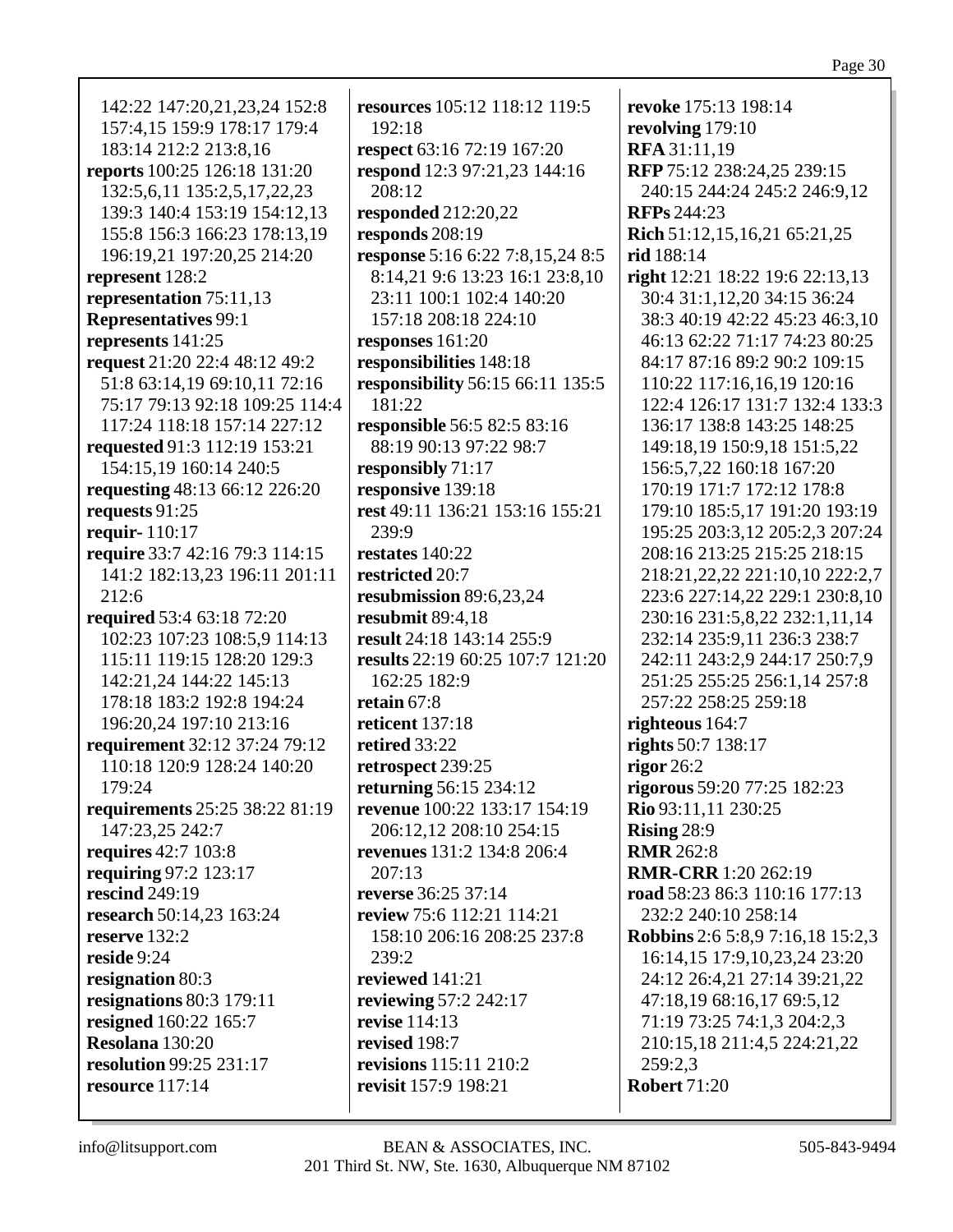142:22 147:20,21,23,24 152:8 157:4,15 159:9 178:17 179:4 183:14 212:2 213:8,16
**reports** 100:25 126:18 131:20 132:5,6,11 135:2,5,17,22,23 139:3 140:4 153:19 154:12,13 155:8 156:3 166:23 178:13,19 196:19,21 197:20,25 214:20
**represent** 128:2
**representation** 75:11,13
**Representatives** 99:1
**represents** 141:25
**request** 21:20 22:4 48:12 49:2 51:8 63:14,19 69:10,11 72:16 75:17 79:13 92:18 109:25 114:4 117:24 118:18 157:14 227:12
**requested** 91:3 112:19 153:21 154:15,19 160:14 240:5
**requesting** 48:13 66:12 226:20
**requests** 91:25
**requir-** 110:17
**require** 33:7 42:16 79:3 114:15 141:2 182:13,23 196:11 201:11 212:6
**required** 53:4 63:18 72:20 102:23 107:23 108:5,9 114:13 115:11 119:15 128:20 129:3 142:21,24 144:22 145:13 178:18 183:2 192:8 194:24 196:20,24 197:10 213:16
**requirement** 32:12 37:24 79:12 110:18 120:9 128:24 140:20 179:24
**requirements** 25:25 38:22 81:19 147:23,25 242:7
**requires** 42:7 103:8
**requiring** 97:2 123:17
**rescind** 249:19
**research** 50:14,23 163:24
**reserve** 132:2
**reside** 9:24
**resignation** 80:3
**resignations** 80:3 179:11
**resigned** 160:22 165:7
**Resolana** 130:20
**resolution** 99:25 231:17
**resource** 117:14
**resources** 105:12 118:12 119:5 192:18
**respect** 63:16 72:19 167:20
**respond** 12:3 97:21,23 144:16 208:12
**responded** 212:20,22
**responds** 208:19
**response** 5:16 6:22 7:8,15,24 8:5 8:14,21 9:6 13:23 16:1 23:8,10 23:11 100:1 102:4 140:20 157:18 208:18 224:10
**responses** 161:20
**responsibilities** 148:18
**responsibility** 56:15 66:11 135:5 181:22
**responsible** 56:5 82:5 83:16 88:19 90:13 97:22 98:7
**responsibly** 71:17
**responsive** 139:18
**rest** 49:11 136:21 153:16 155:21 239:9
**restates** 140:22
**restricted** 20:7
**resubmission** 89:6,23,24
**resubmit** 89:4,18
**result** 24:18 143:14 255:9
**results** 22:19 60:25 107:7 121:20 162:25 182:9
**retain** 67:8
**reticent** 137:18
**retired** 33:22
**retrospect** 239:25
**returning** 56:15 234:12
**revenue** 100:22 133:17 154:19 206:12,12 208:10 254:15
**revenues** 131:2 134:8 206:4 207:13
**reverse** 36:25 37:14
**review** 75:6 112:21 114:21 158:10 206:16 208:25 237:8 239:2
**reviewed** 141:21
**reviewing** 57:2 242:17
**revise** 114:13
**revised** 198:7
**revisions** 115:11 210:2
**revisit** 157:9 198:21
**revoke** 175:13 198:14
**revolving** 179:10
**RFA** 31:11,19
**RFP** 75:12 238:24,25 239:15 240:15 244:24 245:2 246:9,12
**RFPs** 244:23
**Rich** 51:12,15,16,21 65:21,25
**rid** 188:14
**right** 12:21 18:22 19:6 22:13,13 30:4 31:1,12,20 34:15 36:24 38:3 40:19 42:22 45:23 46:3,10 46:13 62:22 71:17 74:23 80:25 84:17 87:16 89:2 90:2 109:15 110:22 117:16,16,19 120:16 122:4 126:17 131:7 132:4 133:3 136:17 138:8 143:25 148:25 149:18,19 150:9,18 151:5,22 156:5,7,22 160:18 167:20 170:19 171:7 172:12 178:8 179:10 185:5,17 191:20 193:19 195:25 203:3,12 205:2,3 207:24 208:16 213:25 215:25 218:15 218:21,22,22 221:10,10 222:2,7 223:6 227:14,22 229:1 230:8,10 230:16 231:5,8,22 232:1,11,14 232:14 235:9,11 236:3 238:7 242:11 243:2,9 244:17 250:7,9 251:25 255:25 256:1,14 257:8 257:22 258:25 259:18
**righteous** 164:7
**rights** 50:7 138:17
**rigor** 26:2
**rigorous** 59:20 77:25 182:23
**Rio** 93:11,11 230:25
**Rising** 28:9
**RMR** 262:8
**RMR-CRR** 1:20 262:19
**road** 58:23 86:3 110:16 177:13 232:2 240:10 258:14
**Robbins** 2:6 5:8,9 7:16,18 15:2,3 16:14,15 17:9,10,23,24 23:20 24:12 26:4,21 27:14 39:21,22 47:18,19 68:16,17 69:5,12 71:19 73:25 74:1,3 204:2,3 210:15,18 211:4,5 224:21,22 259:2,3
**Robert** 71:20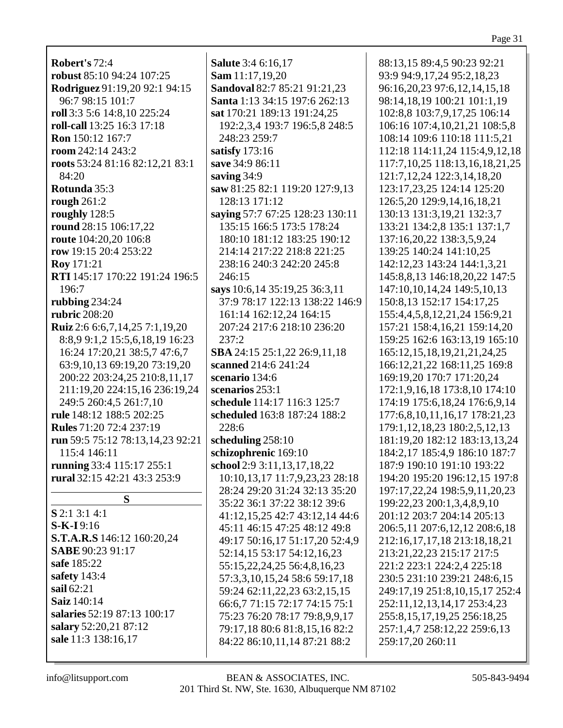**Robert's** 72:4
**robust** 85:10 94:24 107:25
**Rodriguez** 91:19,20 92:1 94:15 96:7 98:15 101:7
**roll** 3:3 5:6 14:8,10 225:24
**roll-call** 13:25 16:3 17:18
**Ron** 150:12 167:7
**room** 242:14 243:2
**roots** 53:24 81:16 82:12,21 83:1 84:20
**Rotunda** 35:3
**rough** 261:2
**roughly** 128:5
**round** 28:15 106:17,22
**route** 104:20,20 106:8
**row** 19:15 20:4 253:22
**Roy** 171:21
**RTI** 145:17 170:22 191:24 196:5 196:7
**rubbing** 234:24
**rubric** 208:20
**Ruiz** 2:6 6:6,7,14,25 7:1,19,20 8:8,9 9:1,2 15:5,6,18,19 16:23 16:24 17:20,21 38:5,7 47:6,7 63:9,10,13 69:19,20 73:19,20 200:22 203:24,25 210:8,11,17 211:19,20 224:15,16 236:19,24 249:5 260:4,5 261:7,10
**rule** 148:12 188:5 202:25
**Rules** 71:20 72:4 237:19
**run** 59:5 75:12 78:13,14,23 92:21 115:4 146:11
**running** 33:4 115:17 255:1
**rural** 32:15 42:21 43:3 253:9

## S

**S** 2:1 3:1 4:1
**S-K-I** 9:16
**S.T.A.R.S** 146:12 160:20,24
**SABE** 90:23 91:17
**safe** 185:22
**safety** 143:4
**sail** 62:21
**Saiz** 140:14
**salaries** 52:19 87:13 100:17
**salary** 52:20,21 87:12
**sale** 11:3 138:16,17
**Salute** 3:4 6:16,17
**Sam** 11:17,19,20
**Sandoval** 82:7 85:21 91:21,23
**Santa** 1:13 34:15 197:6 262:13
**sat** 170:21 189:13 191:24,25 192:2,3,4 193:7 196:5,8 248:5 248:23 259:7
**satisfy** 173:16
**save** 34:9 86:11
**saving** 34:9
**saw** 81:25 82:1 119:20 127:9,13 128:13 171:12
**saying** 57:7 67:25 128:23 130:11 135:15 166:5 173:5 178:24 180:10 181:12 183:25 190:12 214:14 217:22 218:8 221:25 238:16 240:3 242:20 245:8 246:15
**says** 10:6,14 35:19,25 36:3,11 37:9 78:17 122:13 138:22 146:9 161:14 162:12,24 164:15 207:24 217:6 218:10 236:20 237:2
**SBA** 24:15 25:1,22 26:9,11,18
**scanned** 214:6 241:24
**scenario** 134:6
**scenarios** 253:1
**schedule** 114:17 116:3 125:7
**scheduled** 163:8 187:24 188:2 228:6
**scheduling** 258:10
**schizophrenic** 169:10
**school** 2:9 3:11,13,17,18,22 10:10,13,17 11:7,9,23,23 28:18 28:24 29:20 31:24 32:13 35:20 35:22 36:1 37:22 38:12 39:6 41:12,15,25 42:7 43:12,14 44:6 45:11 46:15 47:25 48:12 49:8 49:17 50:16,17 51:17,20 52:4,9 52:14,15 53:17 54:12,16,23 55:15,22,24,25 56:4,8,16,23 57:3,3,10,15,24 58:6 59:17,18 59:24 62:11,22,23 63:2,15,15 66:6,7 71:15 72:17 74:15 75:1 75:23 76:20 78:17 79:8,9,9,17 79:17,18 80:6 81:8,15,16 82:2 84:22 86:10,11,14 87:21 88:2 88:13,15 89:4,5 90:23 92:21 93:9 94:9,17,24 95:2,18,23 96:16,20,23 97:6,12,14,15,18 98:14,18,19 100:21 101:1,19 102:8,8 103:7,9,17,25 106:14 106:16 107:4,10,21,21 108:5,8 108:14 109:6 110:18 111:5,21 112:18 114:11,24 115:4,9,12,18 117:7,10,25 118:13,16,18,21,25 121:7,12,24 122:3,14,18,20 123:17,23,25 124:14 125:20 126:5,20 129:9,14,16,18,21 130:13 131:3,19,21 132:3,7 133:21 134:2,8 135:1 137:1,7 137:16,20,22 138:3,5,9,24 139:25 140:24 141:10,25 142:12,23 143:24 144:1,3,21 145:8,8,13 146:18,20,22 147:5 147:10,10,14,24 149:5,10,13 150:8,13 152:17 154:17,25 155:4,4,5,8,12,21,24 156:9,21 157:21 158:4,16,21 159:14,20 159:25 162:6 163:13,19 165:10 165:12,15,18,19,21,21,24,25 166:12,21,22 168:11,25 169:8 169:19,20 170:7 171:20,24 172:1,9,16,18 173:8,10 174:10 174:19 175:6,18,24 176:6,9,14 177:6,8,10,11,16,17 178:21,23 179:1,12,18,23 180:2,5,12,13 181:19,20 182:12 183:13,13,24 184:2,17 185:4,9 186:10 187:7 187:9 190:10 191:10 193:22 194:20 195:20 196:12,15 197:8 197:17,22,24 198:5,9,11,20,23 199:22,23 200:1,3,4,8,9,10 201:12 203:7 204:14 205:13 206:5,11 207:6,12,12 208:6,18 212:16,17,17,18 213:18,18,21 213:21,22,23 215:17 217:5 221:2 223:1 224:2,4 225:18 230:5 231:10 239:21 248:6,15 249:17,19 251:8,10,15,17 252:4 252:11,12,13,14,17 253:4,23 255:8,15,17,19,25 256:18,25 257:1,4,7 258:12,22 259:6,13 259:17,20 260:11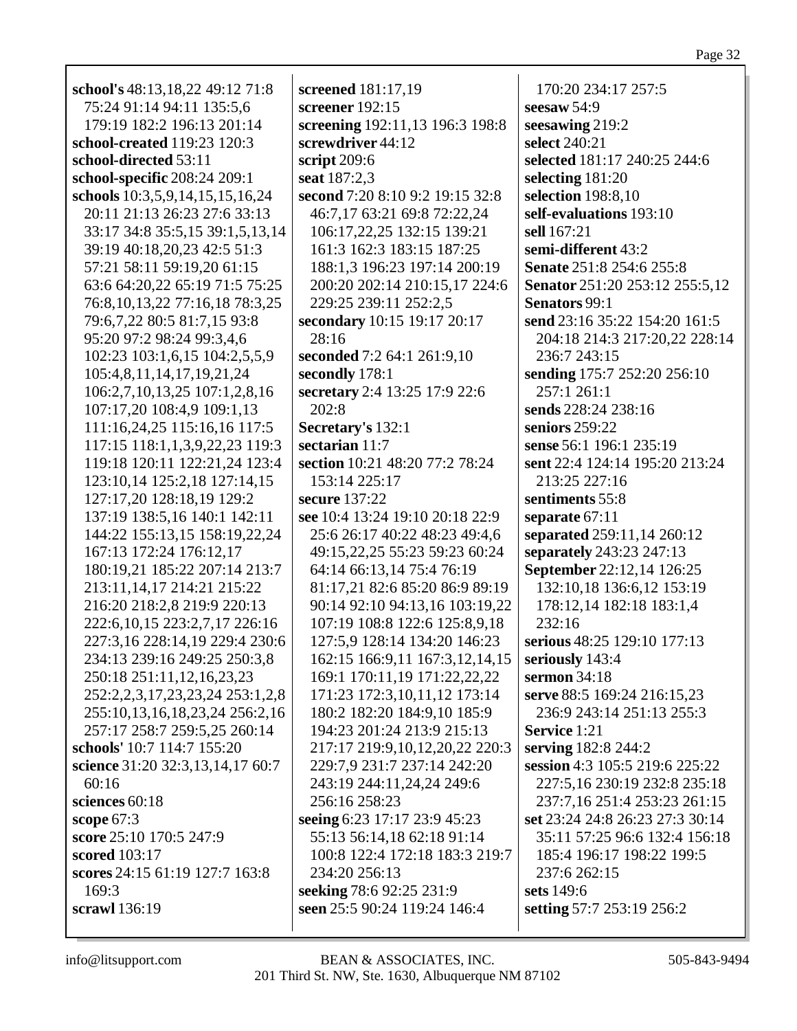**school's** 48:13,18,22 49:12 71:8 75:24 91:14 94:11 135:5,6 179:19 182:2 196:13 201:14
**school-created** 119:23 120:3
**school-directed** 53:11
**school-specific** 208:24 209:1
**schools** 10:3,5,9,14,15,15,16,24 20:11 21:13 26:23 27:6 33:13 33:17 34:8 35:5,15 39:1,5,13,14 39:19 40:18,20,23 42:5 51:3 57:21 58:11 59:19,20 61:15 63:6 64:20,22 65:19 71:5 75:25 76:8,10,13,22 77:16,18 78:3,25 79:6,7,22 80:5 81:7,15 93:8 95:20 97:2 98:24 99:3,4,6 102:23 103:1,6,15 104:2,5,5,9 105:4,8,11,14,17,19,21,24 106:2,7,10,13,25 107:1,2,8,16 107:17,20 108:4,9 109:1,13 111:16,24,25 115:16,16 117:5 117:15 118:1,1,3,9,22,23 119:3 119:18 120:11 122:21,24 123:4 123:10,14 125:2,18 127:14,15 127:17,20 128:18,19 129:2 137:19 138:5,16 140:1 142:11 144:22 155:13,15 158:19,22,24 167:13 172:24 176:12,17 180:19,21 185:22 207:14 213:7 213:11,14,17 214:21 215:22 216:20 218:2,8 219:9 220:13 222:6,10,15 223:2,7,17 226:16 227:3,16 228:14,19 229:4 230:6 234:13 239:16 249:25 250:3,8 250:18 251:11,12,16,23,23 252:2,2,3,17,23,23,24 253:1,2,8 255:10,13,16,18,23,24 256:2,16 257:17 258:7 259:5,25 260:14
**schools'** 10:7 114:7 155:20
**science** 31:20 32:3,13,14,17 60:7 60:16
**sciences** 60:18
**scope** 67:3
**score** 25:10 170:5 247:9
**scored** 103:17
**scores** 24:15 61:19 127:7 163:8 169:3
**scrawl** 136:19
**screened** 181:17,19
**screener** 192:15
**screening** 192:11,13 196:3 198:8
**screwdriver** 44:12
**script** 209:6
**seat** 187:2,3
**second** 7:20 8:10 9:2 19:15 32:8 46:7,17 63:21 69:8 72:22,24 106:17,22,25 132:15 139:21 161:3 162:3 183:15 187:25 188:1,3 196:23 197:14 200:19 200:20 202:14 210:15,17 224:6 229:25 239:11 252:2,5
**secondary** 10:15 19:17 20:17 28:16
**seconded** 7:2 64:1 261:9,10
**secondly** 178:1
**secretary** 2:4 13:25 17:9 22:6 202:8
**Secretary's** 132:1
**sectarian** 11:7
**section** 10:21 48:20 77:2 78:24 153:14 225:17
**secure** 137:22
**see** 10:4 13:24 19:10 20:18 22:9 25:6 26:17 40:22 48:23 49:4,6 49:15,22,25 55:23 59:23 60:24 64:14 66:13,14 75:4 76:19 81:17,21 82:6 85:20 86:9 89:19 90:14 92:10 94:13,16 103:19,22 107:19 108:8 122:6 125:8,9,18 127:5,9 128:14 134:20 146:23 162:15 166:9,11 167:3,12,14,15 169:1 170:11,19 171:22,22,22 171:23 172:3,10,11,12 173:14 180:2 182:20 184:9,10 185:9 194:23 201:24 213:9 215:13 217:17 219:9,10,12,20,22 220:3 229:7,9 231:7 237:14 242:20 243:19 244:11,24,24 249:6 256:16 258:23
**seeing** 6:23 17:17 23:9 45:23 55:13 56:14,18 62:18 91:14 100:8 122:4 172:18 183:3 219:7 234:20 256:13
**seeking** 78:6 92:25 231:9
**seen** 25:5 90:24 119:24 146:4 170:20 234:17 257:5
**seesaw** 54:9
**seesawing** 219:2
**select** 240:21
**selected** 181:17 240:25 244:6
**selecting** 181:20
**selection** 198:8,10
**self-evaluations** 193:10
**sell** 167:21
**semi-different** 43:2
**Senate** 251:8 254:6 255:8
**Senator** 251:20 253:12 255:5,12
**Senators** 99:1
**send** 23:16 35:22 154:20 161:5 204:18 214:3 217:20,22 228:14 236:7 243:15
**sending** 175:7 252:20 256:10 257:1 261:1
**sends** 228:24 238:16
**seniors** 259:22
**sense** 56:1 196:1 235:19
**sent** 22:4 124:14 195:20 213:24 213:25 227:16
**sentiments** 55:8
**separate** 67:11
**separated** 259:11,14 260:12
**separately** 243:23 247:13
**September** 22:12,14 126:25 132:10,18 136:6,12 153:19 178:12,14 182:18 183:1,4 232:16
**serious** 48:25 129:10 177:13
**seriously** 143:4
**sermon** 34:18
**serve** 88:5 169:24 216:15,23 236:9 243:14 251:13 255:3
**Service** 1:21
**serving** 182:8 244:2
**session** 4:3 105:5 219:6 225:22 227:5,16 230:19 232:8 235:18 237:7,16 251:4 253:23 261:15
**set** 23:24 24:8 26:23 27:3 30:14 35:11 57:25 96:6 132:4 156:18 185:4 196:17 198:22 199:5 237:6 262:15
**sets** 149:6
**setting** 57:7 253:19 256:2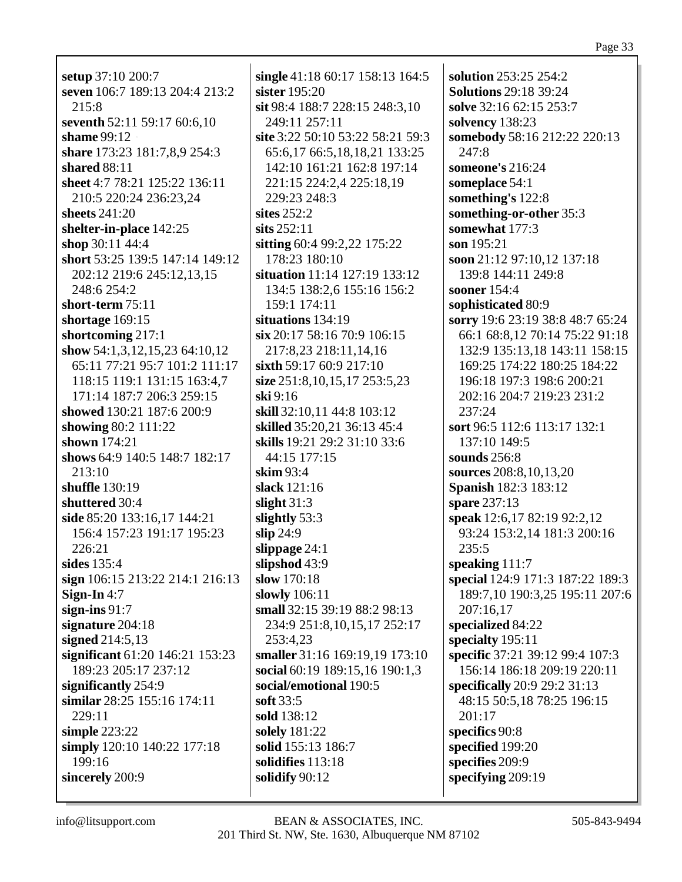**setup** 37:10 200:7
**seven** 106:7 189:13 204:4 213:2 215:8
**seventh** 52:11 59:17 60:6,10
**shame** 99:12
**share** 173:23 181:7,8,9 254:3
**shared** 88:11
**sheet** 4:7 78:21 125:22 136:11 210:5 220:24 236:23,24
**sheets** 241:20
**shelter-in-place** 142:25
**shop** 30:11 44:4
**short** 53:25 139:5 147:14 149:12 202:12 219:6 245:12,13,15 248:6 254:2
**short-term** 75:11
**shortage** 169:15
**shortcoming** 217:1
**show** 54:1,3,12,15,23 64:10,12 65:11 77:21 95:7 101:2 111:17 118:15 119:1 131:15 163:4,7 171:14 187:7 206:3 259:15
**showed** 130:21 187:6 200:9
**showing** 80:2 111:22
**shown** 174:21
**shows** 64:9 140:5 148:7 182:17 213:10
**shuffle** 130:19
**shuttered** 30:4
**side** 85:20 133:16,17 144:21 156:4 157:23 191:17 195:23 226:21
**sides** 135:4
**sign** 106:15 213:22 214:1 216:13
**Sign-In** 4:7
**sign-ins** 91:7
**signature** 204:18
**signed** 214:5,13
**significant** 61:20 146:21 153:23 189:23 205:17 237:12
**significantly** 254:9
**similar** 28:25 155:16 174:11 229:11
**simple** 223:22
**simply** 120:10 140:22 177:18 199:16
**sincerely** 200:9
**single** 41:18 60:17 158:13 164:5
**sister** 195:20
**sit** 98:4 188:7 228:15 248:3,10 249:11 257:11
**site** 3:22 50:10 53:22 58:21 59:3 65:6,17 66:5,18,18,21 133:25 142:10 161:21 162:8 197:14 221:15 224:2,4 225:18,19 229:23 248:3
**sites** 252:2
**sits** 252:11
**sitting** 60:4 99:2,22 175:22 178:23 180:10
**situation** 11:14 127:19 133:12 134:5 138:2,6 155:16 156:2 159:1 174:11
**situations** 134:19
**six** 20:17 58:16 70:9 106:15 217:8,23 218:11,14,16
**sixth** 59:17 60:9 217:10
**size** 251:8,10,15,17 253:5,23
**ski** 9:16
**skill** 32:10,11 44:8 103:12
**skilled** 35:20,21 36:13 45:4
**skills** 19:21 29:2 31:10 33:6 44:15 177:15
**skim** 93:4
**slack** 121:16
**slight** 31:3
**slightly** 53:3
**slip** 24:9
**slippage** 24:1
**slipshod** 43:9
**slow** 170:18
**slowly** 106:11
**small** 32:15 39:19 88:2 98:13 234:9 251:8,10,15,17 252:17 253:4,23
**smaller** 31:16 169:19,19 173:10
**social** 60:19 189:15,16 190:1,3
**social/emotional** 190:5
**soft** 33:5
**sold** 138:12
**solely** 181:22
**solid** 155:13 186:7
**solidifies** 113:18
**solidify** 90:12
**solution** 253:25 254:2
**Solutions** 29:18 39:24
**solve** 32:16 62:15 253:7
**solvency** 138:23
**somebody** 58:16 212:22 220:13 247:8
**someone's** 216:24
**someplace** 54:1
**something's** 122:8
**something-or-other** 35:3
**somewhat** 177:3
**son** 195:21
**soon** 21:12 97:10,12 137:18 139:8 144:11 249:8
**sooner** 154:4
**sophisticated** 80:9
**sorry** 19:6 23:19 38:8 48:7 65:24 66:1 68:8,12 70:14 75:22 91:18 132:9 135:13,18 143:11 158:15 169:25 174:22 180:25 184:22 196:18 197:3 198:6 200:21 202:16 204:7 219:23 231:2 237:24
**sort** 96:5 112:6 113:17 132:1 137:10 149:5
**sounds** 256:8
**sources** 208:8,10,13,20
**Spanish** 182:3 183:12
**spare** 237:13
**speak** 12:6,17 82:19 92:2,12 93:24 153:2,14 181:3 200:16 235:5
**speaking** 111:7
**special** 124:9 171:3 187:22 189:3 189:7,10 190:3,25 195:11 207:6 207:16,17
**specialized** 84:22
**specialty** 195:11
**specific** 37:21 39:12 99:4 107:3 156:14 186:18 209:19 220:11
**specifically** 20:9 29:2 31:13 48:15 50:5,18 78:25 196:15 201:17
**specifics** 90:8
**specified** 199:20
**specifies** 209:9
**specifying** 209:19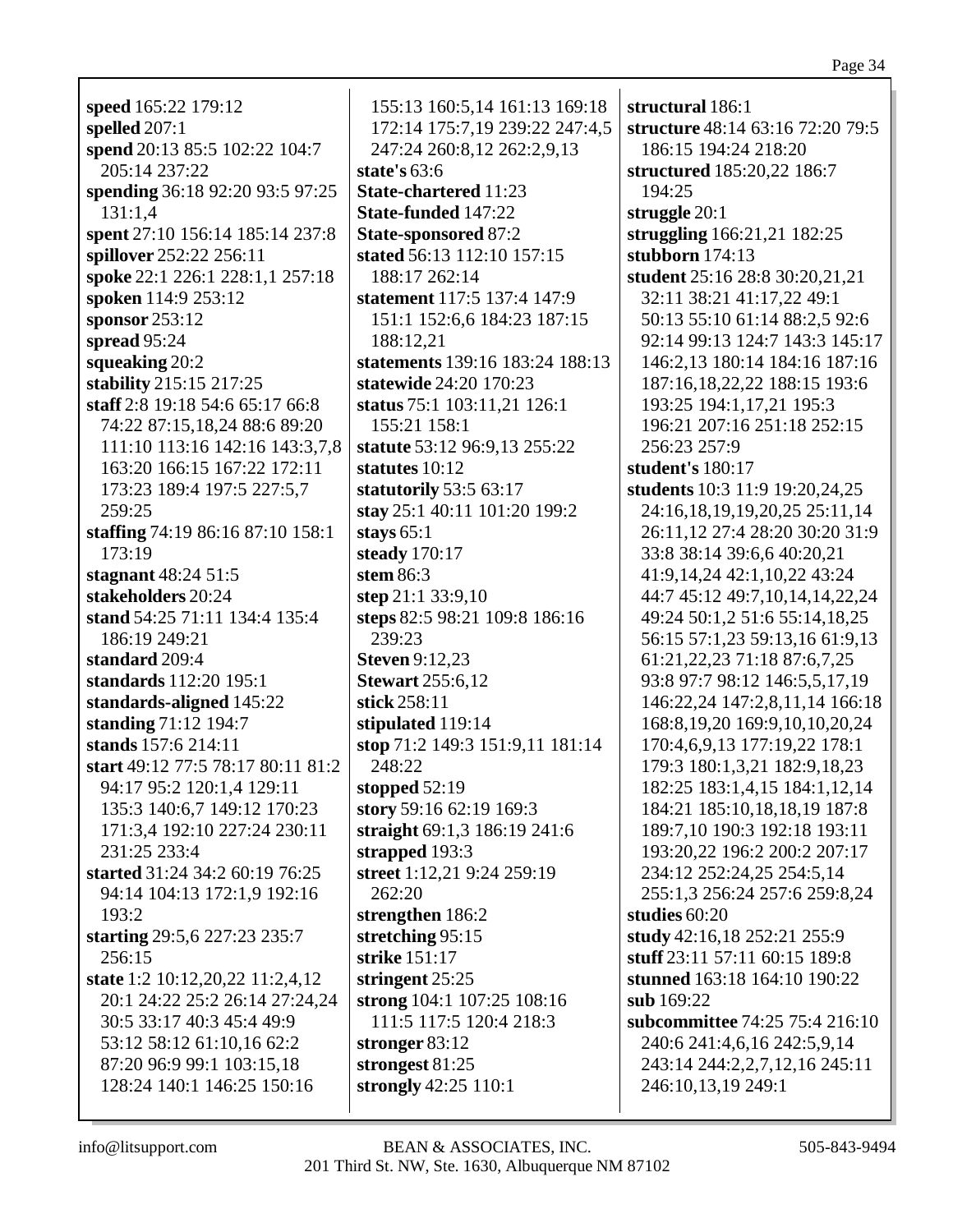**speed** 165:22 179:12
**spelled** 207:1
**spend** 20:13 85:5 102:22 104:7 205:14 237:22
**spending** 36:18 92:20 93:5 97:25 131:1,4
**spent** 27:10 156:14 185:14 237:8
**spillover** 252:22 256:11
**spoke** 22:1 226:1 228:1,1 257:18
**spoken** 114:9 253:12
**sponsor** 253:12
**spread** 95:24
**squeaking** 20:2
**stability** 215:15 217:25
**staff** 2:8 19:18 54:6 65:17 66:8 74:22 87:15,18,24 88:6 89:20 111:10 113:16 142:16 143:3,7,8 163:20 166:15 167:22 172:11 173:23 189:4 197:5 227:5,7 259:25
**staffing** 74:19 86:16 87:10 158:1 173:19
**stagnant** 48:24 51:5
**stakeholders** 20:24
**stand** 54:25 71:11 134:4 135:4 186:19 249:21
**standard** 209:4
**standards** 112:20 195:1
**standards-aligned** 145:22
**standing** 71:12 194:7
**stands** 157:6 214:11
**start** 49:12 77:5 78:17 80:11 81:2 94:17 95:2 120:1,4 129:11 135:3 140:6,7 149:12 170:23 171:3,4 192:10 227:24 230:11 231:25 233:4
**started** 31:24 34:2 60:19 76:25 94:14 104:13 172:1,9 192:16 193:2
**starting** 29:5,6 227:23 235:7 256:15
**state** 1:2 10:12,20,22 11:2,4,12 20:1 24:22 25:2 26:14 27:24,24 30:5 33:17 40:3 45:4 49:9 53:12 58:12 61:10,16 62:2 87:20 96:9 99:1 103:15,18 128:24 140:1 146:25 150:16 155:13 160:5,14 161:13 169:18 172:14 175:7,19 239:22 247:4,5 247:24 260:8,12 262:2,9,13
**state's** 63:6
**State-chartered** 11:23
**State-funded** 147:22
**State-sponsored** 87:2
**stated** 56:13 112:10 157:15 188:17 262:14
**statement** 117:5 137:4 147:9 151:1 152:6,6 184:23 187:15 188:12,21
**statements** 139:16 183:24 188:13
**statewide** 24:20 170:23
**status** 75:1 103:11,21 126:1 155:21 158:1
**statute** 53:12 96:9,13 255:22
**statutes** 10:12
**statutorily** 53:5 63:17
**stay** 25:1 40:11 101:20 199:2
**stays** 65:1
**steady** 170:17
**stem** 86:3
**step** 21:1 33:9,10
**steps** 82:5 98:21 109:8 186:16 239:23
**Steven** 9:12,23
**Stewart** 255:6,12
**stick** 258:11
**stipulated** 119:14
**stop** 71:2 149:3 151:9,11 181:14 248:22
**stopped** 52:19
**story** 59:16 62:19 169:3
**straight** 69:1,3 186:19 241:6
**strapped** 193:3
**street** 1:12,21 9:24 259:19 262:20
**strengthen** 186:2
**stretching** 95:15
**strike** 151:17
**stringent** 25:25
**strong** 104:1 107:25 108:16 111:5 117:5 120:4 218:3
**stronger** 83:12
**strongest** 81:25
**strongly** 42:25 110:1
**structural** 186:1
**structure** 48:14 63:16 72:20 79:5 186:15 194:24 218:20
**structured** 185:20,22 186:7 194:25
**struggle** 20:1
**struggling** 166:21,21 182:25
**stubborn** 174:13
**student** 25:16 28:8 30:20,21,21 32:11 38:21 41:17,22 49:1 50:13 55:10 61:14 88:2,5 92:6 92:14 99:13 124:7 143:3 145:17 146:2,13 180:14 184:16 187:16 187:16,18,22,22 188:15 193:6 193:25 194:1,17,21 195:3 196:21 207:16 251:18 252:15 256:23 257:9
**student's** 180:17
**students** 10:3 11:9 19:20,24,25 24:16,18,19,19,20,25 25:11,14 26:11,12 27:4 28:20 30:20 31:9 33:8 38:14 39:6,6 40:20,21 41:9,14,24 42:1,10,22 43:24 44:7 45:12 49:7,10,14,14,22,24 49:24 50:1,2 51:6 55:14,18,25 56:15 57:1,23 59:13,16 61:9,13 61:21,22,23 71:18 87:6,7,25 93:8 97:7 98:12 146:5,5,17,19 146:22,24 147:2,8,11,14 166:18 168:8,19,20 169:9,10,10,20,24 170:4,6,9,13 177:19,22 178:1 179:3 180:1,3,21 182:9,18,23 182:25 183:1,4,15 184:1,12,14 184:21 185:10,18,18,19 187:8 189:7,10 190:3 192:18 193:11 193:20,22 196:2 200:2 207:17 234:12 252:24,25 254:5,14 255:1,3 256:24 257:6 259:8,24
**studies** 60:20
**study** 42:16,18 252:21 255:9
**stuff** 23:11 57:11 60:15 189:8
**stunned** 163:18 164:10 190:22
**sub** 169:22
**subcommittee** 74:25 75:4 216:10 240:6 241:4,6,16 242:5,9,14 243:14 244:2,2,7,12,16 245:11 246:10,13,19 249:1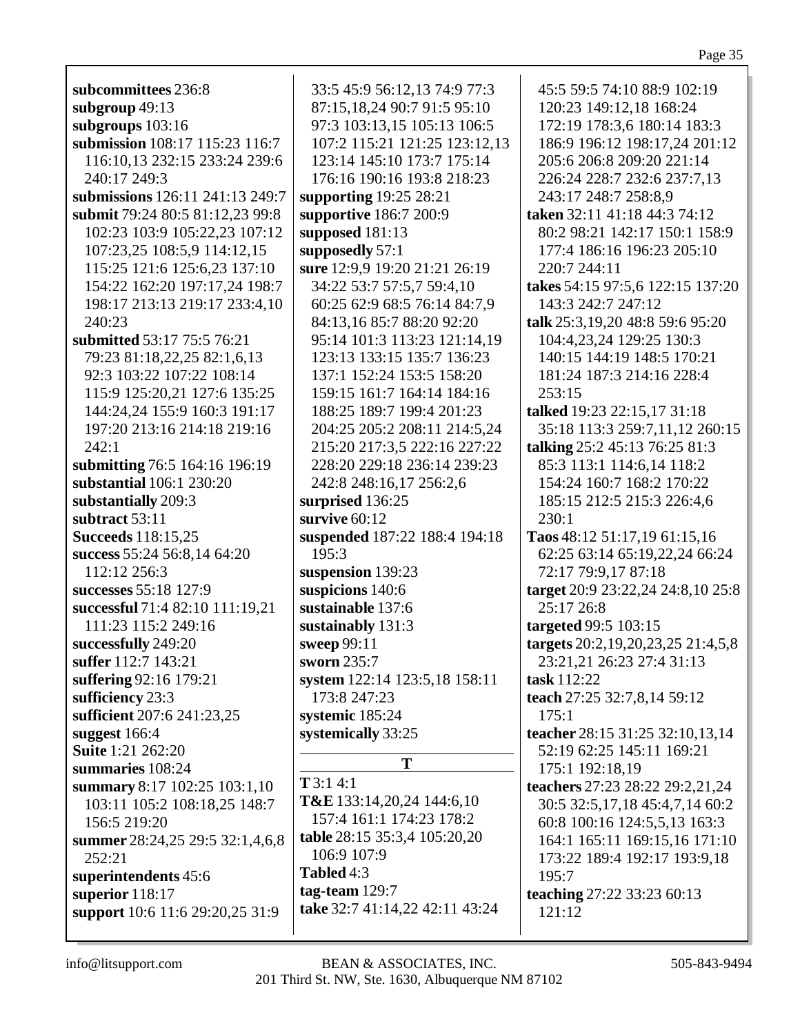**subcommittees** 236:8
**subgroup** 49:13
**subgroups** 103:16
**submission** 108:17 115:23 116:7 116:10,13 232:15 233:24 239:6 240:17 249:3
**submissions** 126:11 241:13 249:7
**submit** 79:24 80:5 81:12,23 99:8 102:23 103:9 105:22,23 107:12 107:23,25 108:5,9 114:12,15 115:25 121:6 125:6,23 137:10 154:22 162:20 197:17,24 198:7 198:17 213:13 219:17 233:4,10 240:23
**submitted** 53:17 75:5 76:21 79:23 81:18,22,25 82:1,6,13 92:3 103:22 107:22 108:14 115:9 125:20,21 127:6 135:25 144:24,24 155:9 160:3 191:17 197:20 213:16 214:18 219:16 242:1
**submitting** 76:5 164:16 196:19
**substantial** 106:1 230:20
**substantially** 209:3
**subtract** 53:11
**Succeeds** 118:15,25
**success** 55:24 56:8,14 64:20 112:12 256:3
**successes** 55:18 127:9
**successful** 71:4 82:10 111:19,21 111:23 115:2 249:16
**successfully** 249:20
**suffer** 112:7 143:21
**suffering** 92:16 179:21
**sufficiency** 23:3
**sufficient** 207:6 241:23,25
**suggest** 166:4
**Suite** 1:21 262:20
**summaries** 108:24
**summary** 8:17 102:25 103:1,10 103:11 105:2 108:18,25 148:7 156:5 219:20
**summer** 28:24,25 29:5 32:1,4,6,8 252:21
**superintendents** 45:6
**superior** 118:17
**support** 10:6 11:6 29:20,25 31:9 33:5 45:9 56:12,13 74:9 77:3 87:15,18,24 90:7 91:5 95:10 97:3 103:13,15 105:13 106:5 107:2 115:21 121:25 123:12,13 123:14 145:10 173:7 175:14 176:16 190:16 193:8 218:23
**supporting** 19:25 28:21
**supportive** 186:7 200:9
**supposed** 181:13
**supposedly** 57:1
**sure** 12:9,9 19:20 21:21 26:19 34:22 53:7 57:5,7 59:4,10 60:25 62:9 68:5 76:14 84:7,9 84:13,16 85:7 88:20 92:20 95:14 101:3 113:23 121:14,19 123:13 133:15 135:7 136:23 137:1 152:24 153:5 158:20 159:15 161:7 164:14 184:16 188:25 189:7 199:4 201:23 204:25 205:2 208:11 214:5,24 215:20 217:3,5 222:16 227:22 228:20 229:18 236:14 239:23 242:8 248:16,17 256:2,6
**surprised** 136:25
**survive** 60:12
**suspended** 187:22 188:4 194:18 195:3
**suspension** 139:23
**suspicions** 140:6
**sustainable** 137:6
**sustainably** 131:3
**sweep** 99:11
**sworn** 235:7
**system** 122:14 123:5,18 158:11 173:8 247:23
**systemic** 185:24
**systemically** 33:25

**T**

**T** 3:1 4:1
**T&E** 133:14,20,24 144:6,10 157:4 161:1 174:23 178:2
**table** 28:15 35:3,4 105:20,20 106:9 107:9
**Tabled** 4:3
**tag-team** 129:7
**take** 32:7 41:14,22 42:11 43:24 45:5 59:5 74:10 88:9 102:19 120:23 149:12,18 168:24 172:19 178:3,6 180:14 183:3 186:9 196:12 198:17,24 201:12 205:6 206:8 209:20 221:14 226:24 228:7 232:6 237:7,13 243:17 248:7 258:8,9
**taken** 32:11 41:18 44:3 74:12 80:2 98:21 142:17 150:1 158:9 177:4 186:16 196:23 205:10 220:7 244:11
**takes** 54:15 97:5,6 122:15 137:20 143:3 242:7 247:12
**talk** 25:3,19,20 48:8 59:6 95:20 104:4,23,24 129:25 130:3 140:15 144:19 148:5 170:21 181:24 187:3 214:16 228:4 253:15
**talked** 19:23 22:15,17 31:18 35:18 113:3 259:7,11,12 260:15
**talking** 25:2 45:13 76:25 81:3 85:3 113:1 114:6,14 118:2 154:24 160:7 168:2 170:22 185:15 212:5 215:3 226:4,6 230:1
**Taos** 48:12 51:17,19 61:15,16 62:25 63:14 65:19,22,24 66:24 72:17 79:9,17 87:18
**target** 20:9 23:22,24 24:8,10 25:8 25:17 26:8
**targeted** 99:5 103:15
**targets** 20:2,19,20,23,25 21:4,5,8 23:21,21 26:23 27:4 31:13
**task** 112:22
**teach** 27:25 32:7,8,14 59:12 175:1
**teacher** 28:15 31:25 32:10,13,14 52:19 62:25 145:11 169:21 175:1 192:18,19
**teachers** 27:23 28:22 29:2,21,24 30:5 32:5,17,18 45:4,7,14 60:2 60:8 100:16 124:5,5,13 163:3 164:1 165:11 169:15,16 171:10 173:22 189:4 192:17 193:9,18 195:7
**teaching** 27:22 33:23 60:13 121:12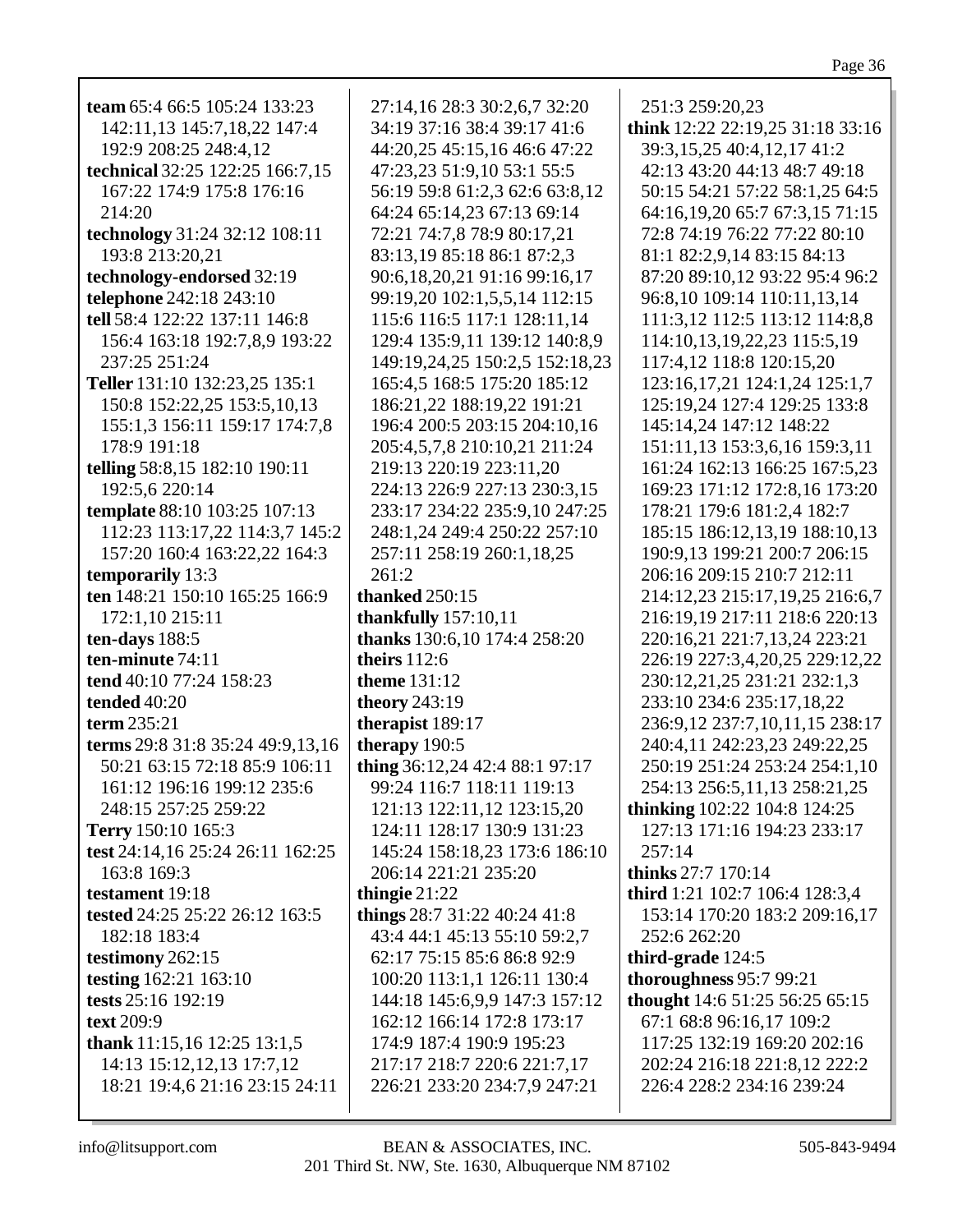**team** 65:4 66:5 105:24 133:23 142:11,13 145:7,18,22 147:4 192:9 208:25 248:4,12
**technical** 32:25 122:25 166:7,15 167:22 174:9 175:8 176:16 214:20
**technology** 31:24 32:12 108:11 193:8 213:20,21
**technology-endorsed** 32:19
**telephone** 242:18 243:10
**tell** 58:4 122:22 137:11 146:8 156:4 163:18 192:7,8,9 193:22 237:25 251:24
**Teller** 131:10 132:23,25 135:1 150:8 152:22,25 153:5,10,13 155:1,3 156:11 159:17 174:7,8 178:9 191:18
**telling** 58:8,15 182:10 190:11 192:5,6 220:14
**template** 88:10 103:25 107:13 112:23 113:17,22 114:3,7 145:2 157:20 160:4 163:22,22 164:3
**temporarily** 13:3
**ten** 148:21 150:10 165:25 166:9 172:1,10 215:11
**ten-days** 188:5
**ten-minute** 74:11
**tend** 40:10 77:24 158:23
**tended** 40:20
**term** 235:21
**terms** 29:8 31:8 35:24 49:9,13,16 50:21 63:15 72:18 85:9 106:11 161:12 196:16 199:12 235:6 248:15 257:25 259:22
**Terry** 150:10 165:3
**test** 24:14,16 25:24 26:11 162:25 163:8 169:3
**testament** 19:18
**tested** 24:25 25:22 26:12 163:5 182:18 183:4
**testimony** 262:15
**testing** 162:21 163:10
**tests** 25:16 192:19
**text** 209:9
**thank** 11:15,16 12:25 13:1,5 14:13 15:12,12,13 17:7,12 18:21 19:4,6 21:16 23:15 24:11 27:14,16 28:3 30:2,6,7 32:20 34:19 37:16 38:4 39:17 41:6 44:20,25 45:15,16 46:6 47:22 47:23,23 51:9,10 53:1 55:5 56:19 59:8 61:2,3 62:6 63:8,12 64:24 65:14,23 67:13 69:14 72:21 74:7,8 78:9 80:17,21 83:13,19 85:18 86:1 87:2,3 90:6,18,20,21 91:16 99:16,17 99:19,20 102:1,5,5,14 112:15 115:6 116:5 117:1 128:11,14 129:4 135:9,11 139:12 140:8,9 149:19,24,25 150:2,5 152:18,23 165:4,5 168:5 175:20 185:12 186:21,22 188:19,22 191:21 196:4 200:5 203:15 204:10,16 205:4,5,7,8 210:10,21 211:24 219:13 220:19 223:11,20 224:13 226:9 227:13 230:3,15 233:17 234:22 235:9,10 247:25 248:1,24 249:4 250:22 257:10 257:11 258:19 260:1,18,25 261:2
**thanked** 250:15
**thankfully** 157:10,11
**thanks** 130:6,10 174:4 258:20
**theirs** 112:6
**theme** 131:12
**theory** 243:19
**therapist** 189:17
**therapy** 190:5
**thing** 36:12,24 42:4 88:1 97:17 99:24 116:7 118:11 119:13 121:13 122:11,12 123:15,20 124:11 128:17 130:9 131:23 145:24 158:18,23 173:6 186:10 206:14 221:21 235:20
**thingie** 21:22
**things** 28:7 31:22 40:24 41:8 43:4 44:1 45:13 55:10 59:2,7 62:17 75:15 85:6 86:8 92:9 100:20 113:1,1 126:11 130:4 144:18 145:6,9,9 147:3 157:12 162:12 166:14 172:8 173:17 174:9 187:4 190:9 195:23 217:17 218:7 220:6 221:7,17 226:21 233:20 234:7,9 247:21 251:3 259:20,23
**think** 12:22 22:19,25 31:18 33:16 39:3,15,25 40:4,12,17 41:2 42:13 43:20 44:13 48:7 49:18 50:15 54:21 57:22 58:1,25 64:5 64:16,19,20 65:7 67:3,15 71:15 72:8 74:19 76:22 77:22 80:10 81:1 82:2,9,14 83:15 84:13 87:20 89:10,12 93:22 95:4 96:2 96:8,10 109:14 110:11,13,14 111:3,12 112:5 113:12 114:8,8 114:10,13,19,22,23 115:5,19 117:4,12 118:8 120:15,20 123:16,17,21 124:1,24 125:1,7 125:19,24 127:4 129:25 133:8 145:14,24 147:12 148:22 151:11,13 153:3,6,16 159:3,11 161:24 162:13 166:25 167:5,23 169:23 171:12 172:8,16 173:20 178:21 179:6 181:2,4 182:7 185:15 186:12,13,19 188:10,13 190:9,13 199:21 200:7 206:15 206:16 209:15 210:7 212:11 214:12,23 215:17,19,25 216:6,7 216:19,19 217:11 218:6 220:13 220:16,21 221:7,13,24 223:21 226:19 227:3,4,20,25 229:12,22 230:12,21,25 231:21 232:1,3 233:10 234:6 235:17,18,22 236:9,12 237:7,10,11,15 238:17 240:4,11 242:23,23 249:22,25 250:19 251:24 253:24 254:1,10 254:13 256:5,11,13 258:21,25
**thinking** 102:22 104:8 124:25 127:13 171:16 194:23 233:17 257:14
**thinks** 27:7 170:14
**third** 1:21 102:7 106:4 128:3,4 153:14 170:20 183:2 209:16,17 252:6 262:20
**third-grade** 124:5
**thoroughness** 95:7 99:21
**thought** 14:6 51:25 56:25 65:15 67:1 68:8 96:16,17 109:2 117:25 132:19 169:20 202:16 202:24 216:18 221:8,12 222:2 226:4 228:2 234:16 239:24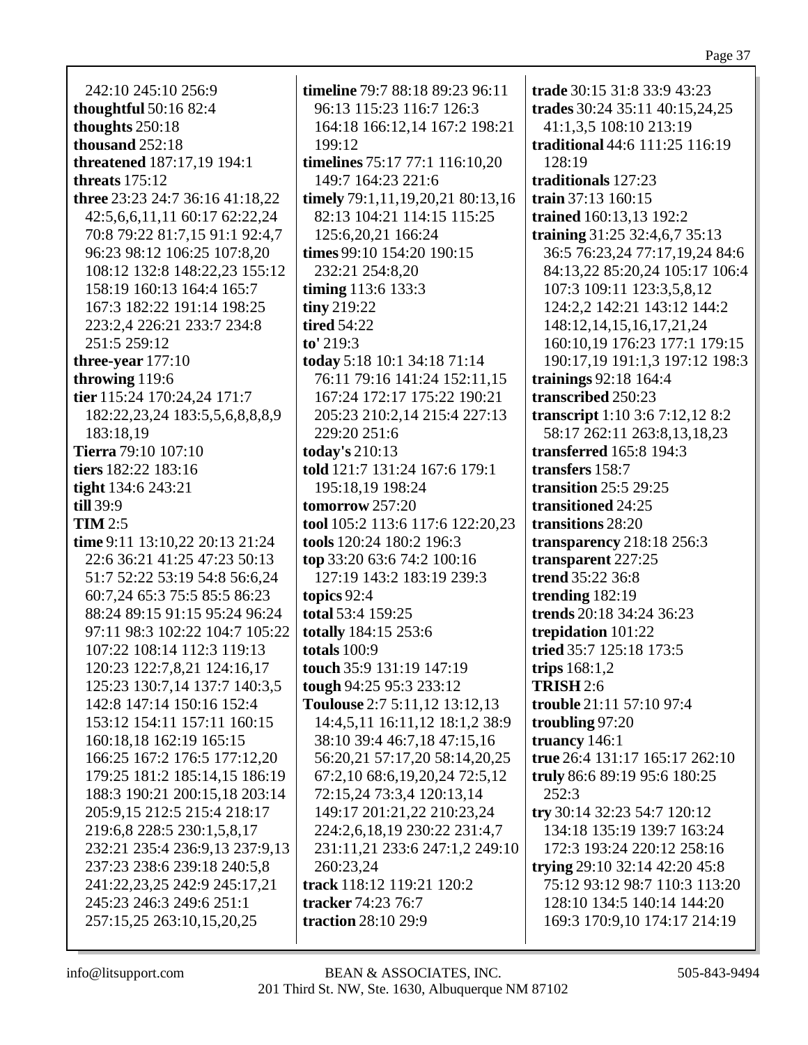242:10 245:10 256:9
**thoughtful** 50:16 82:4
**thoughts** 250:18
**thousand** 252:18
**threatened** 187:17,19 194:1
**threats** 175:12
**three** 23:23 24:7 36:16 41:18,22 42:5,6,6,11,11 60:17 62:22,24 70:8 79:22 81:7,15 91:1 92:4,7 96:23 98:12 106:25 107:8,20 108:12 132:8 148:22,23 155:12 158:19 160:13 164:4 165:7 167:3 182:22 191:14 198:25 223:2,4 226:21 233:7 234:8 251:5 259:12
**three-year** 177:10
**throwing** 119:6
**tier** 115:24 170:24,24 171:7 182:22,23,24 183:5,5,6,8,8,8,9 183:18,19
**Tierra** 79:10 107:10
**tiers** 182:22 183:16
**tight** 134:6 243:21
**till** 39:9
**TIM** 2:5
**time** 9:11 13:10,22 20:13 21:24 22:6 36:21 41:25 47:23 50:13 51:7 52:22 53:19 54:8 56:6,24 60:7,24 65:3 75:5 85:5 86:23 88:24 89:15 91:15 95:24 96:24 97:11 98:3 102:22 104:7 105:22 107:22 108:14 112:3 119:13 120:23 122:7,8,21 124:16,17 125:23 130:7,14 137:7 140:3,5 142:8 147:14 150:16 152:4 153:12 154:11 157:11 160:15 160:18,18 162:19 165:15 166:25 167:2 176:5 177:12,20 179:25 181:2 185:14,15 186:19 188:3 190:21 200:15,18 203:14 205:9,15 212:5 215:4 218:17 219:6,8 228:5 230:1,5,8,17 232:21 235:4 236:9,13 237:9,13 237:23 238:6 239:18 240:5,8 241:22,23,25 242:9 245:17,21 245:23 246:3 249:6 251:1 257:15,25 263:10,15,20,25

**timeline** 79:7 88:18 89:23 96:11 96:13 115:23 116:7 126:3 164:18 166:12,14 167:2 198:21 199:12
**timelines** 75:17 77:1 116:10,20 149:7 164:23 221:6
**timely** 79:1,11,19,20,21 80:13,16 82:13 104:21 114:15 115:25 125:6,20,21 166:24
**times** 99:10 154:20 190:15 232:21 254:8,20
**timing** 113:6 133:3
**tiny** 219:22
**tired** 54:22
**to'** 219:3
**today** 5:18 10:1 34:18 71:14 76:11 79:16 141:24 152:11,15 167:24 172:17 175:22 190:21 205:23 210:2,14 215:4 227:13 229:20 251:6
**today's** 210:13
**told** 121:7 131:24 167:6 179:1 195:18,19 198:24
**tomorrow** 257:20
**tool** 105:2 113:6 117:6 122:20,23
**tools** 120:24 180:2 196:3
**top** 33:20 63:6 74:2 100:16 127:19 143:2 183:19 239:3
**topics** 92:4
**total** 53:4 159:25
**totally** 184:15 253:6
**totals** 100:9
**touch** 35:9 131:19 147:19
**tough** 94:25 95:3 233:12
**Toulouse** 2:7 5:11,12 13:12,13 14:4,5,11 16:11,12 18:1,2 38:9 38:10 39:4 46:7,18 47:15,16 56:20,21 57:17,20 58:14,20,25 67:2,10 68:6,19,20,24 72:5,12 72:15,24 73:3,4 120:13,14 149:17 201:21,22 210:23,24 224:2,6,18,19 230:22 231:4,7 231:11,21 233:6 247:1,2 249:10 260:23,24
**track** 118:12 119:21 120:2
**tracker** 74:23 76:7
**traction** 28:10 29:9

**trade** 30:15 31:8 33:9 43:23
**trades** 30:24 35:11 40:15,24,25 41:1,3,5 108:10 213:19
**traditional** 44:6 111:25 116:19 128:19
**traditionals** 127:23
**train** 37:13 160:15
**trained** 160:13,13 192:2
**training** 31:25 32:4,6,7 35:13 36:5 76:23,24 77:17,19,24 84:6 84:13,22 85:20,24 105:17 106:4 107:3 109:11 123:3,5,8,12 124:2,2 142:21 143:12 144:2 148:12,14,15,16,17,21,24 160:10,19 176:23 177:1 179:15 190:17,19 191:1,3 197:12 198:3
**trainings** 92:18 164:4
**transcribed** 250:23
**transcript** 1:10 3:6 7:12,12 8:2 58:17 262:11 263:8,13,18,23
**transferred** 165:8 194:3
**transfers** 158:7
**transition** 25:5 29:25
**transitioned** 24:25
**transitions** 28:20
**transparency** 218:18 256:3
**transparent** 227:25
**trend** 35:22 36:8
**trending** 182:19
**trends** 20:18 34:24 36:23
**trepidation** 101:22
**tried** 35:7 125:18 173:5
**trips** 168:1,2
**TRISH** 2:6
**trouble** 21:11 57:10 97:4
**troubling** 97:20
**truancy** 146:1
**true** 26:4 131:17 165:17 262:10
**truly** 86:6 89:19 95:6 180:25 252:3
**try** 30:14 32:23 54:7 120:12 134:18 135:19 139:7 163:24 172:3 193:24 220:12 258:16
**trying** 29:10 32:14 42:20 45:8 75:12 93:12 98:7 110:3 113:20 128:10 134:5 140:14 144:20 169:3 170:9,10 174:17 214:19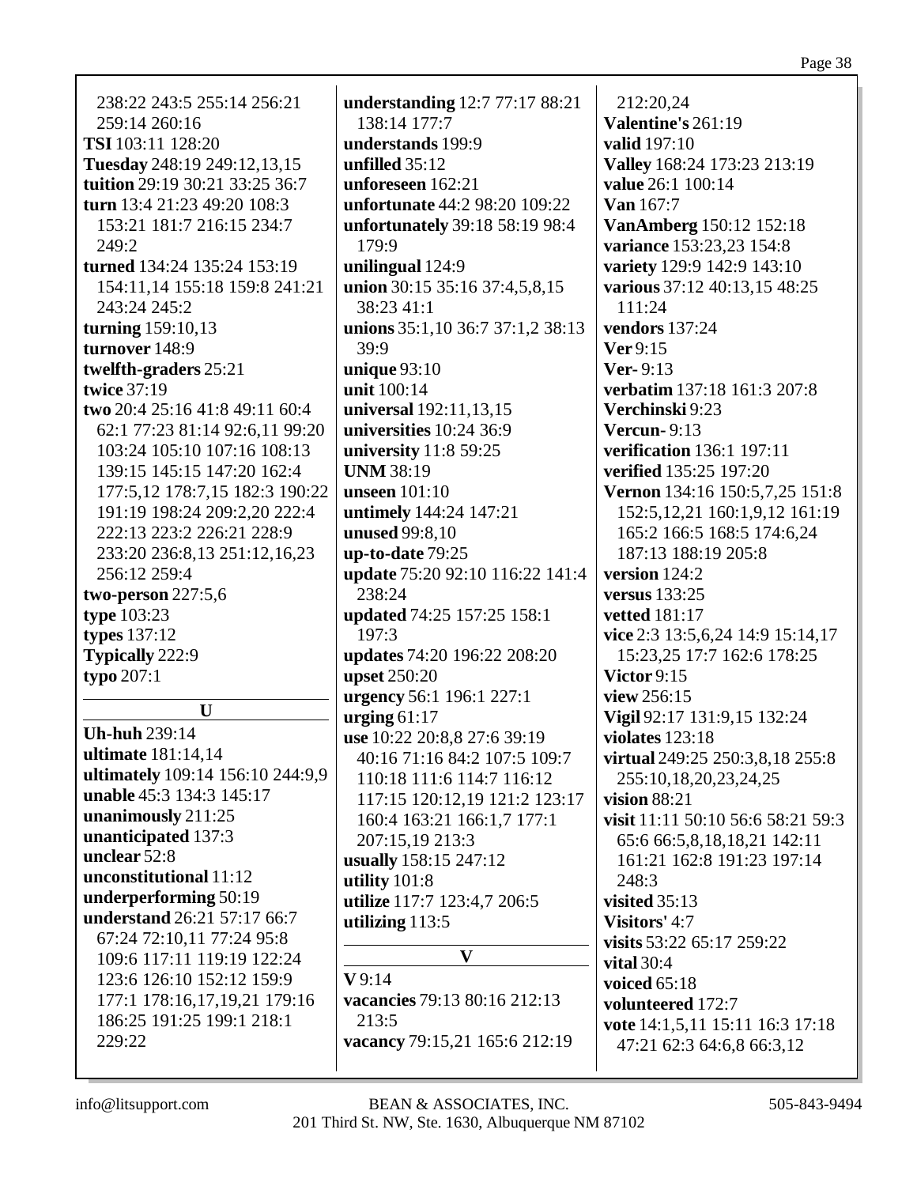238:22 243:5 255:14 256:21 259:14 260:16
**TSI** 103:11 128:20
**Tuesday** 248:19 249:12,13,15
**tuition** 29:19 30:21 33:25 36:7
**turn** 13:4 21:23 49:20 108:3 153:21 181:7 216:15 234:7 249:2
**turned** 134:24 135:24 153:19 154:11,14 155:18 159:8 241:21 243:24 245:2
**turning** 159:10,13
**turnover** 148:9
**twelfth-graders** 25:21
**twice** 37:19
**two** 20:4 25:16 41:8 49:11 60:4 62:1 77:23 81:14 92:6,11 99:20 103:24 105:10 107:16 108:13 139:15 145:15 147:20 162:4 177:5,12 178:7,15 182:3 190:22 191:19 198:24 209:2,20 222:4 222:13 223:2 226:21 228:9 233:20 236:8,13 251:12,16,23 256:12 259:4
**two-person** 227:5,6
**type** 103:23
**types** 137:12
**Typically** 222:9
**typo** 207:1

## U

**Uh-huh** 239:14
**ultimate** 181:14,14
**ultimately** 109:14 156:10 244:9,9
**unable** 45:3 134:3 145:17
**unanimously** 211:25
**unanticipated** 137:3
**unclear** 52:8
**unconstitutional** 11:12
**underperforming** 50:19
**understand** 26:21 57:17 66:7 67:24 72:10,11 77:24 95:8 109:6 117:11 119:19 122:24 123:6 126:10 152:12 159:9 177:1 178:16,17,19,21 179:16 186:25 191:25 199:1 218:1 229:22
**understanding** 12:7 77:17 88:21 138:14 177:7
**understands** 199:9
**unfilled** 35:12
**unforeseen** 162:21
**unfortunate** 44:2 98:20 109:22
**unfortunately** 39:18 58:19 98:4 179:9
**unilingual** 124:9
**union** 30:15 35:16 37:4,5,8,15 38:23 41:1
**unions** 35:1,10 36:7 37:1,2 38:13 39:9
**unique** 93:10
**unit** 100:14
**universal** 192:11,13,15
**universities** 10:24 36:9
**university** 11:8 59:25
**UNM** 38:19
**unseen** 101:10
**untimely** 144:24 147:21
**unused** 99:8,10
**up-to-date** 79:25
**update** 75:20 92:10 116:22 141:4 238:24
**updated** 74:25 157:25 158:1 197:3
**updates** 74:20 196:22 208:20
**upset** 250:20
**urgency** 56:1 196:1 227:1
**urging** 61:17
**use** 10:22 20:8,8 27:6 39:19 40:16 71:16 84:2 107:5 109:7 110:18 111:6 114:7 116:12 117:15 120:12,19 121:2 123:17 160:4 163:21 166:1,7 177:1 207:15,19 213:3
**usually** 158:15 247:12
**utility** 101:8
**utilize** 117:7 123:4,7 206:5
**utilizing** 113:5

## V

**V** 9:14
**vacancies** 79:13 80:16 212:13 213:5
**vacancy** 79:15,21 165:6 212:19 212:20,24
**Valentine's** 261:19
**valid** 197:10
**Valley** 168:24 173:23 213:19
**value** 26:1 100:14
**Van** 167:7
**VanAmberg** 150:12 152:18
**variance** 153:23,23 154:8
**variety** 129:9 142:9 143:10
**various** 37:12 40:13,15 48:25 111:24
**vendors** 137:24
**Ver** 9:15
**Ver-** 9:13
**verbatim** 137:18 161:3 207:8
**Verchinski** 9:23
**Vercun-** 9:13
**verification** 136:1 197:11
**verified** 135:25 197:20
**Vernon** 134:16 150:5,7,25 151:8 152:5,12,21 160:1,9,12 161:19 165:2 166:5 168:5 174:6,24 187:13 188:19 205:8
**version** 124:2
**versus** 133:25
**vetted** 181:17
**vice** 2:3 13:5,6,24 14:9 15:14,17 15:23,25 17:7 162:6 178:25
**Victor** 9:15
**view** 256:15
**Vigil** 92:17 131:9,15 132:24
**violates** 123:18
**virtual** 249:25 250:3,8,18 255:8 255:10,18,20,23,24,25
**vision** 88:21
**visit** 11:11 50:10 56:6 58:21 59:3 65:6 66:5,8,18,18,21 142:11 161:21 162:8 191:23 197:14 248:3
**visited** 35:13
**Visitors'** 4:7
**visits** 53:22 65:17 259:22
**vital** 30:4
**voiced** 65:18
**volunteered** 172:7
**vote** 14:1,5,11 15:11 16:3 17:18 47:21 62:3 64:6,8 66:3,12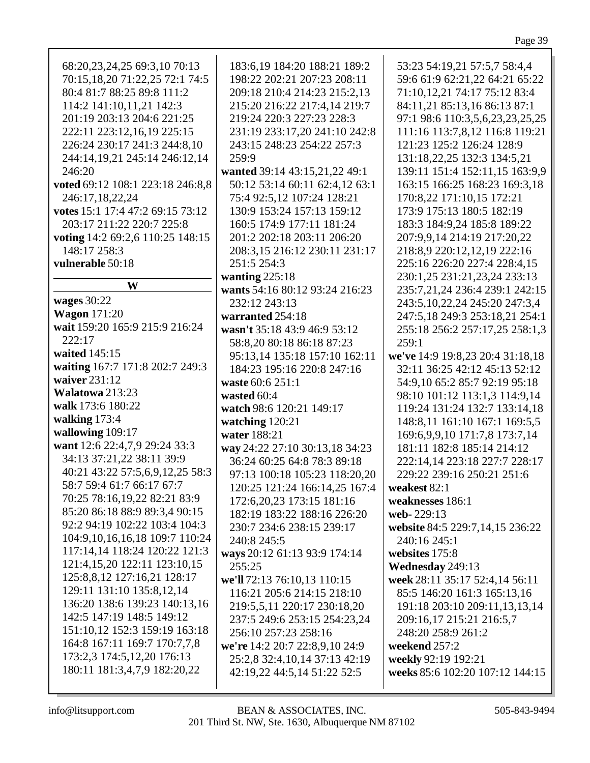68:20,23,24,25 69:3,10 70:13 70:15,18,20 71:22,25 72:1 74:5 80:4 81:7 88:25 89:8 111:2 114:2 141:10,11,21 142:3 201:19 203:13 204:6 221:25 222:11 223:12,16,19 225:15 226:24 230:17 241:3 244:8,10 244:14,19,21 245:14 246:12,14 246:20

**voted** 69:12 108:1 223:18 246:8,8 246:17,18,22,24

**votes** 15:1 17:4 47:2 69:15 73:12 203:17 211:22 220:7 225:8

**voting** 14:2 69:2,6 110:25 148:15 148:17 258:3

**vulnerable** 50:18

## W

**wages** 30:22

**Wagon** 171:20

**wait** 159:20 165:9 215:9 216:24 222:17

**waited** 145:15

**waiting** 167:7 171:8 202:7 249:3

**waiver** 231:12

**Walatowa** 213:23

**walk** 173:6 180:22

**walking** 173:4

**wallowing** 109:17

**want** 12:6 22:4,7,9 29:24 33:3 34:13 37:21,22 38:11 39:9 40:21 43:22 57:5,6,9,12,25 58:3 58:7 59:4 61:7 66:17 67:7 70:25 78:16,19,22 82:21 83:9 85:20 86:18 88:9 89:3,4 90:15 92:2 94:19 102:22 103:4 104:3 104:9,10,16,16,18 109:7 110:24 117:14,14 118:24 120:22 121:3 121:4,15,20 122:11 123:10,15 125:8,8,12 127:16,21 128:17 129:11 131:10 135:8,12,14 136:20 138:6 139:23 140:13,16 142:5 147:19 148:5 149:12 151:10,12 152:3 159:19 163:18 164:8 167:11 169:7 170:7,7,8 173:2,3 174:5,12,20 176:13 180:11 181:3,4,7,9 182:20,22 183:6,19 184:20 188:21 189:2 198:22 202:21 207:23 208:11 209:18 210:4 214:23 215:2,13 215:20 216:22 217:4,14 219:7 219:24 220:3 227:23 228:3 231:19 233:17,20 241:10 242:8 243:15 248:23 254:22 257:3 259:9

**wanted** 39:14 43:15,21,22 49:1 50:12 53:14 60:11 62:4,12 63:1 75:4 92:5,12 107:24 128:21 130:9 153:24 157:13 159:12 160:5 174:9 177:11 181:24 201:2 202:18 203:11 206:20 208:3,15 216:12 230:11 231:17 251:5 254:3

**wanting** 225:18

**wants** 54:16 80:12 93:24 216:23 232:12 243:13

**warranted** 254:18

**wasn't** 35:18 43:9 46:9 53:12 58:8,20 80:18 86:18 87:23 95:13,14 135:18 157:10 162:11 184:23 195:16 220:8 247:16

**waste** 60:6 251:1

**wasted** 60:4

**watch** 98:6 120:21 149:17

**watching** 120:21

**water** 188:21

**way** 24:22 27:10 30:13,18 34:23 36:24 60:25 64:8 78:3 89:18 97:13 100:18 105:23 118:20,20 120:25 121:24 166:14,25 167:4 172:6,20,23 173:15 181:16 182:19 183:22 188:16 226:20 230:7 234:6 238:15 239:17 240:8 245:5

**ways** 20:12 61:13 93:9 174:14 255:25

**we'll** 72:13 76:10,13 110:15 116:21 205:6 214:15 218:10 219:5,5,11 220:17 230:18,20 237:5 249:6 253:15 254:23,24 256:10 257:23 258:16

**we're** 14:2 20:7 22:8,9,10 24:9 25:2,8 32:4,10,14 37:13 42:19 42:19,22 44:5,14 51:22 52:5 53:23 54:19,21 57:5,7 58:4,4 59:6 61:9 62:21,22 64:21 65:22 71:10,12,21 74:17 75:12 83:4 84:11,21 85:13,16 86:13 87:1 97:1 98:6 110:3,5,6,23,23,25,25 111:16 113:7,8,12 116:8 119:21 121:23 125:2 126:24 128:9 131:18,22,25 132:3 134:5,21 139:11 151:4 152:11,15 163:9,9 163:15 166:25 168:23 169:3,18 170:8,22 171:10,15 172:21 173:9 175:13 180:5 182:19 183:3 184:9,24 185:8 189:22 207:9,9,14 214:19 217:20,22 218:8,9 220:12,12,19 222:16 225:16 226:20 227:4 228:4,15 230:1,25 231:21,23,24 233:13 235:7,21,24 236:4 239:1 242:15 243:5,10,22,24 245:20 247:3,4 247:5,18 249:3 253:18,21 254:1 255:18 256:2 257:17,25 258:1,3 259:1

**we've** 14:9 19:8,23 20:4 31:18,18 32:11 36:25 42:12 45:13 52:12 54:9,10 65:2 85:7 92:19 95:18 98:10 101:12 113:1,3 114:9,14 119:24 131:24 132:7 133:14,18 148:8,11 161:10 167:1 169:5,5 169:6,9,9,10 171:7,8 173:7,14 181:11 182:8 185:14 214:12 222:14,14 223:18 227:7 228:17 229:22 239:16 250:21 251:6

**weakest** 82:1

**weaknesses** 186:1

**web-** 229:13

**website** 84:5 229:7,14,15 236:22 240:16 245:1

**websites** 175:8

**Wednesday** 249:13

**week** 28:11 35:17 52:4,14 56:11 85:5 146:20 161:3 165:13,16 191:18 203:10 209:11,13,13,14 209:16,17 215:21 216:5,7 248:20 258:9 261:2

**weekend** 257:2

**weekly** 92:19 192:21

**weeks** 85:6 102:20 107:12 144:15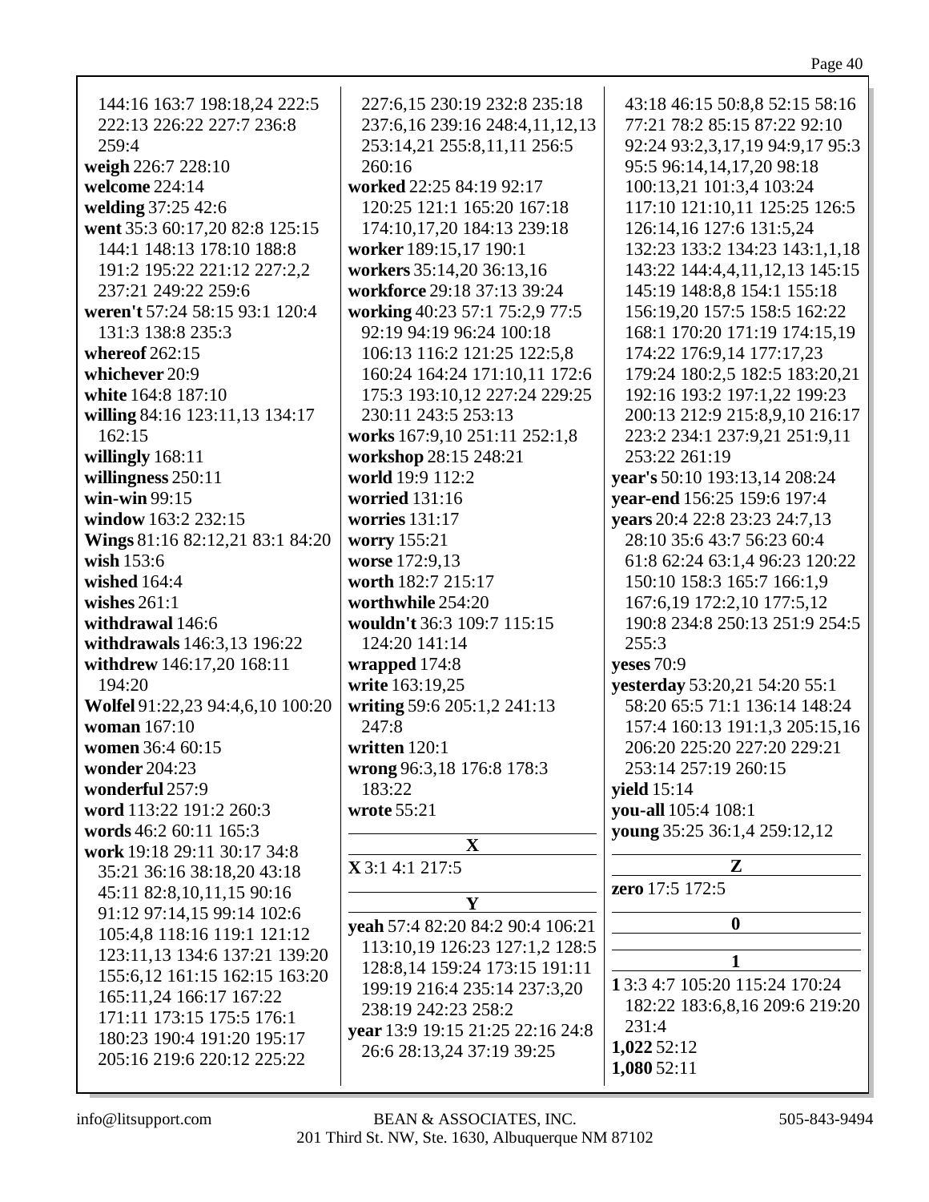144:16 163:7 198:18,24 222:5 222:13 226:22 227:7 236:8 259:4

**weigh** 226:7 228:10

**welcome** 224:14

**welding** 37:25 42:6

**went** 35:3 60:17,20 82:8 125:15 144:1 148:13 178:10 188:8 191:2 195:22 221:12 227:2,2 237:21 249:22 259:6

**weren't** 57:24 58:15 93:1 120:4 131:3 138:8 235:3

**whereof** 262:15

**whichever** 20:9

**white** 164:8 187:10

**willing** 84:16 123:11,13 134:17 162:15

**willingly** 168:11

**willingness** 250:11

**win-win** 99:15

**window** 163:2 232:15

**Wings** 81:16 82:12,21 83:1 84:20

**wish** 153:6

**wished** 164:4

**wishes** 261:1

**withdrawal** 146:6

**withdrawals** 146:3,13 196:22

**withdrew** 146:17,20 168:11 194:20

**Wolfel** 91:22,23 94:4,6,10 100:20

**woman** 167:10

**women** 36:4 60:15

**wonder** 204:23

**wonderful** 257:9

**word** 113:22 191:2 260:3

**words** 46:2 60:11 165:3

**work** 19:18 29:11 30:17 34:8 35:21 36:16 38:18,20 43:18 45:11 82:8,10,11,15 90:16 91:12 97:14,15 99:14 102:6 105:4,8 118:16 119:1 121:12 123:11,13 134:6 137:21 139:20 155:6,12 161:15 162:15 163:20 165:11,24 166:17 167:22 171:11 173:15 175:5 176:1 180:23 190:4 191:20 195:17 205:16 219:6 220:12 225:22 227:6,15 230:19 232:8 235:18 237:6,16 239:16 248:4,11,12,13 253:14,21 255:8,11,11 256:5 260:16

**worked** 22:25 84:19 92:17 120:25 121:1 165:20 167:18 174:10,17,20 184:13 239:18

**worker** 189:15,17 190:1

**workers** 35:14,20 36:13,16

**workforce** 29:18 37:13 39:24

**working** 40:23 57:1 75:2,9 77:5 92:19 94:19 96:24 100:18 106:13 116:2 121:25 122:5,8 160:24 164:24 171:10,11 172:6 175:3 193:10,12 227:24 229:25 230:11 243:5 253:13

**works** 167:9,10 251:11 252:1,8

**workshop** 28:15 248:21

**world** 19:9 112:2

**worried** 131:16

**worries** 131:17

**worry** 155:21

**worse** 172:9,13

**worth** 182:7 215:17

**worthwhile** 254:20

**wouldn't** 36:3 109:7 115:15 124:20 141:14

**wrapped** 174:8

**write** 163:19,25

**writing** 59:6 205:1,2 241:13 247:8

**written** 120:1

**wrong** 96:3,18 176:8 178:3 183:22

**wrote** 55:21

## X

**X** 3:1 4:1 217:5

## Y

**yeah** 57:4 82:20 84:2 90:4 106:21 113:10,19 126:23 127:1,2 128:5 128:8,14 159:24 173:15 191:11 199:19 216:4 235:14 237:3,20 238:19 242:23 258:2

**year** 13:9 19:15 21:25 22:16 24:8 26:6 28:13,24 37:19 39:25 43:18 46:15 50:8,8 52:15 58:16 77:21 78:2 85:15 87:22 92:10 92:24 93:2,3,17,19 94:9,17 95:3 95:5 96:14,14,17,20 98:18 100:13,21 101:3,4 103:24 117:10 121:10,11 125:25 126:5 126:14,16 127:6 131:5,24 132:23 133:2 134:23 143:1,1,18 143:22 144:4,4,11,12,13 145:15 145:19 148:8,8 154:1 155:18 156:19,20 157:5 158:5 162:22 168:1 170:20 171:19 174:15,19 174:22 176:9,14 177:17,23 179:24 180:2,5 182:5 183:20,21 192:16 193:2 197:1,22 199:23 200:13 212:9 215:8,9,10 216:17 223:2 234:1 237:9,21 251:9,11 253:22 261:19

**year's** 50:10 193:13,14 208:24

**year-end** 156:25 159:6 197:4

**years** 20:4 22:8 23:23 24:7,13 28:10 35:6 43:7 56:23 60:4 61:8 62:24 63:1,4 96:23 120:22 150:10 158:3 165:7 166:1,9 167:6,19 172:2,10 177:5,12 190:8 234:8 250:13 251:9 254:5 255:3

**yeses** 70:9

**yesterday** 53:20,21 54:20 55:1 58:20 65:5 71:1 136:14 148:24 157:4 160:13 191:1,3 205:15,16 206:20 225:20 227:20 229:21 253:14 257:19 260:15

**yield** 15:14

**you-all** 105:4 108:1

**young** 35:25 36:1,4 259:12,12

## Z

**zero** 17:5 172:5

## 0

## 1

**1** 3:3 4:7 105:20 115:24 170:24 182:22 183:6,8,16 209:6 219:20 231:4

**1,022** 52:12

**1,080** 52:11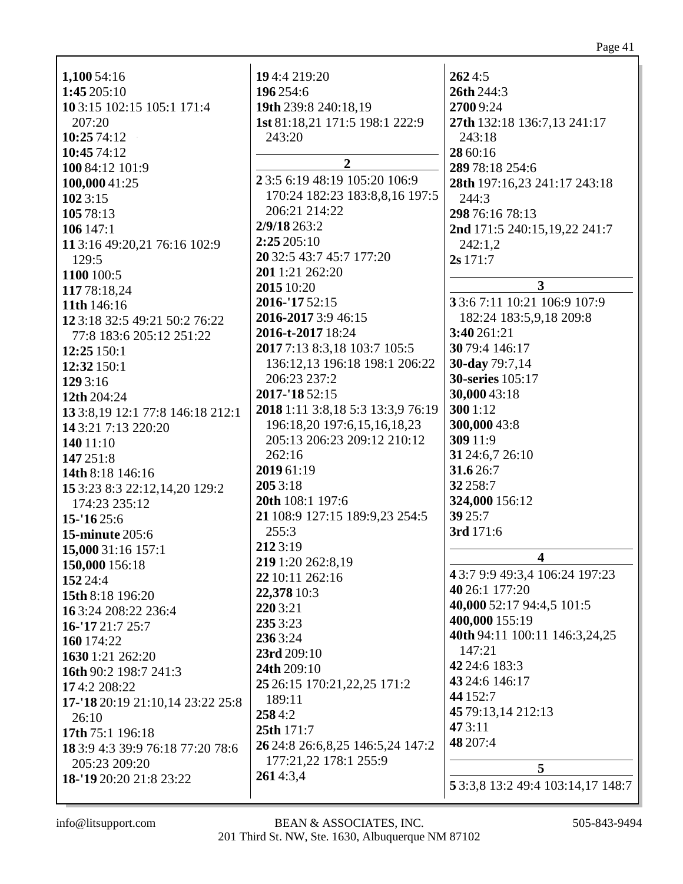**1,100** 54:16
**1:45** 205:10
**10** 3:15 102:15 105:1 171:4 207:20
**10:25** 74:12
**10:45** 74:12
**100** 84:12 101:9
**100,000** 41:25
**102** 3:15
**105** 78:13
**106** 147:1
**11** 3:16 49:20,21 76:16 102:9 129:5
**1100** 100:5
**117** 78:18,24
**11th** 146:16
**12** 3:18 32:5 49:21 50:2 76:22 77:8 183:6 205:12 251:22
**12:25** 150:1
**12:32** 150:1
**129** 3:16
**12th** 204:24
**13** 3:8,19 12:1 77:8 146:18 212:1
**14** 3:21 7:13 220:20
**140** 11:10
**147** 251:8
**14th** 8:18 146:16
**15** 3:23 8:3 22:12,14,20 129:2 174:23 235:12
**15-'16** 25:6
**15-minute** 205:6
**15,000** 31:16 157:1
**150,000** 156:18
**152** 24:4
**15th** 8:18 196:20
**16** 3:24 208:22 236:4
**16-'17** 21:7 25:7
**160** 174:22
**1630** 1:21 262:20
**16th** 90:2 198:7 241:3
**17** 4:2 208:22
**17-'18** 20:19 21:10,14 23:22 25:8 26:10
**17th** 75:1 196:18
**18** 3:9 4:3 39:9 76:18 77:20 78:6 205:23 209:20
**18-'19** 20:20 21:8 23:22
**19** 4:4 219:20
**196** 254:6
**19th** 239:8 240:18,19
**1st** 81:18,21 171:5 198:1 222:9 243:20

## 2

**2** 3:5 6:19 48:19 105:20 106:9 170:24 182:23 183:8,8,16 197:5 206:21 214:22
**2/9/18** 263:2
**2:25** 205:10
**20** 32:5 43:7 45:7 177:20
**201** 1:21 262:20
**2015** 10:20
**2016-'17** 52:15
**2016-2017** 3:9 46:15
**2016-t-2017** 18:24
**2017** 7:13 8:3,18 103:7 105:5 136:12,13 196:18 198:1 206:22 206:23 237:2
**2017-'18** 52:15
**2018** 1:11 3:8,18 5:3 13:3,9 76:19 196:18,20 197:6,15,16,18,23 205:13 206:23 209:12 210:12 262:16
**2019** 61:19
**205** 3:18
**20th** 108:1 197:6
**21** 108:9 127:15 189:9,23 254:5 255:3
**212** 3:19
**219** 1:20 262:8,19
**22** 10:11 262:16
**22,378** 10:3
**220** 3:21
**235** 3:23
**236** 3:24
**23rd** 209:10
**24th** 209:10
**25** 26:15 170:21,22,25 171:2 189:11
**258** 4:2
**25th** 171:7
**26** 24:8 26:6,8,25 146:5,24 147:2 177:21,22 178:1 255:9
**261** 4:3,4
**262** 4:5
**26th** 244:3
**2700** 9:24
**27th** 132:18 136:7,13 241:17 243:18
**28** 60:16
**289** 78:18 254:6
**28th** 197:16,23 241:17 243:18 244:3
**298** 76:16 78:13
**2nd** 171:5 240:15,19,22 241:7 242:1,2
**2s** 171:7

## 3

**3** 3:6 7:11 10:21 106:9 107:9 182:24 183:5,9,18 209:8
**3:40** 261:21
**30** 79:4 146:17
**30-day** 79:7,14
**30-series** 105:17
**30,000** 43:18
**300** 1:12
**300,000** 43:8
**309** 11:9
**31** 24:6,7 26:10
**31.6** 26:7
**32** 258:7
**324,000** 156:12
**39** 25:7
**3rd** 171:6

## 4

**4** 3:7 9:9 49:3,4 106:24 197:23
**40** 26:1 177:20
**40,000** 52:17 94:4,5 101:5
**400,000** 155:19
**40th** 94:11 100:11 146:3,24,25 147:21
**42** 24:6 183:3
**43** 24:6 146:17
**44** 152:7
**45** 79:13,14 212:13
**47** 3:11
**48** 207:4

## 5

**5** 3:3,8 13:2 49:4 103:14,17 148:7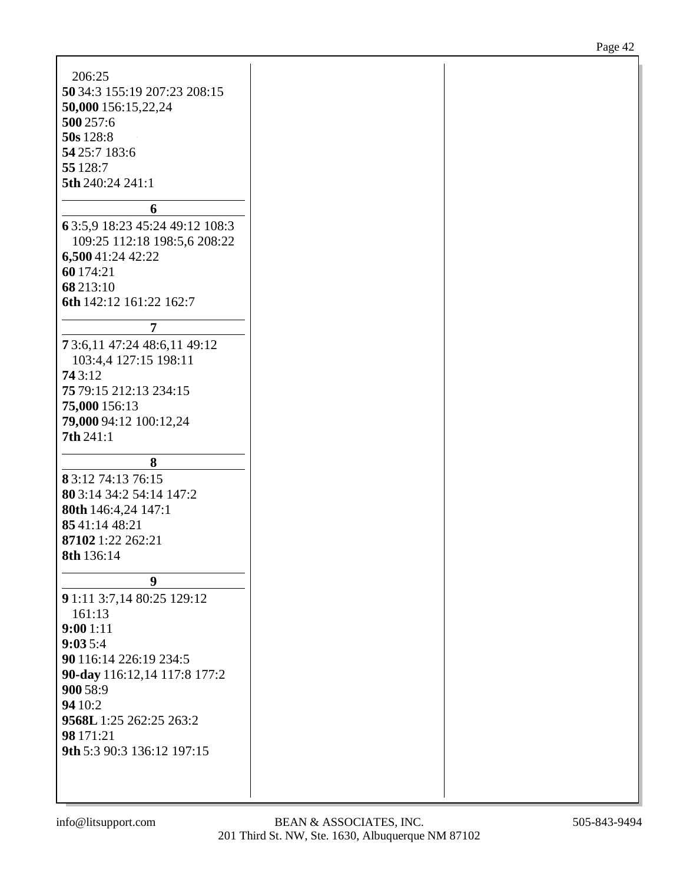206:25

**50** 34:3 155:19 207:23 208:15
**50,000** 156:15,22,24
**500** 257:6
**50s** 128:8
**54** 25:7 183:6
**55** 128:7
**5th** 240:24 241:1

### 6

**6** 3:5,9 18:23 45:24 49:12 108:3 109:25 112:18 198:5,6 208:22
**6,500** 41:24 42:22
**60** 174:21
**68** 213:10
**6th** 142:12 161:22 162:7

### 7

**7** 3:6,11 47:24 48:6,11 49:12 103:4,4 127:15 198:11
**74** 3:12
**75** 79:15 212:13 234:15
**75,000** 156:13
**79,000** 94:12 100:12,24
**7th** 241:1

### 8

**8** 3:12 74:13 76:15
**80** 3:14 34:2 54:14 147:2
**80th** 146:4,24 147:1
**85** 41:14 48:21
**87102** 1:22 262:21
**8th** 136:14

### 9

**9** 1:11 3:7,14 80:25 129:12 161:13
**9:00** 1:11
**9:03** 5:4
**90** 116:14 226:19 234:5
**90-day** 116:12,14 117:8 177:2
**900** 58:9
**94** 10:2
**9568L** 1:25 262:25 263:2
**98** 171:21
**9th** 5:3 90:3 136:12 197:15